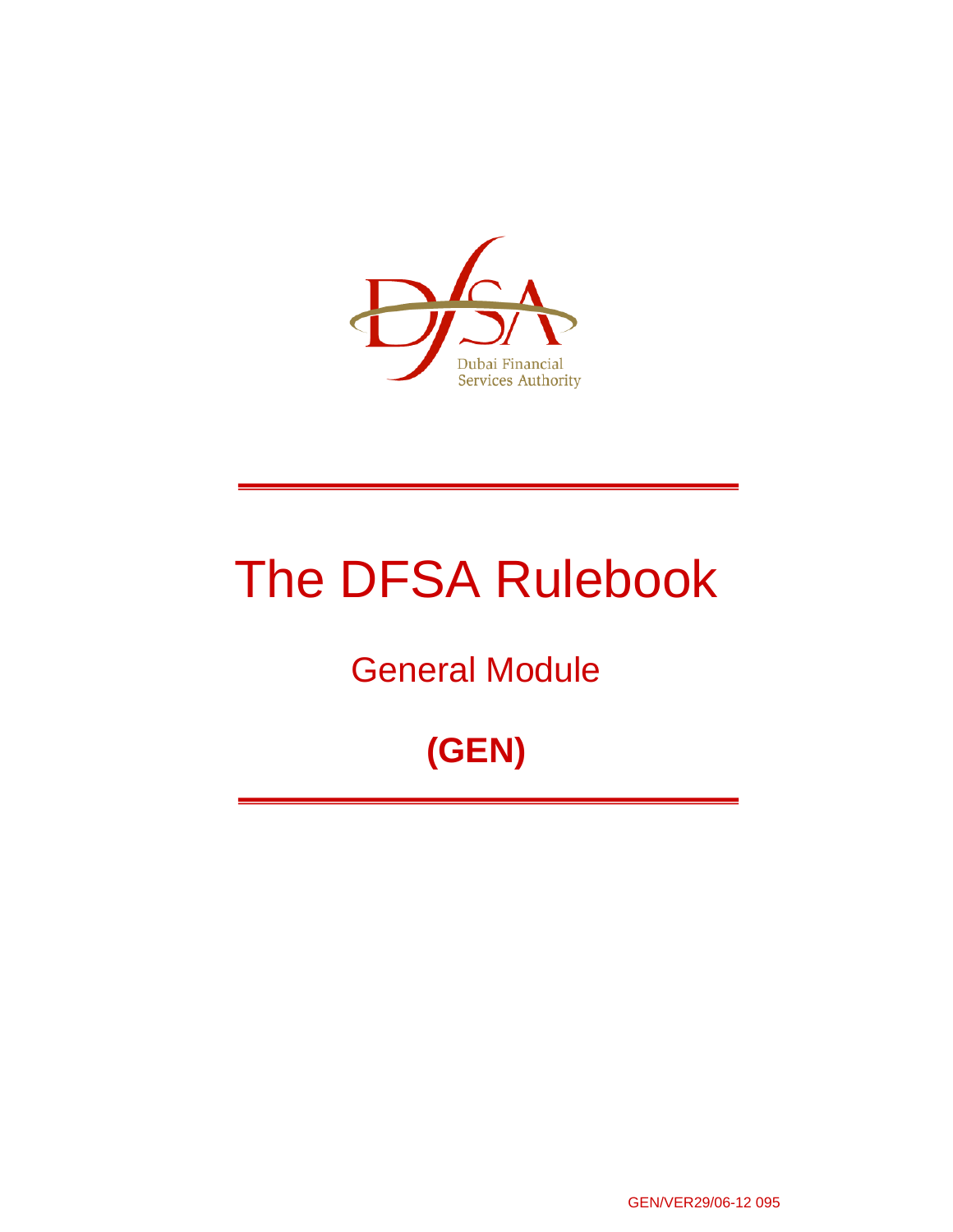Dubai Financial Services Authority

# The DFSA Rulebook

## General Module

## **(GEN)**

GEN/VER29/06-12 095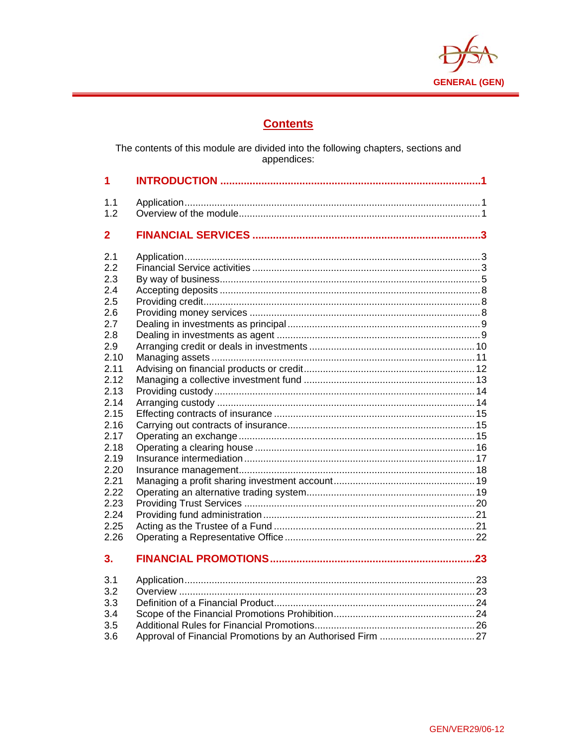# Contents

The contents of this module are divided into the following chapters, sections and appendices:

| | | |
|---|---|---|
| **1** | **INTRODUCTION** | **1** |
| 1.1 | Application | 1 |
| 1.2 | Overview of the module | 1 |
| **2** | **FINANCIAL SERVICES** | **3** |
| 2.1 | Application | 3 |
| 2.2 | Financial Service activities | 3 |
| 2.3 | By way of business | 5 |
| 2.4 | Accepting deposits | 8 |
| 2.5 | Providing credit | 8 |
| 2.6 | Providing money services | 8 |
| 2.7 | Dealing in investments as principal | 9 |
| 2.8 | Dealing in investments as agent | 9 |
| 2.9 | Arranging credit or deals in investments | 10 |
| 2.10 | Managing assets | 11 |
| 2.11 | Advising on financial products or credit | 12 |
| 2.12 | Managing a collective investment fund | 13 |
| 2.13 | Providing custody | 14 |
| 2.14 | Arranging custody | 14 |
| 2.15 | Effecting contracts of insurance | 15 |
| 2.16 | Carrying out contracts of insurance | 15 |
| 2.17 | Operating an exchange | 15 |
| 2.18 | Operating a clearing house | 16 |
| 2.19 | Insurance intermediation | 17 |
| 2.20 | Insurance management | 18 |
| 2.21 | Managing a profit sharing investment account | 19 |
| 2.22 | Operating an alternative trading system | 19 |
| 2.23 | Providing Trust Services | 20 |
| 2.24 | Providing fund administration | 21 |
| 2.25 | Acting as the Trustee of a Fund | 21 |
| 2.26 | Operating a Representative Office | 22 |
| **3.** | **FINANCIAL PROMOTIONS** | **23** |
| 3.1 | Application | 23 |
| 3.2 | Overview | 23 |
| 3.3 | Definition of a Financial Product | 24 |
| 3.4 | Scope of the Financial Promotions Prohibition | 24 |
| 3.5 | Additional Rules for Financial Promotions | 26 |
| 3.6 | Approval of Financial Promotions by an Authorised Firm | 27 |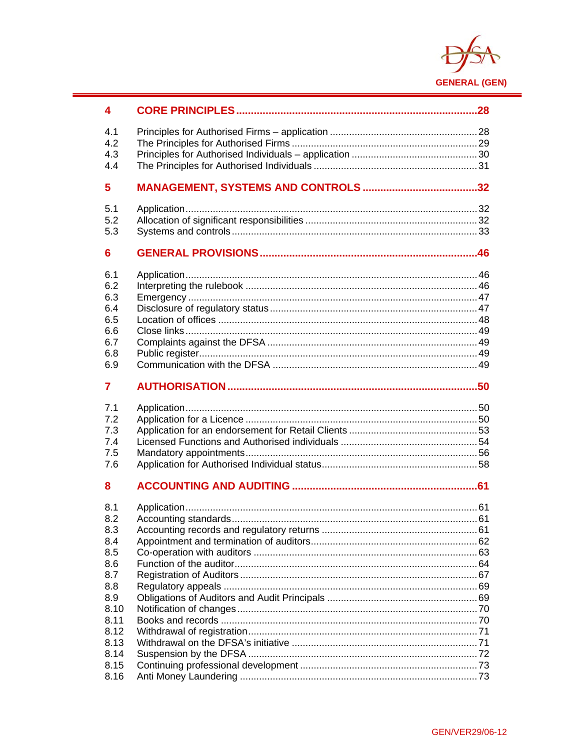| | | |
|---|---|---|
| **4** | **CORE PRINCIPLES** | **28** |
| 4.1 | Principles for Authorised Firms – application | 28 |
| 4.2 | The Principles for Authorised Firms | 29 |
| 4.3 | Principles for Authorised Individuals – application | 30 |
| 4.4 | The Principles for Authorised Individuals | 31 |
| **5** | **MANAGEMENT, SYSTEMS AND CONTROLS** | **32** |
| 5.1 | Application | 32 |
| 5.2 | Allocation of significant responsibilities | 32 |
| 5.3 | Systems and controls | 33 |
| **6** | **GENERAL PROVISIONS** | **46** |
| 6.1 | Application | 46 |
| 6.2 | Interpreting the rulebook | 46 |
| 6.3 | Emergency | 47 |
| 6.4 | Disclosure of regulatory status | 47 |
| 6.5 | Location of offices | 48 |
| 6.6 | Close links | 49 |
| 6.7 | Complaints against the DFSA | 49 |
| 6.8 | Public register | 49 |
| 6.9 | Communication with the DFSA | 49 |
| **7** | **AUTHORISATION** | **50** |
| 7.1 | Application | 50 |
| 7.2 | Application for a Licence | 50 |
| 7.3 | Application for an endorsement for Retail Clients | 53 |
| 7.4 | Licensed Functions and Authorised individuals | 54 |
| 7.5 | Mandatory appointments | 56 |
| 7.6 | Application for Authorised Individual status | 58 |
| **8** | **ACCOUNTING AND AUDITING** | **61** |
| 8.1 | Application | 61 |
| 8.2 | Accounting standards | 61 |
| 8.3 | Accounting records and regulatory returns | 61 |
| 8.4 | Appointment and termination of auditors | 62 |
| 8.5 | Co-operation with auditors | 63 |
| 8.6 | Function of the auditor | 64 |
| 8.7 | Registration of Auditors | 67 |
| 8.8 | Regulatory appeals | 69 |
| 8.9 | Obligations of Auditors and Audit Principals | 69 |
| 8.10 | Notification of changes | 70 |
| 8.11 | Books and records | 70 |
| 8.12 | Withdrawal of registration | 71 |
| 8.13 | Withdrawal on the DFSA's initiative | 71 |
| 8.14 | Suspension by the DFSA | 72 |
| 8.15 | Continuing professional development | 73 |
| 8.16 | Anti Money Laundering | 73 |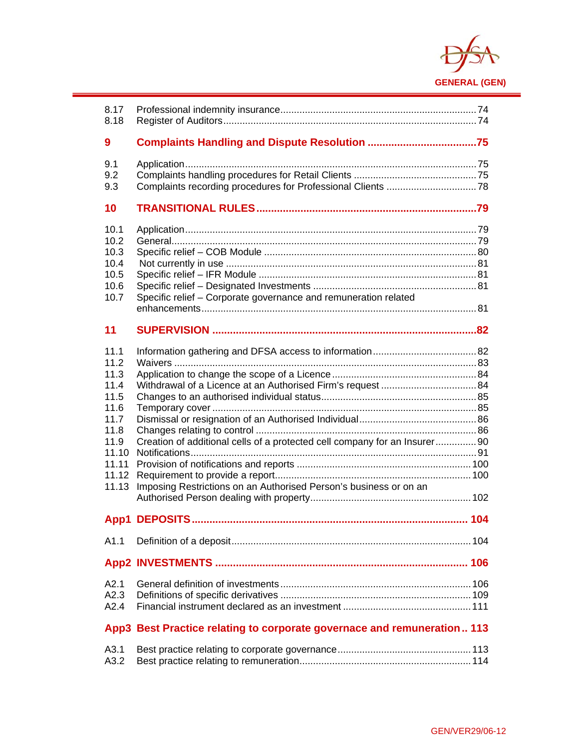| | | |
|---|---|---|
| 8.17 | Professional indemnity insurance | 74 |
| 8.18 | Register of Auditors | 74 |
| **9** | **Complaints Handling and Dispute Resolution** | **75** |
| 9.1 | Application | 75 |
| 9.2 | Complaints handling procedures for Retail Clients | 75 |
| 9.3 | Complaints recording procedures for Professional Clients | 78 |
| **10** | **TRANSITIONAL RULES** | **79** |
| 10.1 | Application | 79 |
| 10.2 | General | 79 |
| 10.3 | Specific relief – COB Module | 80 |
| 10.4 | Not currently in use | 81 |
| 10.5 | Specific relief – IFR Module | 81 |
| 10.6 | Specific relief – Designated Investments | 81 |
| 10.7 | Specific relief – Corporate governance and remuneration related enhancements | 81 |
| **11** | **SUPERVISION** | **82** |
| 11.1 | Information gathering and DFSA access to information | 82 |
| 11.2 | Waivers | 83 |
| 11.3 | Application to change the scope of a Licence | 84 |
| 11.4 | Withdrawal of a Licence at an Authorised Firm's request | 84 |
| 11.5 | Changes to an authorised individual status | 85 |
| 11.6 | Temporary cover | 85 |
| 11.7 | Dismissal or resignation of an Authorised Individual | 86 |
| 11.8 | Changes relating to control | 86 |
| 11.9 | Creation of additional cells of a protected cell company for an Insurer | 90 |
| 11.10 | Notifications | 91 |
| 11.11 | Provision of notifications and reports | 100 |
| 11.12 | Requirement to provide a report | 100 |
| 11.13 | Imposing Restrictions on an Authorised Person's business or on an Authorised Person dealing with property | 102 |
| **App1** | **DEPOSITS** | **104** |
| A1.1 | Definition of a deposit | 104 |
| **App2** | **INVESTMENTS** | **106** |
| A2.1 | General definition of investments | 106 |
| A2.3 | Definitions of specific derivatives | 109 |
| A2.4 | Financial instrument declared as an investment | 111 |
| **App3** | **Best Practice relating to corporate governace and remuneration** | **113** |
| A3.1 | Best practice relating to corporate governance | 113 |
| A3.2 | Best practice relating to remuneration | 114 |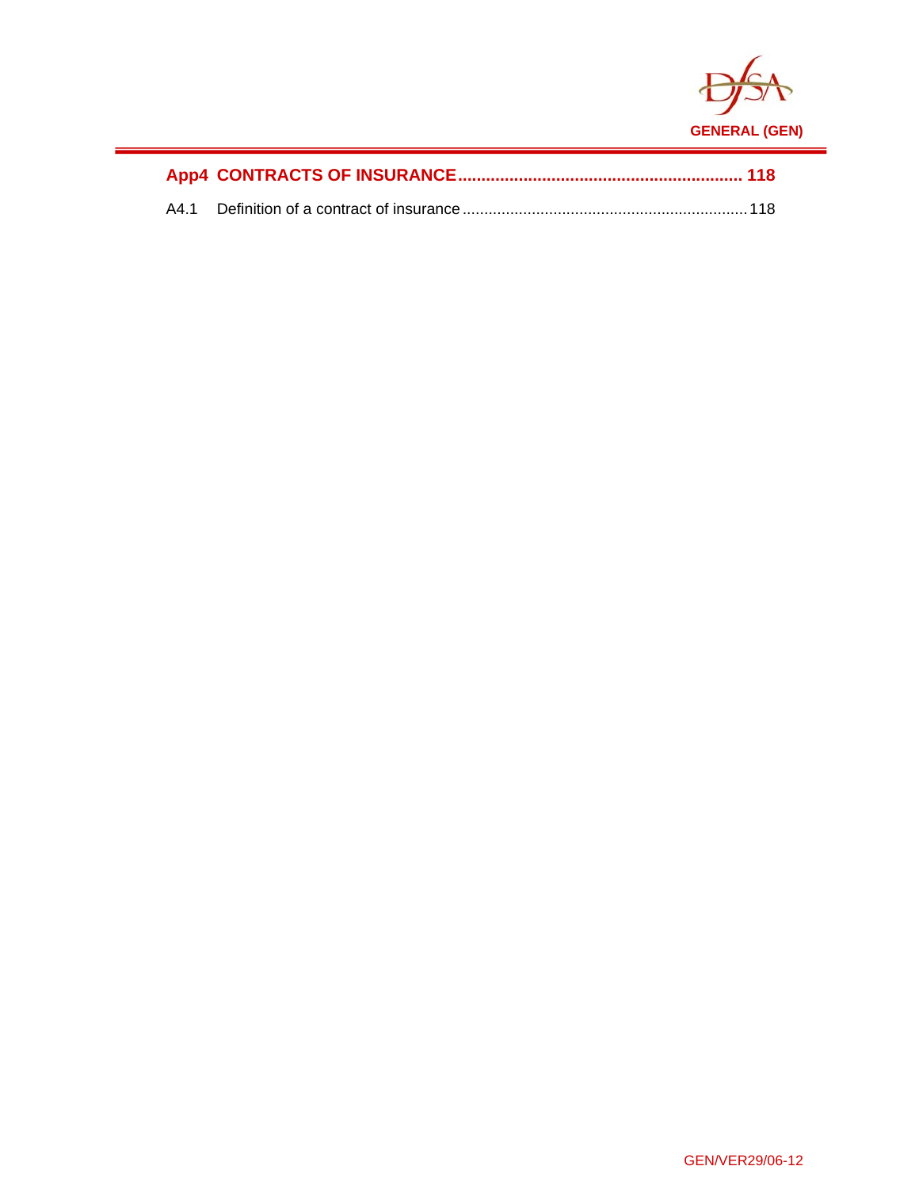**App4 CONTRACTS OF INSURANCE ............................................................. 118**

A4.1 Definition of a contract of insurance ................................................................. 118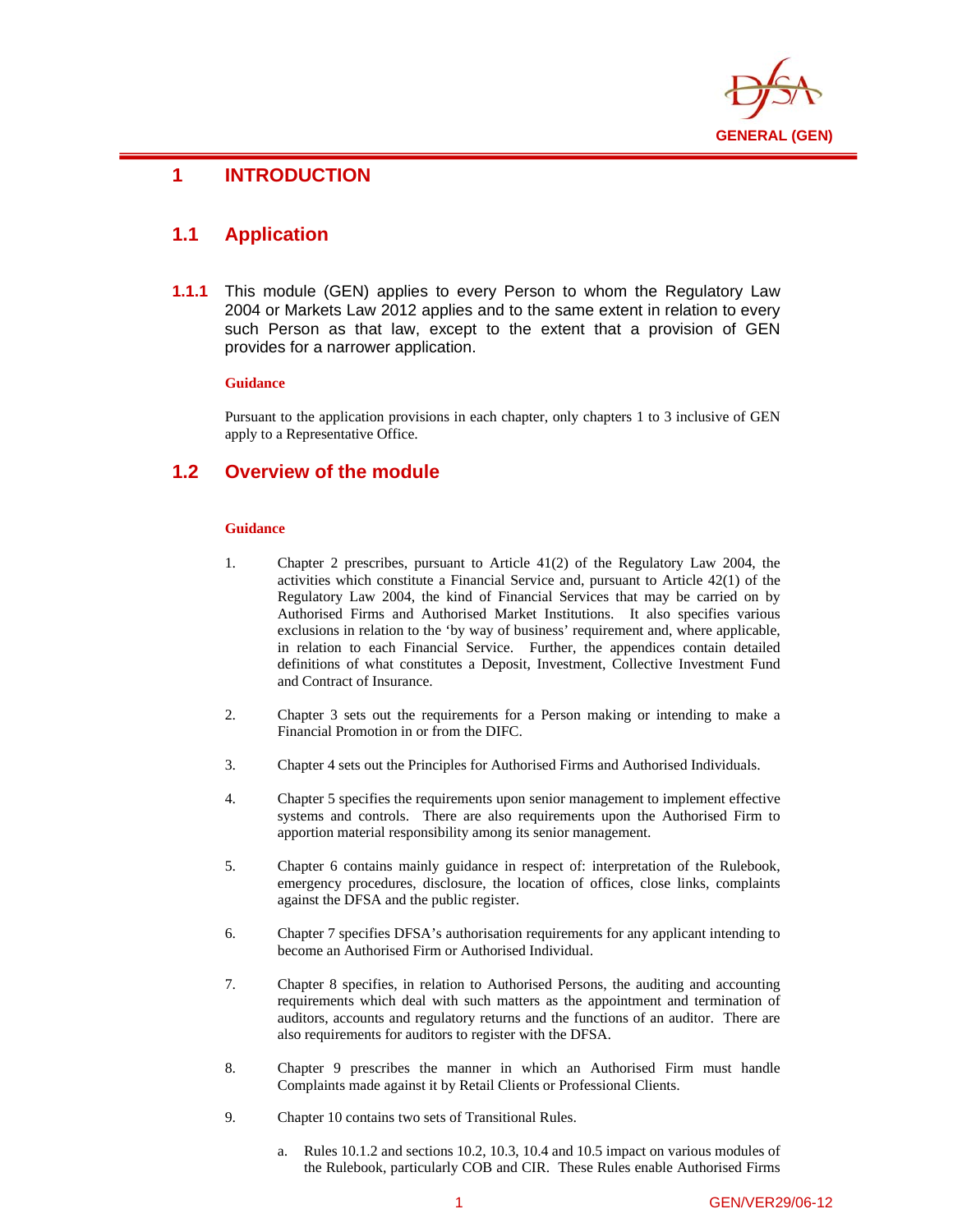# 1 INTRODUCTION

## 1.1 Application

**1.1.1** This module (GEN) applies to every Person to whom the Regulatory Law 2004 or Markets Law 2012 applies and to the same extent in relation to every such Person as that law, except to the extent that a provision of GEN provides for a narrower application.

**Guidance**

Pursuant to the application provisions in each chapter, only chapters 1 to 3 inclusive of GEN apply to a Representative Office.

## 1.2 Overview of the module

**Guidance**

1. Chapter 2 prescribes, pursuant to Article 41(2) of the Regulatory Law 2004, the activities which constitute a Financial Service and, pursuant to Article 42(1) of the Regulatory Law 2004, the kind of Financial Services that may be carried on by Authorised Firms and Authorised Market Institutions. It also specifies various exclusions in relation to the 'by way of business' requirement and, where applicable, in relation to each Financial Service. Further, the appendices contain detailed definitions of what constitutes a Deposit, Investment, Collective Investment Fund and Contract of Insurance.

2. Chapter 3 sets out the requirements for a Person making or intending to make a Financial Promotion in or from the DIFC.

3. Chapter 4 sets out the Principles for Authorised Firms and Authorised Individuals.

4. Chapter 5 specifies the requirements upon senior management to implement effective systems and controls. There are also requirements upon the Authorised Firm to apportion material responsibility among its senior management.

5. Chapter 6 contains mainly guidance in respect of: interpretation of the Rulebook, emergency procedures, disclosure, the location of offices, close links, complaints against the DFSA and the public register.

6. Chapter 7 specifies DFSA's authorisation requirements for any applicant intending to become an Authorised Firm or Authorised Individual.

7. Chapter 8 specifies, in relation to Authorised Persons, the auditing and accounting requirements which deal with such matters as the appointment and termination of auditors, accounts and regulatory returns and the functions of an auditor. There are also requirements for auditors to register with the DFSA.

8. Chapter 9 prescribes the manner in which an Authorised Firm must handle Complaints made against it by Retail Clients or Professional Clients.

9. Chapter 10 contains two sets of Transitional Rules.

   a. Rules 10.1.2 and sections 10.2, 10.3, 10.4 and 10.5 impact on various modules of the Rulebook, particularly COB and CIR. These Rules enable Authorised Firms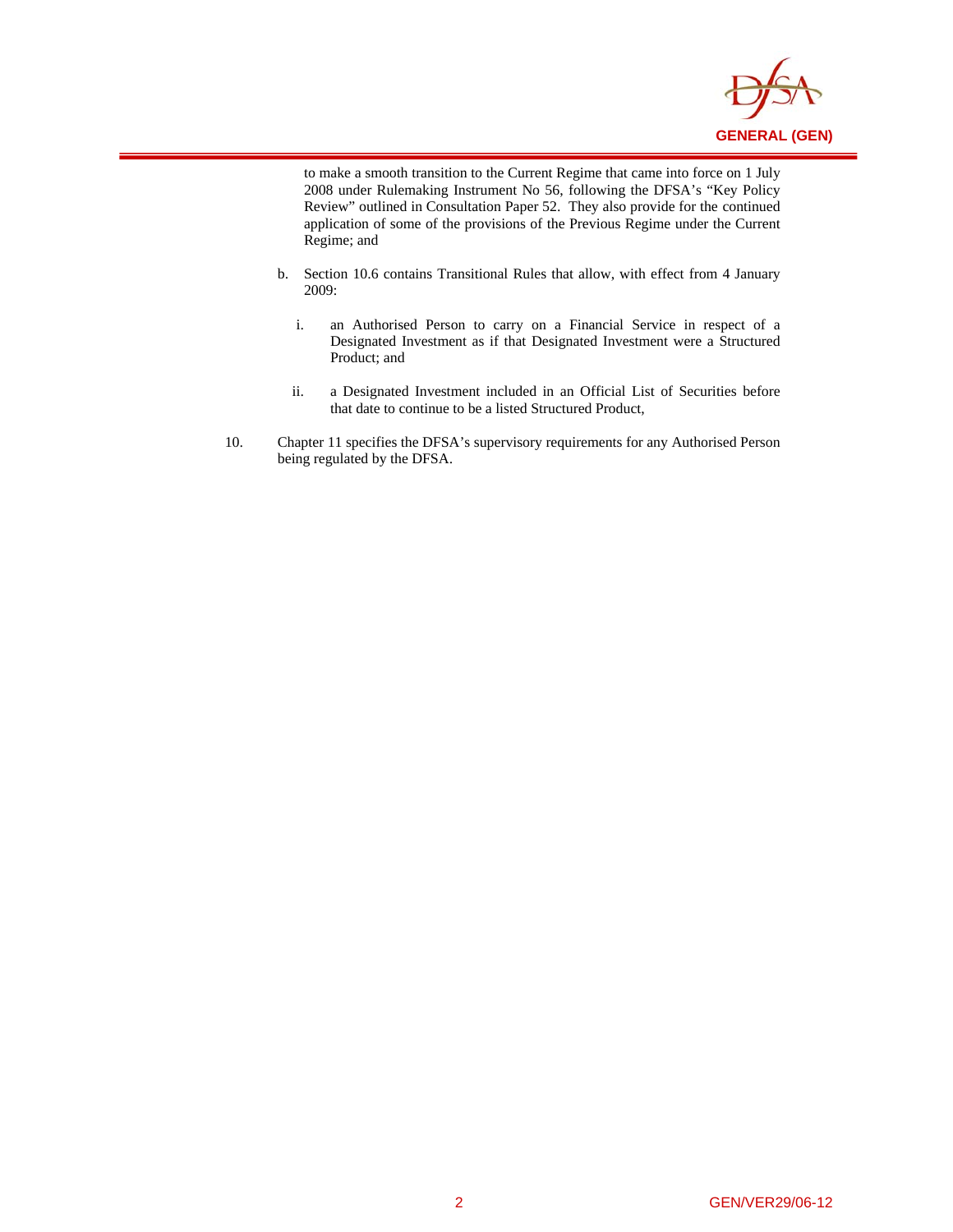to make a smooth transition to the Current Regime that came into force on 1 July 2008 under Rulemaking Instrument No 56, following the DFSA's "Key Policy Review" outlined in Consultation Paper 52. They also provide for the continued application of some of the provisions of the Previous Regime under the Current Regime; and

b. Section 10.6 contains Transitional Rules that allow, with effect from 4 January 2009:

   i. an Authorised Person to carry on a Financial Service in respect of a Designated Investment as if that Designated Investment were a Structured Product; and

   ii. a Designated Investment included in an Official List of Securities before that date to continue to be a listed Structured Product,

10. Chapter 11 specifies the DFSA's supervisory requirements for any Authorised Person being regulated by the DFSA.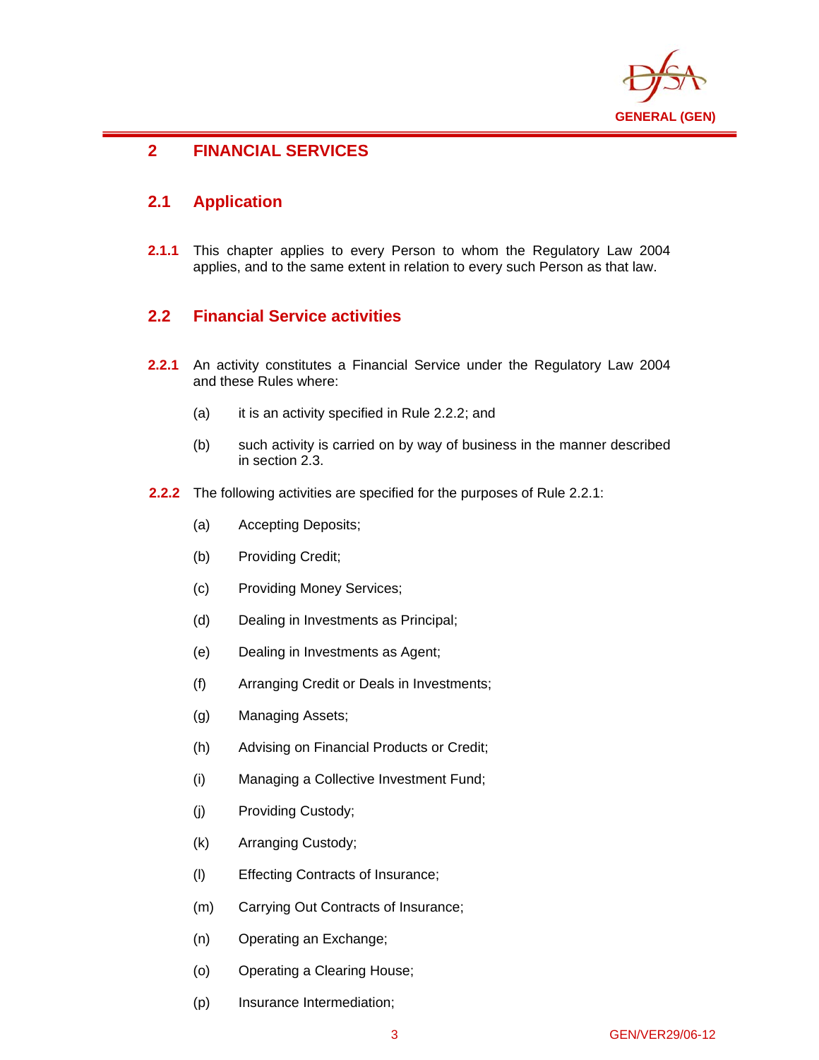# 2 FINANCIAL SERVICES

## 2.1 Application

**2.1.1** This chapter applies to every Person to whom the Regulatory Law 2004 applies, and to the same extent in relation to every such Person as that law.

## 2.2 Financial Service activities

**2.2.1** An activity constitutes a Financial Service under the Regulatory Law 2004 and these Rules where:

(a) it is an activity specified in Rule 2.2.2; and

(b) such activity is carried on by way of business in the manner described in section 2.3.

**2.2.2** The following activities are specified for the purposes of Rule 2.2.1:

(a) Accepting Deposits;

(b) Providing Credit;

(c) Providing Money Services;

(d) Dealing in Investments as Principal;

(e) Dealing in Investments as Agent;

(f) Arranging Credit or Deals in Investments;

(g) Managing Assets;

(h) Advising on Financial Products or Credit;

(i) Managing a Collective Investment Fund;

(j) Providing Custody;

(k) Arranging Custody;

(l) Effecting Contracts of Insurance;

(m) Carrying Out Contracts of Insurance;

(n) Operating an Exchange;

(o) Operating a Clearing House;

(p) Insurance Intermediation;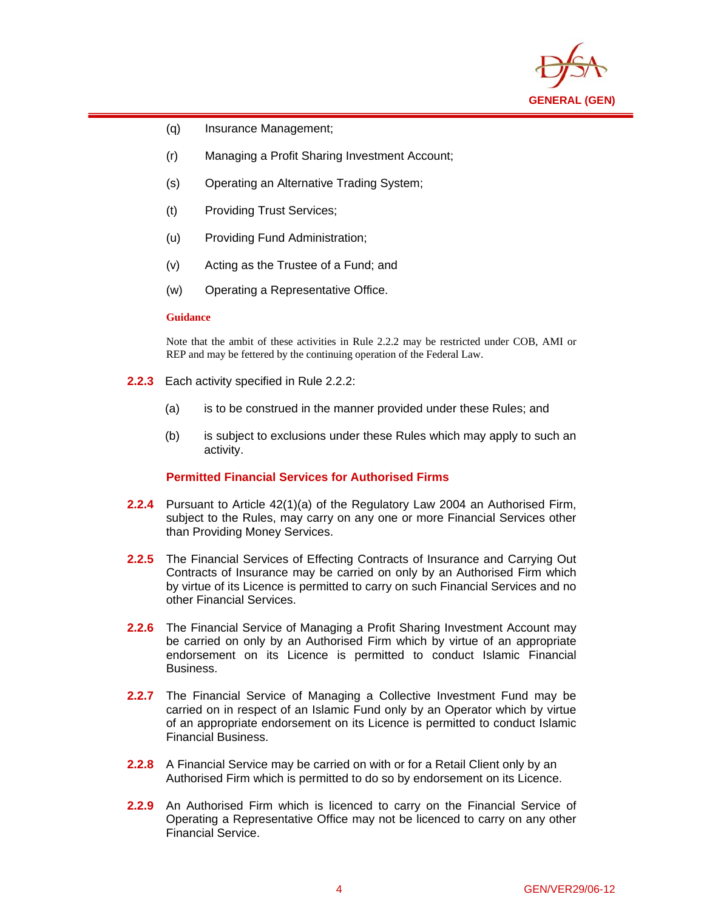(q) Insurance Management;

(r) Managing a Profit Sharing Investment Account;

(s) Operating an Alternative Trading System;

(t) Providing Trust Services;

(u) Providing Fund Administration;

(v) Acting as the Trustee of a Fund; and

(w) Operating a Representative Office.

**Guidance**

Note that the ambit of these activities in Rule 2.2.2 may be restricted under COB, AMI or REP and may be fettered by the continuing operation of the Federal Law.

**2.2.3** Each activity specified in Rule 2.2.2:

(a) is to be construed in the manner provided under these Rules; and

(b) is subject to exclusions under these Rules which may apply to such an activity.

### Permitted Financial Services for Authorised Firms

**2.2.4** Pursuant to Article 42(1)(a) of the Regulatory Law 2004 an Authorised Firm, subject to the Rules, may carry on any one or more Financial Services other than Providing Money Services.

**2.2.5** The Financial Services of Effecting Contracts of Insurance and Carrying Out Contracts of Insurance may be carried on only by an Authorised Firm which by virtue of its Licence is permitted to carry on such Financial Services and no other Financial Services.

**2.2.6** The Financial Service of Managing a Profit Sharing Investment Account may be carried on only by an Authorised Firm which by virtue of an appropriate endorsement on its Licence is permitted to conduct Islamic Financial Business.

**2.2.7** The Financial Service of Managing a Collective Investment Fund may be carried on in respect of an Islamic Fund only by an Operator which by virtue of an appropriate endorsement on its Licence is permitted to conduct Islamic Financial Business.

**2.2.8** A Financial Service may be carried on with or for a Retail Client only by an Authorised Firm which is permitted to do so by endorsement on its Licence.

**2.2.9** An Authorised Firm which is licenced to carry on the Financial Service of Operating a Representative Office may not be licenced to carry on any other Financial Service.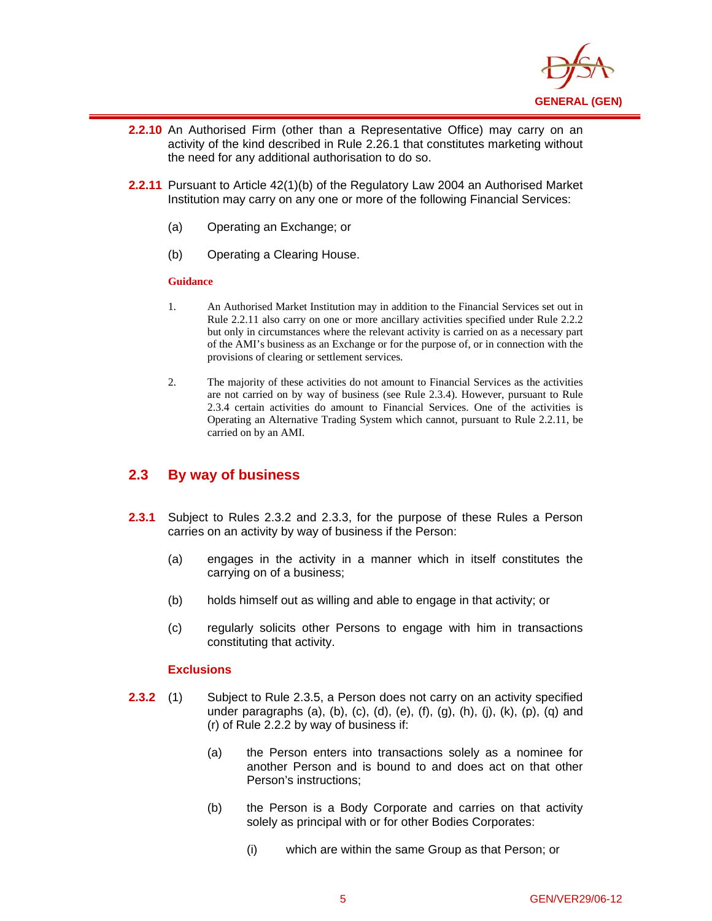**2.2.10** An Authorised Firm (other than a Representative Office) may carry on an activity of the kind described in Rule 2.26.1 that constitutes marketing without the need for any additional authorisation to do so.

**2.2.11** Pursuant to Article 42(1)(b) of the Regulatory Law 2004 an Authorised Market Institution may carry on any one or more of the following Financial Services:

(a) Operating an Exchange; or

(b) Operating a Clearing House.

**Guidance**

1. An Authorised Market Institution may in addition to the Financial Services set out in Rule 2.2.11 also carry on one or more ancillary activities specified under Rule 2.2.2 but only in circumstances where the relevant activity is carried on as a necessary part of the AMI's business as an Exchange or for the purpose of, or in connection with the provisions of clearing or settlement services.

2. The majority of these activities do not amount to Financial Services as the activities are not carried on by way of business (see Rule 2.3.4). However, pursuant to Rule 2.3.4 certain activities do amount to Financial Services. One of the activities is Operating an Alternative Trading System which cannot, pursuant to Rule 2.2.11, be carried on by an AMI.

## 2.3 By way of business

**2.3.1** Subject to Rules 2.3.2 and 2.3.3, for the purpose of these Rules a Person carries on an activity by way of business if the Person:

(a) engages in the activity in a manner which in itself constitutes the carrying on of a business;

(b) holds himself out as willing and able to engage in that activity; or

(c) regularly solicits other Persons to engage with him in transactions constituting that activity.

### Exclusions

**2.3.2** (1) Subject to Rule 2.3.5, a Person does not carry on an activity specified under paragraphs (a), (b), (c), (d), (e), (f), (g), (h), (j), (k), (p), (q) and (r) of Rule 2.2.2 by way of business if:

(a) the Person enters into transactions solely as a nominee for another Person and is bound to and does act on that other Person's instructions;

(b) the Person is a Body Corporate and carries on that activity solely as principal with or for other Bodies Corporates:

(i) which are within the same Group as that Person; or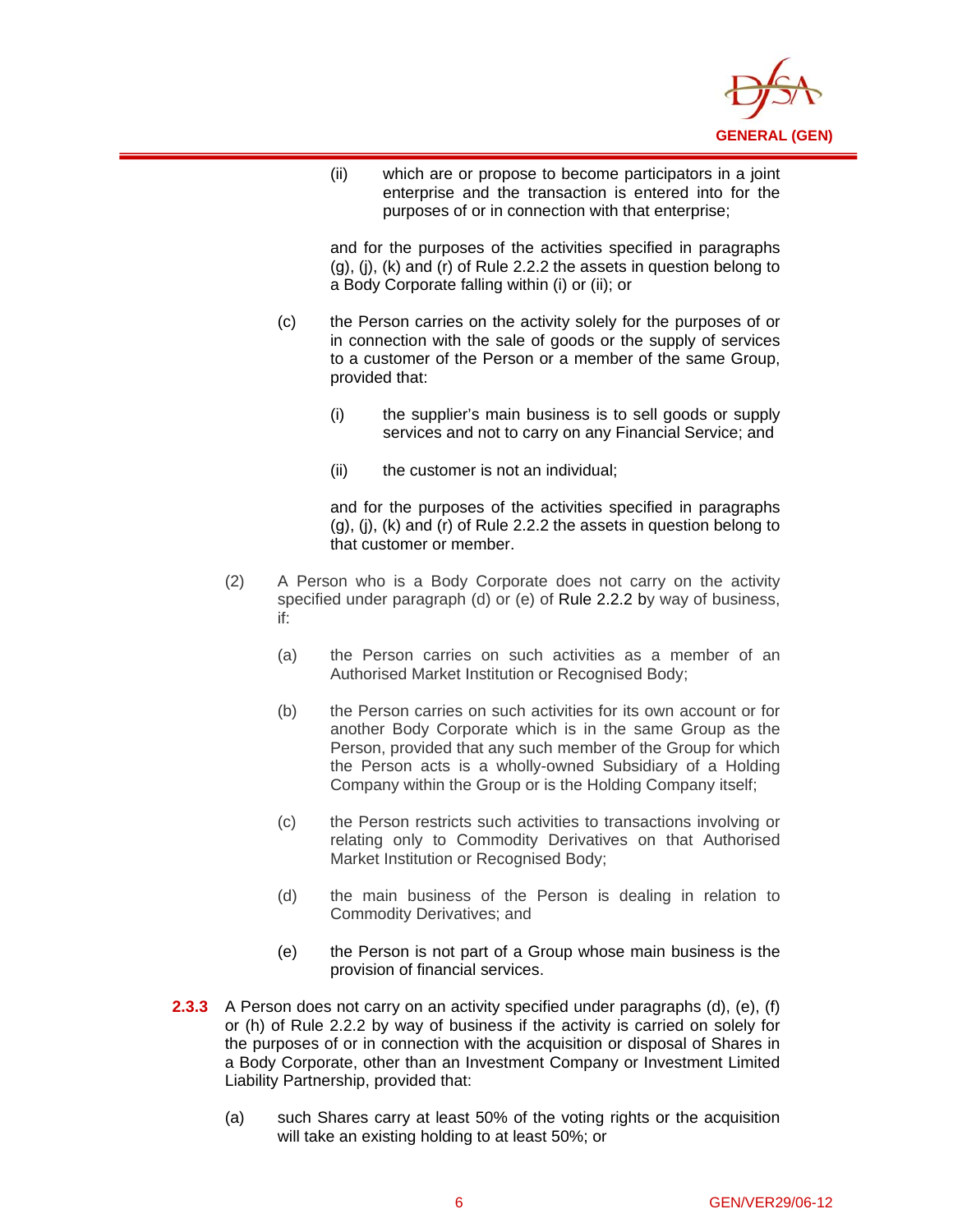(ii) which are or propose to become participators in a joint enterprise and the transaction is entered into for the purposes of or in connection with that enterprise;

and for the purposes of the activities specified in paragraphs (g), (j), (k) and (r) of Rule 2.2.2 the assets in question belong to a Body Corporate falling within (i) or (ii); or

(c) the Person carries on the activity solely for the purposes of or in connection with the sale of goods or the supply of services to a customer of the Person or a member of the same Group, provided that:

(i) the supplier's main business is to sell goods or supply services and not to carry on any Financial Service; and

(ii) the customer is not an individual;

and for the purposes of the activities specified in paragraphs (g), (j), (k) and (r) of Rule 2.2.2 the assets in question belong to that customer or member.

(2) A Person who is a Body Corporate does not carry on the activity specified under paragraph (d) or (e) of Rule 2.2.2 by way of business, if:

(a) the Person carries on such activities as a member of an Authorised Market Institution or Recognised Body;

(b) the Person carries on such activities for its own account or for another Body Corporate which is in the same Group as the Person, provided that any such member of the Group for which the Person acts is a wholly-owned Subsidiary of a Holding Company within the Group or is the Holding Company itself;

(c) the Person restricts such activities to transactions involving or relating only to Commodity Derivatives on that Authorised Market Institution or Recognised Body;

(d) the main business of the Person is dealing in relation to Commodity Derivatives; and

(e) the Person is not part of a Group whose main business is the provision of financial services.

**2.3.3** A Person does not carry on an activity specified under paragraphs (d), (e), (f) or (h) of Rule 2.2.2 by way of business if the activity is carried on solely for the purposes of or in connection with the acquisition or disposal of Shares in a Body Corporate, other than an Investment Company or Investment Limited Liability Partnership, provided that:

(a) such Shares carry at least 50% of the voting rights or the acquisition will take an existing holding to at least 50%; or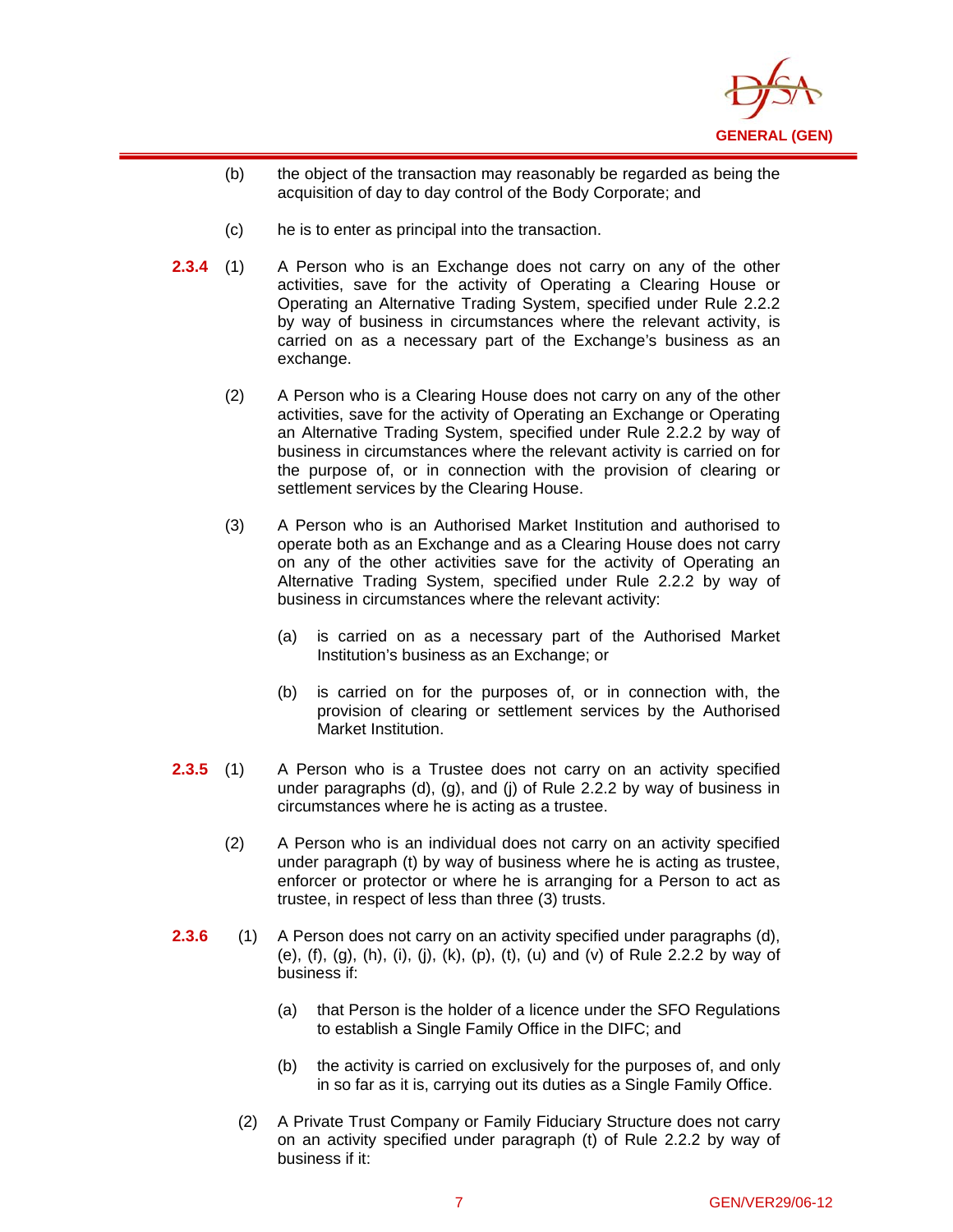(b) the object of the transaction may reasonably be regarded as being the acquisition of day to day control of the Body Corporate; and

(c) he is to enter as principal into the transaction.

**2.3.4** (1) A Person who is an Exchange does not carry on any of the other activities, save for the activity of Operating a Clearing House or Operating an Alternative Trading System, specified under Rule 2.2.2 by way of business in circumstances where the relevant activity, is carried on as a necessary part of the Exchange's business as an exchange.

(2) A Person who is a Clearing House does not carry on any of the other activities, save for the activity of Operating an Exchange or Operating an Alternative Trading System, specified under Rule 2.2.2 by way of business in circumstances where the relevant activity is carried on for the purpose of, or in connection with the provision of clearing or settlement services by the Clearing House.

(3) A Person who is an Authorised Market Institution and authorised to operate both as an Exchange and as a Clearing House does not carry on any of the other activities save for the activity of Operating an Alternative Trading System, specified under Rule 2.2.2 by way of business in circumstances where the relevant activity:

(a) is carried on as a necessary part of the Authorised Market Institution's business as an Exchange; or

(b) is carried on for the purposes of, or in connection with, the provision of clearing or settlement services by the Authorised Market Institution.

**2.3.5** (1) A Person who is a Trustee does not carry on an activity specified under paragraphs (d), (g), and (j) of Rule 2.2.2 by way of business in circumstances where he is acting as a trustee.

(2) A Person who is an individual does not carry on an activity specified under paragraph (t) by way of business where he is acting as trustee, enforcer or protector or where he is arranging for a Person to act as trustee, in respect of less than three (3) trusts.

**2.3.6** (1) A Person does not carry on an activity specified under paragraphs (d), (e), (f), (g), (h), (i), (j), (k), (p), (t), (u) and (v) of Rule 2.2.2 by way of business if:

(a) that Person is the holder of a licence under the SFO Regulations to establish a Single Family Office in the DIFC; and

(b) the activity is carried on exclusively for the purposes of, and only in so far as it is, carrying out its duties as a Single Family Office.

(2) A Private Trust Company or Family Fiduciary Structure does not carry on an activity specified under paragraph (t) of Rule 2.2.2 by way of business if it: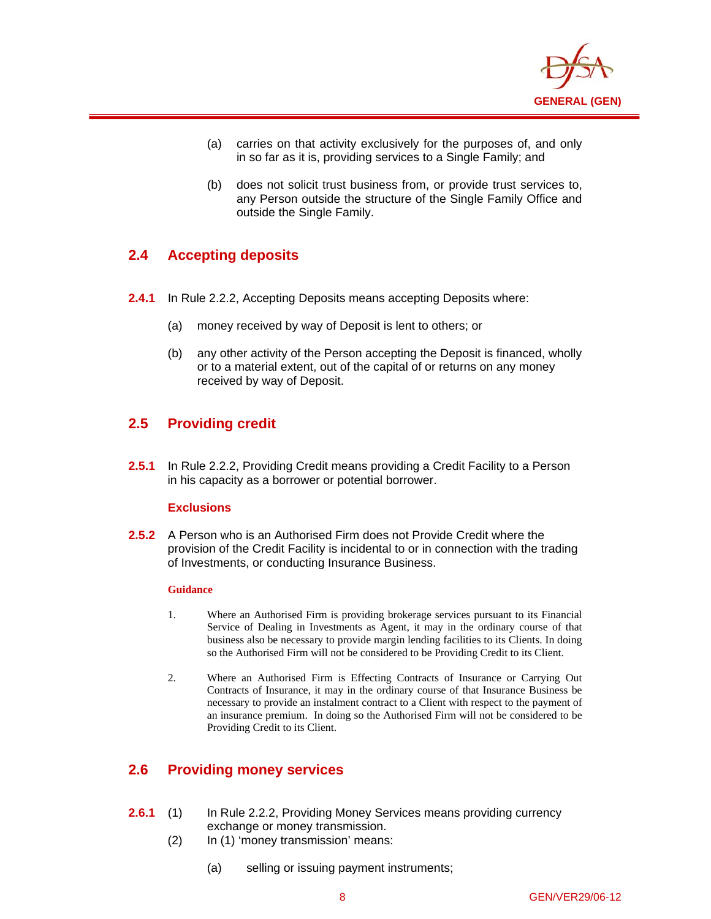(a) carries on that activity exclusively for the purposes of, and only in so far as it is, providing services to a Single Family; and

(b) does not solicit trust business from, or provide trust services to, any Person outside the structure of the Single Family Office and outside the Single Family.

## 2.4 Accepting deposits

**2.4.1** In Rule 2.2.2, Accepting Deposits means accepting Deposits where:

(a) money received by way of Deposit is lent to others; or

(b) any other activity of the Person accepting the Deposit is financed, wholly or to a material extent, out of the capital of or returns on any money received by way of Deposit.

## 2.5 Providing credit

**2.5.1** In Rule 2.2.2, Providing Credit means providing a Credit Facility to a Person in his capacity as a borrower or potential borrower.

### Exclusions

**2.5.2** A Person who is an Authorised Firm does not Provide Credit where the provision of the Credit Facility is incidental to or in connection with the trading of Investments, or conducting Insurance Business.

#### Guidance

1. Where an Authorised Firm is providing brokerage services pursuant to its Financial Service of Dealing in Investments as Agent, it may in the ordinary course of that business also be necessary to provide margin lending facilities to its Clients. In doing so the Authorised Firm will not be considered to be Providing Credit to its Client.

2. Where an Authorised Firm is Effecting Contracts of Insurance or Carrying Out Contracts of Insurance, it may in the ordinary course of that Insurance Business be necessary to provide an instalment contract to a Client with respect to the payment of an insurance premium. In doing so the Authorised Firm will not be considered to be Providing Credit to its Client.

## 2.6 Providing money services

**2.6.1** (1) In Rule 2.2.2, Providing Money Services means providing currency exchange or money transmission.

(2) In (1) 'money transmission' means:

(a) selling or issuing payment instruments;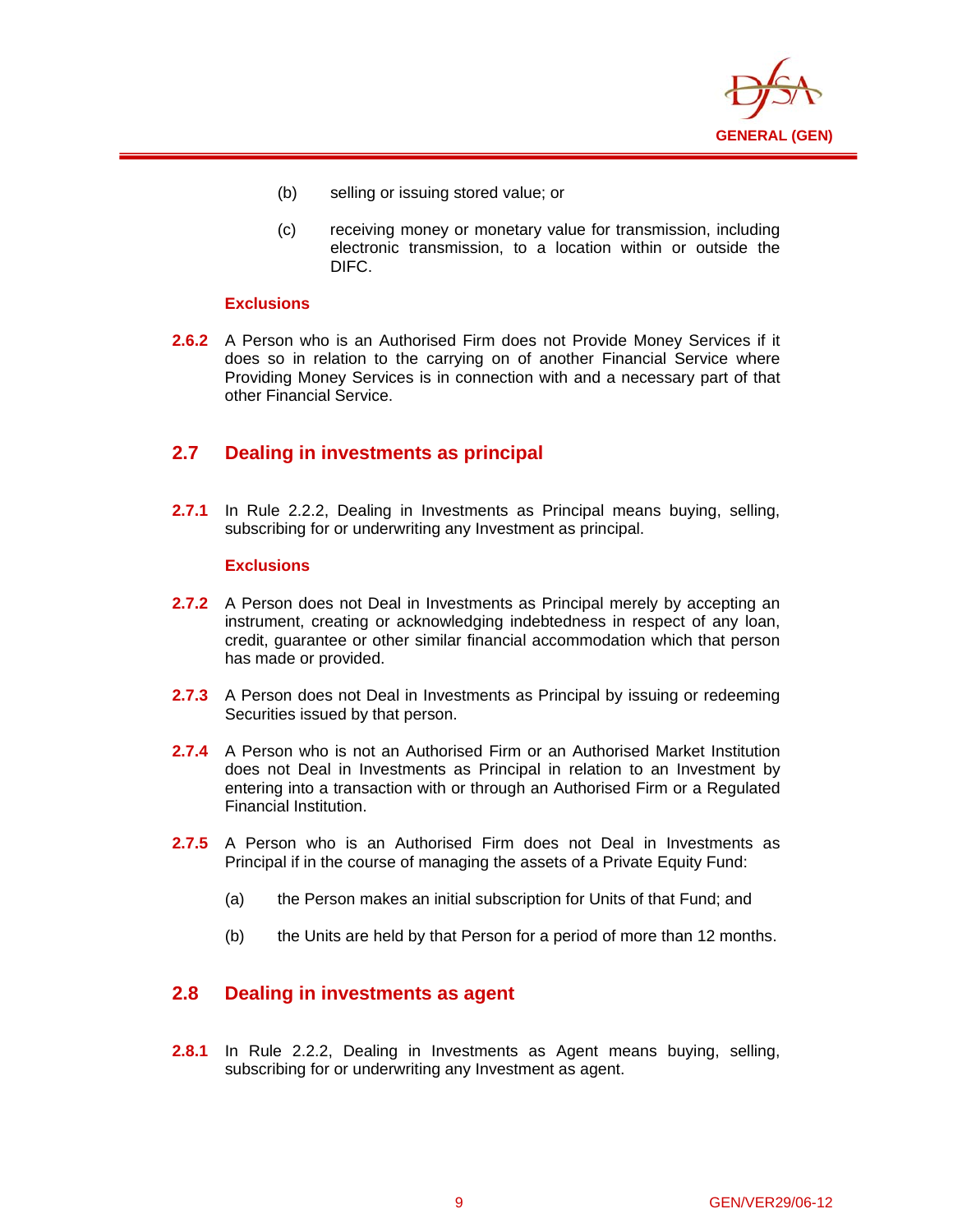(b) selling or issuing stored value; or

(c) receiving money or monetary value for transmission, including electronic transmission, to a location within or outside the DIFC.

**Exclusions**

**2.6.2** A Person who is an Authorised Firm does not Provide Money Services if it does so in relation to the carrying on of another Financial Service where Providing Money Services is in connection with and a necessary part of that other Financial Service.

## 2.7 Dealing in investments as principal

**2.7.1** In Rule 2.2.2, Dealing in Investments as Principal means buying, selling, subscribing for or underwriting any Investment as principal.

**Exclusions**

**2.7.2** A Person does not Deal in Investments as Principal merely by accepting an instrument, creating or acknowledging indebtedness in respect of any loan, credit, guarantee or other similar financial accommodation which that person has made or provided.

**2.7.3** A Person does not Deal in Investments as Principal by issuing or redeeming Securities issued by that person.

**2.7.4** A Person who is not an Authorised Firm or an Authorised Market Institution does not Deal in Investments as Principal in relation to an Investment by entering into a transaction with or through an Authorised Firm or a Regulated Financial Institution.

**2.7.5** A Person who is an Authorised Firm does not Deal in Investments as Principal if in the course of managing the assets of a Private Equity Fund:

(a) the Person makes an initial subscription for Units of that Fund; and

(b) the Units are held by that Person for a period of more than 12 months.

## 2.8 Dealing in investments as agent

**2.8.1** In Rule 2.2.2, Dealing in Investments as Agent means buying, selling, subscribing for or underwriting any Investment as agent.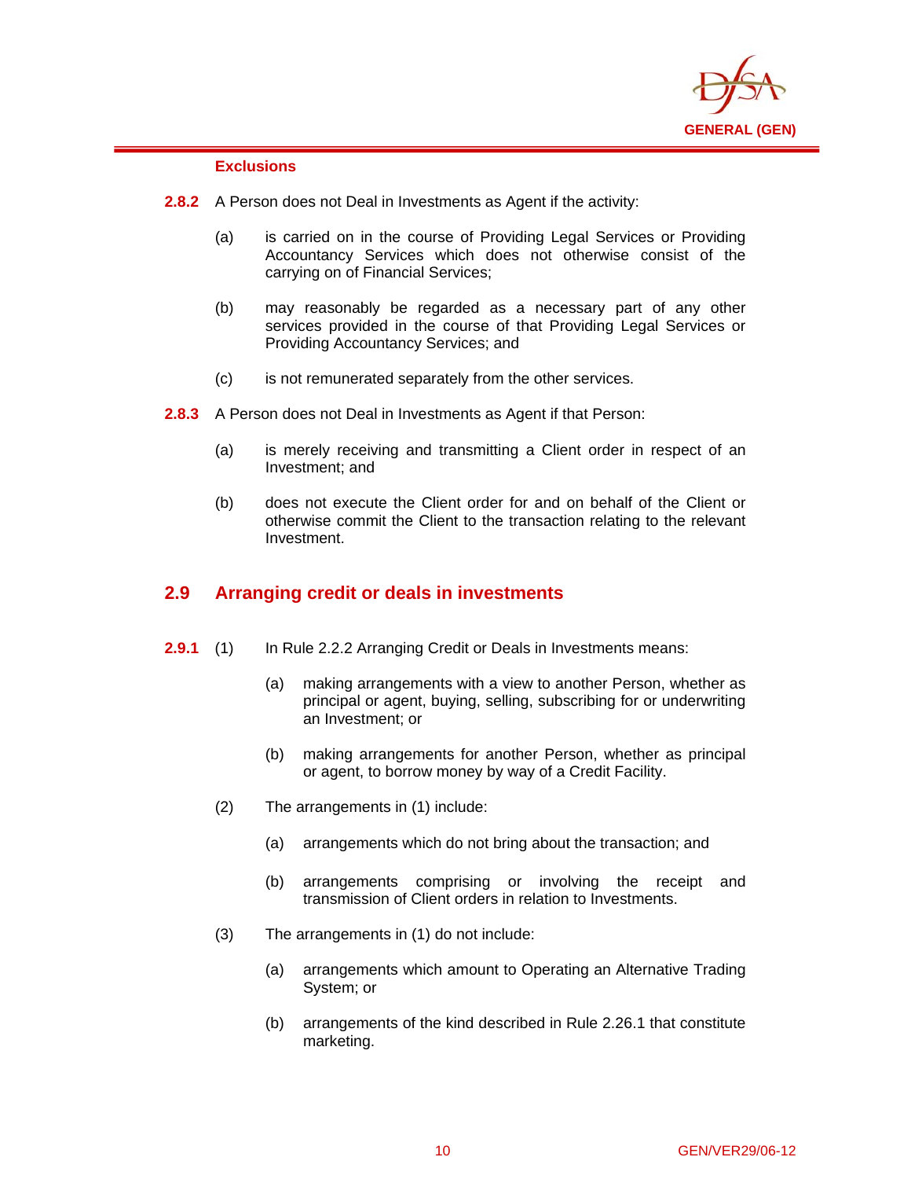#### Exclusions

**2.8.2** A Person does not Deal in Investments as Agent if the activity:

(a) is carried on in the course of Providing Legal Services or Providing Accountancy Services which does not otherwise consist of the carrying on of Financial Services;

(b) may reasonably be regarded as a necessary part of any other services provided in the course of that Providing Legal Services or Providing Accountancy Services; and

(c) is not remunerated separately from the other services.

**2.8.3** A Person does not Deal in Investments as Agent if that Person:

(a) is merely receiving and transmitting a Client order in respect of an Investment; and

(b) does not execute the Client order for and on behalf of the Client or otherwise commit the Client to the transaction relating to the relevant Investment.

## 2.9 Arranging credit or deals in investments

**2.9.1** (1) In Rule 2.2.2 Arranging Credit or Deals in Investments means:

(a) making arrangements with a view to another Person, whether as principal or agent, buying, selling, subscribing for or underwriting an Investment; or

(b) making arrangements for another Person, whether as principal or agent, to borrow money by way of a Credit Facility.

(2) The arrangements in (1) include:

(a) arrangements which do not bring about the transaction; and

(b) arrangements comprising or involving the receipt and transmission of Client orders in relation to Investments.

(3) The arrangements in (1) do not include:

(a) arrangements which amount to Operating an Alternative Trading System; or

(b) arrangements of the kind described in Rule 2.26.1 that constitute marketing.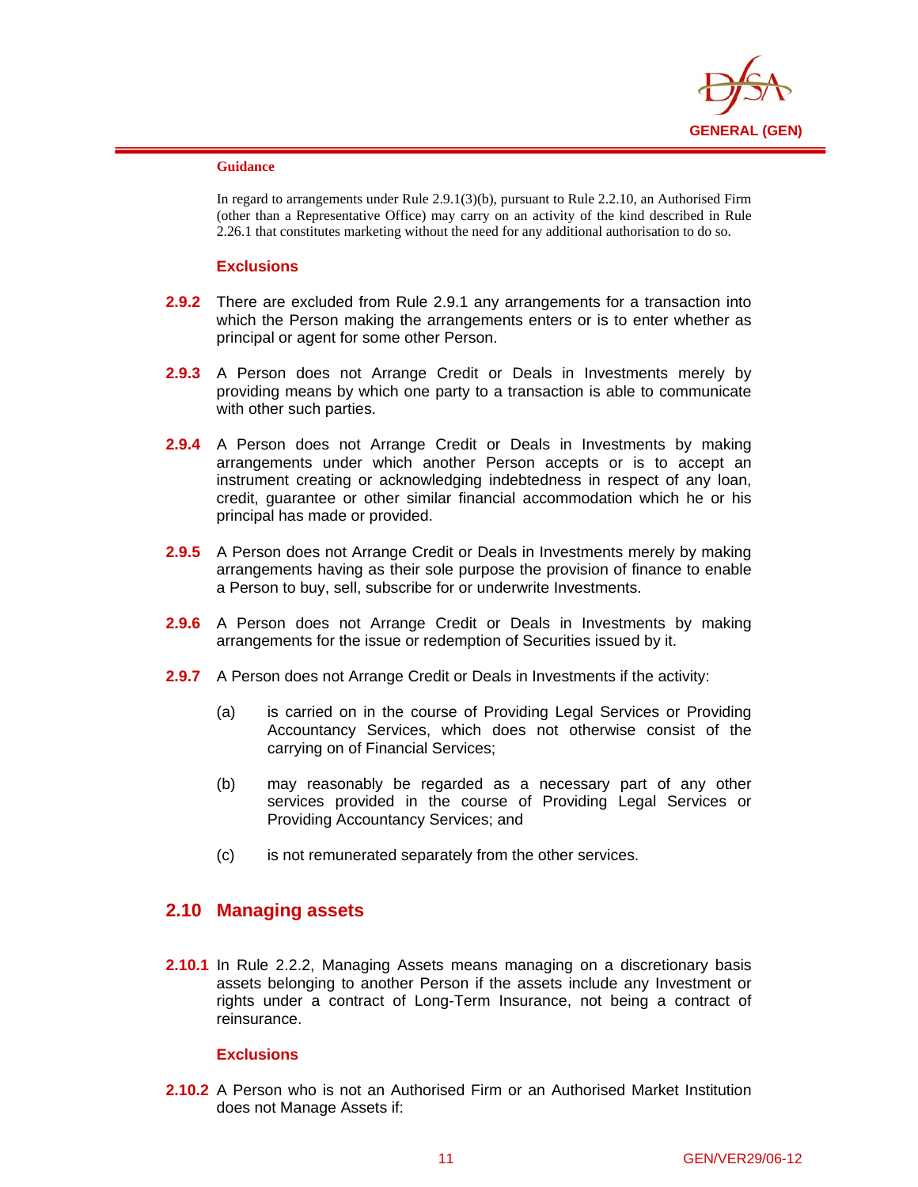#### Guidance

In regard to arrangements under Rule 2.9.1(3)(b), pursuant to Rule 2.2.10, an Authorised Firm (other than a Representative Office) may carry on an activity of the kind described in Rule 2.26.1 that constitutes marketing without the need for any additional authorisation to do so.

### Exclusions

**2.9.2** There are excluded from Rule 2.9.1 any arrangements for a transaction into which the Person making the arrangements enters or is to enter whether as principal or agent for some other Person.

**2.9.3** A Person does not Arrange Credit or Deals in Investments merely by providing means by which one party to a transaction is able to communicate with other such parties.

**2.9.4** A Person does not Arrange Credit or Deals in Investments by making arrangements under which another Person accepts or is to accept an instrument creating or acknowledging indebtedness in respect of any loan, credit, guarantee or other similar financial accommodation which he or his principal has made or provided.

**2.9.5** A Person does not Arrange Credit or Deals in Investments merely by making arrangements having as their sole purpose the provision of finance to enable a Person to buy, sell, subscribe for or underwrite Investments.

**2.9.6** A Person does not Arrange Credit or Deals in Investments by making arrangements for the issue or redemption of Securities issued by it.

**2.9.7** A Person does not Arrange Credit or Deals in Investments if the activity:

(a) is carried on in the course of Providing Legal Services or Providing Accountancy Services, which does not otherwise consist of the carrying on of Financial Services;

(b) may reasonably be regarded as a necessary part of any other services provided in the course of Providing Legal Services or Providing Accountancy Services; and

(c) is not remunerated separately from the other services.

## 2.10 Managing assets

**2.10.1** In Rule 2.2.2, Managing Assets means managing on a discretionary basis assets belonging to another Person if the assets include any Investment or rights under a contract of Long-Term Insurance, not being a contract of reinsurance.

### Exclusions

**2.10.2** A Person who is not an Authorised Firm or an Authorised Market Institution does not Manage Assets if: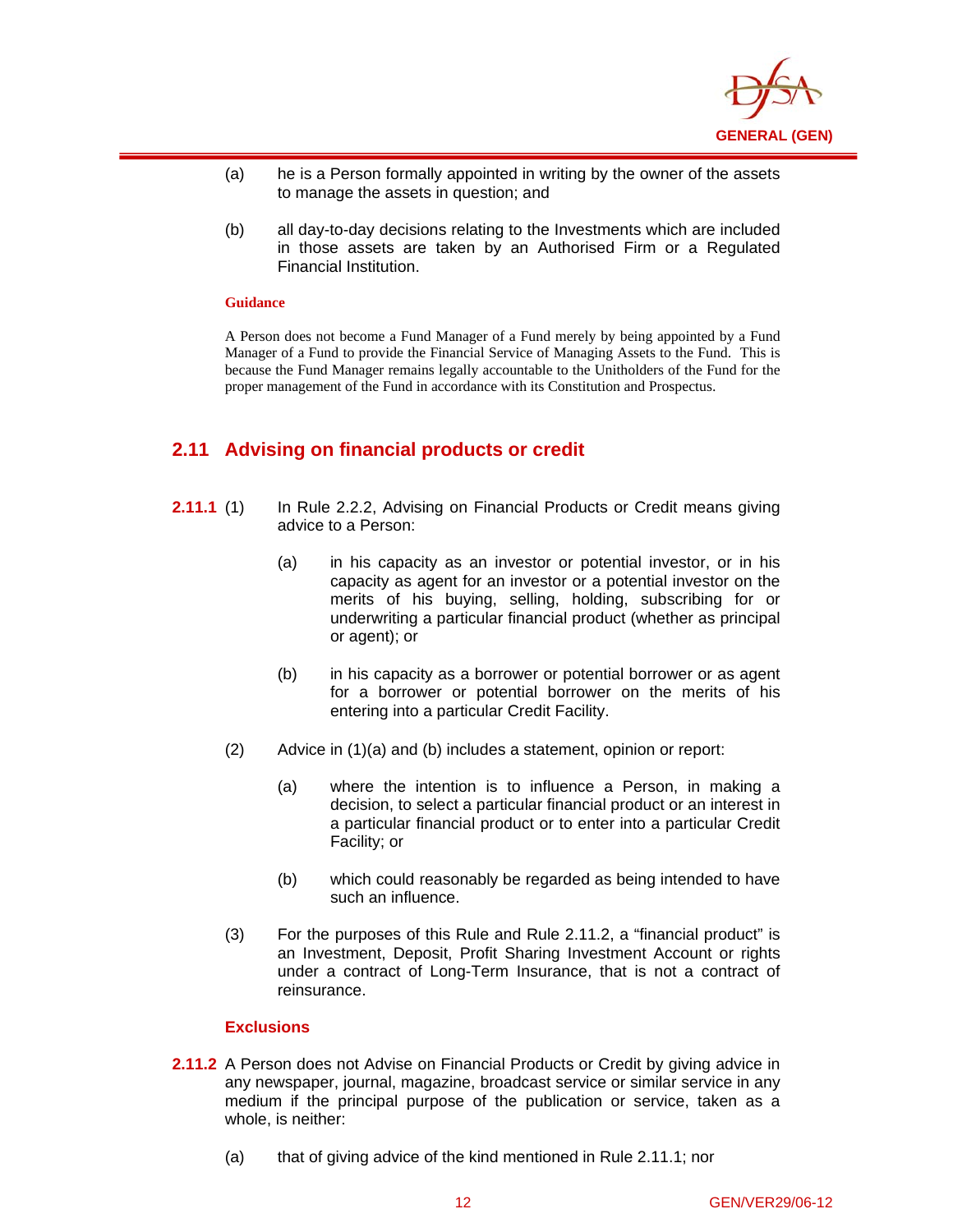(a) he is a Person formally appointed in writing by the owner of the assets to manage the assets in question; and

(b) all day-to-day decisions relating to the Investments which are included in those assets are taken by an Authorised Firm or a Regulated Financial Institution.

**Guidance**

A Person does not become a Fund Manager of a Fund merely by being appointed by a Fund Manager of a Fund to provide the Financial Service of Managing Assets to the Fund. This is because the Fund Manager remains legally accountable to the Unitholders of the Fund for the proper management of the Fund in accordance with its Constitution and Prospectus.

## 2.11 Advising on financial products or credit

**2.11.1** (1) In Rule 2.2.2, Advising on Financial Products or Credit means giving advice to a Person:

(a) in his capacity as an investor or potential investor, or in his capacity as agent for an investor or a potential investor on the merits of his buying, selling, holding, subscribing for or underwriting a particular financial product (whether as principal or agent); or

(b) in his capacity as a borrower or potential borrower or as agent for a borrower or potential borrower on the merits of his entering into a particular Credit Facility.

(2) Advice in (1)(a) and (b) includes a statement, opinion or report:

(a) where the intention is to influence a Person, in making a decision, to select a particular financial product or an interest in a particular financial product or to enter into a particular Credit Facility; or

(b) which could reasonably be regarded as being intended to have such an influence.

(3) For the purposes of this Rule and Rule 2.11.2, a "financial product" is an Investment, Deposit, Profit Sharing Investment Account or rights under a contract of Long-Term Insurance, that is not a contract of reinsurance.

**Exclusions**

**2.11.2** A Person does not Advise on Financial Products or Credit by giving advice in any newspaper, journal, magazine, broadcast service or similar service in any medium if the principal purpose of the publication or service, taken as a whole, is neither:

(a) that of giving advice of the kind mentioned in Rule 2.11.1; nor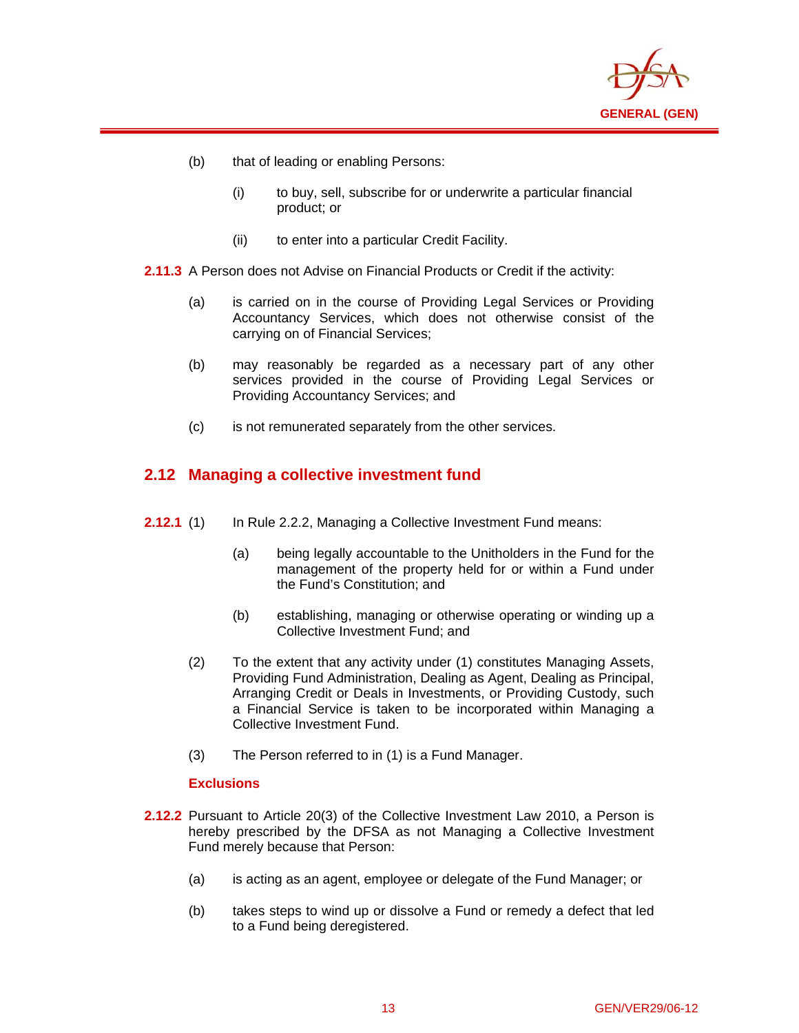(b) that of leading or enabling Persons:

   (i) to buy, sell, subscribe for or underwrite a particular financial product; or

   (ii) to enter into a particular Credit Facility.

**2.11.3** A Person does not Advise on Financial Products or Credit if the activity:

(a) is carried on in the course of Providing Legal Services or Providing Accountancy Services, which does not otherwise consist of the carrying on of Financial Services;

(b) may reasonably be regarded as a necessary part of any other services provided in the course of Providing Legal Services or Providing Accountancy Services; and

(c) is not remunerated separately from the other services.

## 2.12 Managing a collective investment fund

**2.12.1** (1) In Rule 2.2.2, Managing a Collective Investment Fund means:

   (a) being legally accountable to the Unitholders in the Fund for the management of the property held for or within a Fund under the Fund's Constitution; and

   (b) establishing, managing or otherwise operating or winding up a Collective Investment Fund; and

(2) To the extent that any activity under (1) constitutes Managing Assets, Providing Fund Administration, Dealing as Agent, Dealing as Principal, Arranging Credit or Deals in Investments, or Providing Custody, such a Financial Service is taken to be incorporated within Managing a Collective Investment Fund.

(3) The Person referred to in (1) is a Fund Manager.

**Exclusions**

**2.12.2** Pursuant to Article 20(3) of the Collective Investment Law 2010, a Person is hereby prescribed by the DFSA as not Managing a Collective Investment Fund merely because that Person:

(a) is acting as an agent, employee or delegate of the Fund Manager; or

(b) takes steps to wind up or dissolve a Fund or remedy a defect that led to a Fund being deregistered.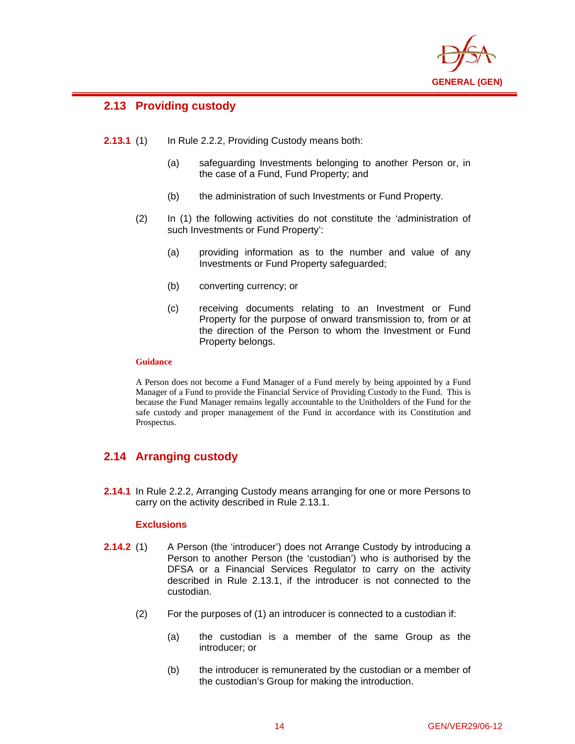## 2.13 Providing custody

**2.13.1** (1) In Rule 2.2.2, Providing Custody means both:

(a) safeguarding Investments belonging to another Person or, in the case of a Fund, Fund Property; and

(b) the administration of such Investments or Fund Property.

(2) In (1) the following activities do not constitute the 'administration of such Investments or Fund Property':

(a) providing information as to the number and value of any Investments or Fund Property safeguarded;

(b) converting currency; or

(c) receiving documents relating to an Investment or Fund Property for the purpose of onward transmission to, from or at the direction of the Person to whom the Investment or Fund Property belongs.

**Guidance**

A Person does not become a Fund Manager of a Fund merely by being appointed by a Fund Manager of a Fund to provide the Financial Service of Providing Custody to the Fund. This is because the Fund Manager remains legally accountable to the Unitholders of the Fund for the safe custody and proper management of the Fund in accordance with its Constitution and Prospectus.

## 2.14 Arranging custody

**2.14.1** In Rule 2.2.2, Arranging Custody means arranging for one or more Persons to carry on the activity described in Rule 2.13.1.

**Exclusions**

**2.14.2** (1) A Person (the 'introducer') does not Arrange Custody by introducing a Person to another Person (the 'custodian') who is authorised by the DFSA or a Financial Services Regulator to carry on the activity described in Rule 2.13.1, if the introducer is not connected to the custodian.

(2) For the purposes of (1) an introducer is connected to a custodian if:

(a) the custodian is a member of the same Group as the introducer; or

(b) the introducer is remunerated by the custodian or a member of the custodian's Group for making the introduction.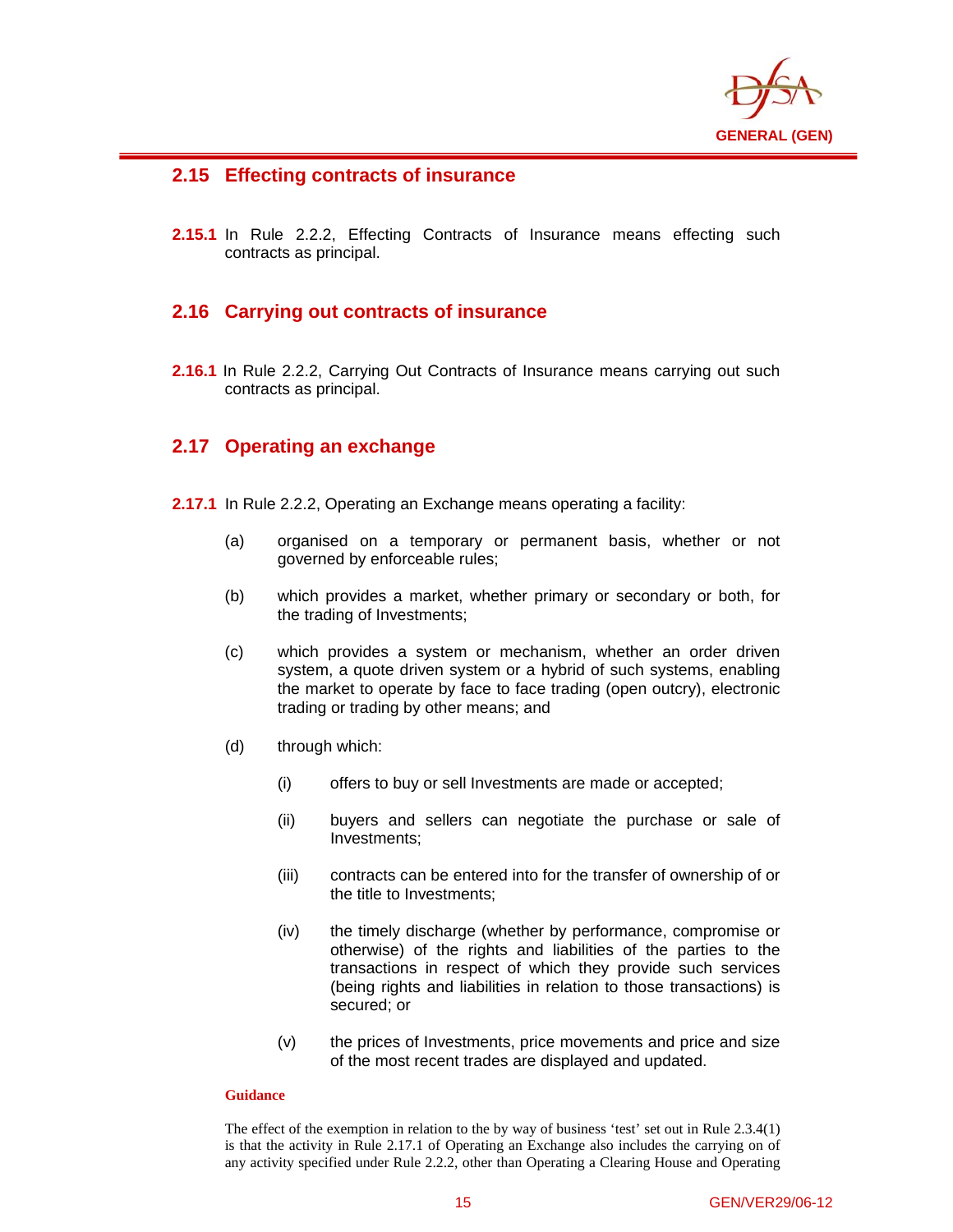## 2.15 Effecting contracts of insurance

**2.15.1** In Rule 2.2.2, Effecting Contracts of Insurance means effecting such contracts as principal.

## 2.16 Carrying out contracts of insurance

**2.16.1** In Rule 2.2.2, Carrying Out Contracts of Insurance means carrying out such contracts as principal.

## 2.17 Operating an exchange

**2.17.1** In Rule 2.2.2, Operating an Exchange means operating a facility:

(a) organised on a temporary or permanent basis, whether or not governed by enforceable rules;

(b) which provides a market, whether primary or secondary or both, for the trading of Investments;

(c) which provides a system or mechanism, whether an order driven system, a quote driven system or a hybrid of such systems, enabling the market to operate by face to face trading (open outcry), electronic trading or trading by other means; and

(d) through which:

  (i) offers to buy or sell Investments are made or accepted;

  (ii) buyers and sellers can negotiate the purchase or sale of Investments;

  (iii) contracts can be entered into for the transfer of ownership of or the title to Investments;

  (iv) the timely discharge (whether by performance, compromise or otherwise) of the rights and liabilities of the parties to the transactions in respect of which they provide such services (being rights and liabilities in relation to those transactions) is secured; or

  (v) the prices of Investments, price movements and price and size of the most recent trades are displayed and updated.

**Guidance**

The effect of the exemption in relation to the by way of business 'test' set out in Rule 2.3.4(1) is that the activity in Rule 2.17.1 of Operating an Exchange also includes the carrying on of any activity specified under Rule 2.2.2, other than Operating a Clearing House and Operating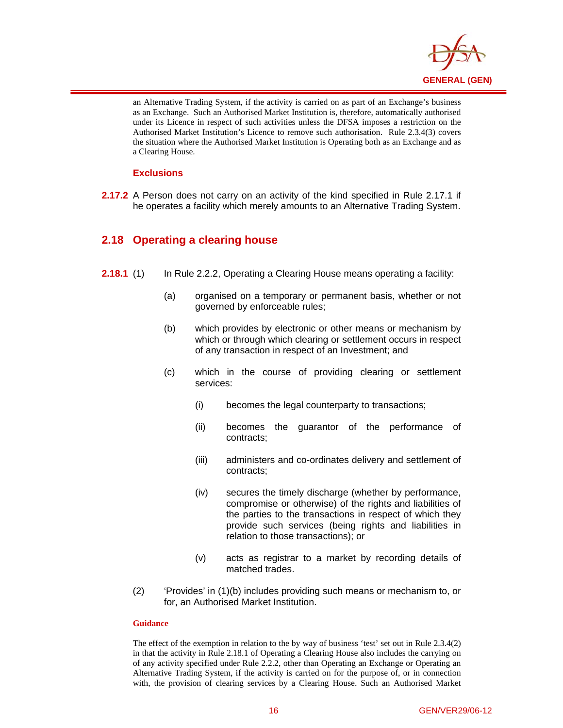an Alternative Trading System, if the activity is carried on as part of an Exchange's business as an Exchange. Such an Authorised Market Institution is, therefore, automatically authorised under its Licence in respect of such activities unless the DFSA imposes a restriction on the Authorised Market Institution's Licence to remove such authorisation. Rule 2.3.4(3) covers the situation where the Authorised Market Institution is Operating both as an Exchange and as a Clearing House.

#### Exclusions

**2.17.2** A Person does not carry on an activity of the kind specified in Rule 2.17.1 if he operates a facility which merely amounts to an Alternative Trading System.

## 2.18 Operating a clearing house

**2.18.1** (1) In Rule 2.2.2, Operating a Clearing House means operating a facility:

(a) organised on a temporary or permanent basis, whether or not governed by enforceable rules;

(b) which provides by electronic or other means or mechanism by which or through which clearing or settlement occurs in respect of any transaction in respect of an Investment; and

(c) which in the course of providing clearing or settlement services:

(i) becomes the legal counterparty to transactions;

(ii) becomes the guarantor of the performance of contracts;

(iii) administers and co-ordinates delivery and settlement of contracts;

(iv) secures the timely discharge (whether by performance, compromise or otherwise) of the rights and liabilities of the parties to the transactions in respect of which they provide such services (being rights and liabilities in relation to those transactions); or

(v) acts as registrar to a market by recording details of matched trades.

(2) 'Provides' in (1)(b) includes providing such means or mechanism to, or for, an Authorised Market Institution.

#### Guidance

The effect of the exemption in relation to the by way of business 'test' set out in Rule 2.3.4(2) in that the activity in Rule 2.18.1 of Operating a Clearing House also includes the carrying on of any activity specified under Rule 2.2.2, other than Operating an Exchange or Operating an Alternative Trading System, if the activity is carried on for the purpose of, or in connection with, the provision of clearing services by a Clearing House. Such an Authorised Market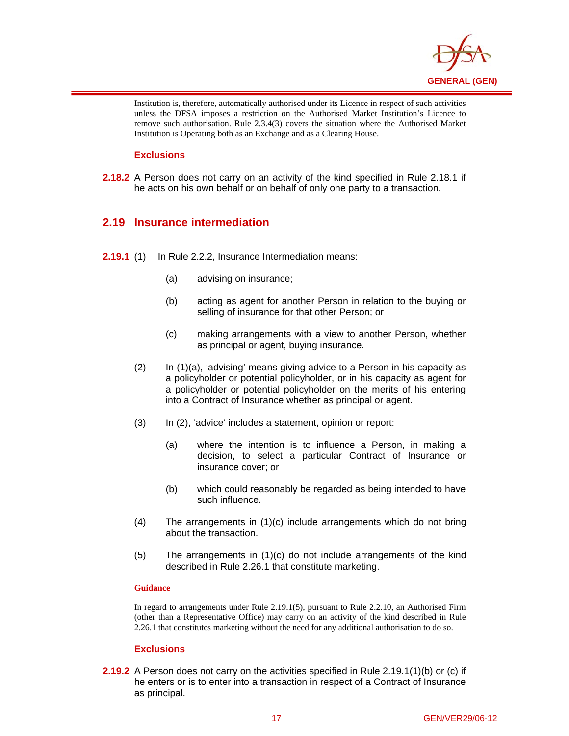Institution is, therefore, automatically authorised under its Licence in respect of such activities unless the DFSA imposes a restriction on the Authorised Market Institution's Licence to remove such authorisation. Rule 2.3.4(3) covers the situation where the Authorised Market Institution is Operating both as an Exchange and as a Clearing House.

**Exclusions**

**2.18.2** A Person does not carry on an activity of the kind specified in Rule 2.18.1 if he acts on his own behalf or on behalf of only one party to a transaction.

## 2.19 Insurance intermediation

**2.19.1** (1) In Rule 2.2.2, Insurance Intermediation means:

(a) advising on insurance;

(b) acting as agent for another Person in relation to the buying or selling of insurance for that other Person; or

(c) making arrangements with a view to another Person, whether as principal or agent, buying insurance.

(2) In (1)(a), 'advising' means giving advice to a Person in his capacity as a policyholder or potential policyholder, or in his capacity as agent for a policyholder or potential policyholder on the merits of his entering into a Contract of Insurance whether as principal or agent.

(3) In (2), 'advice' includes a statement, opinion or report:

(a) where the intention is to influence a Person, in making a decision, to select a particular Contract of Insurance or insurance cover; or

(b) which could reasonably be regarded as being intended to have such influence.

(4) The arrangements in (1)(c) include arrangements which do not bring about the transaction.

(5) The arrangements in (1)(c) do not include arrangements of the kind described in Rule 2.26.1 that constitute marketing.

**Guidance**

In regard to arrangements under Rule 2.19.1(5), pursuant to Rule 2.2.10, an Authorised Firm (other than a Representative Office) may carry on an activity of the kind described in Rule 2.26.1 that constitutes marketing without the need for any additional authorisation to do so.

**Exclusions**

**2.19.2** A Person does not carry on the activities specified in Rule 2.19.1(1)(b) or (c) if he enters or is to enter into a transaction in respect of a Contract of Insurance as principal.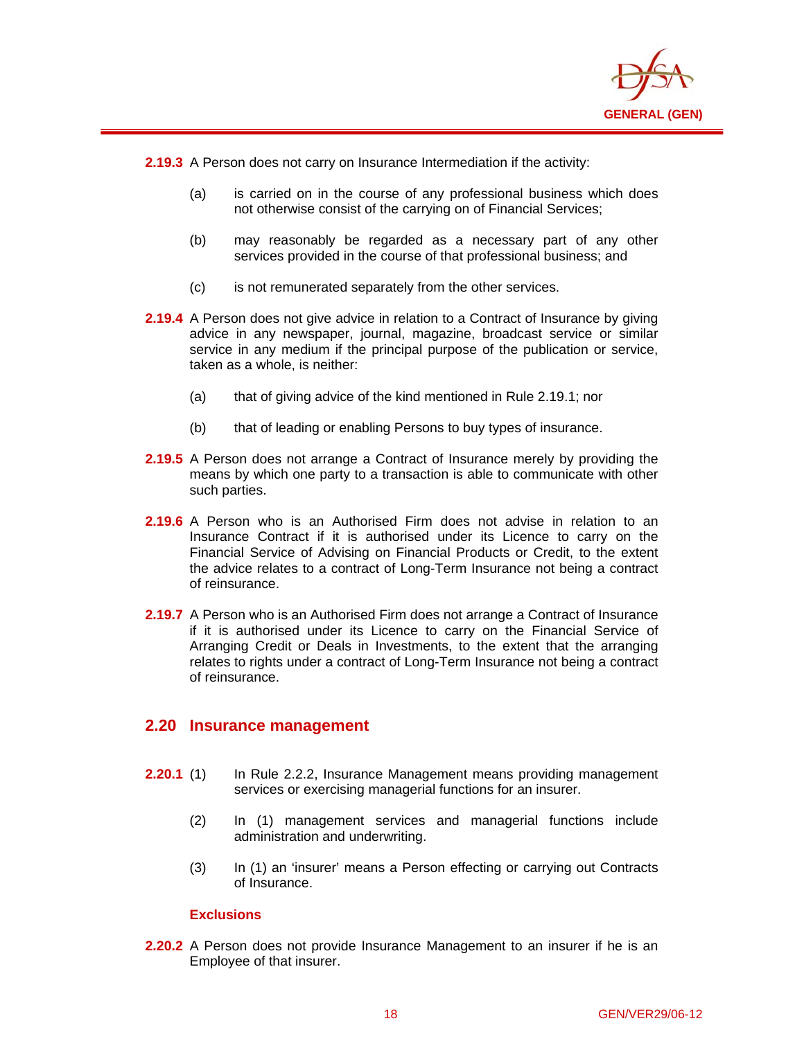**2.19.3** A Person does not carry on Insurance Intermediation if the activity:

(a) is carried on in the course of any professional business which does not otherwise consist of the carrying on of Financial Services;

(b) may reasonably be regarded as a necessary part of any other services provided in the course of that professional business; and

(c) is not remunerated separately from the other services.

**2.19.4** A Person does not give advice in relation to a Contract of Insurance by giving advice in any newspaper, journal, magazine, broadcast service or similar service in any medium if the principal purpose of the publication or service, taken as a whole, is neither:

(a) that of giving advice of the kind mentioned in Rule 2.19.1; nor

(b) that of leading or enabling Persons to buy types of insurance.

**2.19.5** A Person does not arrange a Contract of Insurance merely by providing the means by which one party to a transaction is able to communicate with other such parties.

**2.19.6** A Person who is an Authorised Firm does not advise in relation to an Insurance Contract if it is authorised under its Licence to carry on the Financial Service of Advising on Financial Products or Credit, to the extent the advice relates to a contract of Long-Term Insurance not being a contract of reinsurance.

**2.19.7** A Person who is an Authorised Firm does not arrange a Contract of Insurance if it is authorised under its Licence to carry on the Financial Service of Arranging Credit or Deals in Investments, to the extent that the arranging relates to rights under a contract of Long-Term Insurance not being a contract of reinsurance.

## 2.20 Insurance management

**2.20.1** (1) In Rule 2.2.2, Insurance Management means providing management services or exercising managerial functions for an insurer.

(2) In (1) management services and managerial functions include administration and underwriting.

(3) In (1) an 'insurer' means a Person effecting or carrying out Contracts of Insurance.

### Exclusions

**2.20.2** A Person does not provide Insurance Management to an insurer if he is an Employee of that insurer.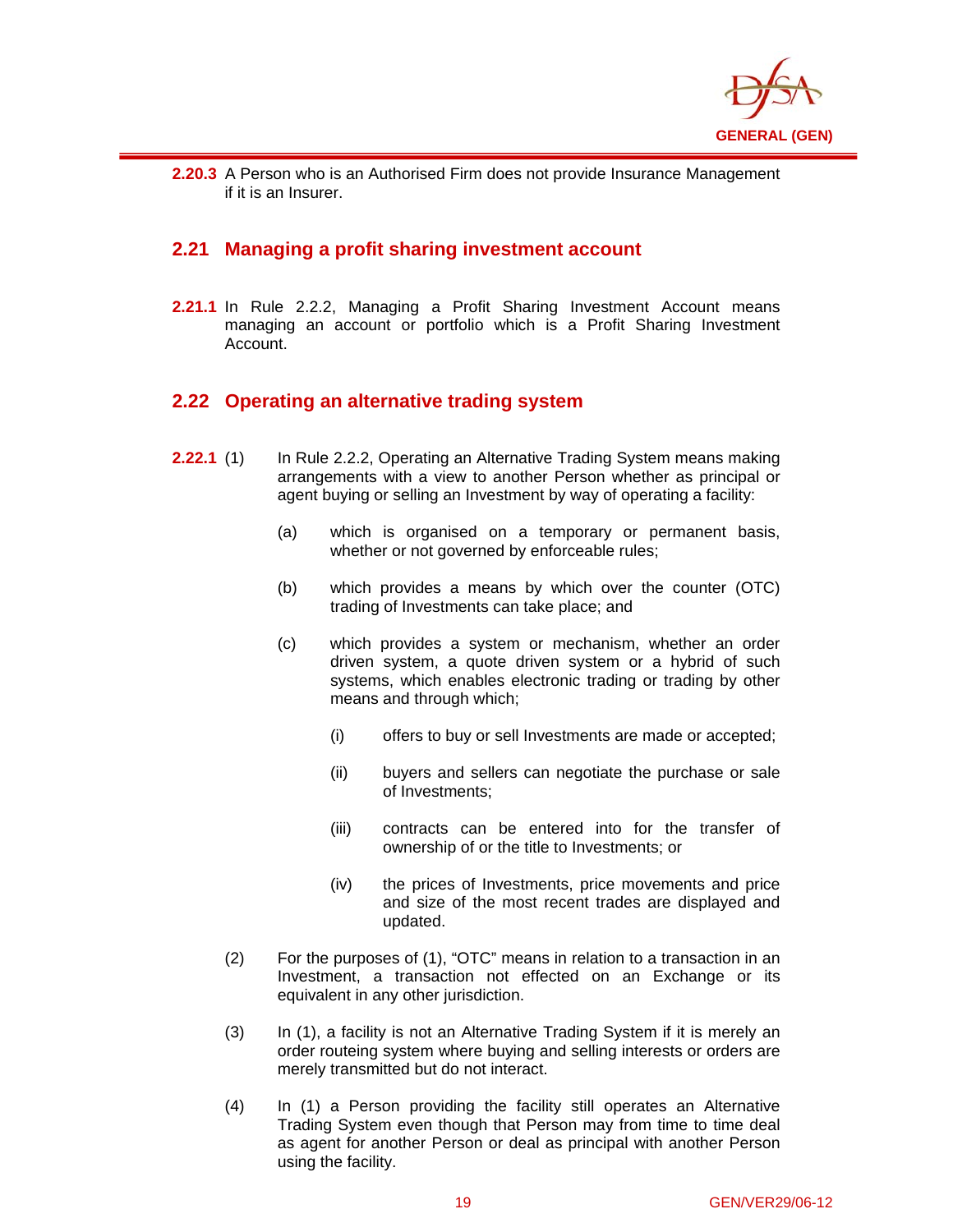**2.20.3** A Person who is an Authorised Firm does not provide Insurance Management if it is an Insurer.

## 2.21 Managing a profit sharing investment account

**2.21.1** In Rule 2.2.2, Managing a Profit Sharing Investment Account means managing an account or portfolio which is a Profit Sharing Investment Account.

## 2.22 Operating an alternative trading system

**2.22.1** (1) In Rule 2.2.2, Operating an Alternative Trading System means making arrangements with a view to another Person whether as principal or agent buying or selling an Investment by way of operating a facility:

(a) which is organised on a temporary or permanent basis, whether or not governed by enforceable rules;

(b) which provides a means by which over the counter (OTC) trading of Investments can take place; and

(c) which provides a system or mechanism, whether an order driven system, a quote driven system or a hybrid of such systems, which enables electronic trading or trading by other means and through which;

(i) offers to buy or sell Investments are made or accepted;

(ii) buyers and sellers can negotiate the purchase or sale of Investments;

(iii) contracts can be entered into for the transfer of ownership of or the title to Investments; or

(iv) the prices of Investments, price movements and price and size of the most recent trades are displayed and updated.

(2) For the purposes of (1), "OTC" means in relation to a transaction in an Investment, a transaction not effected on an Exchange or its equivalent in any other jurisdiction.

(3) In (1), a facility is not an Alternative Trading System if it is merely an order routeing system where buying and selling interests or orders are merely transmitted but do not interact.

(4) In (1) a Person providing the facility still operates an Alternative Trading System even though that Person may from time to time deal as agent for another Person or deal as principal with another Person using the facility.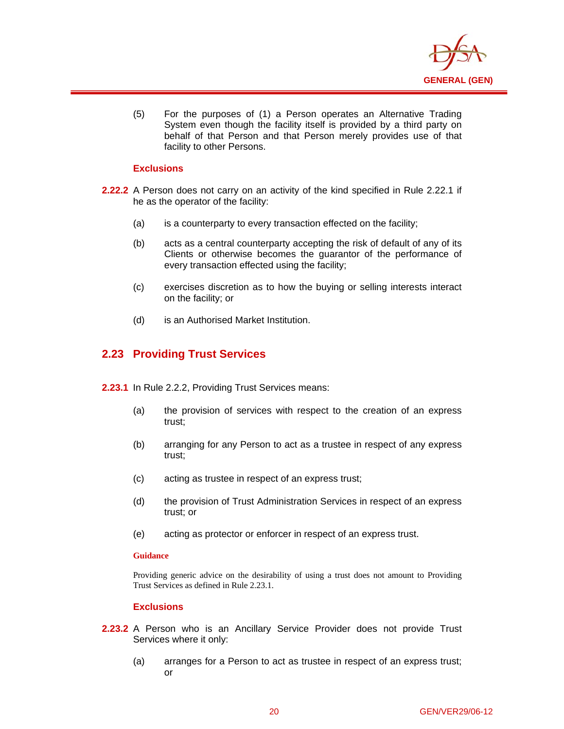(5) For the purposes of (1) a Person operates an Alternative Trading System even though the facility itself is provided by a third party on behalf of that Person and that Person merely provides use of that facility to other Persons.

**Exclusions**

**2.22.2** A Person does not carry on an activity of the kind specified in Rule 2.22.1 if he as the operator of the facility:

(a) is a counterparty to every transaction effected on the facility;

(b) acts as a central counterparty accepting the risk of default of any of its Clients or otherwise becomes the guarantor of the performance of every transaction effected using the facility;

(c) exercises discretion as to how the buying or selling interests interact on the facility; or

(d) is an Authorised Market Institution.

## 2.23 Providing Trust Services

**2.23.1** In Rule 2.2.2, Providing Trust Services means:

(a) the provision of services with respect to the creation of an express trust;

(b) arranging for any Person to act as a trustee in respect of any express trust;

(c) acting as trustee in respect of an express trust;

(d) the provision of Trust Administration Services in respect of an express trust; or

(e) acting as protector or enforcer in respect of an express trust.

**Guidance**

Providing generic advice on the desirability of using a trust does not amount to Providing Trust Services as defined in Rule 2.23.1.

**Exclusions**

**2.23.2** A Person who is an Ancillary Service Provider does not provide Trust Services where it only:

(a) arranges for a Person to act as trustee in respect of an express trust; or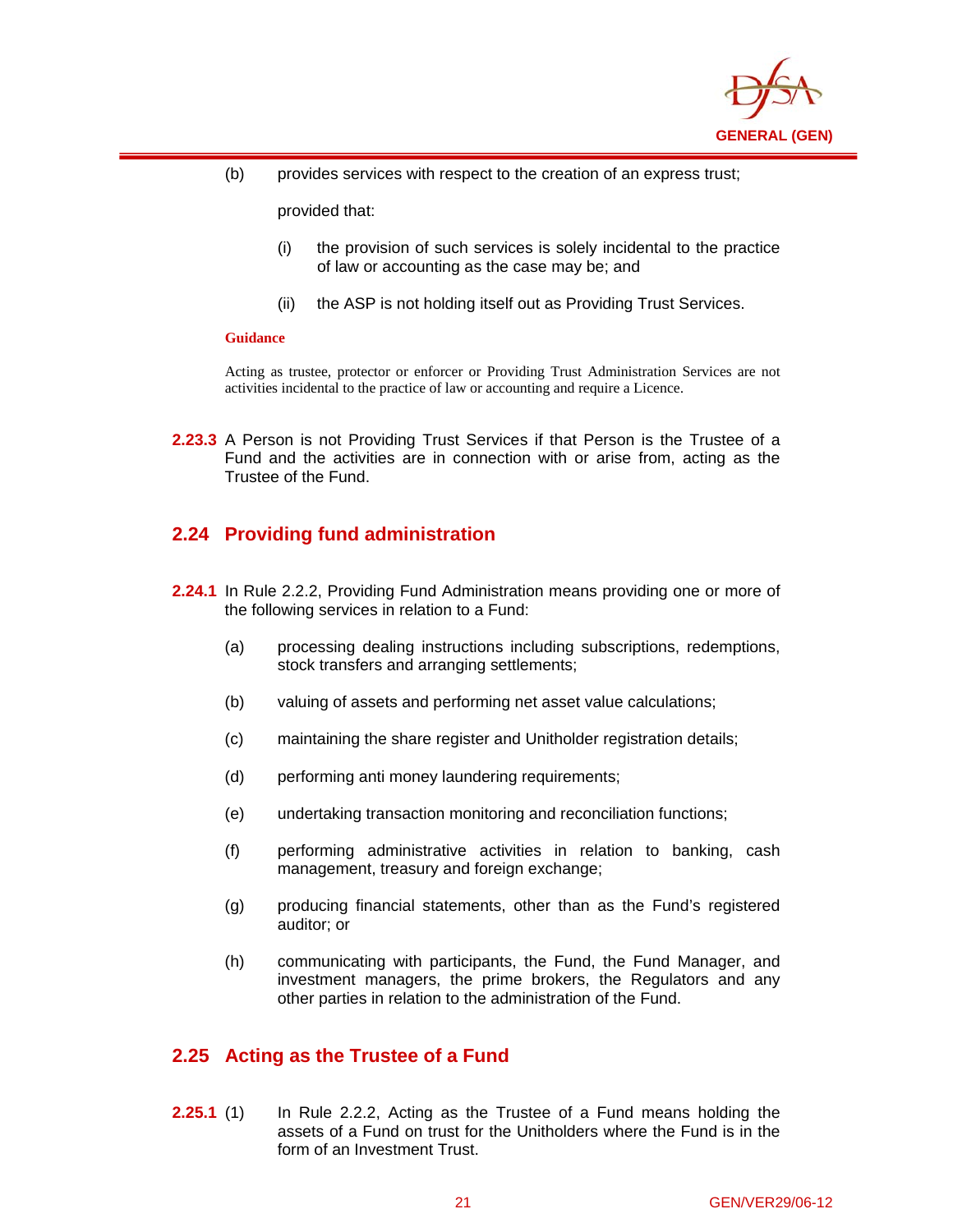(b) provides services with respect to the creation of an express trust;

provided that:

(i) the provision of such services is solely incidental to the practice of law or accounting as the case may be; and

(ii) the ASP is not holding itself out as Providing Trust Services.

**Guidance**

Acting as trustee, protector or enforcer or Providing Trust Administration Services are not activities incidental to the practice of law or accounting and require a Licence.

**2.23.3** A Person is not Providing Trust Services if that Person is the Trustee of a Fund and the activities are in connection with or arise from, acting as the Trustee of the Fund.

## 2.24 Providing fund administration

**2.24.1** In Rule 2.2.2, Providing Fund Administration means providing one or more of the following services in relation to a Fund:

(a) processing dealing instructions including subscriptions, redemptions, stock transfers and arranging settlements;

(b) valuing of assets and performing net asset value calculations;

(c) maintaining the share register and Unitholder registration details;

(d) performing anti money laundering requirements;

(e) undertaking transaction monitoring and reconciliation functions;

(f) performing administrative activities in relation to banking, cash management, treasury and foreign exchange;

(g) producing financial statements, other than as the Fund's registered auditor; or

(h) communicating with participants, the Fund, the Fund Manager, and investment managers, the prime brokers, the Regulators and any other parties in relation to the administration of the Fund.

## 2.25 Acting as the Trustee of a Fund

**2.25.1** (1) In Rule 2.2.2, Acting as the Trustee of a Fund means holding the assets of a Fund on trust for the Unitholders where the Fund is in the form of an Investment Trust.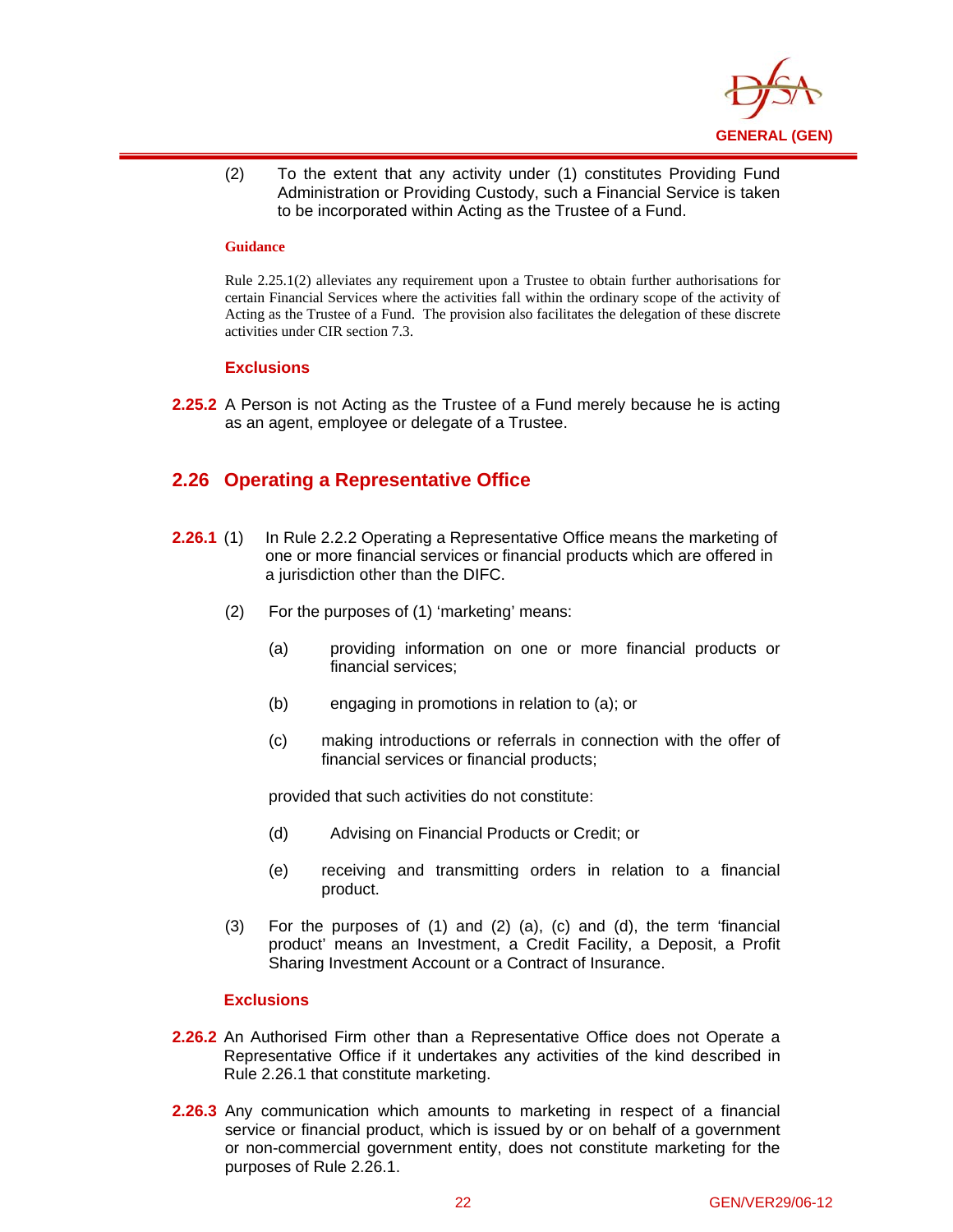(2) To the extent that any activity under (1) constitutes Providing Fund Administration or Providing Custody, such a Financial Service is taken to be incorporated within Acting as the Trustee of a Fund.

**Guidance**

Rule 2.25.1(2) alleviates any requirement upon a Trustee to obtain further authorisations for certain Financial Services where the activities fall within the ordinary scope of the activity of Acting as the Trustee of a Fund. The provision also facilitates the delegation of these discrete activities under CIR section 7.3.

**Exclusions**

**2.25.2** A Person is not Acting as the Trustee of a Fund merely because he is acting as an agent, employee or delegate of a Trustee.

## 2.26 Operating a Representative Office

**2.26.1** (1) In Rule 2.2.2 Operating a Representative Office means the marketing of one or more financial services or financial products which are offered in a jurisdiction other than the DIFC.

(2) For the purposes of (1) 'marketing' means:

(a) providing information on one or more financial products or financial services;

(b) engaging in promotions in relation to (a); or

(c) making introductions or referrals in connection with the offer of financial services or financial products;

provided that such activities do not constitute:

(d) Advising on Financial Products or Credit; or

(e) receiving and transmitting orders in relation to a financial product.

(3) For the purposes of (1) and (2) (a), (c) and (d), the term 'financial product' means an Investment, a Credit Facility, a Deposit, a Profit Sharing Investment Account or a Contract of Insurance.

**Exclusions**

**2.26.2** An Authorised Firm other than a Representative Office does not Operate a Representative Office if it undertakes any activities of the kind described in Rule 2.26.1 that constitute marketing.

**2.26.3** Any communication which amounts to marketing in respect of a financial service or financial product, which is issued by or on behalf of a government or non-commercial government entity, does not constitute marketing for the purposes of Rule 2.26.1.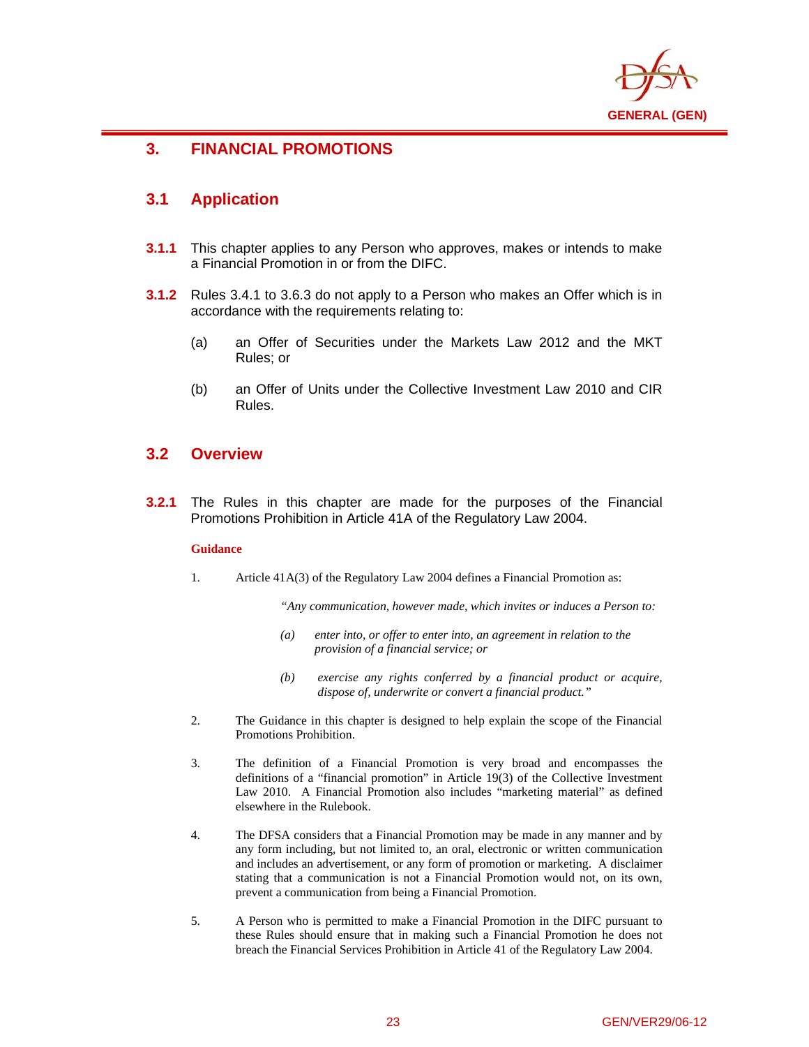# 3. FINANCIAL PROMOTIONS

## 3.1 Application

**3.1.1** This chapter applies to any Person who approves, makes or intends to make a Financial Promotion in or from the DIFC.

**3.1.2** Rules 3.4.1 to 3.6.3 do not apply to a Person who makes an Offer which is in accordance with the requirements relating to:

(a) an Offer of Securities under the Markets Law 2012 and the MKT Rules; or

(b) an Offer of Units under the Collective Investment Law 2010 and CIR Rules.

## 3.2 Overview

**3.2.1** The Rules in this chapter are made for the purposes of the Financial Promotions Prohibition in Article 41A of the Regulatory Law 2004.

**Guidance**

1. Article 41A(3) of the Regulatory Law 2004 defines a Financial Promotion as:

   *"Any communication, however made, which invites or induces a Person to:*

   *(a) enter into, or offer to enter into, an agreement in relation to the provision of a financial service; or*

   *(b) exercise any rights conferred by a financial product or acquire, dispose of, underwrite or convert a financial product."*

2. The Guidance in this chapter is designed to help explain the scope of the Financial Promotions Prohibition.

3. The definition of a Financial Promotion is very broad and encompasses the definitions of a "financial promotion" in Article 19(3) of the Collective Investment Law 2010. A Financial Promotion also includes "marketing material" as defined elsewhere in the Rulebook.

4. The DFSA considers that a Financial Promotion may be made in any manner and by any form including, but not limited to, an oral, electronic or written communication and includes an advertisement, or any form of promotion or marketing. A disclaimer stating that a communication is not a Financial Promotion would not, on its own, prevent a communication from being a Financial Promotion.

5. A Person who is permitted to make a Financial Promotion in the DIFC pursuant to these Rules should ensure that in making such a Financial Promotion he does not breach the Financial Services Prohibition in Article 41 of the Regulatory Law 2004.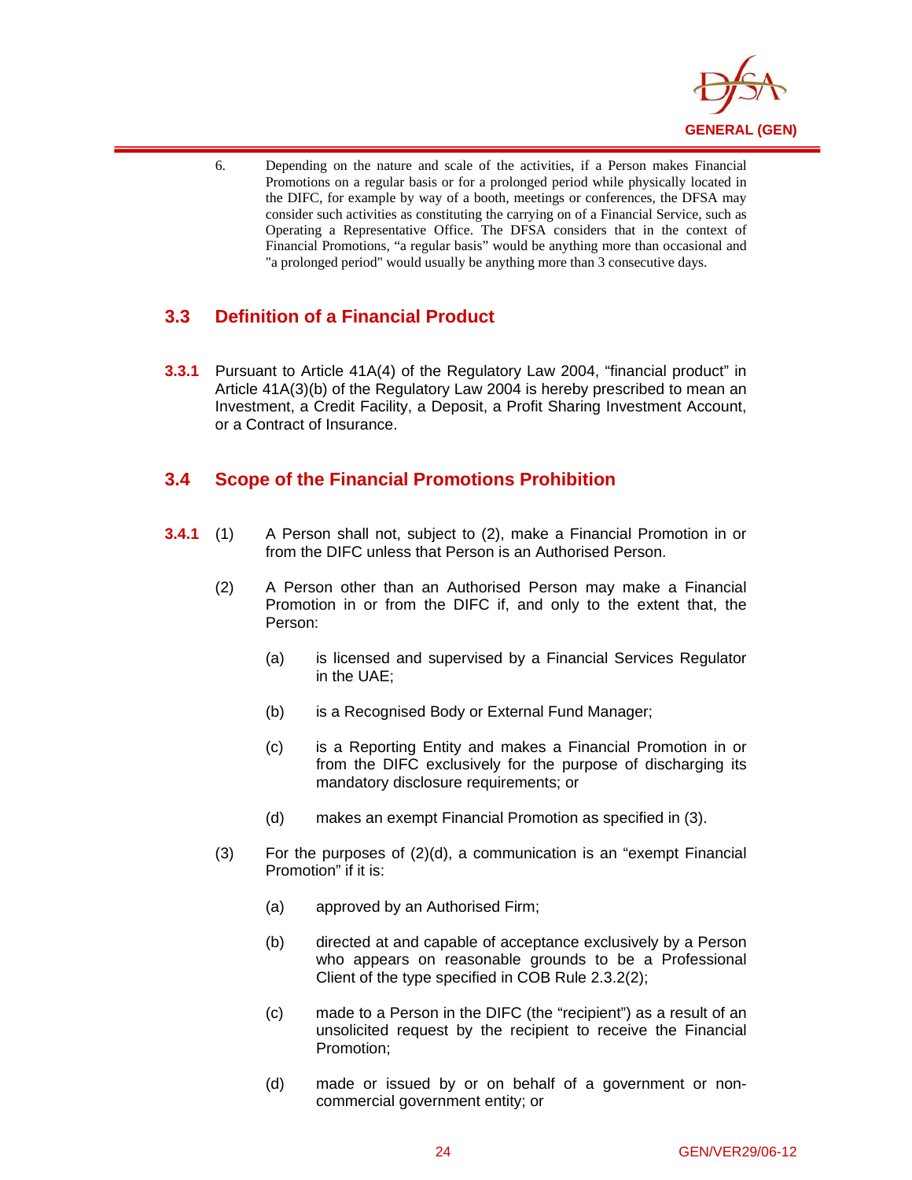6. Depending on the nature and scale of the activities, if a Person makes Financial Promotions on a regular basis or for a prolonged period while physically located in the DIFC, for example by way of a booth, meetings or conferences, the DFSA may consider such activities as constituting the carrying on of a Financial Service, such as Operating a Representative Office. The DFSA considers that in the context of Financial Promotions, "a regular basis" would be anything more than occasional and "a prolonged period" would usually be anything more than 3 consecutive days.

## 3.3 Definition of a Financial Product

**3.3.1** Pursuant to Article 41A(4) of the Regulatory Law 2004, "financial product" in Article 41A(3)(b) of the Regulatory Law 2004 is hereby prescribed to mean an Investment, a Credit Facility, a Deposit, a Profit Sharing Investment Account, or a Contract of Insurance.

## 3.4 Scope of the Financial Promotions Prohibition

**3.4.1** (1) A Person shall not, subject to (2), make a Financial Promotion in or from the DIFC unless that Person is an Authorised Person.

(2) A Person other than an Authorised Person may make a Financial Promotion in or from the DIFC if, and only to the extent that, the Person:

- (a) is licensed and supervised by a Financial Services Regulator in the UAE;
- (b) is a Recognised Body or External Fund Manager;
- (c) is a Reporting Entity and makes a Financial Promotion in or from the DIFC exclusively for the purpose of discharging its mandatory disclosure requirements; or
- (d) makes an exempt Financial Promotion as specified in (3).

(3) For the purposes of (2)(d), a communication is an "exempt Financial Promotion" if it is:

- (a) approved by an Authorised Firm;
- (b) directed at and capable of acceptance exclusively by a Person who appears on reasonable grounds to be a Professional Client of the type specified in COB Rule 2.3.2(2);
- (c) made to a Person in the DIFC (the "recipient") as a result of an unsolicited request by the recipient to receive the Financial Promotion;
- (d) made or issued by or on behalf of a government or non-commercial government entity; or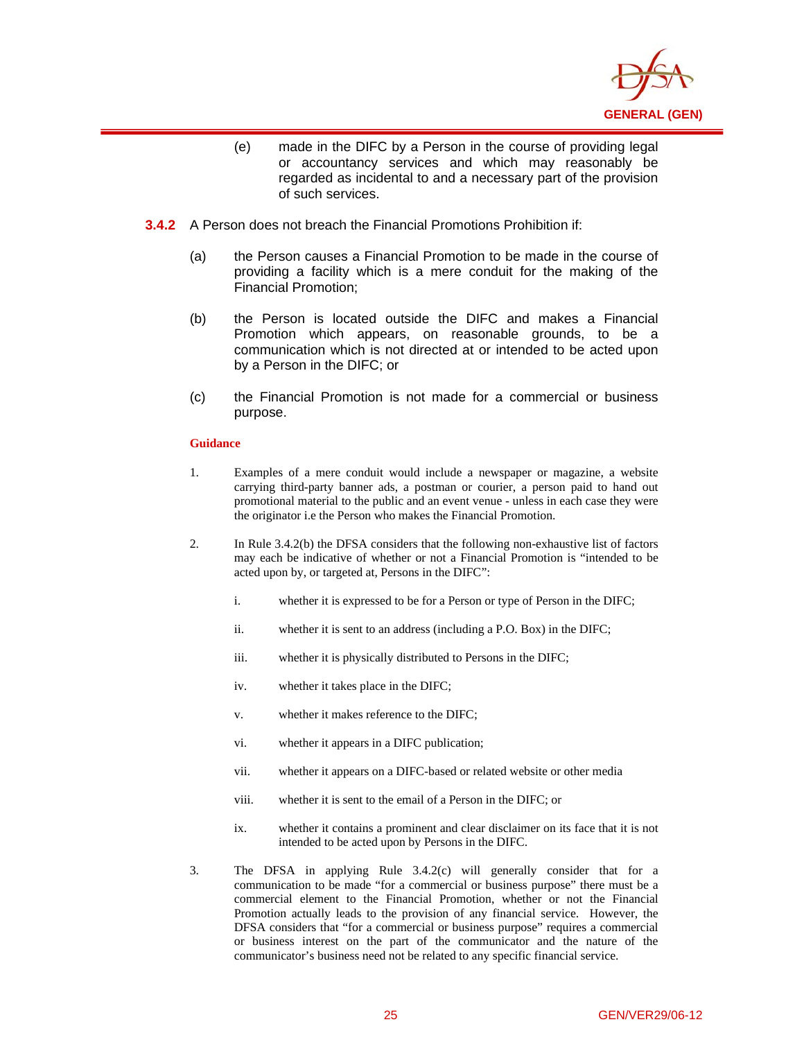(e) made in the DIFC by a Person in the course of providing legal or accountancy services and which may reasonably be regarded as incidental to and a necessary part of the provision of such services.

**3.4.2** A Person does not breach the Financial Promotions Prohibition if:

(a) the Person causes a Financial Promotion to be made in the course of providing a facility which is a mere conduit for the making of the Financial Promotion;

(b) the Person is located outside the DIFC and makes a Financial Promotion which appears, on reasonable grounds, to be a communication which is not directed at or intended to be acted upon by a Person in the DIFC; or

(c) the Financial Promotion is not made for a commercial or business purpose.

**Guidance**

1. Examples of a mere conduit would include a newspaper or magazine, a website carrying third-party banner ads, a postman or courier, a person paid to hand out promotional material to the public and an event venue - unless in each case they were the originator i.e the Person who makes the Financial Promotion.

2. In Rule 3.4.2(b) the DFSA considers that the following non-exhaustive list of factors may each be indicative of whether or not a Financial Promotion is "intended to be acted upon by, or targeted at, Persons in the DIFC":

   i. whether it is expressed to be for a Person or type of Person in the DIFC;

   ii. whether it is sent to an address (including a P.O. Box) in the DIFC;

   iii. whether it is physically distributed to Persons in the DIFC;

   iv. whether it takes place in the DIFC;

   v. whether it makes reference to the DIFC;

   vi. whether it appears in a DIFC publication;

   vii. whether it appears on a DIFC-based or related website or other media

   viii. whether it is sent to the email of a Person in the DIFC; or

   ix. whether it contains a prominent and clear disclaimer on its face that it is not intended to be acted upon by Persons in the DIFC.

3. The DFSA in applying Rule 3.4.2(c) will generally consider that for a communication to be made "for a commercial or business purpose" there must be a commercial element to the Financial Promotion, whether or not the Financial Promotion actually leads to the provision of any financial service. However, the DFSA considers that "for a commercial or business purpose" requires a commercial or business interest on the part of the communicator and the nature of the communicator's business need not be related to any specific financial service.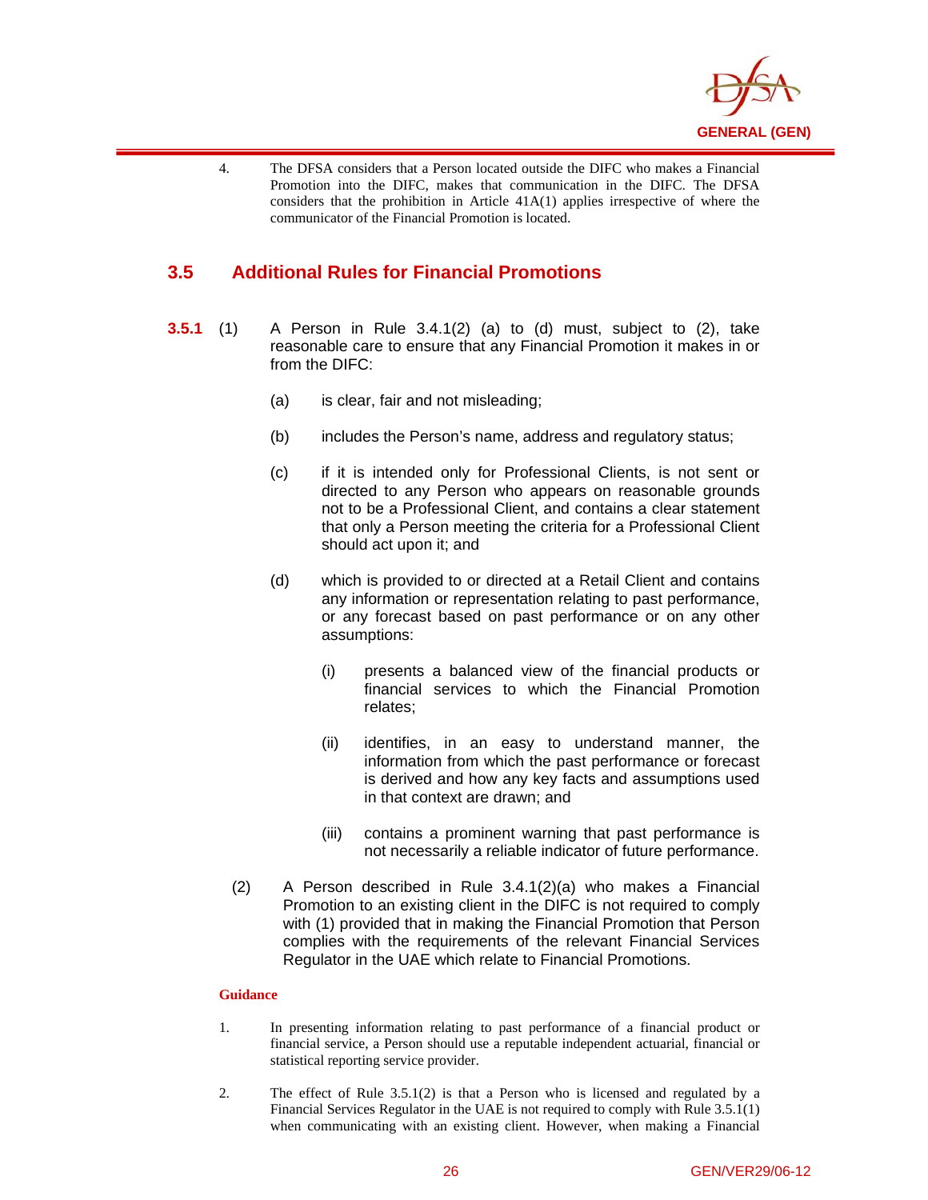4. The DFSA considers that a Person located outside the DIFC who makes a Financial Promotion into the DIFC, makes that communication in the DIFC. The DFSA considers that the prohibition in Article 41A(1) applies irrespective of where the communicator of the Financial Promotion is located.

## 3.5 Additional Rules for Financial Promotions

**3.5.1** (1) A Person in Rule 3.4.1(2) (a) to (d) must, subject to (2), take reasonable care to ensure that any Financial Promotion it makes in or from the DIFC:

(a) is clear, fair and not misleading;

(b) includes the Person's name, address and regulatory status;

(c) if it is intended only for Professional Clients, is not sent or directed to any Person who appears on reasonable grounds not to be a Professional Client, and contains a clear statement that only a Person meeting the criteria for a Professional Client should act upon it; and

(d) which is provided to or directed at a Retail Client and contains any information or representation relating to past performance, or any forecast based on past performance or on any other assumptions:

(i) presents a balanced view of the financial products or financial services to which the Financial Promotion relates;

(ii) identifies, in an easy to understand manner, the information from which the past performance or forecast is derived and how any key facts and assumptions used in that context are drawn; and

(iii) contains a prominent warning that past performance is not necessarily a reliable indicator of future performance.

(2) A Person described in Rule 3.4.1(2)(a) who makes a Financial Promotion to an existing client in the DIFC is not required to comply with (1) provided that in making the Financial Promotion that Person complies with the requirements of the relevant Financial Services Regulator in the UAE which relate to Financial Promotions.

**Guidance**

1. In presenting information relating to past performance of a financial product or financial service, a Person should use a reputable independent actuarial, financial or statistical reporting service provider.

2. The effect of Rule 3.5.1(2) is that a Person who is licensed and regulated by a Financial Services Regulator in the UAE is not required to comply with Rule 3.5.1(1) when communicating with an existing client. However, when making a Financial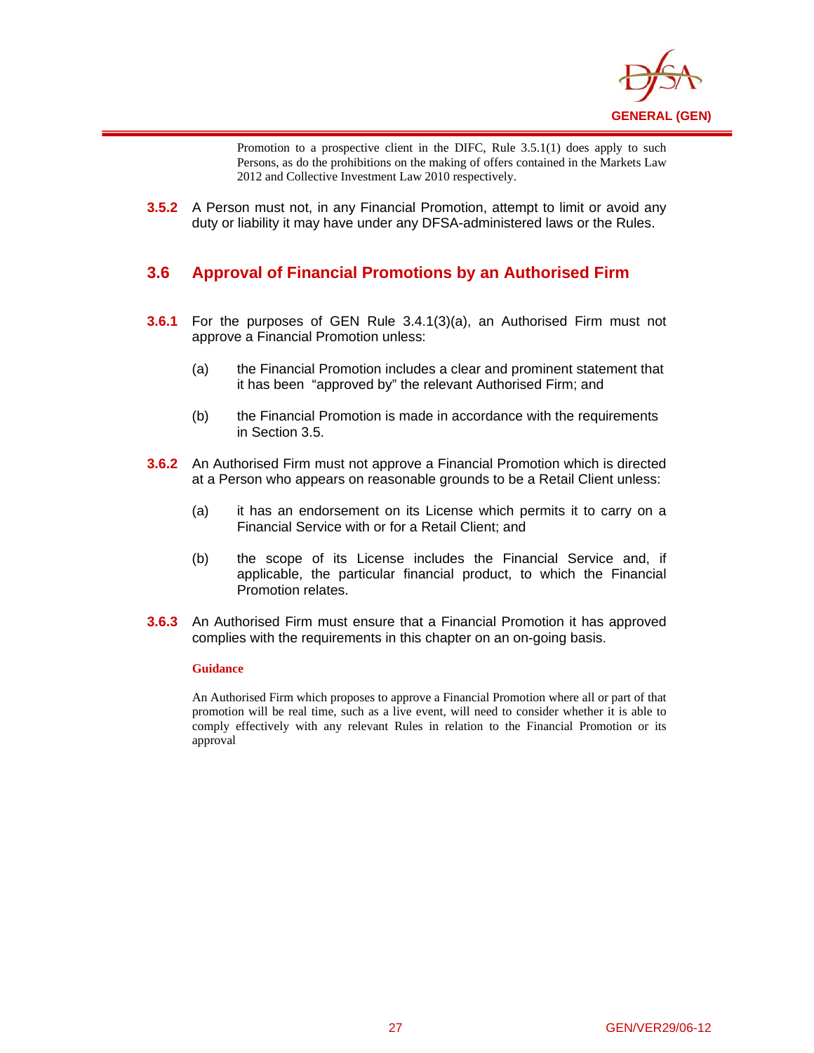Promotion to a prospective client in the DIFC, Rule 3.5.1(1) does apply to such Persons, as do the prohibitions on the making of offers contained in the Markets Law 2012 and Collective Investment Law 2010 respectively.

**3.5.2** A Person must not, in any Financial Promotion, attempt to limit or avoid any duty or liability it may have under any DFSA-administered laws or the Rules.

## 3.6 Approval of Financial Promotions by an Authorised Firm

**3.6.1** For the purposes of GEN Rule 3.4.1(3)(a), an Authorised Firm must not approve a Financial Promotion unless:

(a) the Financial Promotion includes a clear and prominent statement that it has been "approved by" the relevant Authorised Firm; and

(b) the Financial Promotion is made in accordance with the requirements in Section 3.5.

**3.6.2** An Authorised Firm must not approve a Financial Promotion which is directed at a Person who appears on reasonable grounds to be a Retail Client unless:

(a) it has an endorsement on its License which permits it to carry on a Financial Service with or for a Retail Client; and

(b) the scope of its License includes the Financial Service and, if applicable, the particular financial product, to which the Financial Promotion relates.

**3.6.3** An Authorised Firm must ensure that a Financial Promotion it has approved complies with the requirements in this chapter on an on-going basis.

**Guidance**

An Authorised Firm which proposes to approve a Financial Promotion where all or part of that promotion will be real time, such as a live event, will need to consider whether it is able to comply effectively with any relevant Rules in relation to the Financial Promotion or its approval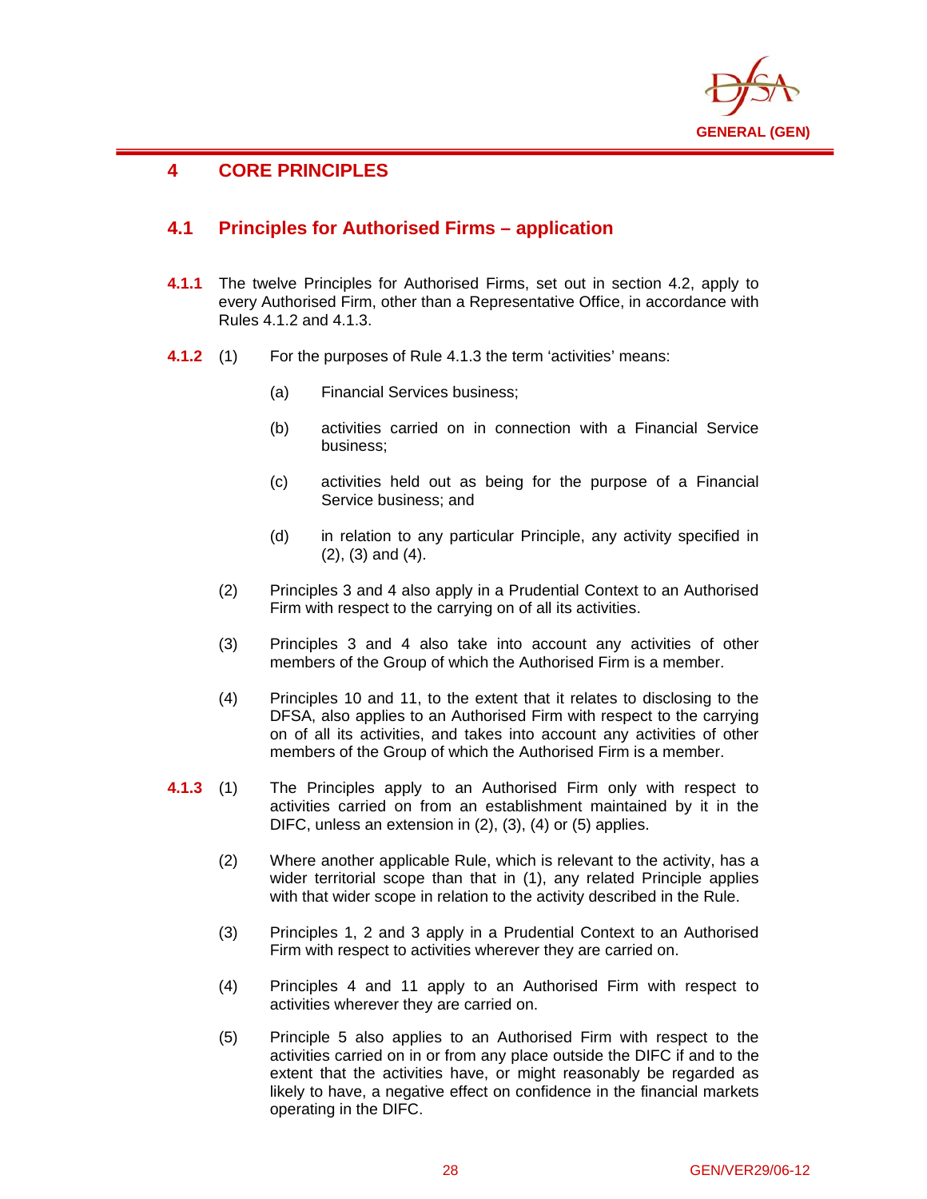# 4 CORE PRINCIPLES

## 4.1 Principles for Authorised Firms – application

**4.1.1** The twelve Principles for Authorised Firms, set out in section 4.2, apply to every Authorised Firm, other than a Representative Office, in accordance with Rules 4.1.2 and 4.1.3.

**4.1.2** (1) For the purposes of Rule 4.1.3 the term 'activities' means:

(a) Financial Services business;

(b) activities carried on in connection with a Financial Service business;

(c) activities held out as being for the purpose of a Financial Service business; and

(d) in relation to any particular Principle, any activity specified in (2), (3) and (4).

(2) Principles 3 and 4 also apply in a Prudential Context to an Authorised Firm with respect to the carrying on of all its activities.

(3) Principles 3 and 4 also take into account any activities of other members of the Group of which the Authorised Firm is a member.

(4) Principles 10 and 11, to the extent that it relates to disclosing to the DFSA, also applies to an Authorised Firm with respect to the carrying on of all its activities, and takes into account any activities of other members of the Group of which the Authorised Firm is a member.

**4.1.3** (1) The Principles apply to an Authorised Firm only with respect to activities carried on from an establishment maintained by it in the DIFC, unless an extension in (2), (3), (4) or (5) applies.

(2) Where another applicable Rule, which is relevant to the activity, has a wider territorial scope than that in (1), any related Principle applies with that wider scope in relation to the activity described in the Rule.

(3) Principles 1, 2 and 3 apply in a Prudential Context to an Authorised Firm with respect to activities wherever they are carried on.

(4) Principles 4 and 11 apply to an Authorised Firm with respect to activities wherever they are carried on.

(5) Principle 5 also applies to an Authorised Firm with respect to the activities carried on in or from any place outside the DIFC if and to the extent that the activities have, or might reasonably be regarded as likely to have, a negative effect on confidence in the financial markets operating in the DIFC.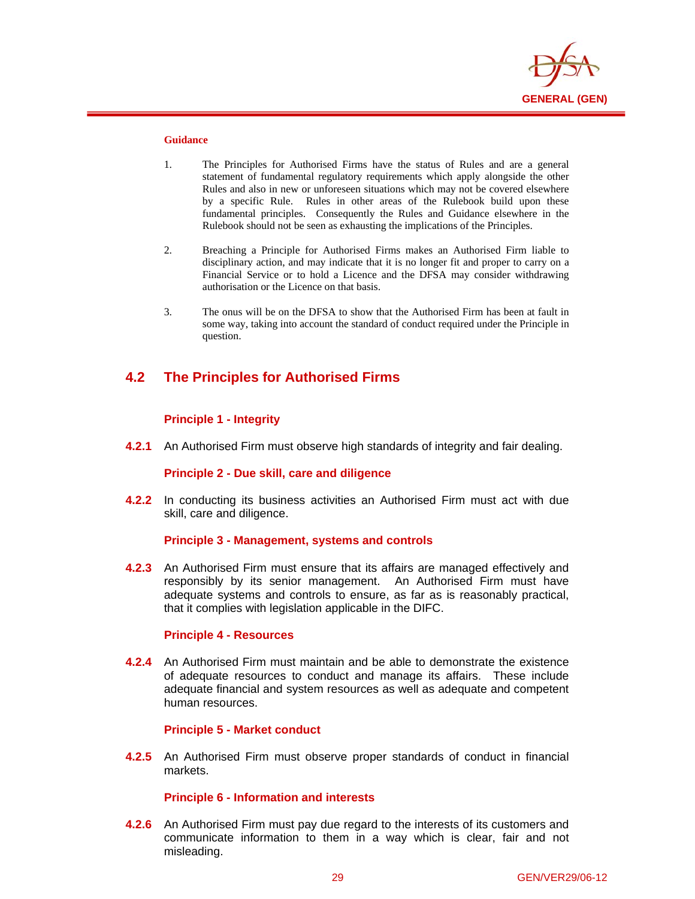**Guidance**

1. The Principles for Authorised Firms have the status of Rules and are a general statement of fundamental regulatory requirements which apply alongside the other Rules and also in new or unforeseen situations which may not be covered elsewhere by a specific Rule. Rules in other areas of the Rulebook build upon these fundamental principles. Consequently the Rules and Guidance elsewhere in the Rulebook should not be seen as exhausting the implications of the Principles.

2. Breaching a Principle for Authorised Firms makes an Authorised Firm liable to disciplinary action, and may indicate that it is no longer fit and proper to carry on a Financial Service or to hold a Licence and the DFSA may consider withdrawing authorisation or the Licence on that basis.

3. The onus will be on the DFSA to show that the Authorised Firm has been at fault in some way, taking into account the standard of conduct required under the Principle in question.

## 4.2 The Principles for Authorised Firms

### Principle 1 - Integrity

**4.2.1** An Authorised Firm must observe high standards of integrity and fair dealing.

### Principle 2 - Due skill, care and diligence

**4.2.2** In conducting its business activities an Authorised Firm must act with due skill, care and diligence.

### Principle 3 - Management, systems and controls

**4.2.3** An Authorised Firm must ensure that its affairs are managed effectively and responsibly by its senior management. An Authorised Firm must have adequate systems and controls to ensure, as far as is reasonably practical, that it complies with legislation applicable in the DIFC.

### Principle 4 - Resources

**4.2.4** An Authorised Firm must maintain and be able to demonstrate the existence of adequate resources to conduct and manage its affairs. These include adequate financial and system resources as well as adequate and competent human resources.

### Principle 5 - Market conduct

**4.2.5** An Authorised Firm must observe proper standards of conduct in financial markets.

### Principle 6 - Information and interests

**4.2.6** An Authorised Firm must pay due regard to the interests of its customers and communicate information to them in a way which is clear, fair and not misleading.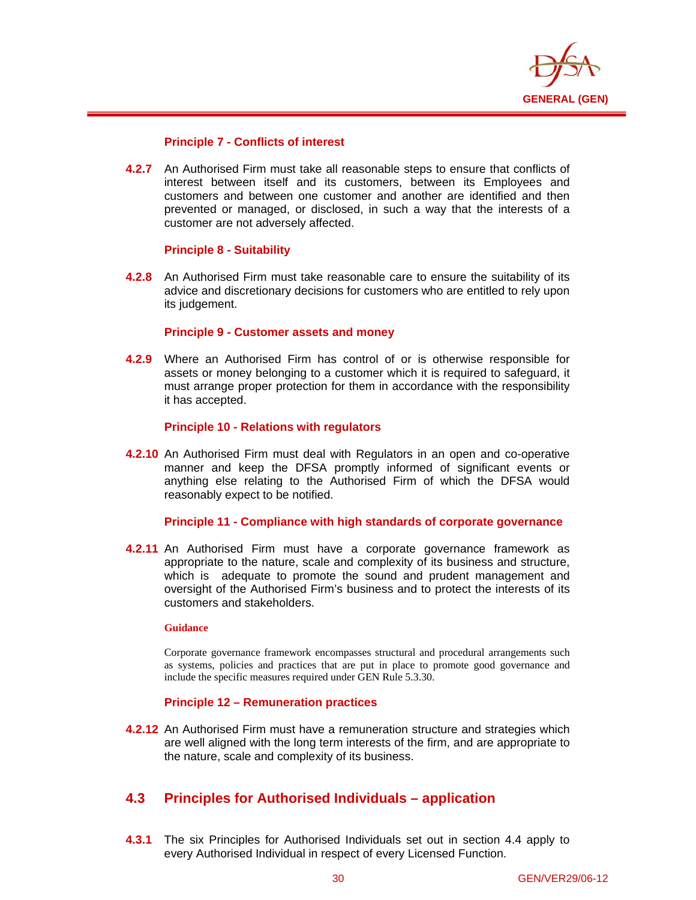### Principle 7 - Conflicts of interest

**4.2.7** An Authorised Firm must take all reasonable steps to ensure that conflicts of interest between itself and its customers, between its Employees and customers and between one customer and another are identified and then prevented or managed, or disclosed, in such a way that the interests of a customer are not adversely affected.

### Principle 8 - Suitability

**4.2.8** An Authorised Firm must take reasonable care to ensure the suitability of its advice and discretionary decisions for customers who are entitled to rely upon its judgement.

### Principle 9 - Customer assets and money

**4.2.9** Where an Authorised Firm has control of or is otherwise responsible for assets or money belonging to a customer which it is required to safeguard, it must arrange proper protection for them in accordance with the responsibility it has accepted.

### Principle 10 - Relations with regulators

**4.2.10** An Authorised Firm must deal with Regulators in an open and co-operative manner and keep the DFSA promptly informed of significant events or anything else relating to the Authorised Firm of which the DFSA would reasonably expect to be notified.

### Principle 11 - Compliance with high standards of corporate governance

**4.2.11** An Authorised Firm must have a corporate governance framework as appropriate to the nature, scale and complexity of its business and structure, which is adequate to promote the sound and prudent management and oversight of the Authorised Firm's business and to protect the interests of its customers and stakeholders.

**Guidance**

Corporate governance framework encompasses structural and procedural arrangements such as systems, policies and practices that are put in place to promote good governance and include the specific measures required under GEN Rule 5.3.30.

### Principle 12 – Remuneration practices

**4.2.12** An Authorised Firm must have a remuneration structure and strategies which are well aligned with the long term interests of the firm, and are appropriate to the nature, scale and complexity of its business.

## 4.3 Principles for Authorised Individuals – application

**4.3.1** The six Principles for Authorised Individuals set out in section 4.4 apply to every Authorised Individual in respect of every Licensed Function.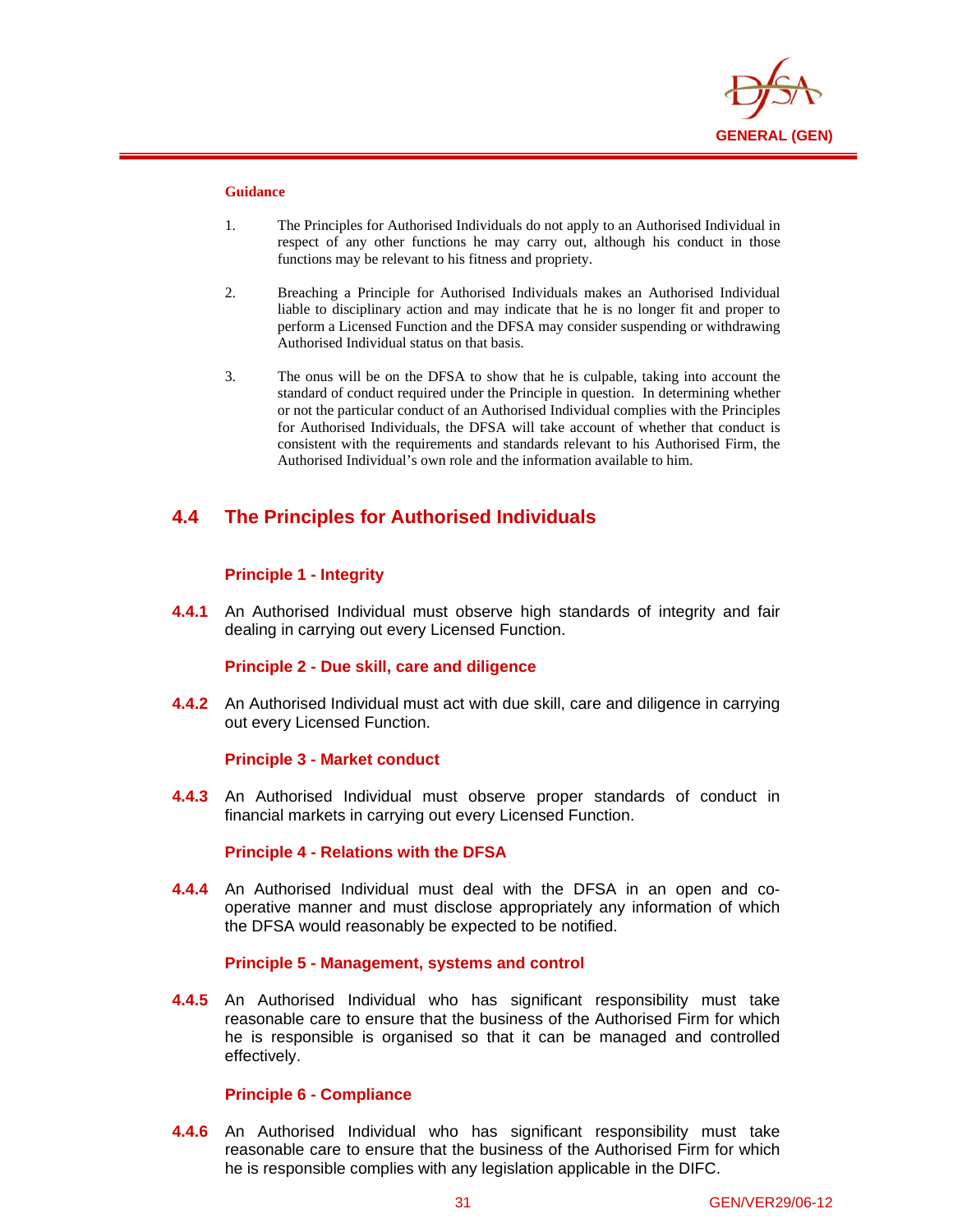**Guidance**

1. The Principles for Authorised Individuals do not apply to an Authorised Individual in respect of any other functions he may carry out, although his conduct in those functions may be relevant to his fitness and propriety.

2. Breaching a Principle for Authorised Individuals makes an Authorised Individual liable to disciplinary action and may indicate that he is no longer fit and proper to perform a Licensed Function and the DFSA may consider suspending or withdrawing Authorised Individual status on that basis.

3. The onus will be on the DFSA to show that he is culpable, taking into account the standard of conduct required under the Principle in question. In determining whether or not the particular conduct of an Authorised Individual complies with the Principles for Authorised Individuals, the DFSA will take account of whether that conduct is consistent with the requirements and standards relevant to his Authorised Firm, the Authorised Individual's own role and the information available to him.

## 4.4 The Principles for Authorised Individuals

### Principle 1 - Integrity

**4.4.1** An Authorised Individual must observe high standards of integrity and fair dealing in carrying out every Licensed Function.

### Principle 2 - Due skill, care and diligence

**4.4.2** An Authorised Individual must act with due skill, care and diligence in carrying out every Licensed Function.

### Principle 3 - Market conduct

**4.4.3** An Authorised Individual must observe proper standards of conduct in financial markets in carrying out every Licensed Function.

### Principle 4 - Relations with the DFSA

**4.4.4** An Authorised Individual must deal with the DFSA in an open and co-operative manner and must disclose appropriately any information of which the DFSA would reasonably be expected to be notified.

### Principle 5 - Management, systems and control

**4.4.5** An Authorised Individual who has significant responsibility must take reasonable care to ensure that the business of the Authorised Firm for which he is responsible is organised so that it can be managed and controlled effectively.

### Principle 6 - Compliance

**4.4.6** An Authorised Individual who has significant responsibility must take reasonable care to ensure that the business of the Authorised Firm for which he is responsible complies with any legislation applicable in the DIFC.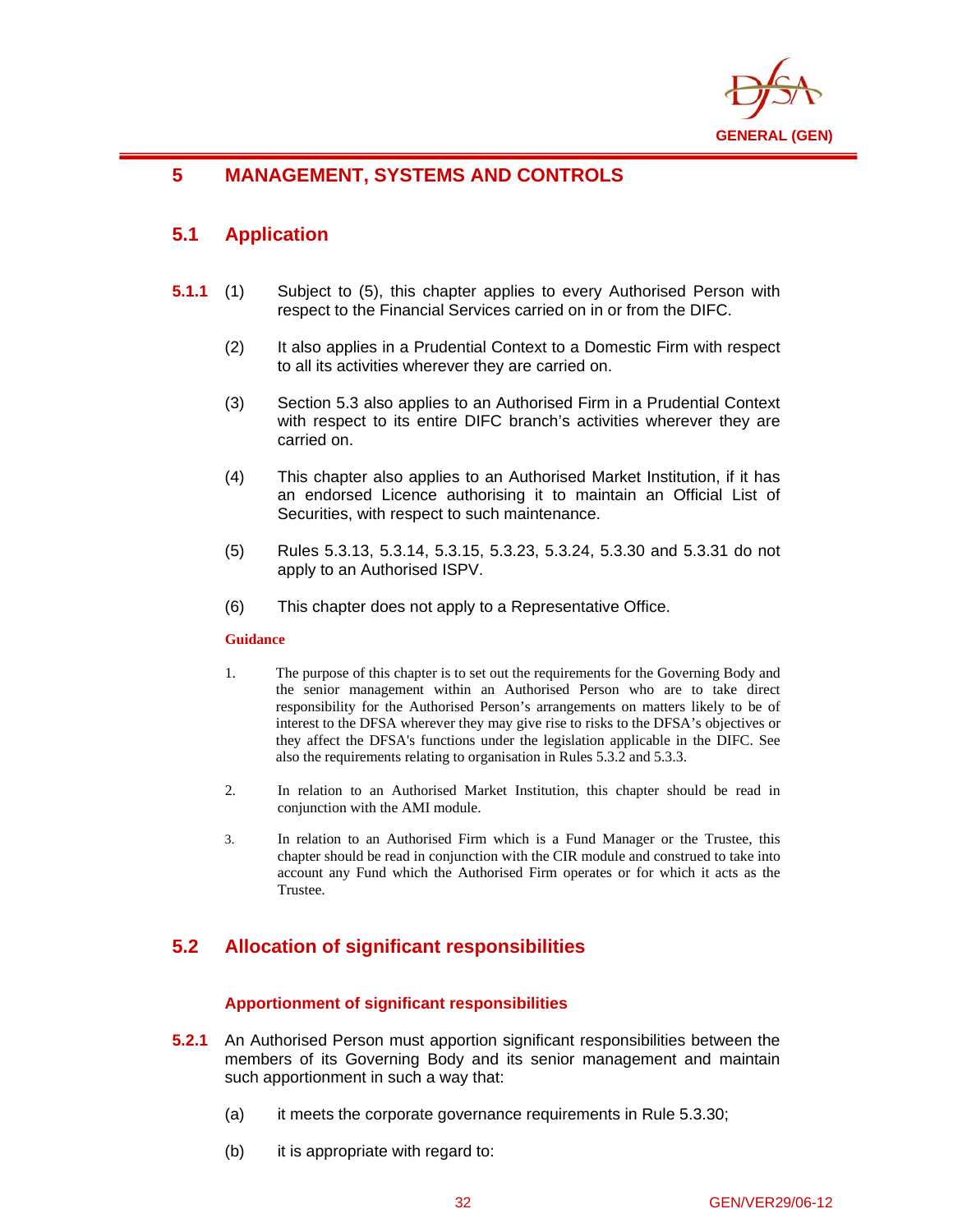# 5 MANAGEMENT, SYSTEMS AND CONTROLS

## 5.1 Application

**5.1.1** (1) Subject to (5), this chapter applies to every Authorised Person with respect to the Financial Services carried on in or from the DIFC.

(2) It also applies in a Prudential Context to a Domestic Firm with respect to all its activities wherever they are carried on.

(3) Section 5.3 also applies to an Authorised Firm in a Prudential Context with respect to its entire DIFC branch's activities wherever they are carried on.

(4) This chapter also applies to an Authorised Market Institution, if it has an endorsed Licence authorising it to maintain an Official List of Securities, with respect to such maintenance.

(5) Rules 5.3.13, 5.3.14, 5.3.15, 5.3.23, 5.3.24, 5.3.30 and 5.3.31 do not apply to an Authorised ISPV.

(6) This chapter does not apply to a Representative Office.

**Guidance**

1. The purpose of this chapter is to set out the requirements for the Governing Body and the senior management within an Authorised Person who are to take direct responsibility for the Authorised Person's arrangements on matters likely to be of interest to the DFSA wherever they may give rise to risks to the DFSA's objectives or they affect the DFSA's functions under the legislation applicable in the DIFC. See also the requirements relating to organisation in Rules 5.3.2 and 5.3.3.

2. In relation to an Authorised Market Institution, this chapter should be read in conjunction with the AMI module.

3. In relation to an Authorised Firm which is a Fund Manager or the Trustee, this chapter should be read in conjunction with the CIR module and construed to take into account any Fund which the Authorised Firm operates or for which it acts as the Trustee.

## 5.2 Allocation of significant responsibilities

### Apportionment of significant responsibilities

**5.2.1** An Authorised Person must apportion significant responsibilities between the members of its Governing Body and its senior management and maintain such apportionment in such a way that:

(a) it meets the corporate governance requirements in Rule 5.3.30;

(b) it is appropriate with regard to: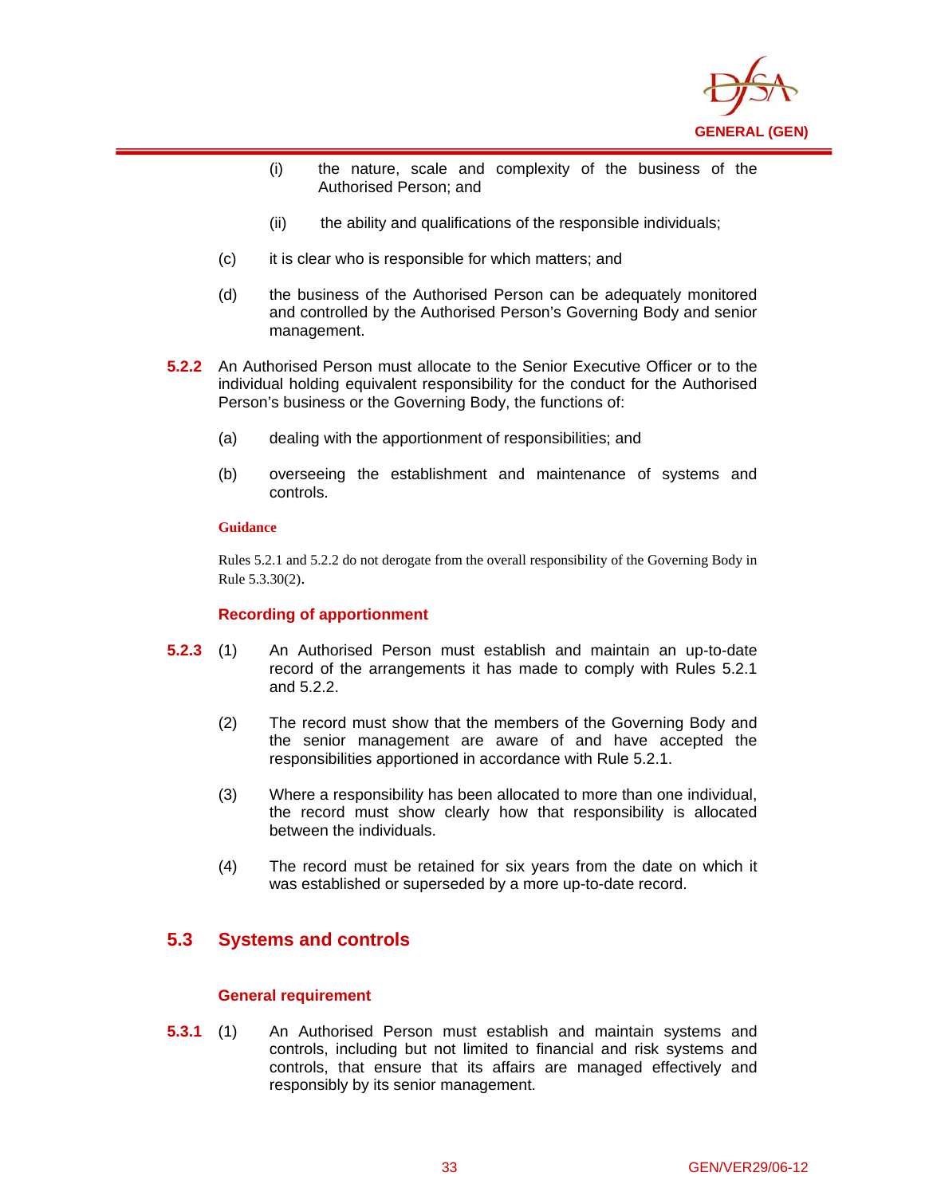(i) the nature, scale and complexity of the business of the Authorised Person; and

(ii) the ability and qualifications of the responsible individuals;

(c) it is clear who is responsible for which matters; and

(d) the business of the Authorised Person can be adequately monitored and controlled by the Authorised Person's Governing Body and senior management.

**5.2.2** An Authorised Person must allocate to the Senior Executive Officer or to the individual holding equivalent responsibility for the conduct for the Authorised Person's business or the Governing Body, the functions of:

(a) dealing with the apportionment of responsibilities; and

(b) overseeing the establishment and maintenance of systems and controls.

**Guidance**

Rules 5.2.1 and 5.2.2 do not derogate from the overall responsibility of the Governing Body in Rule 5.3.30(2).

#### Recording of apportionment

**5.2.3** (1) An Authorised Person must establish and maintain an up-to-date record of the arrangements it has made to comply with Rules 5.2.1 and 5.2.2.

(2) The record must show that the members of the Governing Body and the senior management are aware of and have accepted the responsibilities apportioned in accordance with Rule 5.2.1.

(3) Where a responsibility has been allocated to more than one individual, the record must show clearly how that responsibility is allocated between the individuals.

(4) The record must be retained for six years from the date on which it was established or superseded by a more up-to-date record.

## 5.3 Systems and controls

#### General requirement

**5.3.1** (1) An Authorised Person must establish and maintain systems and controls, including but not limited to financial and risk systems and controls, that ensure that its affairs are managed effectively and responsibly by its senior management.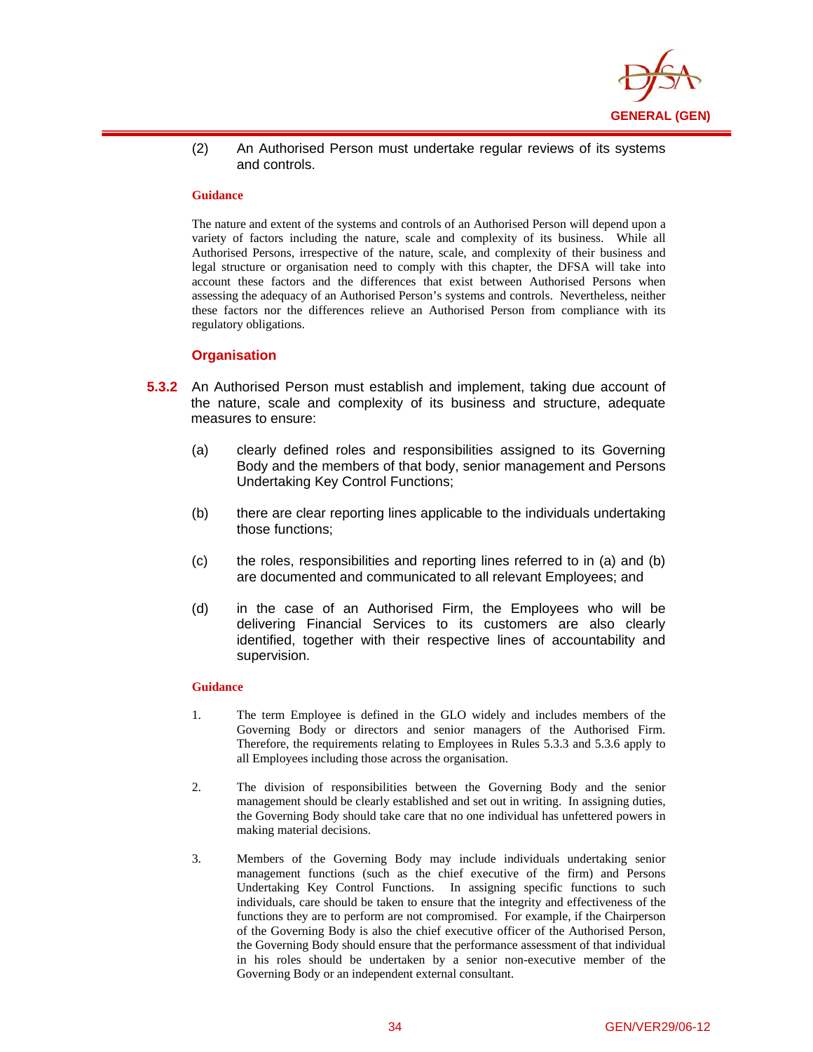(2) An Authorised Person must undertake regular reviews of its systems and controls.

**Guidance**

The nature and extent of the systems and controls of an Authorised Person will depend upon a variety of factors including the nature, scale and complexity of its business. While all Authorised Persons, irrespective of the nature, scale, and complexity of their business and legal structure or organisation need to comply with this chapter, the DFSA will take into account these factors and the differences that exist between Authorised Persons when assessing the adequacy of an Authorised Person's systems and controls. Nevertheless, neither these factors nor the differences relieve an Authorised Person from compliance with its regulatory obligations.

### Organisation

**5.3.2** An Authorised Person must establish and implement, taking due account of the nature, scale and complexity of its business and structure, adequate measures to ensure:

(a) clearly defined roles and responsibilities assigned to its Governing Body and the members of that body, senior management and Persons Undertaking Key Control Functions;

(b) there are clear reporting lines applicable to the individuals undertaking those functions;

(c) the roles, responsibilities and reporting lines referred to in (a) and (b) are documented and communicated to all relevant Employees; and

(d) in the case of an Authorised Firm, the Employees who will be delivering Financial Services to its customers are also clearly identified, together with their respective lines of accountability and supervision.

**Guidance**

1. The term Employee is defined in the GLO widely and includes members of the Governing Body or directors and senior managers of the Authorised Firm. Therefore, the requirements relating to Employees in Rules 5.3.3 and 5.3.6 apply to all Employees including those across the organisation.

2. The division of responsibilities between the Governing Body and the senior management should be clearly established and set out in writing. In assigning duties, the Governing Body should take care that no one individual has unfettered powers in making material decisions.

3. Members of the Governing Body may include individuals undertaking senior management functions (such as the chief executive of the firm) and Persons Undertaking Key Control Functions. In assigning specific functions to such individuals, care should be taken to ensure that the integrity and effectiveness of the functions they are to perform are not compromised. For example, if the Chairperson of the Governing Body is also the chief executive officer of the Authorised Person, the Governing Body should ensure that the performance assessment of that individual in his roles should be undertaken by a senior non-executive member of the Governing Body or an independent external consultant.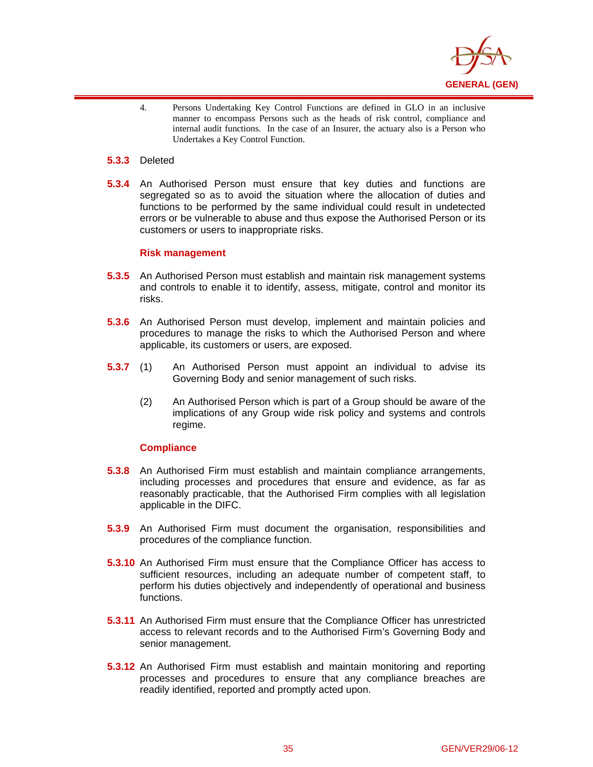4. Persons Undertaking Key Control Functions are defined in GLO in an inclusive manner to encompass Persons such as the heads of risk control, compliance and internal audit functions. In the case of an Insurer, the actuary also is a Person who Undertakes a Key Control Function.

**5.3.3** Deleted

**5.3.4** An Authorised Person must ensure that key duties and functions are segregated so as to avoid the situation where the allocation of duties and functions to be performed by the same individual could result in undetected errors or be vulnerable to abuse and thus expose the Authorised Person or its customers or users to inappropriate risks.

### Risk management

**5.3.5** An Authorised Person must establish and maintain risk management systems and controls to enable it to identify, assess, mitigate, control and monitor its risks.

**5.3.6** An Authorised Person must develop, implement and maintain policies and procedures to manage the risks to which the Authorised Person and where applicable, its customers or users, are exposed.

**5.3.7** (1) An Authorised Person must appoint an individual to advise its Governing Body and senior management of such risks.

(2) An Authorised Person which is part of a Group should be aware of the implications of any Group wide risk policy and systems and controls regime.

### Compliance

**5.3.8** An Authorised Firm must establish and maintain compliance arrangements, including processes and procedures that ensure and evidence, as far as reasonably practicable, that the Authorised Firm complies with all legislation applicable in the DIFC.

**5.3.9** An Authorised Firm must document the organisation, responsibilities and procedures of the compliance function.

**5.3.10** An Authorised Firm must ensure that the Compliance Officer has access to sufficient resources, including an adequate number of competent staff, to perform his duties objectively and independently of operational and business functions.

**5.3.11** An Authorised Firm must ensure that the Compliance Officer has unrestricted access to relevant records and to the Authorised Firm's Governing Body and senior management.

**5.3.12** An Authorised Firm must establish and maintain monitoring and reporting processes and procedures to ensure that any compliance breaches are readily identified, reported and promptly acted upon.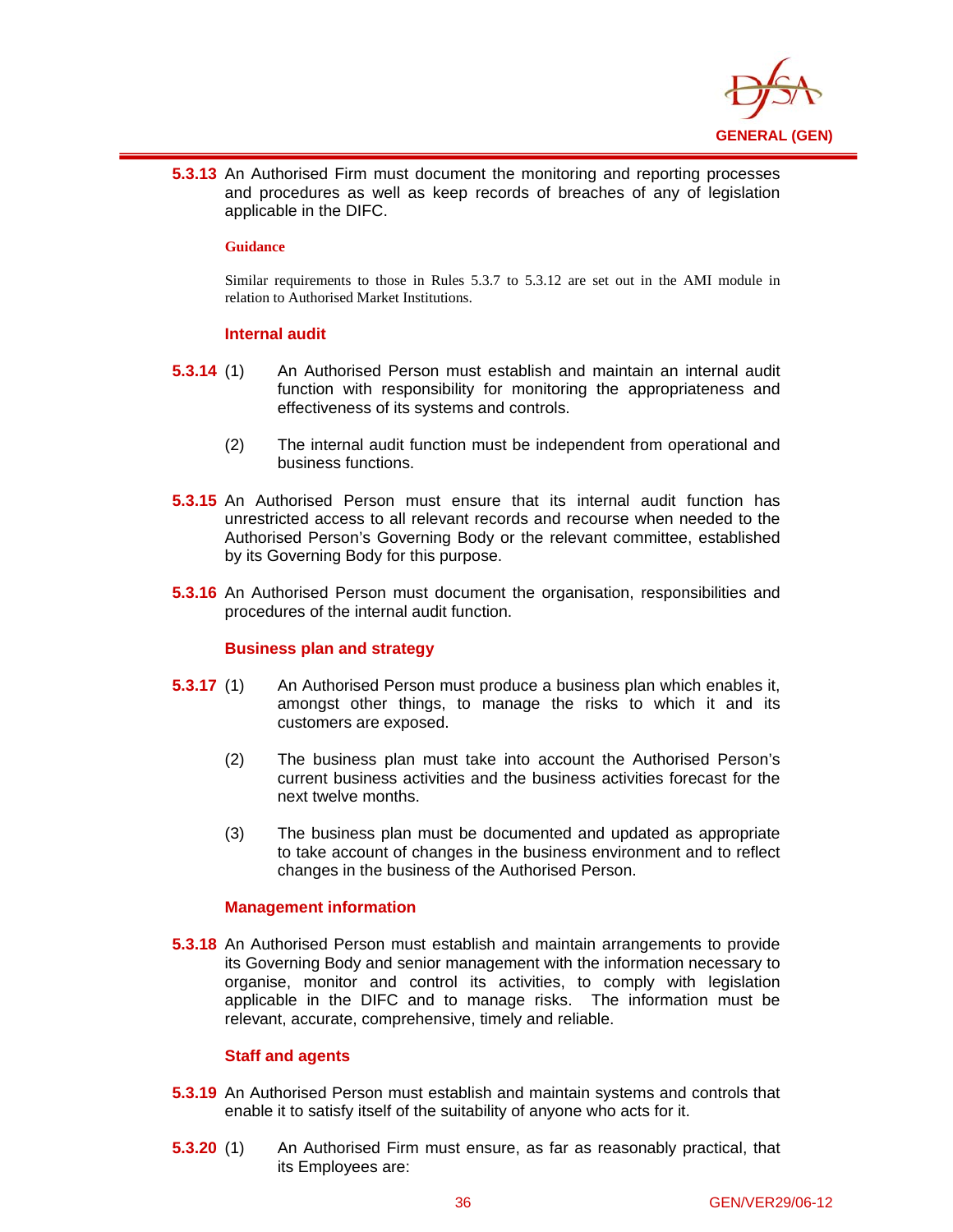**5.3.13** An Authorised Firm must document the monitoring and reporting processes and procedures as well as keep records of breaches of any of legislation applicable in the DIFC.

**Guidance**

Similar requirements to those in Rules 5.3.7 to 5.3.12 are set out in the AMI module in relation to Authorised Market Institutions.

### Internal audit

**5.3.14** (1) An Authorised Person must establish and maintain an internal audit function with responsibility for monitoring the appropriateness and effectiveness of its systems and controls.

(2) The internal audit function must be independent from operational and business functions.

**5.3.15** An Authorised Person must ensure that its internal audit function has unrestricted access to all relevant records and recourse when needed to the Authorised Person's Governing Body or the relevant committee, established by its Governing Body for this purpose.

**5.3.16** An Authorised Person must document the organisation, responsibilities and procedures of the internal audit function.

### Business plan and strategy

**5.3.17** (1) An Authorised Person must produce a business plan which enables it, amongst other things, to manage the risks to which it and its customers are exposed.

(2) The business plan must take into account the Authorised Person's current business activities and the business activities forecast for the next twelve months.

(3) The business plan must be documented and updated as appropriate to take account of changes in the business environment and to reflect changes in the business of the Authorised Person.

### Management information

**5.3.18** An Authorised Person must establish and maintain arrangements to provide its Governing Body and senior management with the information necessary to organise, monitor and control its activities, to comply with legislation applicable in the DIFC and to manage risks. The information must be relevant, accurate, comprehensive, timely and reliable.

### Staff and agents

**5.3.19** An Authorised Person must establish and maintain systems and controls that enable it to satisfy itself of the suitability of anyone who acts for it.

**5.3.20** (1) An Authorised Firm must ensure, as far as reasonably practical, that its Employees are: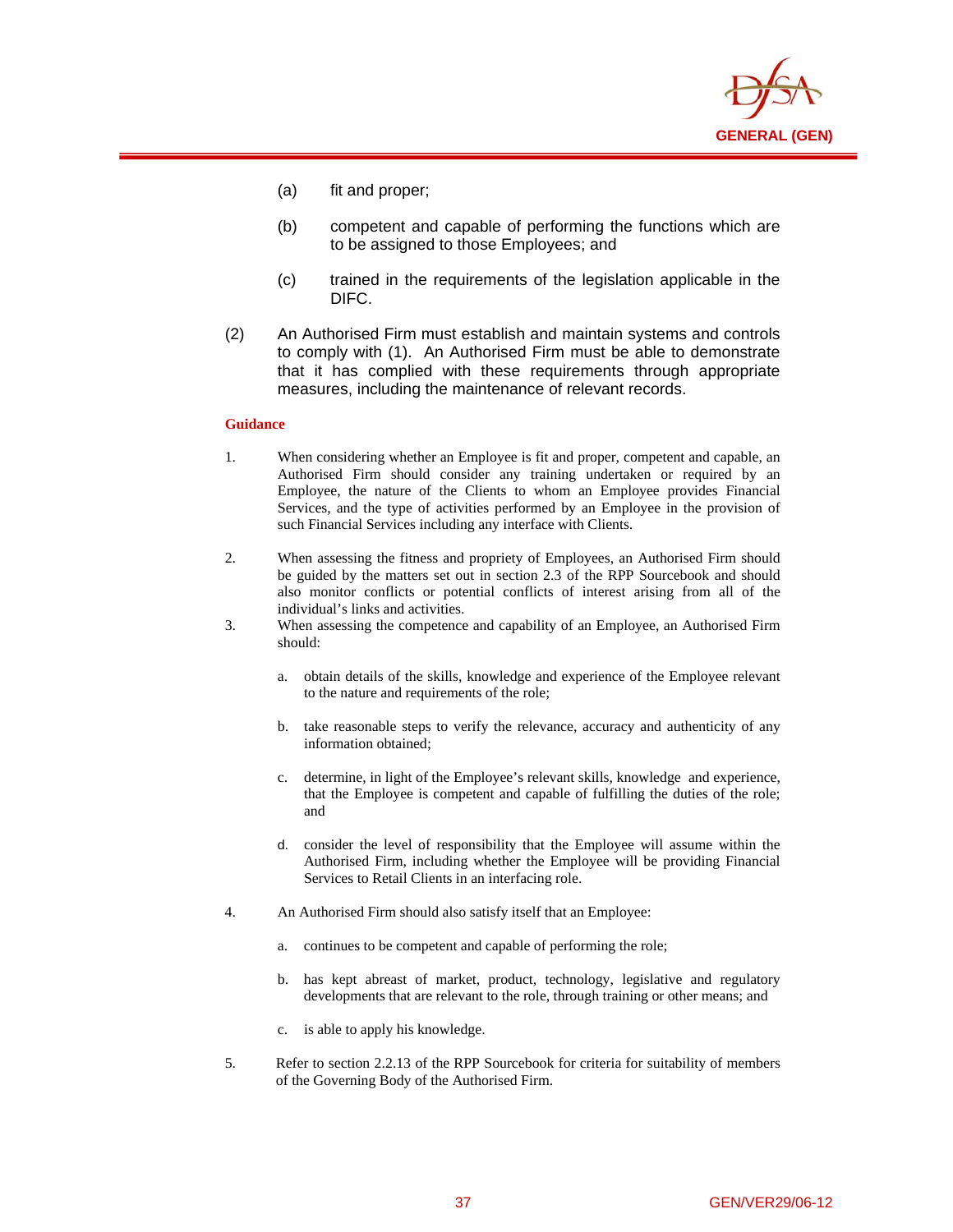(a) fit and proper;

(b) competent and capable of performing the functions which are to be assigned to those Employees; and

(c) trained in the requirements of the legislation applicable in the DIFC.

(2) An Authorised Firm must establish and maintain systems and controls to comply with (1). An Authorised Firm must be able to demonstrate that it has complied with these requirements through appropriate measures, including the maintenance of relevant records.

**Guidance**

1. When considering whether an Employee is fit and proper, competent and capable, an Authorised Firm should consider any training undertaken or required by an Employee, the nature of the Clients to whom an Employee provides Financial Services, and the type of activities performed by an Employee in the provision of such Financial Services including any interface with Clients.

2. When assessing the fitness and propriety of Employees, an Authorised Firm should be guided by the matters set out in section 2.3 of the RPP Sourcebook and should also monitor conflicts or potential conflicts of interest arising from all of the individual's links and activities.

3. When assessing the competence and capability of an Employee, an Authorised Firm should:

   a. obtain details of the skills, knowledge and experience of the Employee relevant to the nature and requirements of the role;

   b. take reasonable steps to verify the relevance, accuracy and authenticity of any information obtained;

   c. determine, in light of the Employee's relevant skills, knowledge and experience, that the Employee is competent and capable of fulfilling the duties of the role; and

   d. consider the level of responsibility that the Employee will assume within the Authorised Firm, including whether the Employee will be providing Financial Services to Retail Clients in an interfacing role.

4. An Authorised Firm should also satisfy itself that an Employee:

   a. continues to be competent and capable of performing the role;

   b. has kept abreast of market, product, technology, legislative and regulatory developments that are relevant to the role, through training or other means; and

   c. is able to apply his knowledge.

5. Refer to section 2.2.13 of the RPP Sourcebook for criteria for suitability of members of the Governing Body of the Authorised Firm.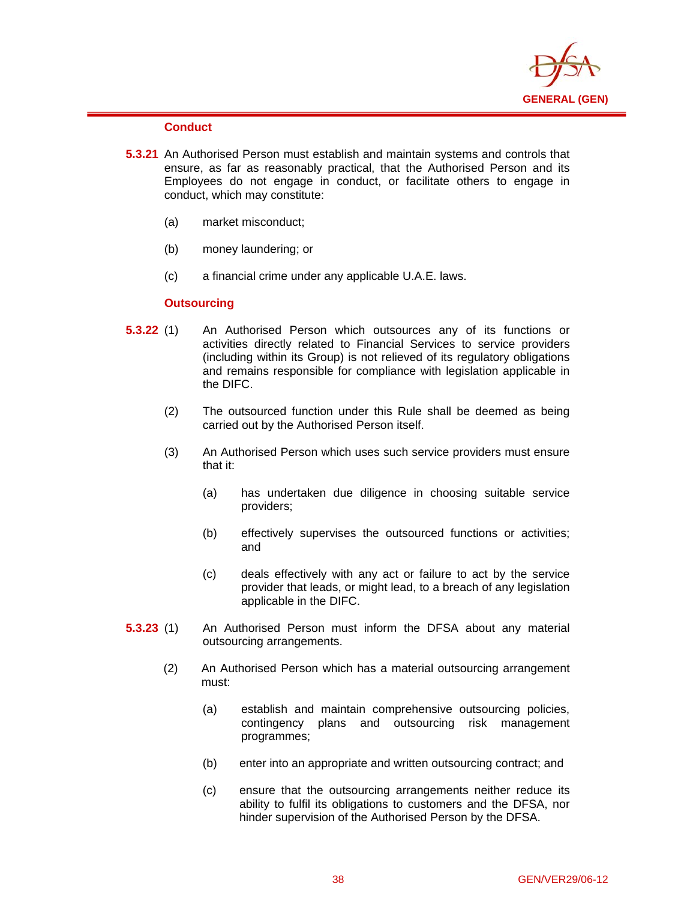### Conduct

**5.3.21** An Authorised Person must establish and maintain systems and controls that ensure, as far as reasonably practical, that the Authorised Person and its Employees do not engage in conduct, or facilitate others to engage in conduct, which may constitute:

(a) market misconduct;

(b) money laundering; or

(c) a financial crime under any applicable U.A.E. laws.

### Outsourcing

**5.3.22** (1) An Authorised Person which outsources any of its functions or activities directly related to Financial Services to service providers (including within its Group) is not relieved of its regulatory obligations and remains responsible for compliance with legislation applicable in the DIFC.

(2) The outsourced function under this Rule shall be deemed as being carried out by the Authorised Person itself.

(3) An Authorised Person which uses such service providers must ensure that it:

(a) has undertaken due diligence in choosing suitable service providers;

(b) effectively supervises the outsourced functions or activities; and

(c) deals effectively with any act or failure to act by the service provider that leads, or might lead, to a breach of any legislation applicable in the DIFC.

**5.3.23** (1) An Authorised Person must inform the DFSA about any material outsourcing arrangements.

(2) An Authorised Person which has a material outsourcing arrangement must:

(a) establish and maintain comprehensive outsourcing policies, contingency plans and outsourcing risk management programmes;

(b) enter into an appropriate and written outsourcing contract; and

(c) ensure that the outsourcing arrangements neither reduce its ability to fulfil its obligations to customers and the DFSA, nor hinder supervision of the Authorised Person by the DFSA.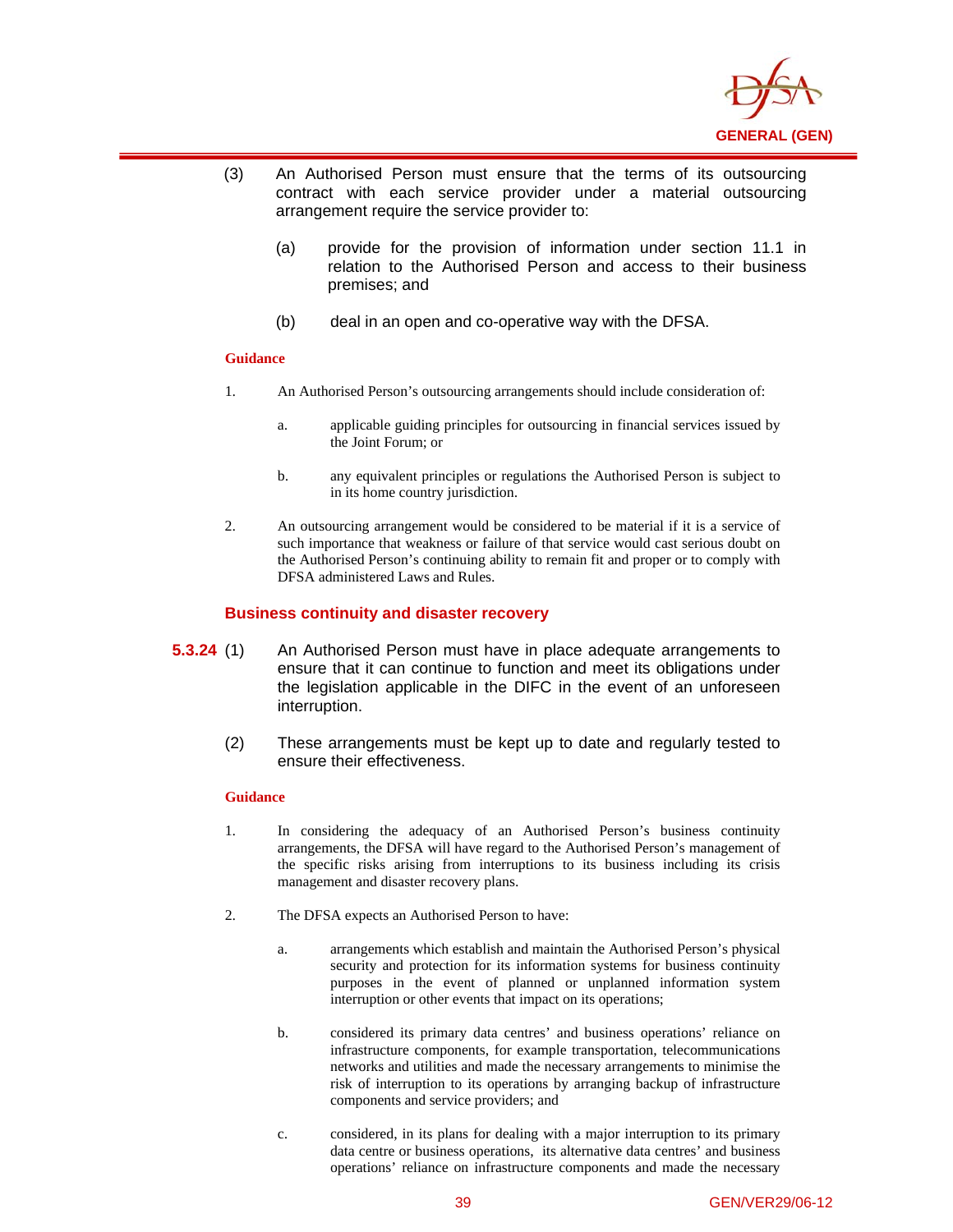(3) An Authorised Person must ensure that the terms of its outsourcing contract with each service provider under a material outsourcing arrangement require the service provider to:

(a) provide for the provision of information under section 11.1 in relation to the Authorised Person and access to their business premises; and

(b) deal in an open and co-operative way with the DFSA.

**Guidance**

1. An Authorised Person's outsourcing arrangements should include consideration of:

   a. applicable guiding principles for outsourcing in financial services issued by the Joint Forum; or

   b. any equivalent principles or regulations the Authorised Person is subject to in its home country jurisdiction.

2. An outsourcing arrangement would be considered to be material if it is a service of such importance that weakness or failure of that service would cast serious doubt on the Authorised Person's continuing ability to remain fit and proper or to comply with DFSA administered Laws and Rules.

### Business continuity and disaster recovery

**5.3.24** (1) An Authorised Person must have in place adequate arrangements to ensure that it can continue to function and meet its obligations under the legislation applicable in the DIFC in the event of an unforeseen interruption.

(2) These arrangements must be kept up to date and regularly tested to ensure their effectiveness.

**Guidance**

1. In considering the adequacy of an Authorised Person's business continuity arrangements, the DFSA will have regard to the Authorised Person's management of the specific risks arising from interruptions to its business including its crisis management and disaster recovery plans.

2. The DFSA expects an Authorised Person to have:

   a. arrangements which establish and maintain the Authorised Person's physical security and protection for its information systems for business continuity purposes in the event of planned or unplanned information system interruption or other events that impact on its operations;

   b. considered its primary data centres' and business operations' reliance on infrastructure components, for example transportation, telecommunications networks and utilities and made the necessary arrangements to minimise the risk of interruption to its operations by arranging backup of infrastructure components and service providers; and

   c. considered, in its plans for dealing with a major interruption to its primary data centre or business operations, its alternative data centres' and business operations' reliance on infrastructure components and made the necessary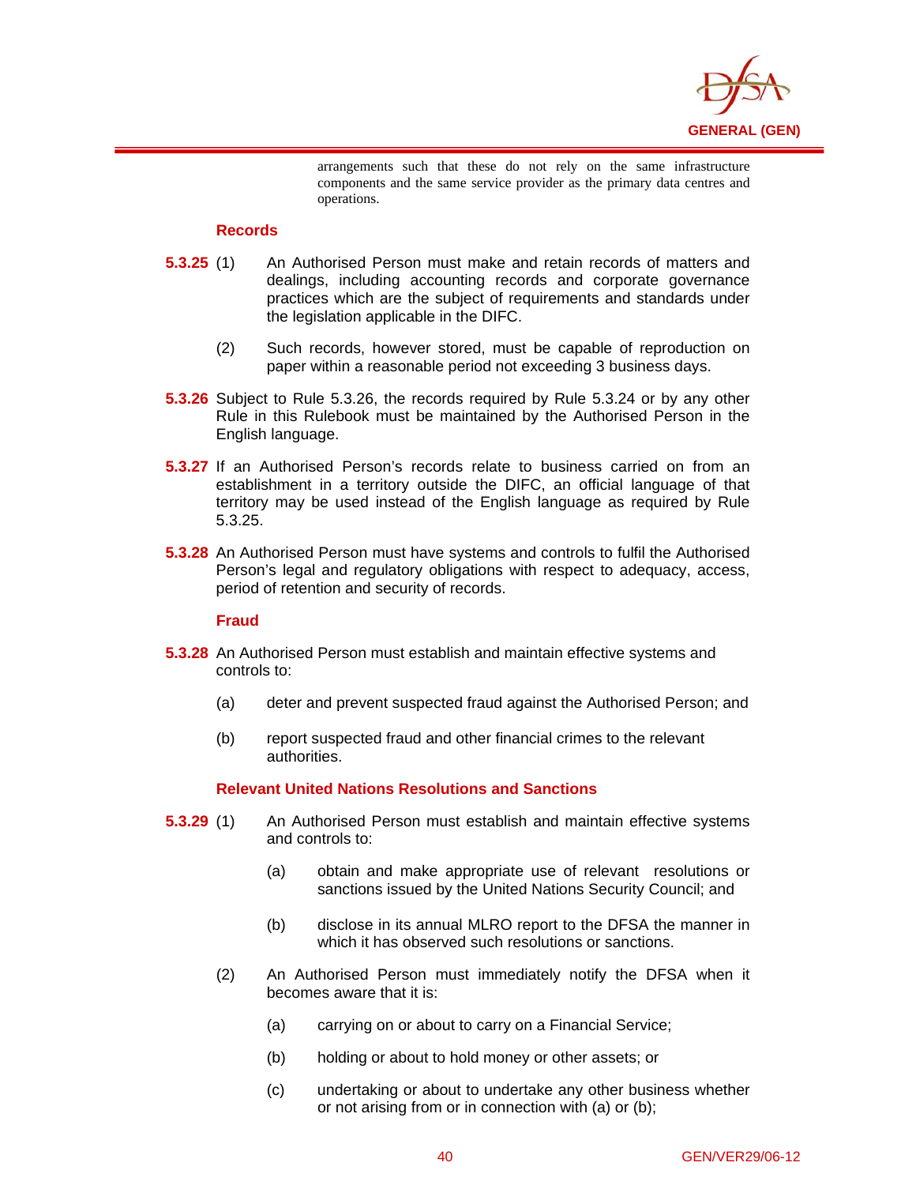arrangements such that these do not rely on the same infrastructure components and the same service provider as the primary data centres and operations.

### Records

**5.3.25** (1) An Authorised Person must make and retain records of matters and dealings, including accounting records and corporate governance practices which are the subject of requirements and standards under the legislation applicable in the DIFC.

(2) Such records, however stored, must be capable of reproduction on paper within a reasonable period not exceeding 3 business days.

**5.3.26** Subject to Rule 5.3.26, the records required by Rule 5.3.24 or by any other Rule in this Rulebook must be maintained by the Authorised Person in the English language.

**5.3.27** If an Authorised Person's records relate to business carried on from an establishment in a territory outside the DIFC, an official language of that territory may be used instead of the English language as required by Rule 5.3.25.

**5.3.28** An Authorised Person must have systems and controls to fulfil the Authorised Person's legal and regulatory obligations with respect to adequacy, access, period of retention and security of records.

### Fraud

**5.3.28** An Authorised Person must establish and maintain effective systems and controls to:

(a) deter and prevent suspected fraud against the Authorised Person; and

(b) report suspected fraud and other financial crimes to the relevant authorities.

### Relevant United Nations Resolutions and Sanctions

**5.3.29** (1) An Authorised Person must establish and maintain effective systems and controls to:

(a) obtain and make appropriate use of relevant resolutions or sanctions issued by the United Nations Security Council; and

(b) disclose in its annual MLRO report to the DFSA the manner in which it has observed such resolutions or sanctions.

(2) An Authorised Person must immediately notify the DFSA when it becomes aware that it is:

(a) carrying on or about to carry on a Financial Service;

(b) holding or about to hold money or other assets; or

(c) undertaking or about to undertake any other business whether or not arising from or in connection with (a) or (b);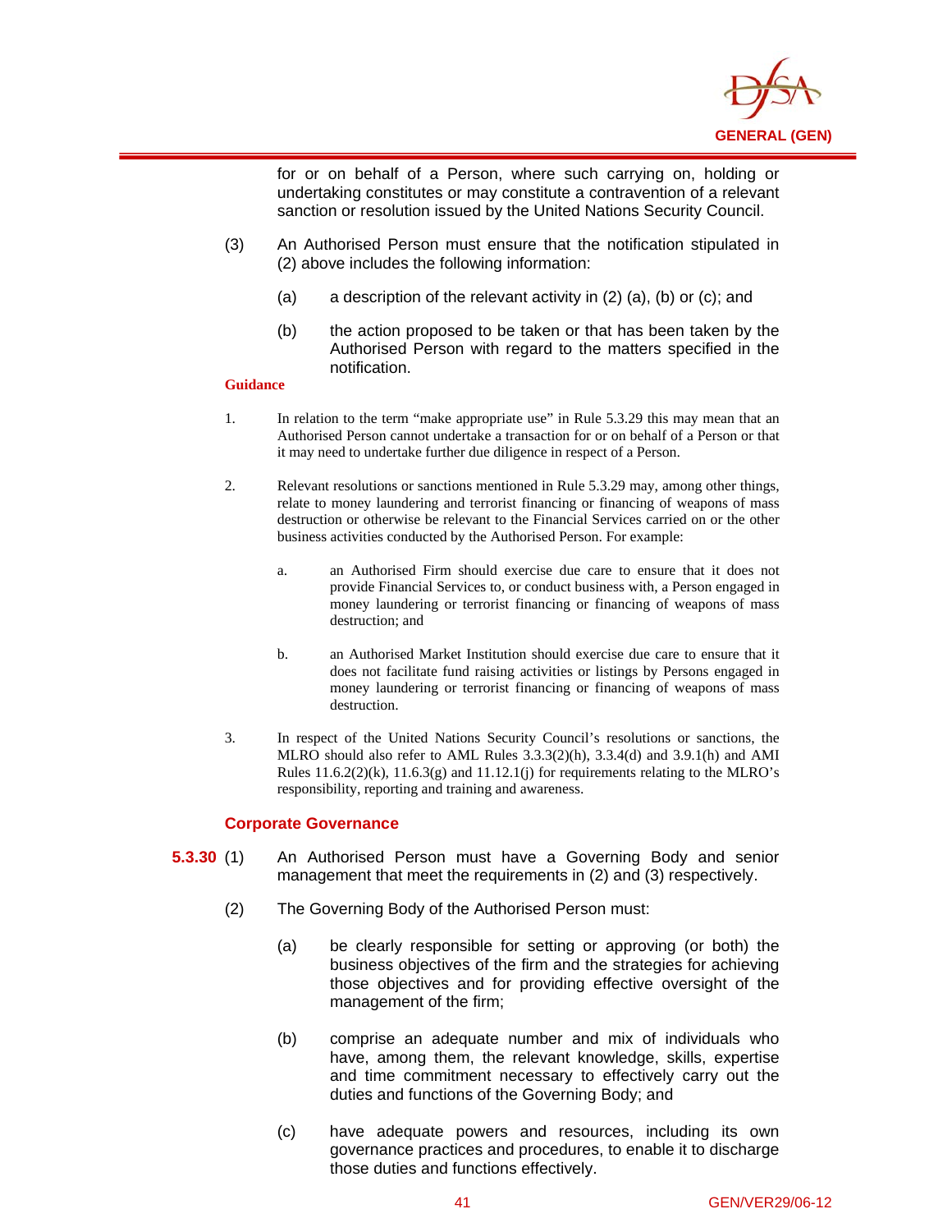for or on behalf of a Person, where such carrying on, holding or undertaking constitutes or may constitute a contravention of a relevant sanction or resolution issued by the United Nations Security Council.

(3) An Authorised Person must ensure that the notification stipulated in (2) above includes the following information:

(a) a description of the relevant activity in (2) (a), (b) or (c); and

(b) the action proposed to be taken or that has been taken by the Authorised Person with regard to the matters specified in the notification.

**Guidance**

1. In relation to the term "make appropriate use" in Rule 5.3.29 this may mean that an Authorised Person cannot undertake a transaction for or on behalf of a Person or that it may need to undertake further due diligence in respect of a Person.

2. Relevant resolutions or sanctions mentioned in Rule 5.3.29 may, among other things, relate to money laundering and terrorist financing or financing of weapons of mass destruction or otherwise be relevant to the Financial Services carried on or the other business activities conducted by the Authorised Person. For example:

   a. an Authorised Firm should exercise due care to ensure that it does not provide Financial Services to, or conduct business with, a Person engaged in money laundering or terrorist financing or financing of weapons of mass destruction; and

   b. an Authorised Market Institution should exercise due care to ensure that it does not facilitate fund raising activities or listings by Persons engaged in money laundering or terrorist financing or financing of weapons of mass destruction.

3. In respect of the United Nations Security Council's resolutions or sanctions, the MLRO should also refer to AML Rules 3.3.3(2)(h), 3.3.4(d) and 3.9.1(h) and AMI Rules 11.6.2(2)(k), 11.6.3(g) and 11.12.1(j) for requirements relating to the MLRO's responsibility, reporting and training and awareness.

## Corporate Governance

**5.3.30** (1) An Authorised Person must have a Governing Body and senior management that meet the requirements in (2) and (3) respectively.

(2) The Governing Body of the Authorised Person must:

(a) be clearly responsible for setting or approving (or both) the business objectives of the firm and the strategies for achieving those objectives and for providing effective oversight of the management of the firm;

(b) comprise an adequate number and mix of individuals who have, among them, the relevant knowledge, skills, expertise and time commitment necessary to effectively carry out the duties and functions of the Governing Body; and

(c) have adequate powers and resources, including its own governance practices and procedures, to enable it to discharge those duties and functions effectively.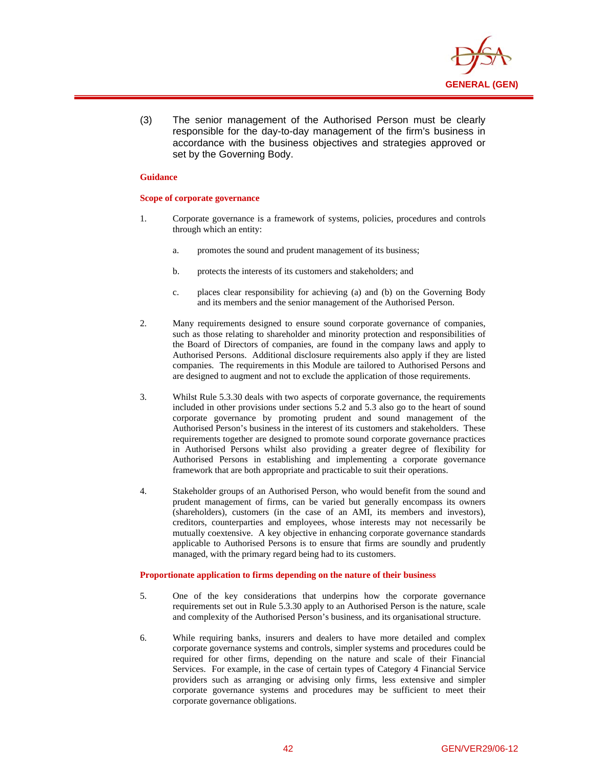(3) The senior management of the Authorised Person must be clearly responsible for the day-to-day management of the firm's business in accordance with the business objectives and strategies approved or set by the Governing Body.

**Guidance**

**Scope of corporate governance**

1. Corporate governance is a framework of systems, policies, procedures and controls through which an entity:

   a. promotes the sound and prudent management of its business;

   b. protects the interests of its customers and stakeholders; and

   c. places clear responsibility for achieving (a) and (b) on the Governing Body and its members and the senior management of the Authorised Person.

2. Many requirements designed to ensure sound corporate governance of companies, such as those relating to shareholder and minority protection and responsibilities of the Board of Directors of companies, are found in the company laws and apply to Authorised Persons. Additional disclosure requirements also apply if they are listed companies. The requirements in this Module are tailored to Authorised Persons and are designed to augment and not to exclude the application of those requirements.

3. Whilst Rule 5.3.30 deals with two aspects of corporate governance, the requirements included in other provisions under sections 5.2 and 5.3 also go to the heart of sound corporate governance by promoting prudent and sound management of the Authorised Person's business in the interest of its customers and stakeholders. These requirements together are designed to promote sound corporate governance practices in Authorised Persons whilst also providing a greater degree of flexibility for Authorised Persons in establishing and implementing a corporate governance framework that are both appropriate and practicable to suit their operations.

4. Stakeholder groups of an Authorised Person, who would benefit from the sound and prudent management of firms, can be varied but generally encompass its owners (shareholders), customers (in the case of an AMI, its members and investors), creditors, counterparties and employees, whose interests may not necessarily be mutually coextensive. A key objective in enhancing corporate governance standards applicable to Authorised Persons is to ensure that firms are soundly and prudently managed, with the primary regard being had to its customers.

**Proportionate application to firms depending on the nature of their business**

5. One of the key considerations that underpins how the corporate governance requirements set out in Rule 5.3.30 apply to an Authorised Person is the nature, scale and complexity of the Authorised Person's business, and its organisational structure.

6. While requiring banks, insurers and dealers to have more detailed and complex corporate governance systems and controls, simpler systems and procedures could be required for other firms, depending on the nature and scale of their Financial Services. For example, in the case of certain types of Category 4 Financial Service providers such as arranging or advising only firms, less extensive and simpler corporate governance systems and procedures may be sufficient to meet their corporate governance obligations.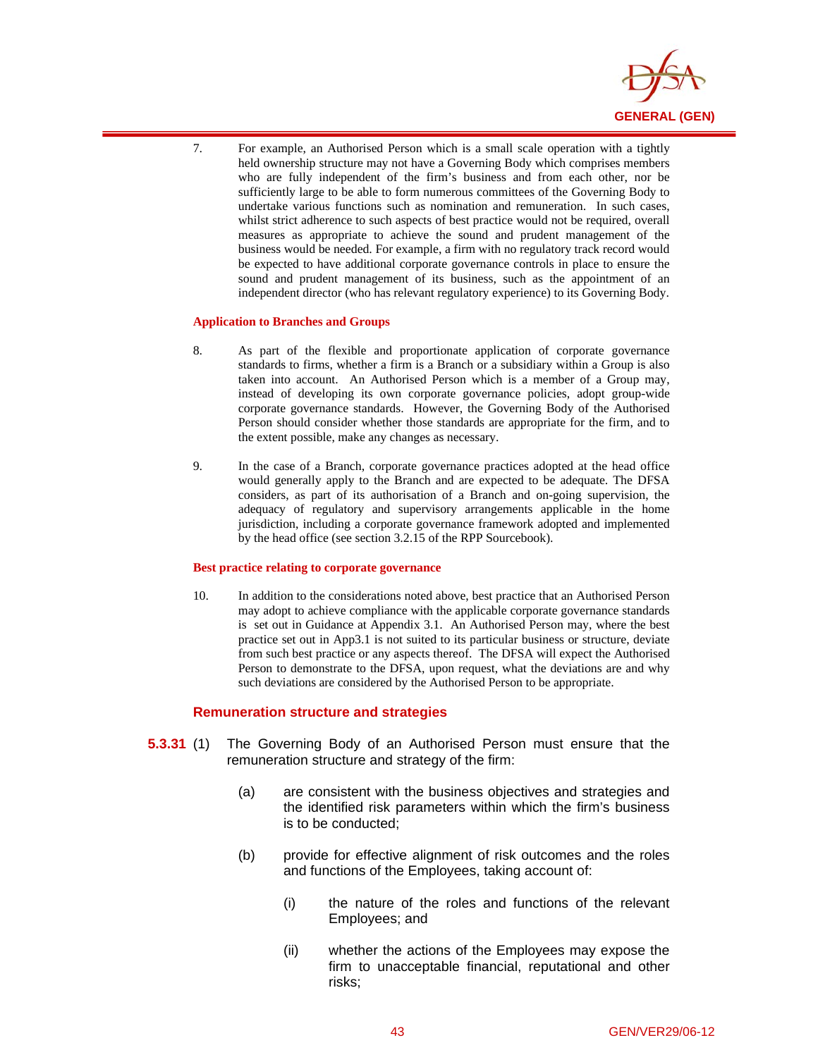7. For example, an Authorised Person which is a small scale operation with a tightly held ownership structure may not have a Governing Body which comprises members who are fully independent of the firm's business and from each other, nor be sufficiently large to be able to form numerous committees of the Governing Body to undertake various functions such as nomination and remuneration. In such cases, whilst strict adherence to such aspects of best practice would not be required, overall measures as appropriate to achieve the sound and prudent management of the business would be needed. For example, a firm with no regulatory track record would be expected to have additional corporate governance controls in place to ensure the sound and prudent management of its business, such as the appointment of an independent director (who has relevant regulatory experience) to its Governing Body.

**Application to Branches and Groups**

8. As part of the flexible and proportionate application of corporate governance standards to firms, whether a firm is a Branch or a subsidiary within a Group is also taken into account. An Authorised Person which is a member of a Group may, instead of developing its own corporate governance policies, adopt group-wide corporate governance standards. However, the Governing Body of the Authorised Person should consider whether those standards are appropriate for the firm, and to the extent possible, make any changes as necessary.

9. In the case of a Branch, corporate governance practices adopted at the head office would generally apply to the Branch and are expected to be adequate. The DFSA considers, as part of its authorisation of a Branch and on-going supervision, the adequacy of regulatory and supervisory arrangements applicable in the home jurisdiction, including a corporate governance framework adopted and implemented by the head office (see section 3.2.15 of the RPP Sourcebook).

**Best practice relating to corporate governance**

10. In addition to the considerations noted above, best practice that an Authorised Person may adopt to achieve compliance with the applicable corporate governance standards is set out in Guidance at Appendix 3.1. An Authorised Person may, where the best practice set out in App3.1 is not suited to its particular business or structure, deviate from such best practice or any aspects thereof. The DFSA will expect the Authorised Person to demonstrate to the DFSA, upon request, what the deviations are and why such deviations are considered by the Authorised Person to be appropriate.

### Remuneration structure and strategies

**5.3.31** (1) The Governing Body of an Authorised Person must ensure that the remuneration structure and strategy of the firm:

(a) are consistent with the business objectives and strategies and the identified risk parameters within which the firm's business is to be conducted;

(b) provide for effective alignment of risk outcomes and the roles and functions of the Employees, taking account of:

(i) the nature of the roles and functions of the relevant Employees; and

(ii) whether the actions of the Employees may expose the firm to unacceptable financial, reputational and other risks;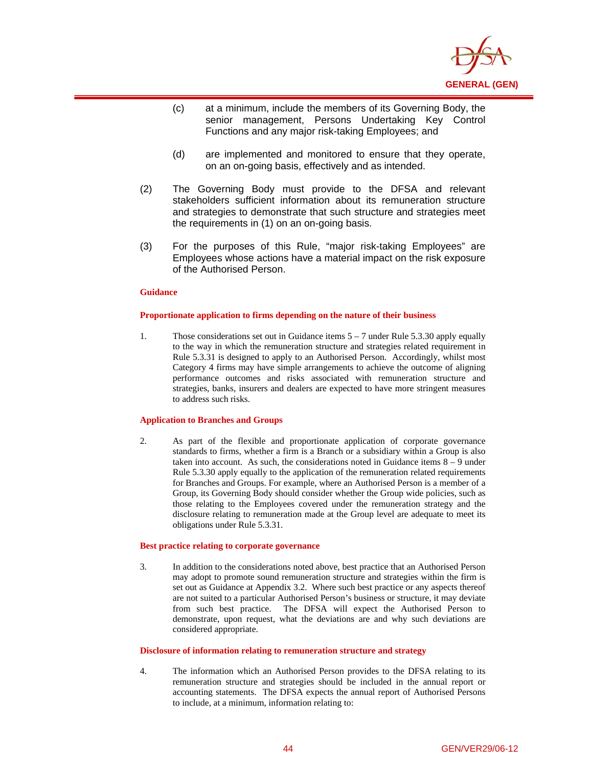(c) at a minimum, include the members of its Governing Body, the senior management, Persons Undertaking Key Control Functions and any major risk-taking Employees; and

(d) are implemented and monitored to ensure that they operate, on an on-going basis, effectively and as intended.

(2) The Governing Body must provide to the DFSA and relevant stakeholders sufficient information about its remuneration structure and strategies to demonstrate that such structure and strategies meet the requirements in (1) on an on-going basis.

(3) For the purposes of this Rule, "major risk-taking Employees" are Employees whose actions have a material impact on the risk exposure of the Authorised Person.

**Guidance**

**Proportionate application to firms depending on the nature of their business**

1. Those considerations set out in Guidance items 5 – 7 under Rule 5.3.30 apply equally to the way in which the remuneration structure and strategies related requirement in Rule 5.3.31 is designed to apply to an Authorised Person. Accordingly, whilst most Category 4 firms may have simple arrangements to achieve the outcome of aligning performance outcomes and risks associated with remuneration structure and strategies, banks, insurers and dealers are expected to have more stringent measures to address such risks.

**Application to Branches and Groups**

2. As part of the flexible and proportionate application of corporate governance standards to firms, whether a firm is a Branch or a subsidiary within a Group is also taken into account. As such, the considerations noted in Guidance items 8 – 9 under Rule 5.3.30 apply equally to the application of the remuneration related requirements for Branches and Groups. For example, where an Authorised Person is a member of a Group, its Governing Body should consider whether the Group wide policies, such as those relating to the Employees covered under the remuneration strategy and the disclosure relating to remuneration made at the Group level are adequate to meet its obligations under Rule 5.3.31.

**Best practice relating to corporate governance**

3. In addition to the considerations noted above, best practice that an Authorised Person may adopt to promote sound remuneration structure and strategies within the firm is set out as Guidance at Appendix 3.2. Where such best practice or any aspects thereof are not suited to a particular Authorised Person's business or structure, it may deviate from such best practice. The DFSA will expect the Authorised Person to demonstrate, upon request, what the deviations are and why such deviations are considered appropriate.

**Disclosure of information relating to remuneration structure and strategy**

4. The information which an Authorised Person provides to the DFSA relating to its remuneration structure and strategies should be included in the annual report or accounting statements. The DFSA expects the annual report of Authorised Persons to include, at a minimum, information relating to: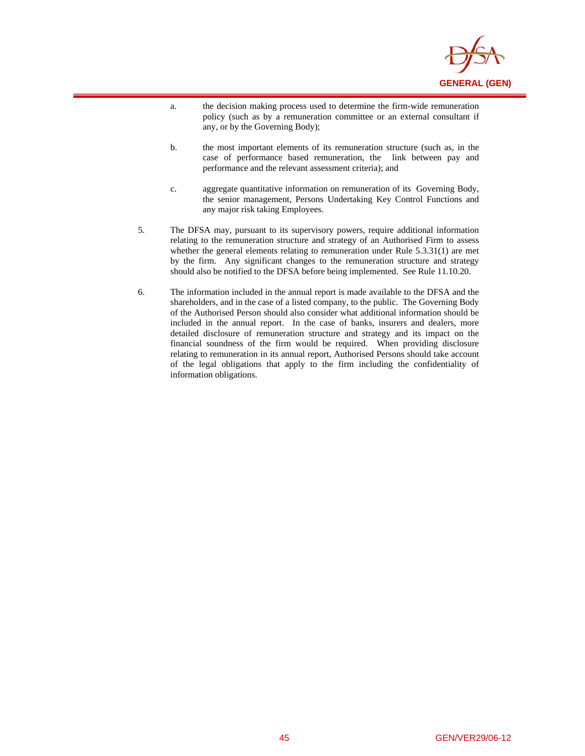a. the decision making process used to determine the firm-wide remuneration policy (such as by a remuneration committee or an external consultant if any, or by the Governing Body);

b. the most important elements of its remuneration structure (such as, in the case of performance based remuneration, the link between pay and performance and the relevant assessment criteria); and

c. aggregate quantitative information on remuneration of its Governing Body, the senior management, Persons Undertaking Key Control Functions and any major risk taking Employees.

5. The DFSA may, pursuant to its supervisory powers, require additional information relating to the remuneration structure and strategy of an Authorised Firm to assess whether the general elements relating to remuneration under Rule 5.3.31(1) are met by the firm. Any significant changes to the remuneration structure and strategy should also be notified to the DFSA before being implemented. See Rule 11.10.20.

6. The information included in the annual report is made available to the DFSA and the shareholders, and in the case of a listed company, to the public. The Governing Body of the Authorised Person should also consider what additional information should be included in the annual report. In the case of banks, insurers and dealers, more detailed disclosure of remuneration structure and strategy and its impact on the financial soundness of the firm would be required. When providing disclosure relating to remuneration in its annual report, Authorised Persons should take account of the legal obligations that apply to the firm including the confidentiality of information obligations.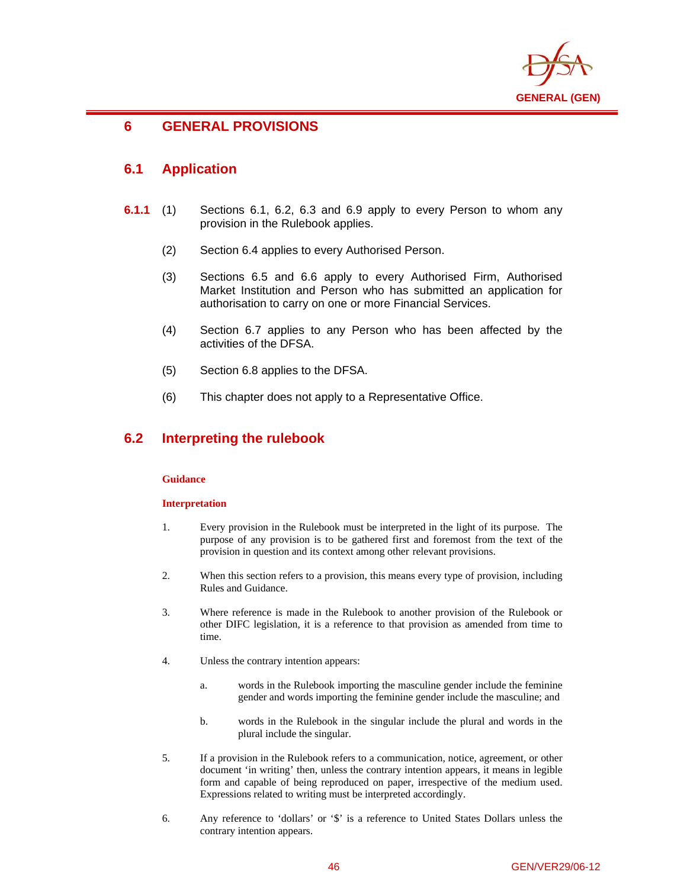# 6 GENERAL PROVISIONS

## 6.1 Application

**6.1.1** (1) Sections 6.1, 6.2, 6.3 and 6.9 apply to every Person to whom any provision in the Rulebook applies.

(2) Section 6.4 applies to every Authorised Person.

(3) Sections 6.5 and 6.6 apply to every Authorised Firm, Authorised Market Institution and Person who has submitted an application for authorisation to carry on one or more Financial Services.

(4) Section 6.7 applies to any Person who has been affected by the activities of the DFSA.

(5) Section 6.8 applies to the DFSA.

(6) This chapter does not apply to a Representative Office.

## 6.2 Interpreting the rulebook

**Guidance**

**Interpretation**

1. Every provision in the Rulebook must be interpreted in the light of its purpose. The purpose of any provision is to be gathered first and foremost from the text of the provision in question and its context among other relevant provisions.

2. When this section refers to a provision, this means every type of provision, including Rules and Guidance.

3. Where reference is made in the Rulebook to another provision of the Rulebook or other DIFC legislation, it is a reference to that provision as amended from time to time.

4. Unless the contrary intention appears:

   a. words in the Rulebook importing the masculine gender include the feminine gender and words importing the feminine gender include the masculine; and

   b. words in the Rulebook in the singular include the plural and words in the plural include the singular.

5. If a provision in the Rulebook refers to a communication, notice, agreement, or other document 'in writing' then, unless the contrary intention appears, it means in legible form and capable of being reproduced on paper, irrespective of the medium used. Expressions related to writing must be interpreted accordingly.

6. Any reference to 'dollars' or '$' is a reference to United States Dollars unless the contrary intention appears.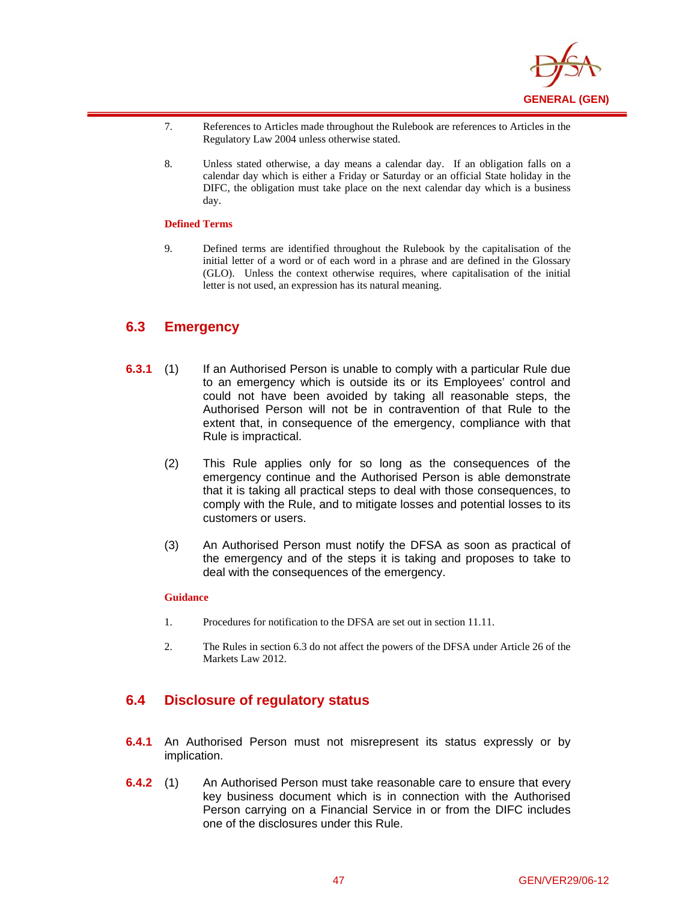7. References to Articles made throughout the Rulebook are references to Articles in the Regulatory Law 2004 unless otherwise stated.

8. Unless stated otherwise, a day means a calendar day. If an obligation falls on a calendar day which is either a Friday or Saturday or an official State holiday in the DIFC, the obligation must take place on the next calendar day which is a business day.

**Defined Terms**

9. Defined terms are identified throughout the Rulebook by the capitalisation of the initial letter of a word or of each word in a phrase and are defined in the Glossary (GLO). Unless the context otherwise requires, where capitalisation of the initial letter is not used, an expression has its natural meaning.

## 6.3 Emergency

**6.3.1** (1) If an Authorised Person is unable to comply with a particular Rule due to an emergency which is outside its or its Employees' control and could not have been avoided by taking all reasonable steps, the Authorised Person will not be in contravention of that Rule to the extent that, in consequence of the emergency, compliance with that Rule is impractical.

(2) This Rule applies only for so long as the consequences of the emergency continue and the Authorised Person is able demonstrate that it is taking all practical steps to deal with those consequences, to comply with the Rule, and to mitigate losses and potential losses to its customers or users.

(3) An Authorised Person must notify the DFSA as soon as practical of the emergency and of the steps it is taking and proposes to take to deal with the consequences of the emergency.

**Guidance**

1. Procedures for notification to the DFSA are set out in section 11.11.

2. The Rules in section 6.3 do not affect the powers of the DFSA under Article 26 of the Markets Law 2012.

## 6.4 Disclosure of regulatory status

**6.4.1** An Authorised Person must not misrepresent its status expressly or by implication.

**6.4.2** (1) An Authorised Person must take reasonable care to ensure that every key business document which is in connection with the Authorised Person carrying on a Financial Service in or from the DIFC includes one of the disclosures under this Rule.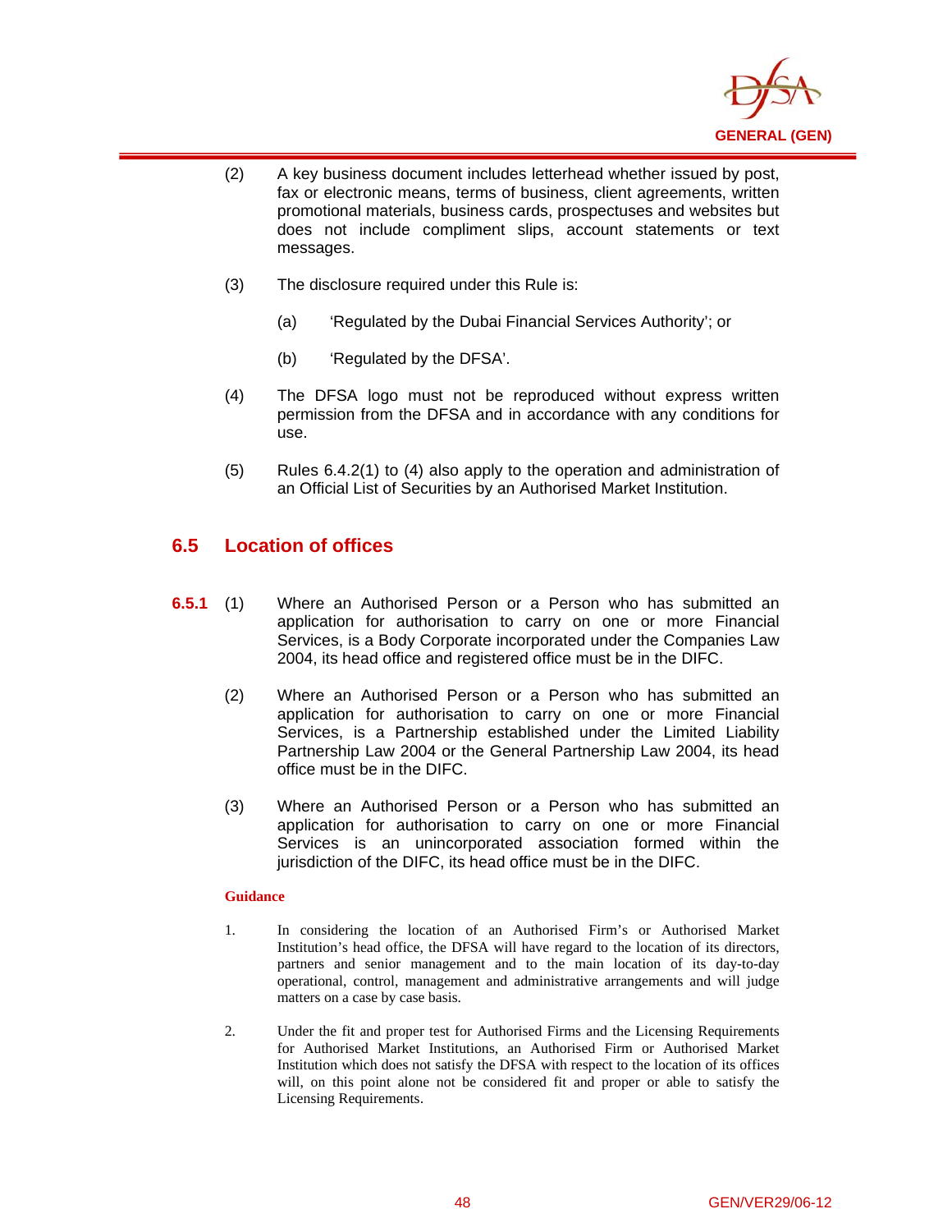(2) A key business document includes letterhead whether issued by post, fax or electronic means, terms of business, client agreements, written promotional materials, business cards, prospectuses and websites but does not include compliment slips, account statements or text messages.

(3) The disclosure required under this Rule is:

(a) 'Regulated by the Dubai Financial Services Authority'; or

(b) 'Regulated by the DFSA'.

(4) The DFSA logo must not be reproduced without express written permission from the DFSA and in accordance with any conditions for use.

(5) Rules 6.4.2(1) to (4) also apply to the operation and administration of an Official List of Securities by an Authorised Market Institution.

## 6.5 Location of offices

**6.5.1** (1) Where an Authorised Person or a Person who has submitted an application for authorisation to carry on one or more Financial Services, is a Body Corporate incorporated under the Companies Law 2004, its head office and registered office must be in the DIFC.

(2) Where an Authorised Person or a Person who has submitted an application for authorisation to carry on one or more Financial Services, is a Partnership established under the Limited Liability Partnership Law 2004 or the General Partnership Law 2004, its head office must be in the DIFC.

(3) Where an Authorised Person or a Person who has submitted an application for authorisation to carry on one or more Financial Services is an unincorporated association formed within the jurisdiction of the DIFC, its head office must be in the DIFC.

**Guidance**

1. In considering the location of an Authorised Firm's or Authorised Market Institution's head office, the DFSA will have regard to the location of its directors, partners and senior management and to the main location of its day-to-day operational, control, management and administrative arrangements and will judge matters on a case by case basis.

2. Under the fit and proper test for Authorised Firms and the Licensing Requirements for Authorised Market Institutions, an Authorised Firm or Authorised Market Institution which does not satisfy the DFSA with respect to the location of its offices will, on this point alone not be considered fit and proper or able to satisfy the Licensing Requirements.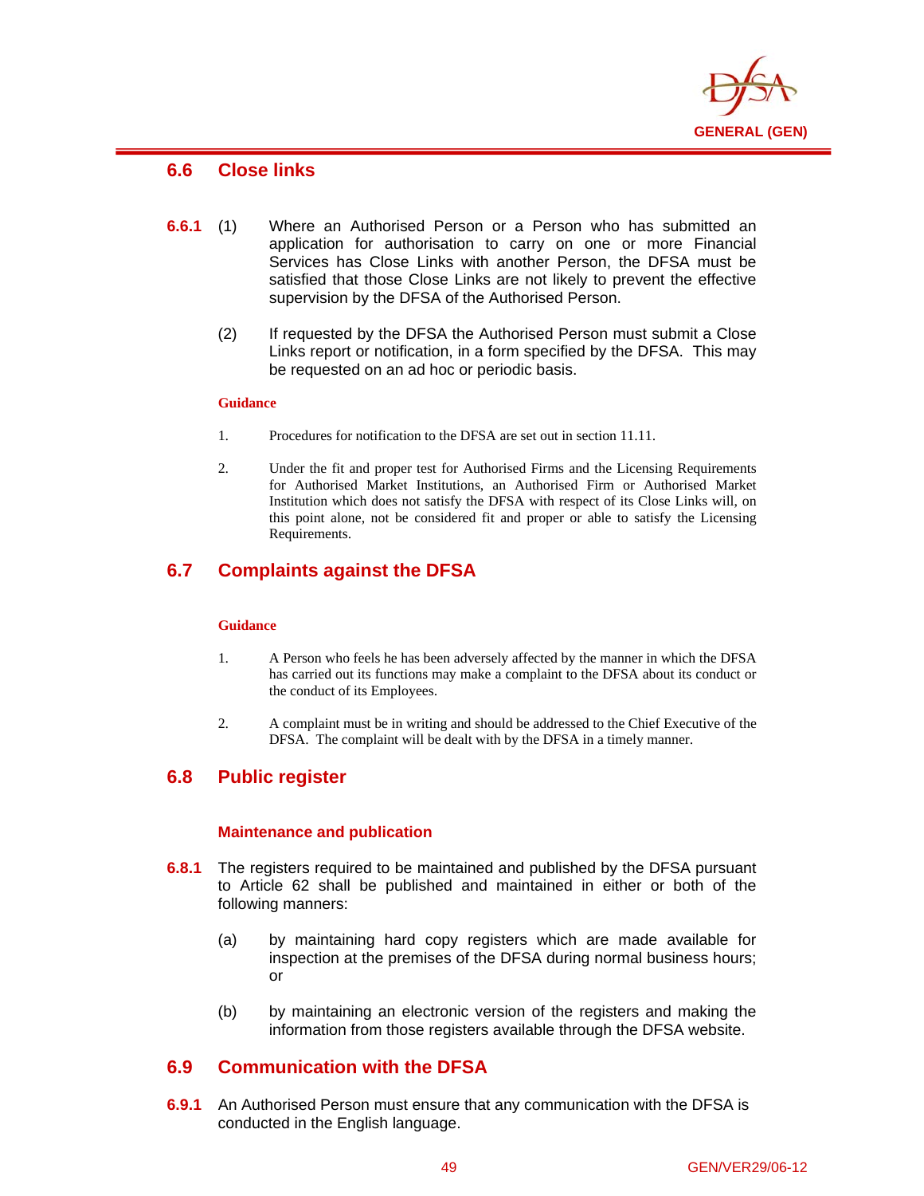## 6.6 Close links

**6.6.1** (1) Where an Authorised Person or a Person who has submitted an application for authorisation to carry on one or more Financial Services has Close Links with another Person, the DFSA must be satisfied that those Close Links are not likely to prevent the effective supervision by the DFSA of the Authorised Person.

(2) If requested by the DFSA the Authorised Person must submit a Close Links report or notification, in a form specified by the DFSA. This may be requested on an ad hoc or periodic basis.

**Guidance**

1. Procedures for notification to the DFSA are set out in section 11.11.

2. Under the fit and proper test for Authorised Firms and the Licensing Requirements for Authorised Market Institutions, an Authorised Firm or Authorised Market Institution which does not satisfy the DFSA with respect to its Close Links will, on this point alone, not be considered fit and proper or able to satisfy the Licensing Requirements.

## 6.7 Complaints against the DFSA

**Guidance**

1. A Person who feels he has been adversely affected by the manner in which the DFSA has carried out its functions may make a complaint to the DFSA about its conduct or the conduct of its Employees.

2. A complaint must be in writing and should be addressed to the Chief Executive of the DFSA. The complaint will be dealt with by the DFSA in a timely manner.

## 6.8 Public register

### Maintenance and publication

**6.8.1** The registers required to be maintained and published by the DFSA pursuant to Article 62 shall be published and maintained in either or both of the following manners:

(a) by maintaining hard copy registers which are made available for inspection at the premises of the DFSA during normal business hours; or

(b) by maintaining an electronic version of the registers and making the information from those registers available through the DFSA website.

## 6.9 Communication with the DFSA

**6.9.1** An Authorised Person must ensure that any communication with the DFSA is conducted in the English language.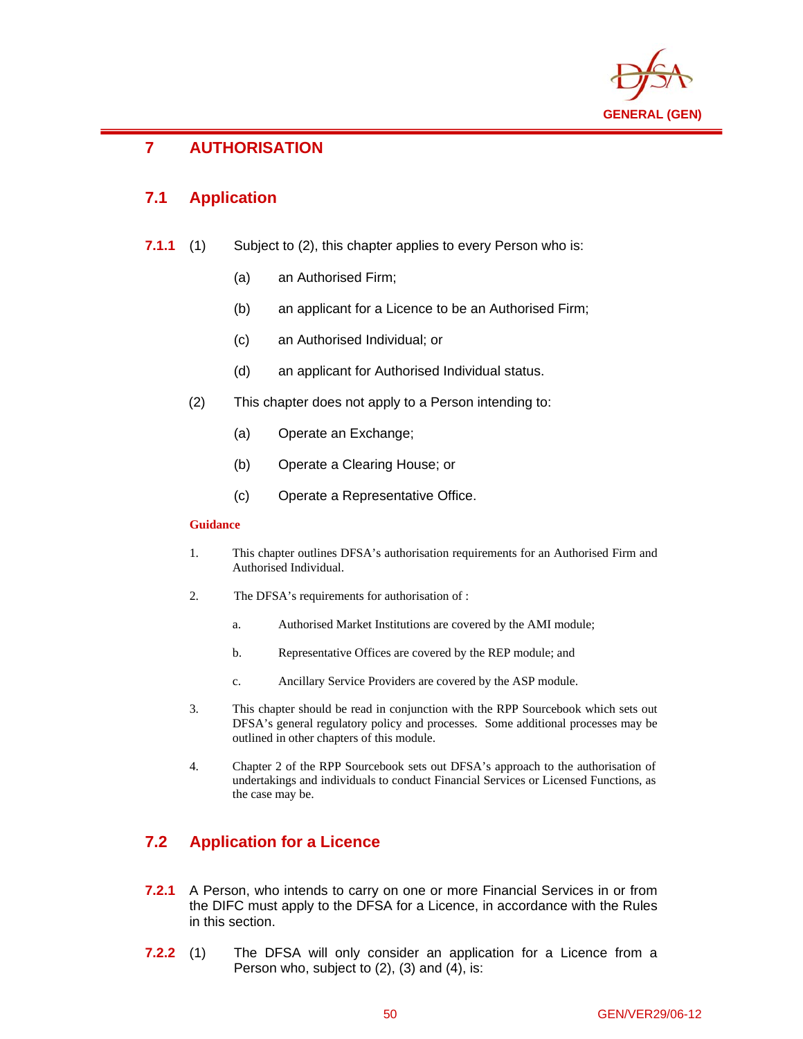# 7 AUTHORISATION

## 7.1 Application

**7.1.1** (1) Subject to (2), this chapter applies to every Person who is:

(a) an Authorised Firm;

(b) an applicant for a Licence to be an Authorised Firm;

(c) an Authorised Individual; or

(d) an applicant for Authorised Individual status.

(2) This chapter does not apply to a Person intending to:

(a) Operate an Exchange;

(b) Operate a Clearing House; or

(c) Operate a Representative Office.

**Guidance**

1. This chapter outlines DFSA's authorisation requirements for an Authorised Firm and Authorised Individual.

2. The DFSA's requirements for authorisation of :

   a. Authorised Market Institutions are covered by the AMI module;

   b. Representative Offices are covered by the REP module; and

   c. Ancillary Service Providers are covered by the ASP module.

3. This chapter should be read in conjunction with the RPP Sourcebook which sets out DFSA's general regulatory policy and processes. Some additional processes may be outlined in other chapters of this module.

4. Chapter 2 of the RPP Sourcebook sets out DFSA's approach to the authorisation of undertakings and individuals to conduct Financial Services or Licensed Functions, as the case may be.

## 7.2 Application for a Licence

**7.2.1** A Person, who intends to carry on one or more Financial Services in or from the DIFC must apply to the DFSA for a Licence, in accordance with the Rules in this section.

**7.2.2** (1) The DFSA will only consider an application for a Licence from a Person who, subject to (2), (3) and (4), is: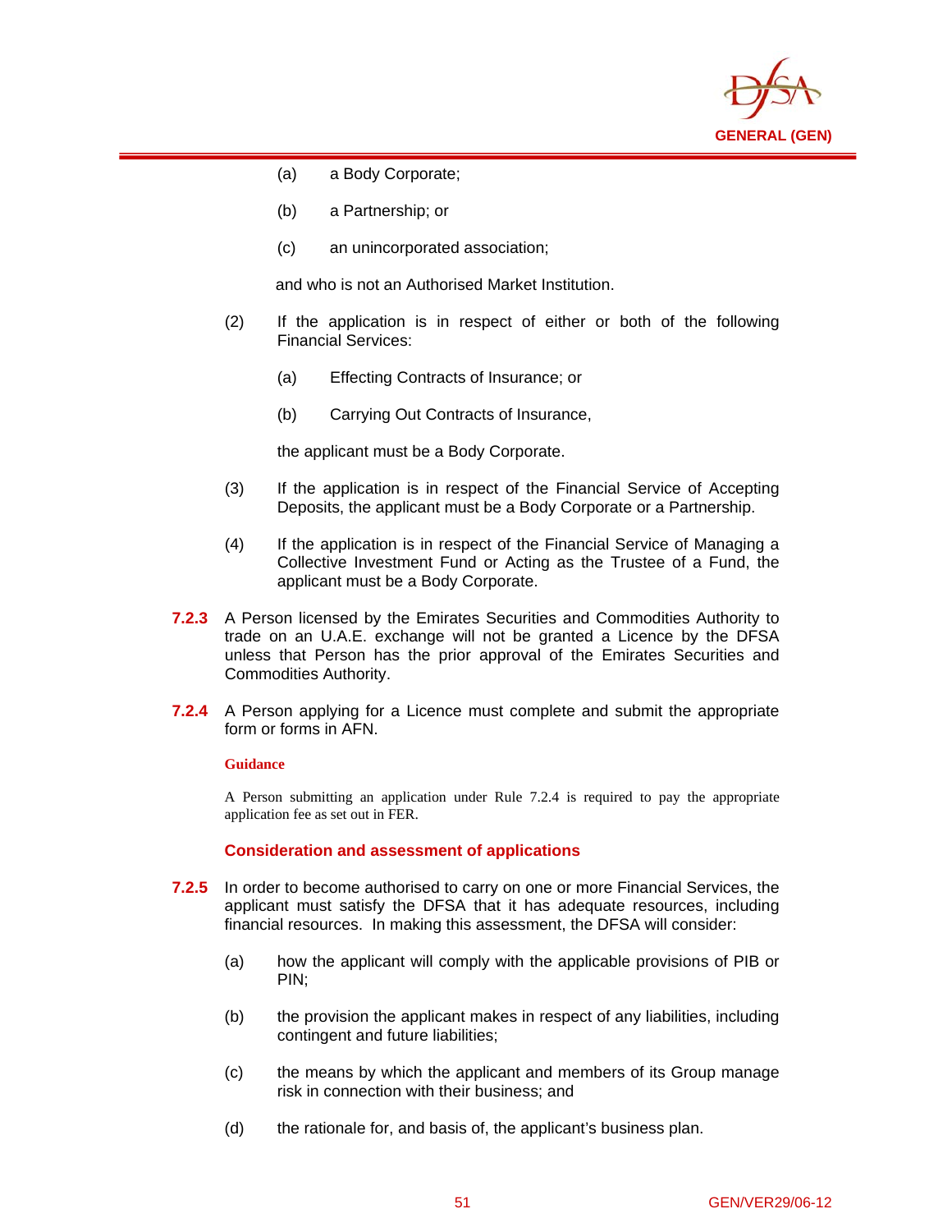(a) a Body Corporate;

(b) a Partnership; or

(c) an unincorporated association;

and who is not an Authorised Market Institution.

(2) If the application is in respect of either or both of the following Financial Services:

(a) Effecting Contracts of Insurance; or

(b) Carrying Out Contracts of Insurance,

the applicant must be a Body Corporate.

(3) If the application is in respect of the Financial Service of Accepting Deposits, the applicant must be a Body Corporate or a Partnership.

(4) If the application is in respect of the Financial Service of Managing a Collective Investment Fund or Acting as the Trustee of a Fund, the applicant must be a Body Corporate.

**7.2.3** A Person licensed by the Emirates Securities and Commodities Authority to trade on an U.A.E. exchange will not be granted a Licence by the DFSA unless that Person has the prior approval of the Emirates Securities and Commodities Authority.

**7.2.4** A Person applying for a Licence must complete and submit the appropriate form or forms in AFN.

**Guidance**

A Person submitting an application under Rule 7.2.4 is required to pay the appropriate application fee as set out in FER.

### Consideration and assessment of applications

**7.2.5** In order to become authorised to carry on one or more Financial Services, the applicant must satisfy the DFSA that it has adequate resources, including financial resources. In making this assessment, the DFSA will consider:

(a) how the applicant will comply with the applicable provisions of PIB or PIN;

(b) the provision the applicant makes in respect of any liabilities, including contingent and future liabilities;

(c) the means by which the applicant and members of its Group manage risk in connection with their business; and

(d) the rationale for, and basis of, the applicant's business plan.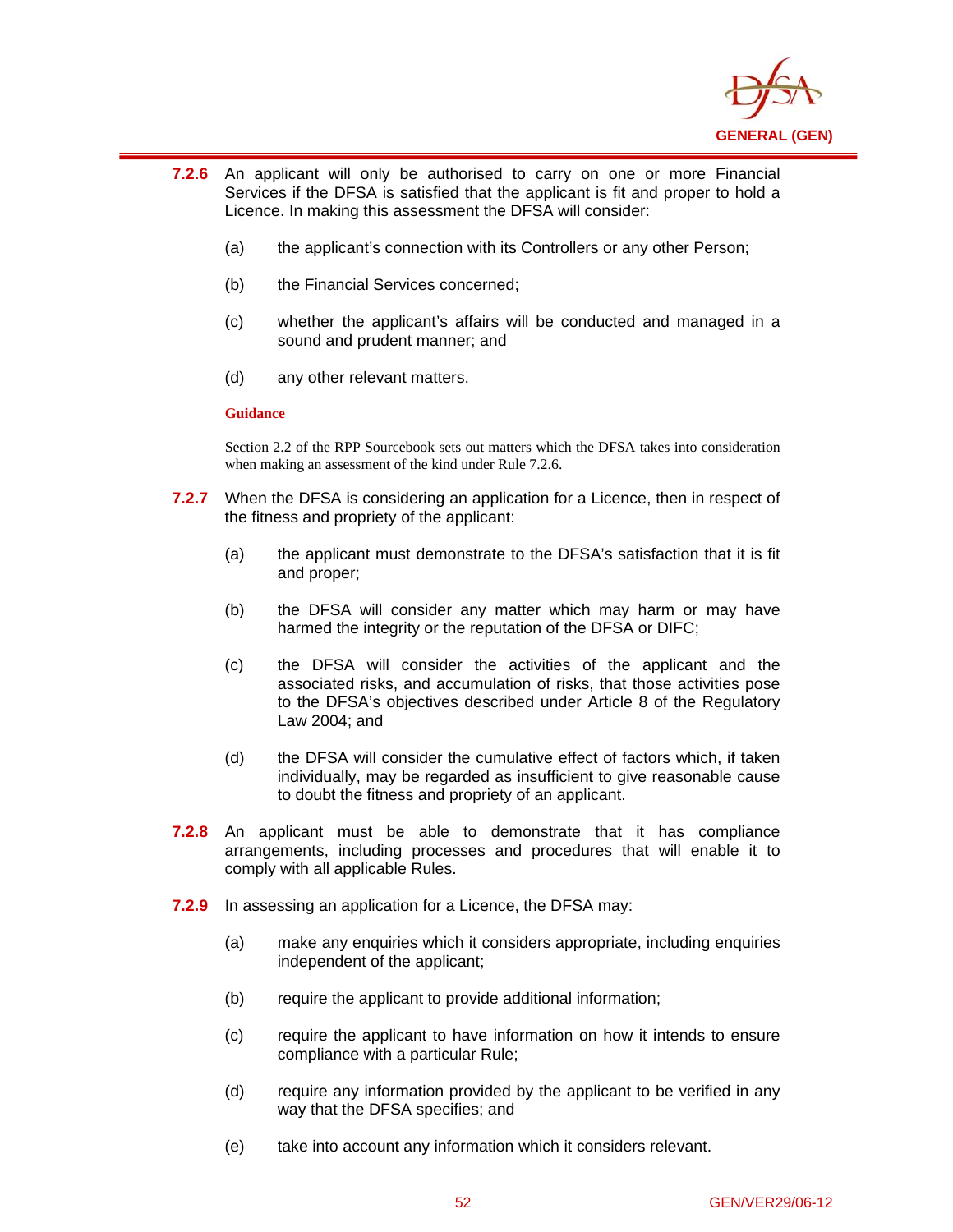**7.2.6** An applicant will only be authorised to carry on one or more Financial Services if the DFSA is satisfied that the applicant is fit and proper to hold a Licence. In making this assessment the DFSA will consider:

(a) the applicant's connection with its Controllers or any other Person;

(b) the Financial Services concerned;

(c) whether the applicant's affairs will be conducted and managed in a sound and prudent manner; and

(d) any other relevant matters.

**Guidance**

Section 2.2 of the RPP Sourcebook sets out matters which the DFSA takes into consideration when making an assessment of the kind under Rule 7.2.6.

**7.2.7** When the DFSA is considering an application for a Licence, then in respect of the fitness and propriety of the applicant:

(a) the applicant must demonstrate to the DFSA's satisfaction that it is fit and proper;

(b) the DFSA will consider any matter which may harm or may have harmed the integrity or the reputation of the DFSA or DIFC;

(c) the DFSA will consider the activities of the applicant and the associated risks, and accumulation of risks, that those activities pose to the DFSA's objectives described under Article 8 of the Regulatory Law 2004; and

(d) the DFSA will consider the cumulative effect of factors which, if taken individually, may be regarded as insufficient to give reasonable cause to doubt the fitness and propriety of an applicant.

**7.2.8** An applicant must be able to demonstrate that it has compliance arrangements, including processes and procedures that will enable it to comply with all applicable Rules.

**7.2.9** In assessing an application for a Licence, the DFSA may:

(a) make any enquiries which it considers appropriate, including enquiries independent of the applicant;

(b) require the applicant to provide additional information;

(c) require the applicant to have information on how it intends to ensure compliance with a particular Rule;

(d) require any information provided by the applicant to be verified in any way that the DFSA specifies; and

(e) take into account any information which it considers relevant.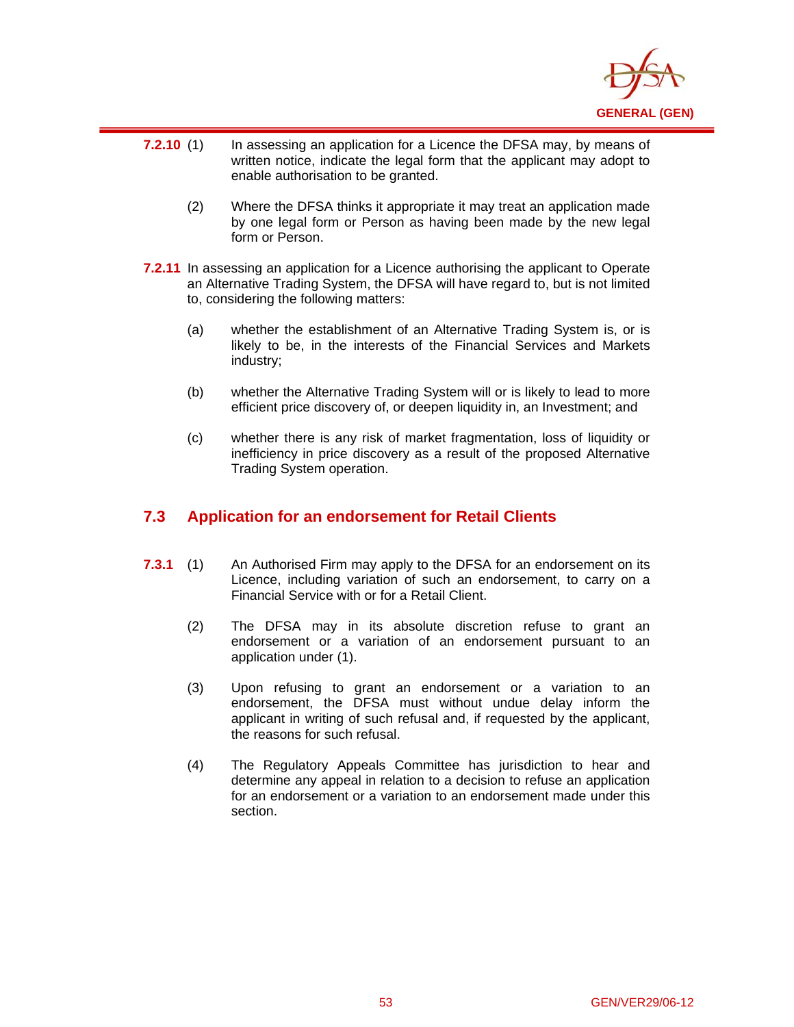**7.2.10** (1) In assessing an application for a Licence the DFSA may, by means of written notice, indicate the legal form that the applicant may adopt to enable authorisation to be granted.

(2) Where the DFSA thinks it appropriate it may treat an application made by one legal form or Person as having been made by the new legal form or Person.

**7.2.11** In assessing an application for a Licence authorising the applicant to Operate an Alternative Trading System, the DFSA will have regard to, but is not limited to, considering the following matters:

(a) whether the establishment of an Alternative Trading System is, or is likely to be, in the interests of the Financial Services and Markets industry;

(b) whether the Alternative Trading System will or is likely to lead to more efficient price discovery of, or deepen liquidity in, an Investment; and

(c) whether there is any risk of market fragmentation, loss of liquidity or inefficiency in price discovery as a result of the proposed Alternative Trading System operation.

## 7.3 Application for an endorsement for Retail Clients

**7.3.1** (1) An Authorised Firm may apply to the DFSA for an endorsement on its Licence, including variation of such an endorsement, to carry on a Financial Service with or for a Retail Client.

(2) The DFSA may in its absolute discretion refuse to grant an endorsement or a variation of an endorsement pursuant to an application under (1).

(3) Upon refusing to grant an endorsement or a variation to an endorsement, the DFSA must without undue delay inform the applicant in writing of such refusal and, if requested by the applicant, the reasons for such refusal.

(4) The Regulatory Appeals Committee has jurisdiction to hear and determine any appeal in relation to a decision to refuse an application for an endorsement or a variation to an endorsement made under this section.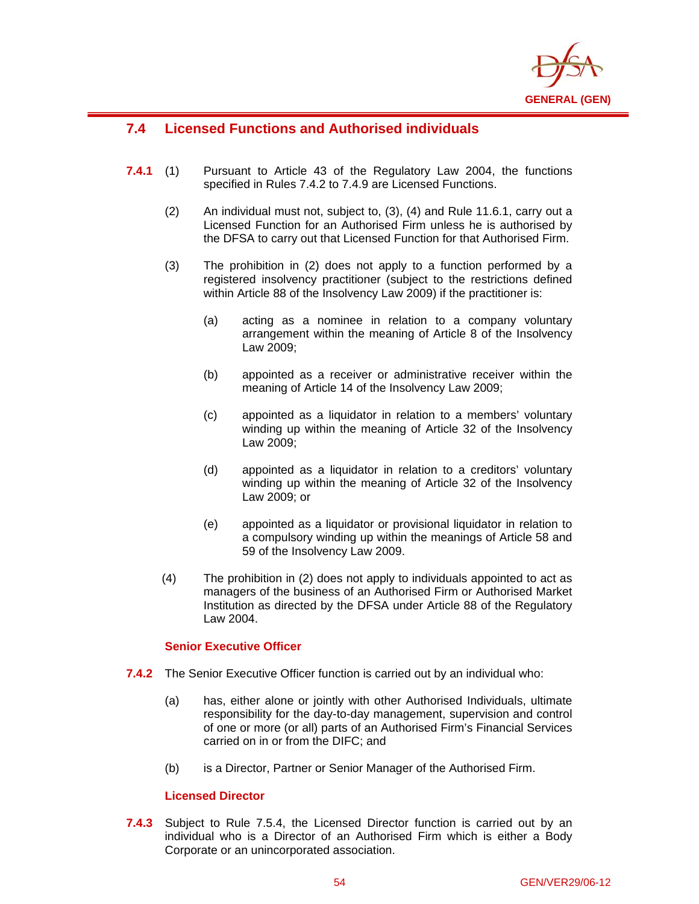## 7.4 Licensed Functions and Authorised individuals

**7.4.1** (1) Pursuant to Article 43 of the Regulatory Law 2004, the functions specified in Rules 7.4.2 to 7.4.9 are Licensed Functions.

(2) An individual must not, subject to, (3), (4) and Rule 11.6.1, carry out a Licensed Function for an Authorised Firm unless he is authorised by the DFSA to carry out that Licensed Function for that Authorised Firm.

(3) The prohibition in (2) does not apply to a function performed by a registered insolvency practitioner (subject to the restrictions defined within Article 88 of the Insolvency Law 2009) if the practitioner is:

(a) acting as a nominee in relation to a company voluntary arrangement within the meaning of Article 8 of the Insolvency Law 2009;

(b) appointed as a receiver or administrative receiver within the meaning of Article 14 of the Insolvency Law 2009;

(c) appointed as a liquidator in relation to a members' voluntary winding up within the meaning of Article 32 of the Insolvency Law 2009;

(d) appointed as a liquidator in relation to a creditors' voluntary winding up within the meaning of Article 32 of the Insolvency Law 2009; or

(e) appointed as a liquidator or provisional liquidator in relation to a compulsory winding up within the meanings of Article 58 and 59 of the Insolvency Law 2009.

(4) The prohibition in (2) does not apply to individuals appointed to act as managers of the business of an Authorised Firm or Authorised Market Institution as directed by the DFSA under Article 88 of the Regulatory Law 2004.

### Senior Executive Officer

**7.4.2** The Senior Executive Officer function is carried out by an individual who:

(a) has, either alone or jointly with other Authorised Individuals, ultimate responsibility for the day-to-day management, supervision and control of one or more (or all) parts of an Authorised Firm's Financial Services carried on in or from the DIFC; and

(b) is a Director, Partner or Senior Manager of the Authorised Firm.

### Licensed Director

**7.4.3** Subject to Rule 7.5.4, the Licensed Director function is carried out by an individual who is a Director of an Authorised Firm which is either a Body Corporate or an unincorporated association.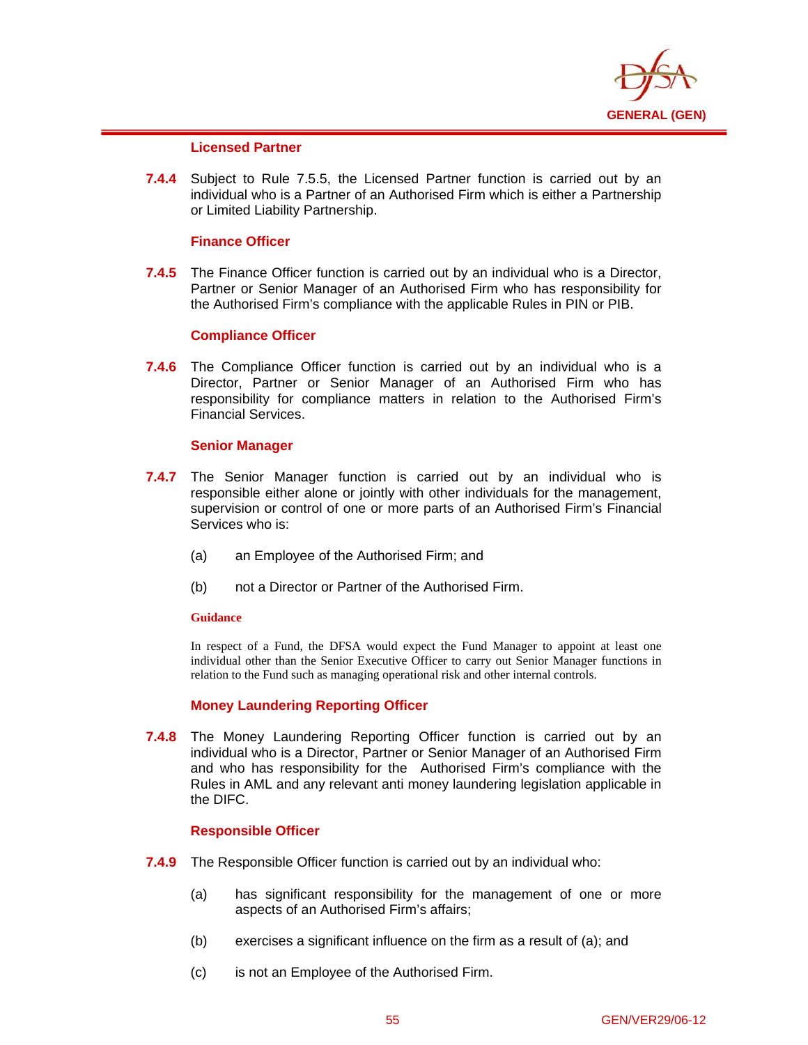#### Licensed Partner

**7.4.4** Subject to Rule 7.5.5, the Licensed Partner function is carried out by an individual who is a Partner of an Authorised Firm which is either a Partnership or Limited Liability Partnership.

#### Finance Officer

**7.4.5** The Finance Officer function is carried out by an individual who is a Director, Partner or Senior Manager of an Authorised Firm who has responsibility for the Authorised Firm's compliance with the applicable Rules in PIN or PIB.

#### Compliance Officer

**7.4.6** The Compliance Officer function is carried out by an individual who is a Director, Partner or Senior Manager of an Authorised Firm who has responsibility for compliance matters in relation to the Authorised Firm's Financial Services.

#### Senior Manager

**7.4.7** The Senior Manager function is carried out by an individual who is responsible either alone or jointly with other individuals for the management, supervision or control of one or more parts of an Authorised Firm's Financial Services who is:

(a) an Employee of the Authorised Firm; and

(b) not a Director or Partner of the Authorised Firm.

**Guidance**

In respect of a Fund, the DFSA would expect the Fund Manager to appoint at least one individual other than the Senior Executive Officer to carry out Senior Manager functions in relation to the Fund such as managing operational risk and other internal controls.

#### Money Laundering Reporting Officer

**7.4.8** The Money Laundering Reporting Officer function is carried out by an individual who is a Director, Partner or Senior Manager of an Authorised Firm and who has responsibility for the Authorised Firm's compliance with the Rules in AML and any relevant anti money laundering legislation applicable in the DIFC.

#### Responsible Officer

**7.4.9** The Responsible Officer function is carried out by an individual who:

(a) has significant responsibility for the management of one or more aspects of an Authorised Firm's affairs;

(b) exercises a significant influence on the firm as a result of (a); and

(c) is not an Employee of the Authorised Firm.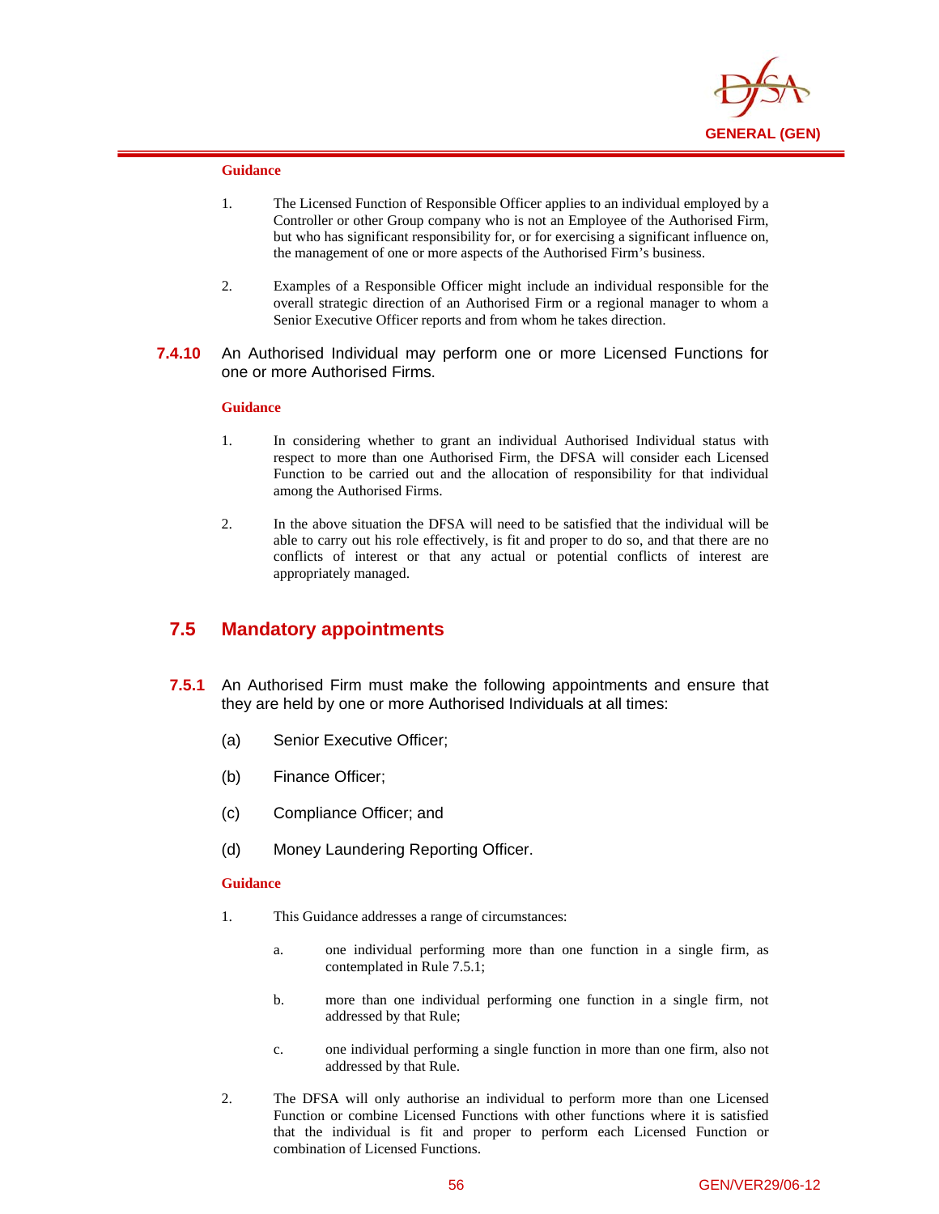**Guidance**

1. The Licensed Function of Responsible Officer applies to an individual employed by a Controller or other Group company who is not an Employee of the Authorised Firm, but who has significant responsibility for, or for exercising a significant influence on, the management of one or more aspects of the Authorised Firm's business.

2. Examples of a Responsible Officer might include an individual responsible for the overall strategic direction of an Authorised Firm or a regional manager to whom a Senior Executive Officer reports and from whom he takes direction.

**7.4.10** An Authorised Individual may perform one or more Licensed Functions for one or more Authorised Firms.

**Guidance**

1. In considering whether to grant an individual Authorised Individual status with respect to more than one Authorised Firm, the DFSA will consider each Licensed Function to be carried out and the allocation of responsibility for that individual among the Authorised Firms.

2. In the above situation the DFSA will need to be satisfied that the individual will be able to carry out his role effectively, is fit and proper to do so, and that there are no conflicts of interest or that any actual or potential conflicts of interest are appropriately managed.

## 7.5 Mandatory appointments

**7.5.1** An Authorised Firm must make the following appointments and ensure that they are held by one or more Authorised Individuals at all times:

(a) Senior Executive Officer;

(b) Finance Officer;

(c) Compliance Officer; and

(d) Money Laundering Reporting Officer.

**Guidance**

1. This Guidance addresses a range of circumstances:

   a. one individual performing more than one function in a single firm, as contemplated in Rule 7.5.1;

   b. more than one individual performing one function in a single firm, not addressed by that Rule;

   c. one individual performing a single function in more than one firm, also not addressed by that Rule.

2. The DFSA will only authorise an individual to perform more than one Licensed Function or combine Licensed Functions with other functions where it is satisfied that the individual is fit and proper to perform each Licensed Function or combination of Licensed Functions.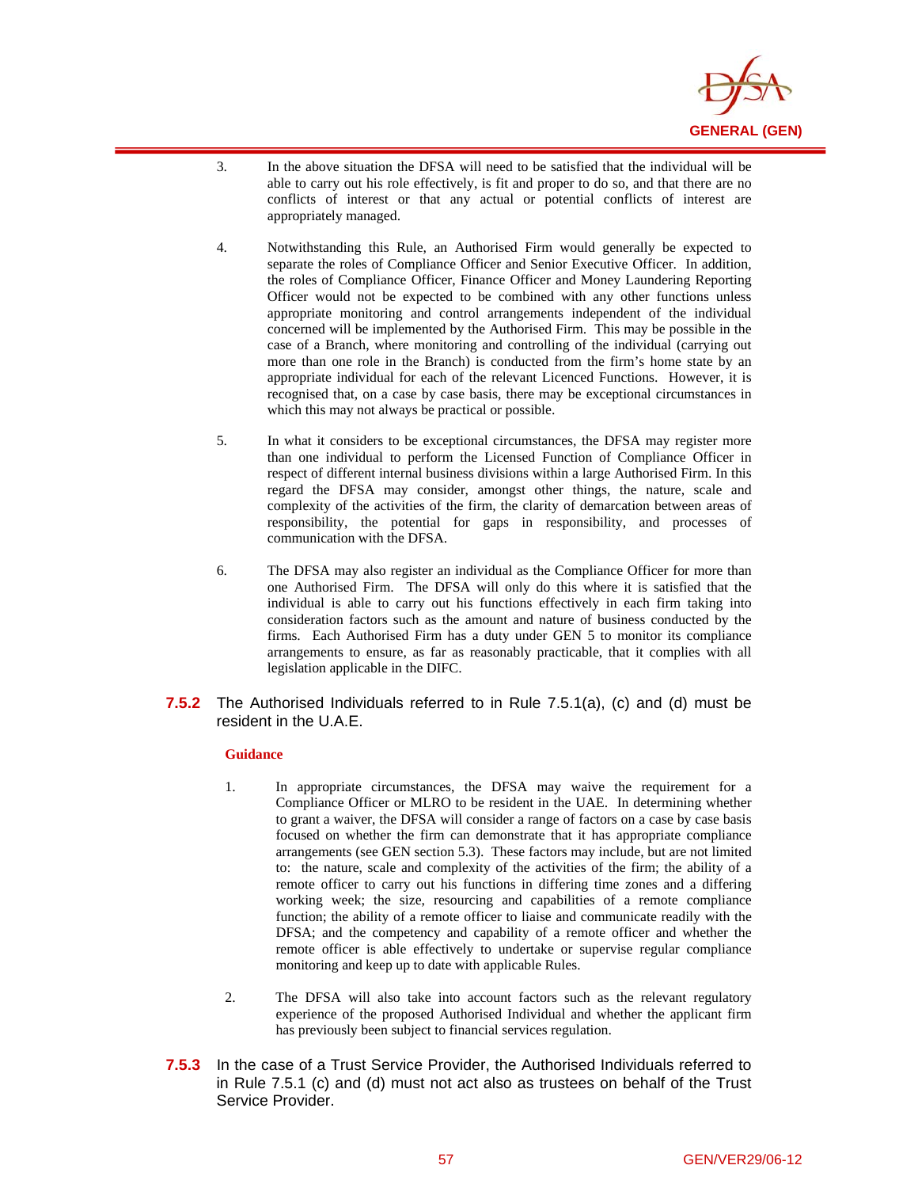3. In the above situation the DFSA will need to be satisfied that the individual will be able to carry out his role effectively, is fit and proper to do so, and that there are no conflicts of interest or that any actual or potential conflicts of interest are appropriately managed.

4. Notwithstanding this Rule, an Authorised Firm would generally be expected to separate the roles of Compliance Officer and Senior Executive Officer. In addition, the roles of Compliance Officer, Finance Officer and Money Laundering Reporting Officer would not be expected to be combined with any other functions unless appropriate monitoring and control arrangements independent of the individual concerned will be implemented by the Authorised Firm. This may be possible in the case of a Branch, where monitoring and controlling of the individual (carrying out more than one role in the Branch) is conducted from the firm's home state by an appropriate individual for each of the relevant Licenced Functions. However, it is recognised that, on a case by case basis, there may be exceptional circumstances in which this may not always be practical or possible.

5. In what it considers to be exceptional circumstances, the DFSA may register more than one individual to perform the Licensed Function of Compliance Officer in respect of different internal business divisions within a large Authorised Firm. In this regard the DFSA may consider, amongst other things, the nature, scale and complexity of the activities of the firm, the clarity of demarcation between areas of responsibility, the potential for gaps in responsibility, and processes of communication with the DFSA.

6. The DFSA may also register an individual as the Compliance Officer for more than one Authorised Firm. The DFSA will only do this where it is satisfied that the individual is able to carry out his functions effectively in each firm taking into consideration factors such as the amount and nature of business conducted by the firms. Each Authorised Firm has a duty under GEN 5 to monitor its compliance arrangements to ensure, as far as reasonably practicable, that it complies with all legislation applicable in the DIFC.

**7.5.2** The Authorised Individuals referred to in Rule 7.5.1(a), (c) and (d) must be resident in the U.A.E.

**Guidance**

1. In appropriate circumstances, the DFSA may waive the requirement for a Compliance Officer or MLRO to be resident in the UAE. In determining whether to grant a waiver, the DFSA will consider a range of factors on a case by case basis focused on whether the firm can demonstrate that it has appropriate compliance arrangements (see GEN section 5.3). These factors may include, but are not limited to: the nature, scale and complexity of the activities of the firm; the ability of a remote officer to carry out his functions in differing time zones and a differing working week; the size, resourcing and capabilities of a remote compliance function; the ability of a remote officer to liaise and communicate readily with the DFSA; and the competency and capability of a remote officer and whether the remote officer is able effectively to undertake or supervise regular compliance monitoring and keep up to date with applicable Rules.

2. The DFSA will also take into account factors such as the relevant regulatory experience of the proposed Authorised Individual and whether the applicant firm has previously been subject to financial services regulation.

**7.5.3** In the case of a Trust Service Provider, the Authorised Individuals referred to in Rule 7.5.1 (c) and (d) must not act also as trustees on behalf of the Trust Service Provider.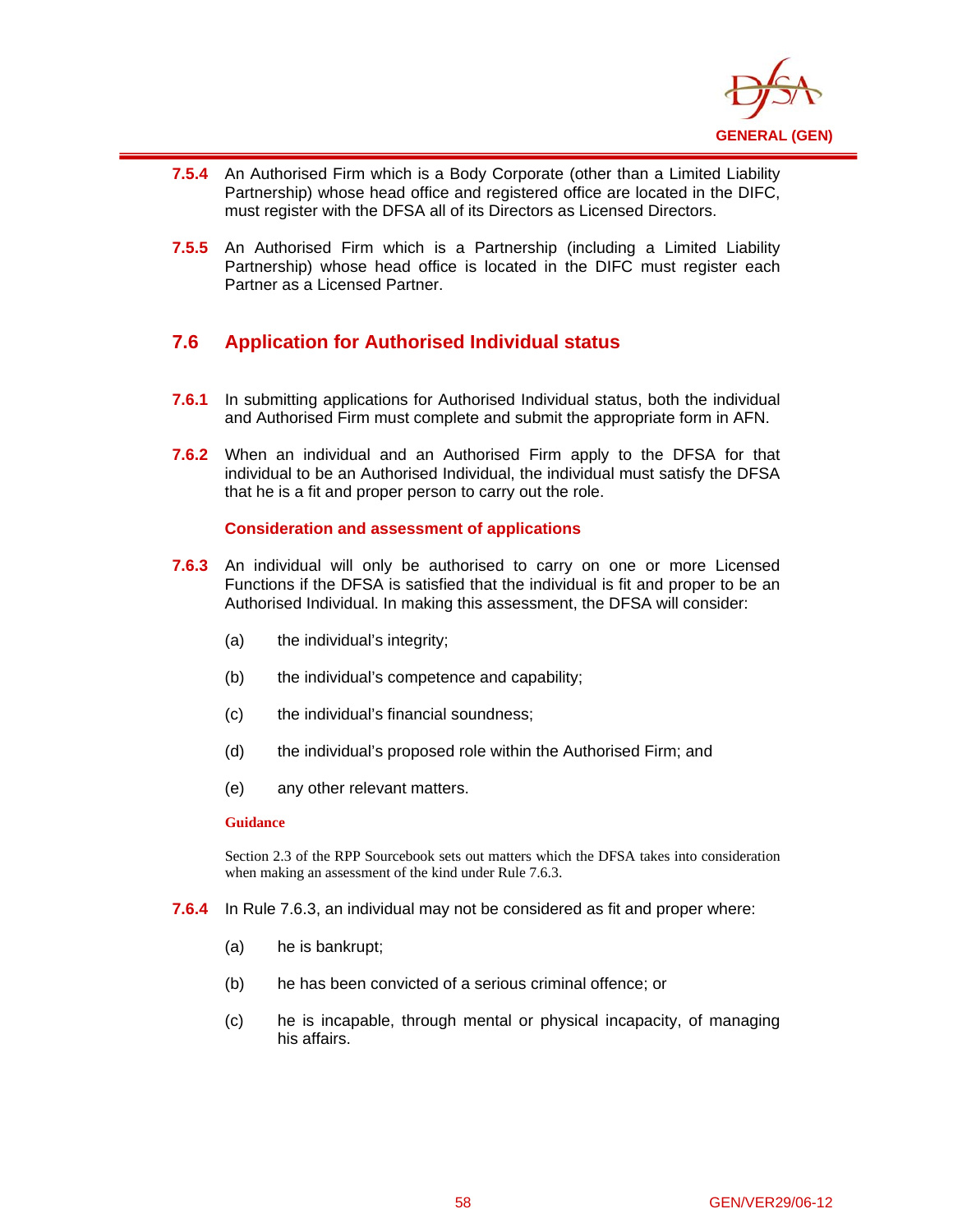**7.5.4** An Authorised Firm which is a Body Corporate (other than a Limited Liability Partnership) whose head office and registered office are located in the DIFC, must register with the DFSA all of its Directors as Licensed Directors.

**7.5.5** An Authorised Firm which is a Partnership (including a Limited Liability Partnership) whose head office is located in the DIFC must register each Partner as a Licensed Partner.

## 7.6 Application for Authorised Individual status

**7.6.1** In submitting applications for Authorised Individual status, both the individual and Authorised Firm must complete and submit the appropriate form in AFN.

**7.6.2** When an individual and an Authorised Firm apply to the DFSA for that individual to be an Authorised Individual, the individual must satisfy the DFSA that he is a fit and proper person to carry out the role.

### Consideration and assessment of applications

**7.6.3** An individual will only be authorised to carry on one or more Licensed Functions if the DFSA is satisfied that the individual is fit and proper to be an Authorised Individual. In making this assessment, the DFSA will consider:

(a) the individual's integrity;

(b) the individual's competence and capability;

(c) the individual's financial soundness;

(d) the individual's proposed role within the Authorised Firm; and

(e) any other relevant matters.

**Guidance**

Section 2.3 of the RPP Sourcebook sets out matters which the DFSA takes into consideration when making an assessment of the kind under Rule 7.6.3.

**7.6.4** In Rule 7.6.3, an individual may not be considered as fit and proper where:

(a) he is bankrupt;

(b) he has been convicted of a serious criminal offence; or

(c) he is incapable, through mental or physical incapacity, of managing his affairs.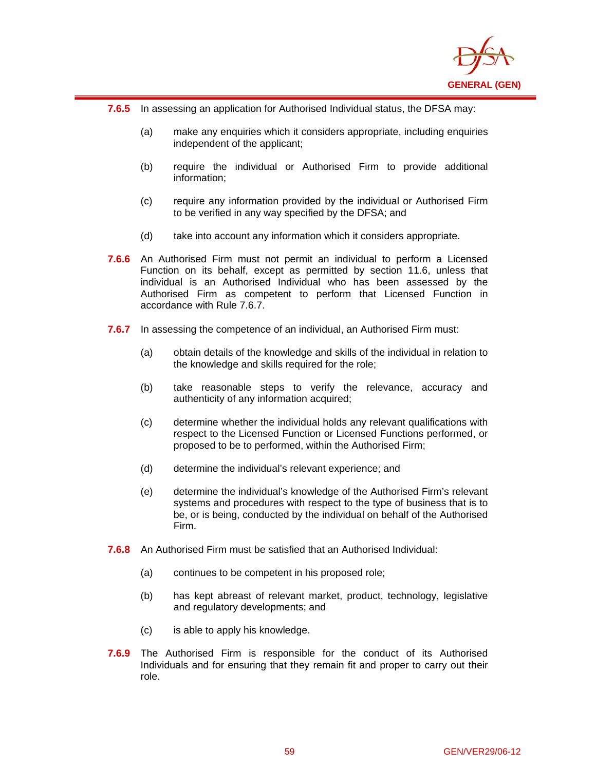**7.6.5** In assessing an application for Authorised Individual status, the DFSA may:

(a) make any enquiries which it considers appropriate, including enquiries independent of the applicant;

(b) require the individual or Authorised Firm to provide additional information;

(c) require any information provided by the individual or Authorised Firm to be verified in any way specified by the DFSA; and

(d) take into account any information which it considers appropriate.

**7.6.6** An Authorised Firm must not permit an individual to perform a Licensed Function on its behalf, except as permitted by section 11.6, unless that individual is an Authorised Individual who has been assessed by the Authorised Firm as competent to perform that Licensed Function in accordance with Rule 7.6.7.

**7.6.7** In assessing the competence of an individual, an Authorised Firm must:

(a) obtain details of the knowledge and skills of the individual in relation to the knowledge and skills required for the role;

(b) take reasonable steps to verify the relevance, accuracy and authenticity of any information acquired;

(c) determine whether the individual holds any relevant qualifications with respect to the Licensed Function or Licensed Functions performed, or proposed to be to performed, within the Authorised Firm;

(d) determine the individual's relevant experience; and

(e) determine the individual's knowledge of the Authorised Firm's relevant systems and procedures with respect to the type of business that is to be, or is being, conducted by the individual on behalf of the Authorised Firm.

**7.6.8** An Authorised Firm must be satisfied that an Authorised Individual:

(a) continues to be competent in his proposed role;

(b) has kept abreast of relevant market, product, technology, legislative and regulatory developments; and

(c) is able to apply his knowledge.

**7.6.9** The Authorised Firm is responsible for the conduct of its Authorised Individuals and for ensuring that they remain fit and proper to carry out their role.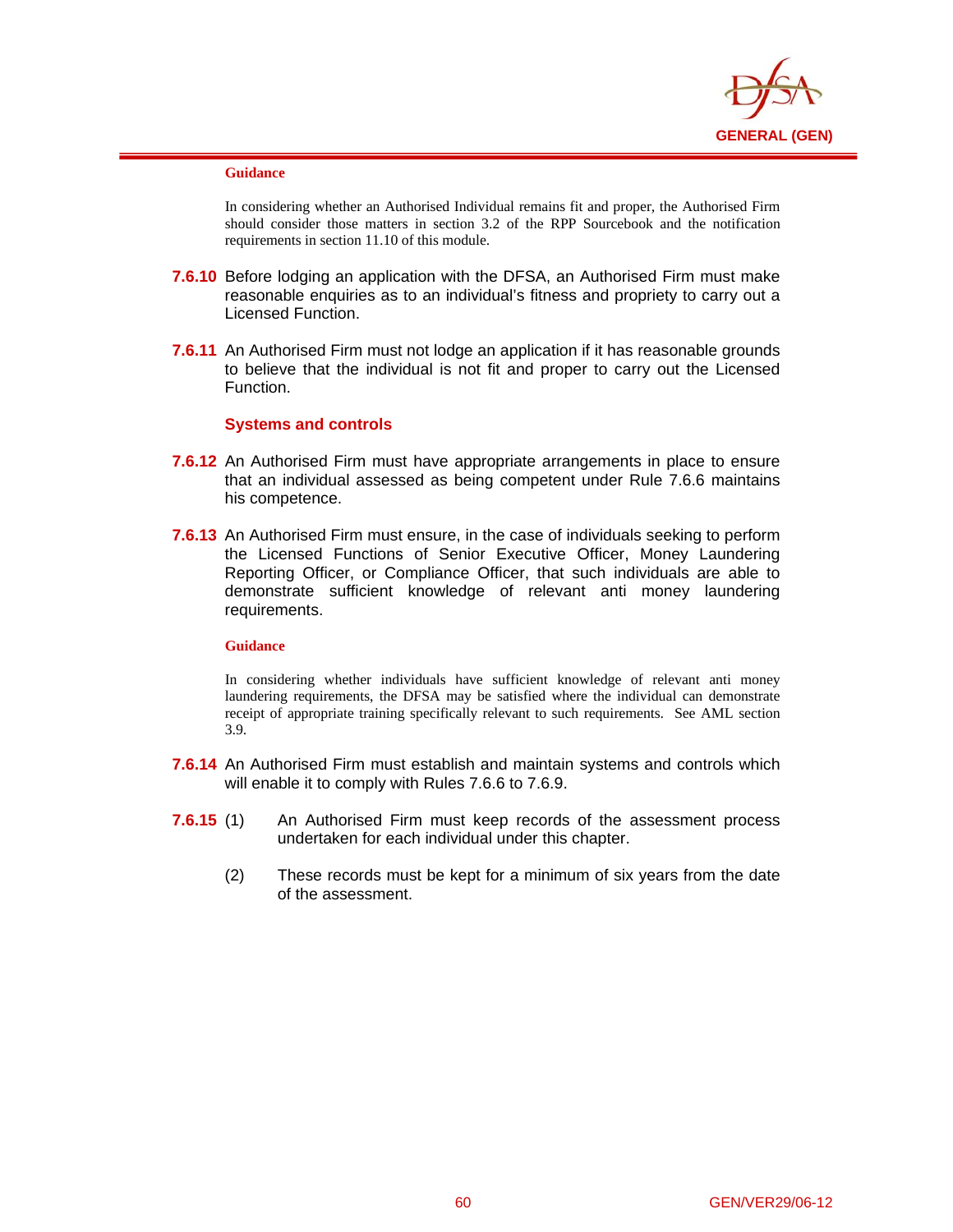**Guidance**

In considering whether an Authorised Individual remains fit and proper, the Authorised Firm should consider those matters in section 3.2 of the RPP Sourcebook and the notification requirements in section 11.10 of this module.

**7.6.10** Before lodging an application with the DFSA, an Authorised Firm must make reasonable enquiries as to an individual's fitness and propriety to carry out a Licensed Function.

**7.6.11** An Authorised Firm must not lodge an application if it has reasonable grounds to believe that the individual is not fit and proper to carry out the Licensed Function.

### Systems and controls

**7.6.12** An Authorised Firm must have appropriate arrangements in place to ensure that an individual assessed as being competent under Rule 7.6.6 maintains his competence.

**7.6.13** An Authorised Firm must ensure, in the case of individuals seeking to perform the Licensed Functions of Senior Executive Officer, Money Laundering Reporting Officer, or Compliance Officer, that such individuals are able to demonstrate sufficient knowledge of relevant anti money laundering requirements.

**Guidance**

In considering whether individuals have sufficient knowledge of relevant anti money laundering requirements, the DFSA may be satisfied where the individual can demonstrate receipt of appropriate training specifically relevant to such requirements. See AML section 3.9.

**7.6.14** An Authorised Firm must establish and maintain systems and controls which will enable it to comply with Rules 7.6.6 to 7.6.9.

**7.6.15** (1) An Authorised Firm must keep records of the assessment process undertaken for each individual under this chapter.

(2) These records must be kept for a minimum of six years from the date of the assessment.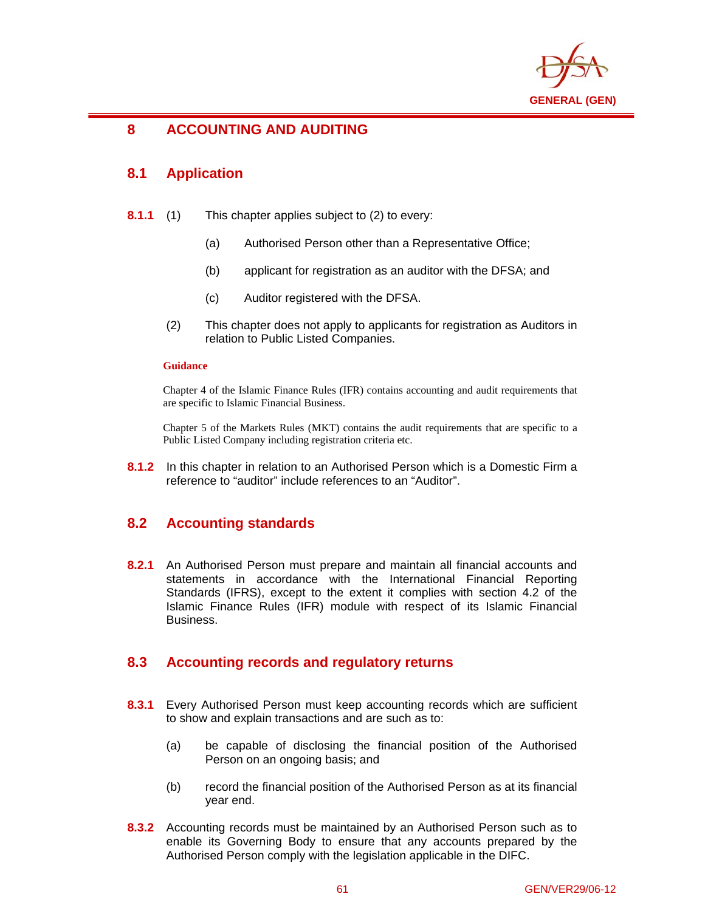# 8 ACCOUNTING AND AUDITING

## 8.1 Application

**8.1.1** (1) This chapter applies subject to (2) to every:

(a) Authorised Person other than a Representative Office;

(b) applicant for registration as an auditor with the DFSA; and

(c) Auditor registered with the DFSA.

(2) This chapter does not apply to applicants for registration as Auditors in relation to Public Listed Companies.

**Guidance**

Chapter 4 of the Islamic Finance Rules (IFR) contains accounting and audit requirements that are specific to Islamic Financial Business.

Chapter 5 of the Markets Rules (MKT) contains the audit requirements that are specific to a Public Listed Company including registration criteria etc.

**8.1.2** In this chapter in relation to an Authorised Person which is a Domestic Firm a reference to "auditor" include references to an "Auditor".

## 8.2 Accounting standards

**8.2.1** An Authorised Person must prepare and maintain all financial accounts and statements in accordance with the International Financial Reporting Standards (IFRS), except to the extent it complies with section 4.2 of the Islamic Finance Rules (IFR) module with respect of its Islamic Financial Business.

## 8.3 Accounting records and regulatory returns

**8.3.1** Every Authorised Person must keep accounting records which are sufficient to show and explain transactions and are such as to:

(a) be capable of disclosing the financial position of the Authorised Person on an ongoing basis; and

(b) record the financial position of the Authorised Person as at its financial year end.

**8.3.2** Accounting records must be maintained by an Authorised Person such as to enable its Governing Body to ensure that any accounts prepared by the Authorised Person comply with the legislation applicable in the DIFC.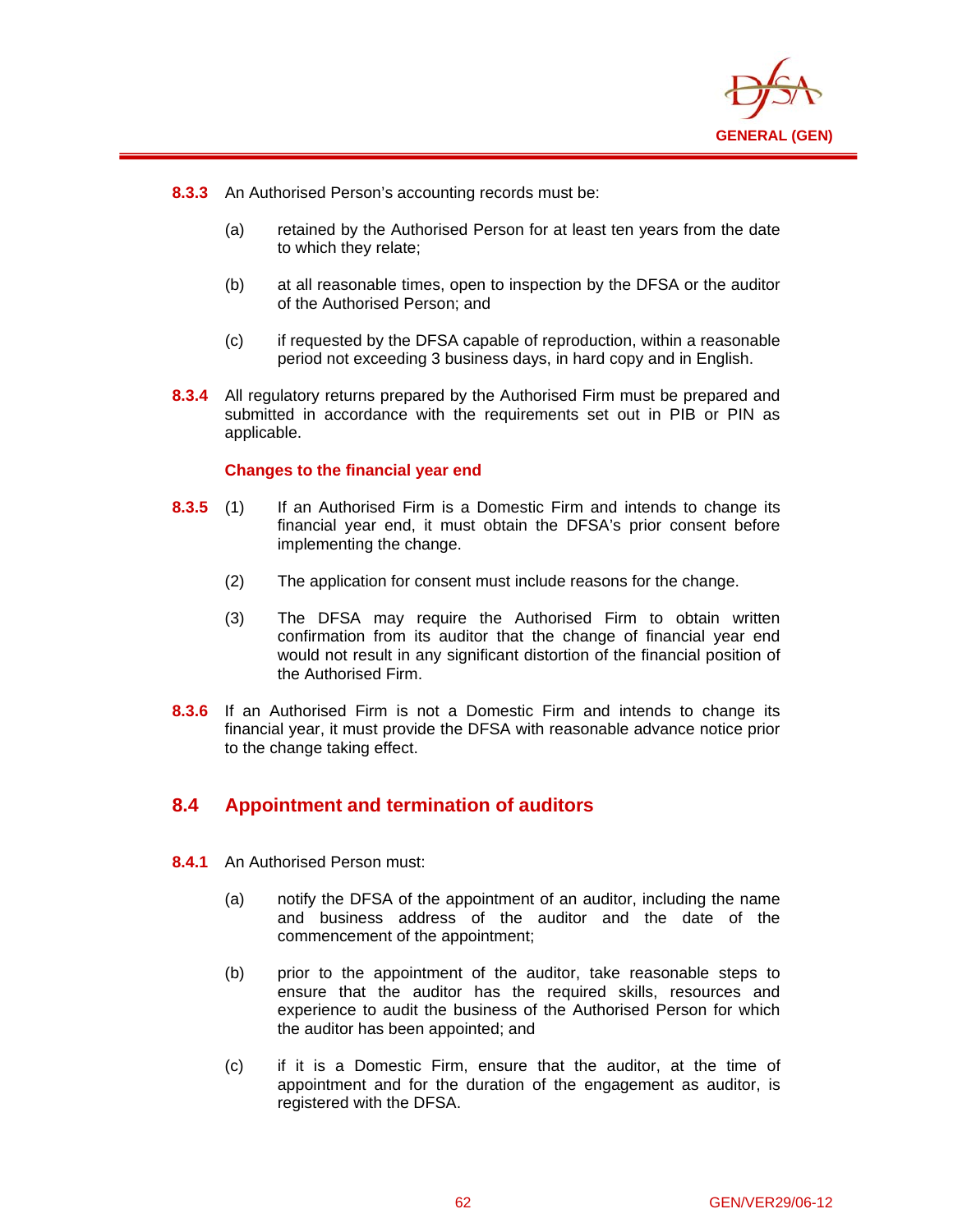**8.3.3** An Authorised Person's accounting records must be:

(a) retained by the Authorised Person for at least ten years from the date to which they relate;

(b) at all reasonable times, open to inspection by the DFSA or the auditor of the Authorised Person; and

(c) if requested by the DFSA capable of reproduction, within a reasonable period not exceeding 3 business days, in hard copy and in English.

**8.3.4** All regulatory returns prepared by the Authorised Firm must be prepared and submitted in accordance with the requirements set out in PIB or PIN as applicable.

### Changes to the financial year end

**8.3.5** (1) If an Authorised Firm is a Domestic Firm and intends to change its financial year end, it must obtain the DFSA's prior consent before implementing the change.

(2) The application for consent must include reasons for the change.

(3) The DFSA may require the Authorised Firm to obtain written confirmation from its auditor that the change of financial year end would not result in any significant distortion of the financial position of the Authorised Firm.

**8.3.6** If an Authorised Firm is not a Domestic Firm and intends to change its financial year, it must provide the DFSA with reasonable advance notice prior to the change taking effect.

## 8.4 Appointment and termination of auditors

**8.4.1** An Authorised Person must:

(a) notify the DFSA of the appointment of an auditor, including the name and business address of the auditor and the date of the commencement of the appointment;

(b) prior to the appointment of the auditor, take reasonable steps to ensure that the auditor has the required skills, resources and experience to audit the business of the Authorised Person for which the auditor has been appointed; and

(c) if it is a Domestic Firm, ensure that the auditor, at the time of appointment and for the duration of the engagement as auditor, is registered with the DFSA.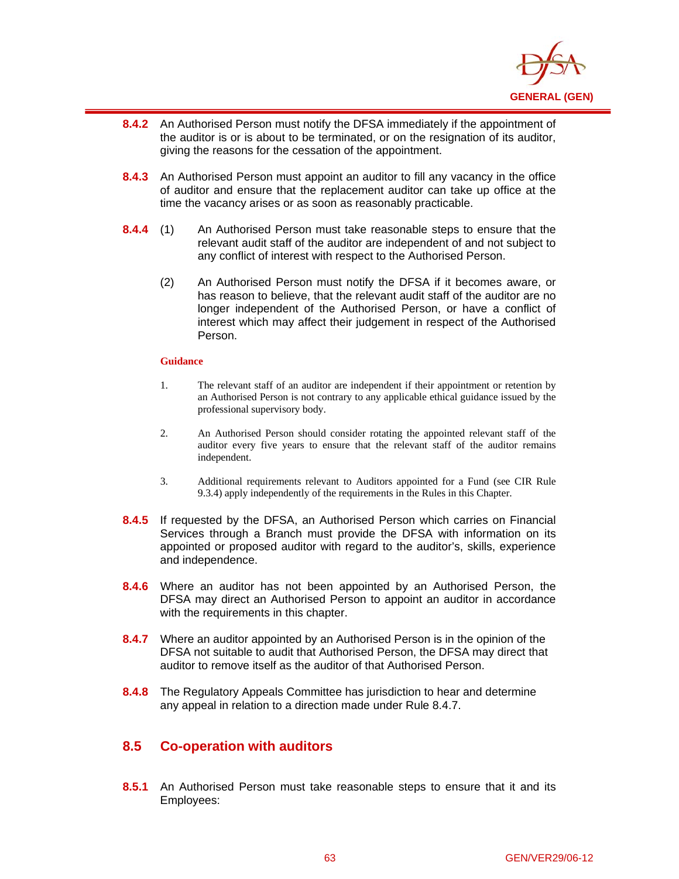**8.4.2** An Authorised Person must notify the DFSA immediately if the appointment of the auditor is or is about to be terminated, or on the resignation of its auditor, giving the reasons for the cessation of the appointment.

**8.4.3** An Authorised Person must appoint an auditor to fill any vacancy in the office of auditor and ensure that the replacement auditor can take up office at the time the vacancy arises or as soon as reasonably practicable.

**8.4.4** (1) An Authorised Person must take reasonable steps to ensure that the relevant audit staff of the auditor are independent of and not subject to any conflict of interest with respect to the Authorised Person.

(2) An Authorised Person must notify the DFSA if it becomes aware, or has reason to believe, that the relevant audit staff of the auditor are no longer independent of the Authorised Person, or have a conflict of interest which may affect their judgement in respect of the Authorised Person.

**Guidance**

1. The relevant staff of an auditor are independent if their appointment or retention by an Authorised Person is not contrary to any applicable ethical guidance issued by the professional supervisory body.
2. An Authorised Person should consider rotating the appointed relevant staff of the auditor every five years to ensure that the relevant staff of the auditor remains independent.
3. Additional requirements relevant to Auditors appointed for a Fund (see CIR Rule 9.3.4) apply independently of the requirements in the Rules in this Chapter.

**8.4.5** If requested by the DFSA, an Authorised Person which carries on Financial Services through a Branch must provide the DFSA with information on its appointed or proposed auditor with regard to the auditor's, skills, experience and independence.

**8.4.6** Where an auditor has not been appointed by an Authorised Person, the DFSA may direct an Authorised Person to appoint an auditor in accordance with the requirements in this chapter.

**8.4.7** Where an auditor appointed by an Authorised Person is in the opinion of the DFSA not suitable to audit that Authorised Person, the DFSA may direct that auditor to remove itself as the auditor of that Authorised Person.

**8.4.8** The Regulatory Appeals Committee has jurisdiction to hear and determine any appeal in relation to a direction made under Rule 8.4.7.

## 8.5 Co-operation with auditors

**8.5.1** An Authorised Person must take reasonable steps to ensure that it and its Employees: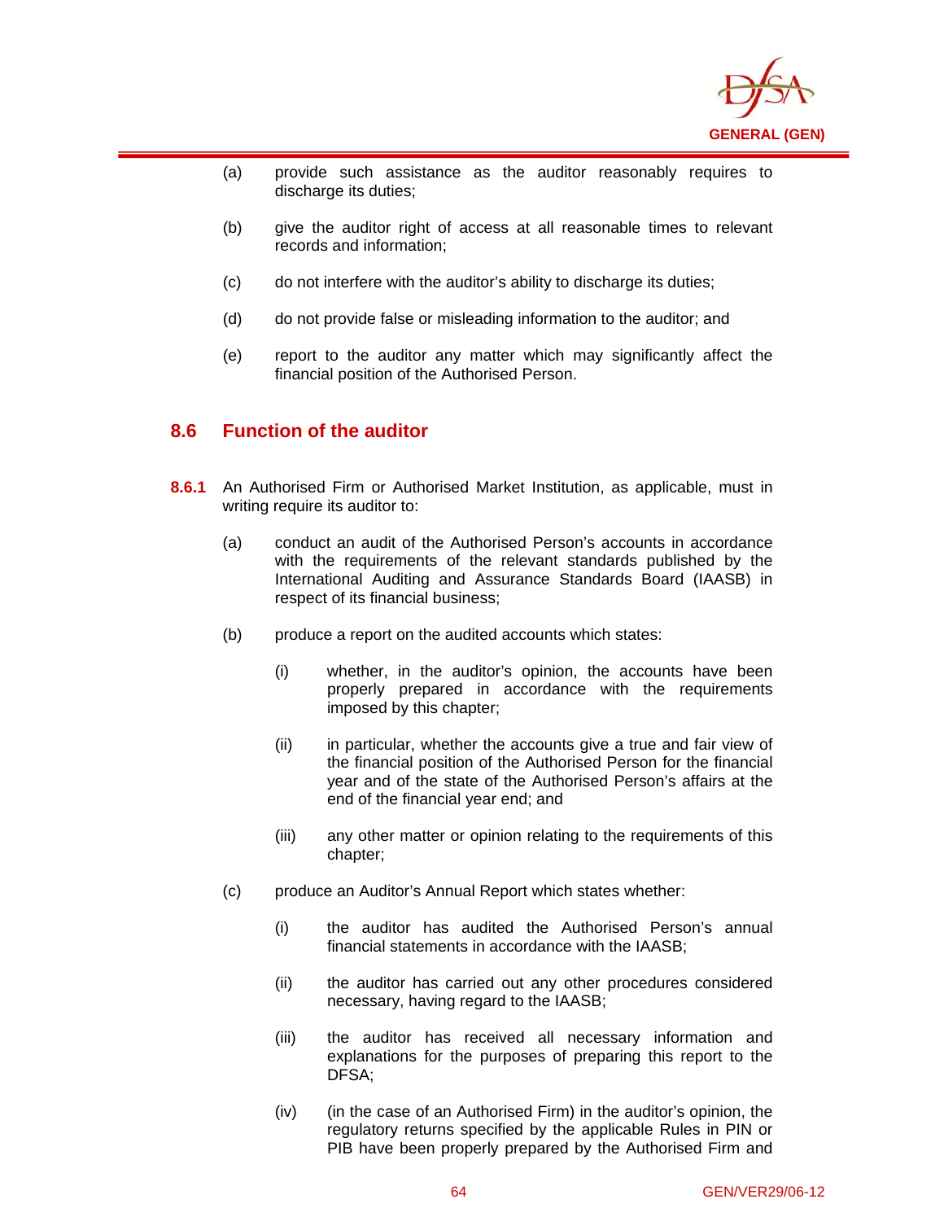(a) provide such assistance as the auditor reasonably requires to discharge its duties;

(b) give the auditor right of access at all reasonable times to relevant records and information;

(c) do not interfere with the auditor's ability to discharge its duties;

(d) do not provide false or misleading information to the auditor; and

(e) report to the auditor any matter which may significantly affect the financial position of the Authorised Person.

## 8.6 Function of the auditor

**8.6.1** An Authorised Firm or Authorised Market Institution, as applicable, must in writing require its auditor to:

(a) conduct an audit of the Authorised Person's accounts in accordance with the requirements of the relevant standards published by the International Auditing and Assurance Standards Board (IAASB) in respect of its financial business;

(b) produce a report on the audited accounts which states:

  (i) whether, in the auditor's opinion, the accounts have been properly prepared in accordance with the requirements imposed by this chapter;

  (ii) in particular, whether the accounts give a true and fair view of the financial position of the Authorised Person for the financial year and of the state of the Authorised Person's affairs at the end of the financial year end; and

  (iii) any other matter or opinion relating to the requirements of this chapter;

(c) produce an Auditor's Annual Report which states whether:

  (i) the auditor has audited the Authorised Person's annual financial statements in accordance with the IAASB;

  (ii) the auditor has carried out any other procedures considered necessary, having regard to the IAASB;

  (iii) the auditor has received all necessary information and explanations for the purposes of preparing this report to the DFSA;

  (iv) (in the case of an Authorised Firm) in the auditor's opinion, the regulatory returns specified by the applicable Rules in PIN or PIB have been properly prepared by the Authorised Firm and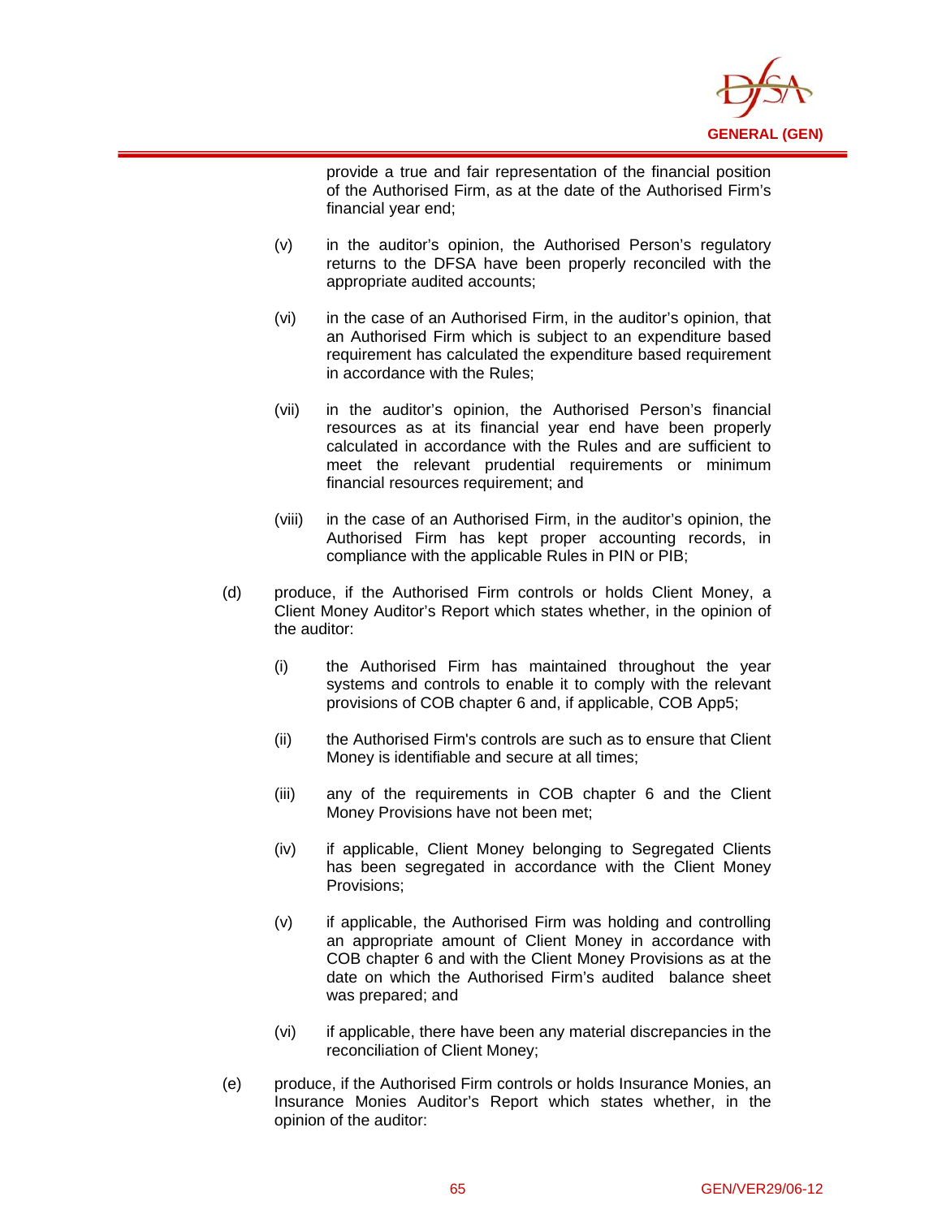provide a true and fair representation of the financial position of the Authorised Firm, as at the date of the Authorised Firm's financial year end;

(v) in the auditor's opinion, the Authorised Person's regulatory returns to the DFSA have been properly reconciled with the appropriate audited accounts;

(vi) in the case of an Authorised Firm, in the auditor's opinion, that an Authorised Firm which is subject to an expenditure based requirement has calculated the expenditure based requirement in accordance with the Rules;

(vii) in the auditor's opinion, the Authorised Person's financial resources as at its financial year end have been properly calculated in accordance with the Rules and are sufficient to meet the relevant prudential requirements or minimum financial resources requirement; and

(viii) in the case of an Authorised Firm, in the auditor's opinion, the Authorised Firm has kept proper accounting records, in compliance with the applicable Rules in PIN or PIB;

(d) produce, if the Authorised Firm controls or holds Client Money, a Client Money Auditor's Report which states whether, in the opinion of the auditor:

(i) the Authorised Firm has maintained throughout the year systems and controls to enable it to comply with the relevant provisions of COB chapter 6 and, if applicable, COB App5;

(ii) the Authorised Firm's controls are such as to ensure that Client Money is identifiable and secure at all times;

(iii) any of the requirements in COB chapter 6 and the Client Money Provisions have not been met;

(iv) if applicable, Client Money belonging to Segregated Clients has been segregated in accordance with the Client Money Provisions;

(v) if applicable, the Authorised Firm was holding and controlling an appropriate amount of Client Money in accordance with COB chapter 6 and with the Client Money Provisions as at the date on which the Authorised Firm's audited balance sheet was prepared; and

(vi) if applicable, there have been any material discrepancies in the reconciliation of Client Money;

(e) produce, if the Authorised Firm controls or holds Insurance Monies, an Insurance Monies Auditor's Report which states whether, in the opinion of the auditor: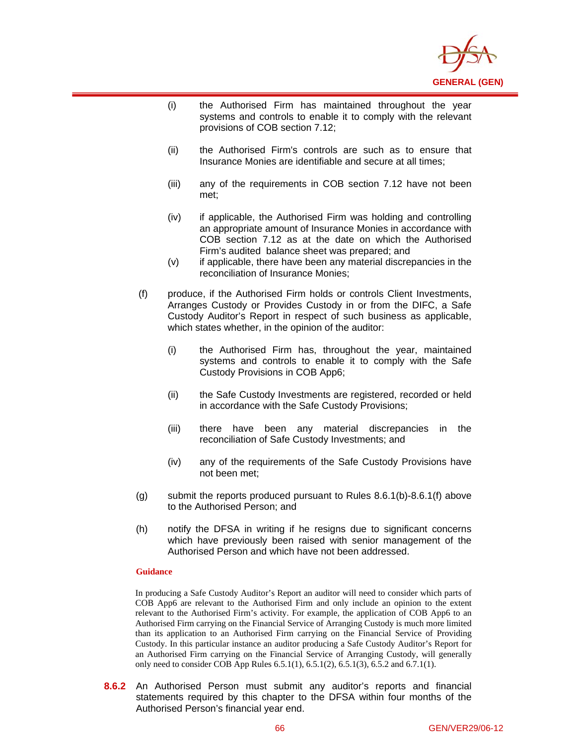(i) the Authorised Firm has maintained throughout the year systems and controls to enable it to comply with the relevant provisions of COB section 7.12;

(ii) the Authorised Firm's controls are such as to ensure that Insurance Monies are identifiable and secure at all times;

(iii) any of the requirements in COB section 7.12 have not been met;

(iv) if applicable, the Authorised Firm was holding and controlling an appropriate amount of Insurance Monies in accordance with COB section 7.12 as at the date on which the Authorised Firm's audited balance sheet was prepared; and

(v) if applicable, there have been any material discrepancies in the reconciliation of Insurance Monies;

(f) produce, if the Authorised Firm holds or controls Client Investments, Arranges Custody or Provides Custody in or from the DIFC, a Safe Custody Auditor's Report in respect of such business as applicable, which states whether, in the opinion of the auditor:

(i) the Authorised Firm has, throughout the year, maintained systems and controls to enable it to comply with the Safe Custody Provisions in COB App6;

(ii) the Safe Custody Investments are registered, recorded or held in accordance with the Safe Custody Provisions;

(iii) there have been any material discrepancies in the reconciliation of Safe Custody Investments; and

(iv) any of the requirements of the Safe Custody Provisions have not been met;

(g) submit the reports produced pursuant to Rules 8.6.1(b)-8.6.1(f) above to the Authorised Person; and

(h) notify the DFSA in writing if he resigns due to significant concerns which have previously been raised with senior management of the Authorised Person and which have not been addressed.

**Guidance**

In producing a Safe Custody Auditor's Report an auditor will need to consider which parts of COB App6 are relevant to the Authorised Firm and only include an opinion to the extent relevant to the Authorised Firm's activity. For example, the application of COB App6 to an Authorised Firm carrying on the Financial Service of Arranging Custody is much more limited than its application to an Authorised Firm carrying on the Financial Service of Providing Custody. In this particular instance an auditor producing a Safe Custody Auditor's Report for an Authorised Firm carrying on the Financial Service of Arranging Custody, will generally only need to consider COB App Rules 6.5.1(1), 6.5.1(2), 6.5.1(3), 6.5.2 and 6.7.1(1).

**8.6.2** An Authorised Person must submit any auditor's reports and financial statements required by this chapter to the DFSA within four months of the Authorised Person's financial year end.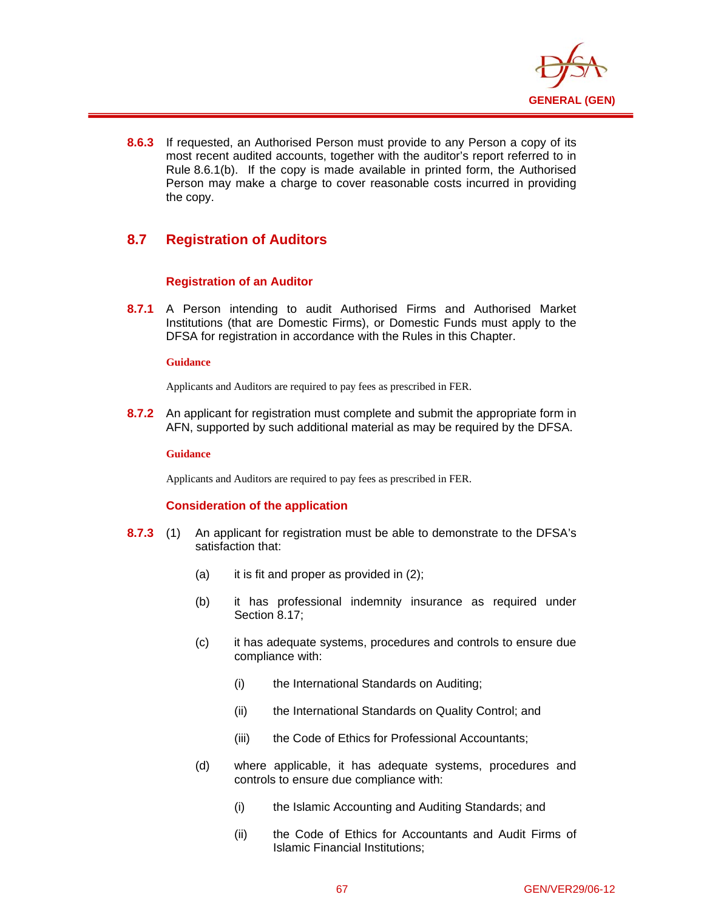**8.6.3** If requested, an Authorised Person must provide to any Person a copy of its most recent audited accounts, together with the auditor's report referred to in Rule 8.6.1(b). If the copy is made available in printed form, the Authorised Person may make a charge to cover reasonable costs incurred in providing the copy.

## 8.7 Registration of Auditors

### Registration of an Auditor

**8.7.1** A Person intending to audit Authorised Firms and Authorised Market Institutions (that are Domestic Firms), or Domestic Funds must apply to the DFSA for registration in accordance with the Rules in this Chapter.

**Guidance**

Applicants and Auditors are required to pay fees as prescribed in FER.

**8.7.2** An applicant for registration must complete and submit the appropriate form in AFN, supported by such additional material as may be required by the DFSA.

**Guidance**

Applicants and Auditors are required to pay fees as prescribed in FER.

### Consideration of the application

**8.7.3** (1) An applicant for registration must be able to demonstrate to the DFSA's satisfaction that:

(a) it is fit and proper as provided in (2);

(b) it has professional indemnity insurance as required under Section 8.17;

(c) it has adequate systems, procedures and controls to ensure due compliance with:

(i) the International Standards on Auditing;

(ii) the International Standards on Quality Control; and

(iii) the Code of Ethics for Professional Accountants;

(d) where applicable, it has adequate systems, procedures and controls to ensure due compliance with:

(i) the Islamic Accounting and Auditing Standards; and

(ii) the Code of Ethics for Accountants and Audit Firms of Islamic Financial Institutions;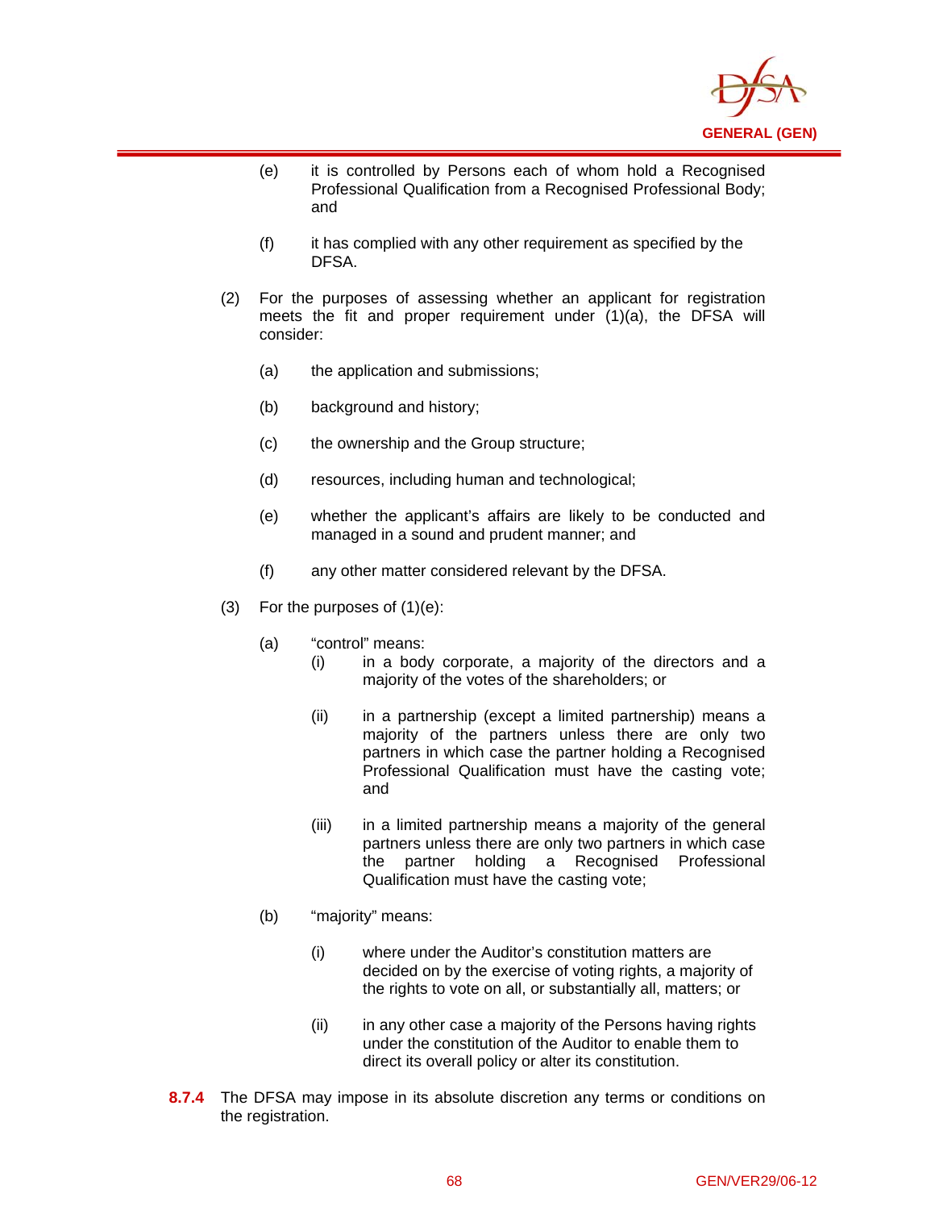(e) it is controlled by Persons each of whom hold a Recognised Professional Qualification from a Recognised Professional Body; and

(f) it has complied with any other requirement as specified by the DFSA.

(2) For the purposes of assessing whether an applicant for registration meets the fit and proper requirement under (1)(a), the DFSA will consider:

(a) the application and submissions;

(b) background and history;

(c) the ownership and the Group structure;

(d) resources, including human and technological;

(e) whether the applicant's affairs are likely to be conducted and managed in a sound and prudent manner; and

(f) any other matter considered relevant by the DFSA.

(3) For the purposes of (1)(e):

(a) "control" means:

(i) in a body corporate, a majority of the directors and a majority of the votes of the shareholders; or

(ii) in a partnership (except a limited partnership) means a majority of the partners unless there are only two partners in which case the partner holding a Recognised Professional Qualification must have the casting vote; and

(iii) in a limited partnership means a majority of the general partners unless there are only two partners in which case the partner holding a Recognised Professional Qualification must have the casting vote;

(b) "majority" means:

(i) where under the Auditor's constitution matters are decided on by the exercise of voting rights, a majority of the rights to vote on all, or substantially all, matters; or

(ii) in any other case a majority of the Persons having rights under the constitution of the Auditor to enable them to direct its overall policy or alter its constitution.

**8.7.4** The DFSA may impose in its absolute discretion any terms or conditions on the registration.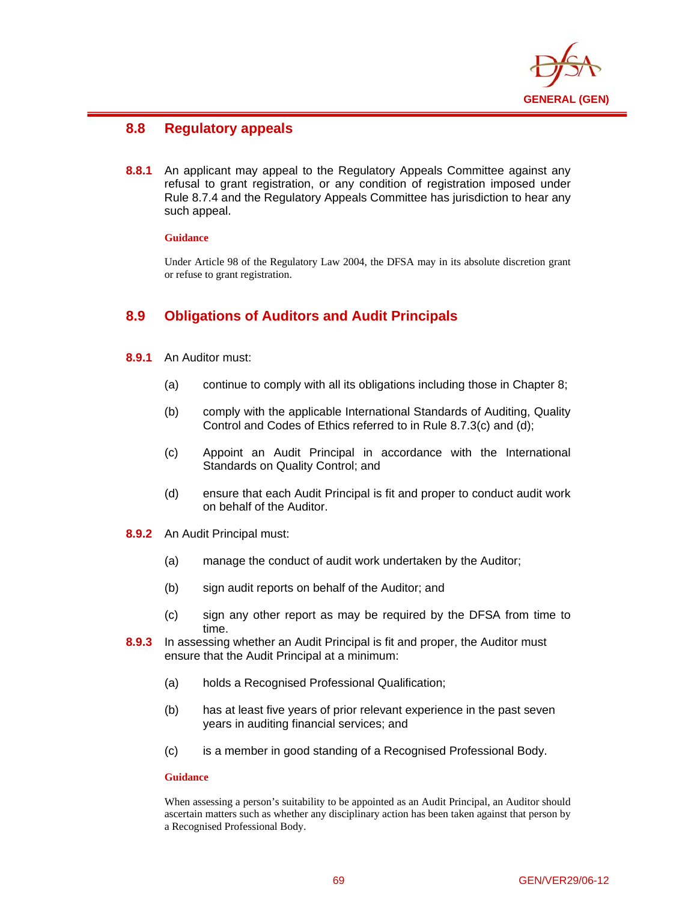## 8.8 Regulatory appeals

**8.8.1** An applicant may appeal to the Regulatory Appeals Committee against any refusal to grant registration, or any condition of registration imposed under Rule 8.7.4 and the Regulatory Appeals Committee has jurisdiction to hear any such appeal.

**Guidance**

Under Article 98 of the Regulatory Law 2004, the DFSA may in its absolute discretion grant or refuse to grant registration.

## 8.9 Obligations of Auditors and Audit Principals

**8.9.1** An Auditor must:

(a) continue to comply with all its obligations including those in Chapter 8;

(b) comply with the applicable International Standards of Auditing, Quality Control and Codes of Ethics referred to in Rule 8.7.3(c) and (d);

(c) Appoint an Audit Principal in accordance with the International Standards on Quality Control; and

(d) ensure that each Audit Principal is fit and proper to conduct audit work on behalf of the Auditor.

**8.9.2** An Audit Principal must:

(a) manage the conduct of audit work undertaken by the Auditor;

(b) sign audit reports on behalf of the Auditor; and

(c) sign any other report as may be required by the DFSA from time to time.

**8.9.3** In assessing whether an Audit Principal is fit and proper, the Auditor must ensure that the Audit Principal at a minimum:

(a) holds a Recognised Professional Qualification;

(b) has at least five years of prior relevant experience in the past seven years in auditing financial services; and

(c) is a member in good standing of a Recognised Professional Body.

**Guidance**

When assessing a person's suitability to be appointed as an Audit Principal, an Auditor should ascertain matters such as whether any disciplinary action has been taken against that person by a Recognised Professional Body.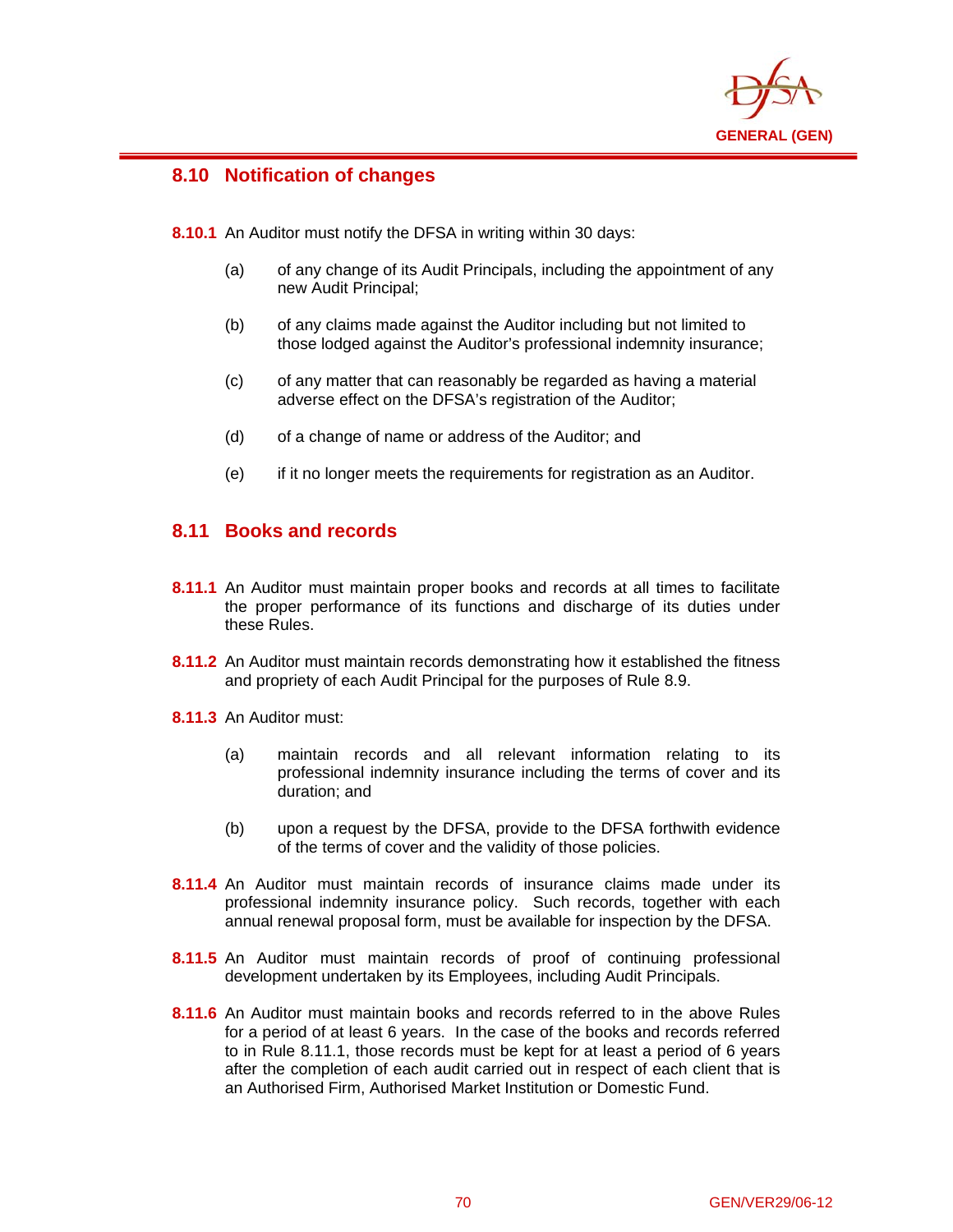## 8.10 Notification of changes

**8.10.1** An Auditor must notify the DFSA in writing within 30 days:

(a) of any change of its Audit Principals, including the appointment of any new Audit Principal;

(b) of any claims made against the Auditor including but not limited to those lodged against the Auditor's professional indemnity insurance;

(c) of any matter that can reasonably be regarded as having a material adverse effect on the DFSA's registration of the Auditor;

(d) of a change of name or address of the Auditor; and

(e) if it no longer meets the requirements for registration as an Auditor.

## 8.11 Books and records

**8.11.1** An Auditor must maintain proper books and records at all times to facilitate the proper performance of its functions and discharge of its duties under these Rules.

**8.11.2** An Auditor must maintain records demonstrating how it established the fitness and propriety of each Audit Principal for the purposes of Rule 8.9.

**8.11.3** An Auditor must:

(a) maintain records and all relevant information relating to its professional indemnity insurance including the terms of cover and its duration; and

(b) upon a request by the DFSA, provide to the DFSA forthwith evidence of the terms of cover and the validity of those policies.

**8.11.4** An Auditor must maintain records of insurance claims made under its professional indemnity insurance policy. Such records, together with each annual renewal proposal form, must be available for inspection by the DFSA.

**8.11.5** An Auditor must maintain records of proof of continuing professional development undertaken by its Employees, including Audit Principals.

**8.11.6** An Auditor must maintain books and records referred to in the above Rules for a period of at least 6 years. In the case of the books and records referred to in Rule 8.11.1, those records must be kept for at least a period of 6 years after the completion of each audit carried out in respect of each client that is an Authorised Firm, Authorised Market Institution or Domestic Fund.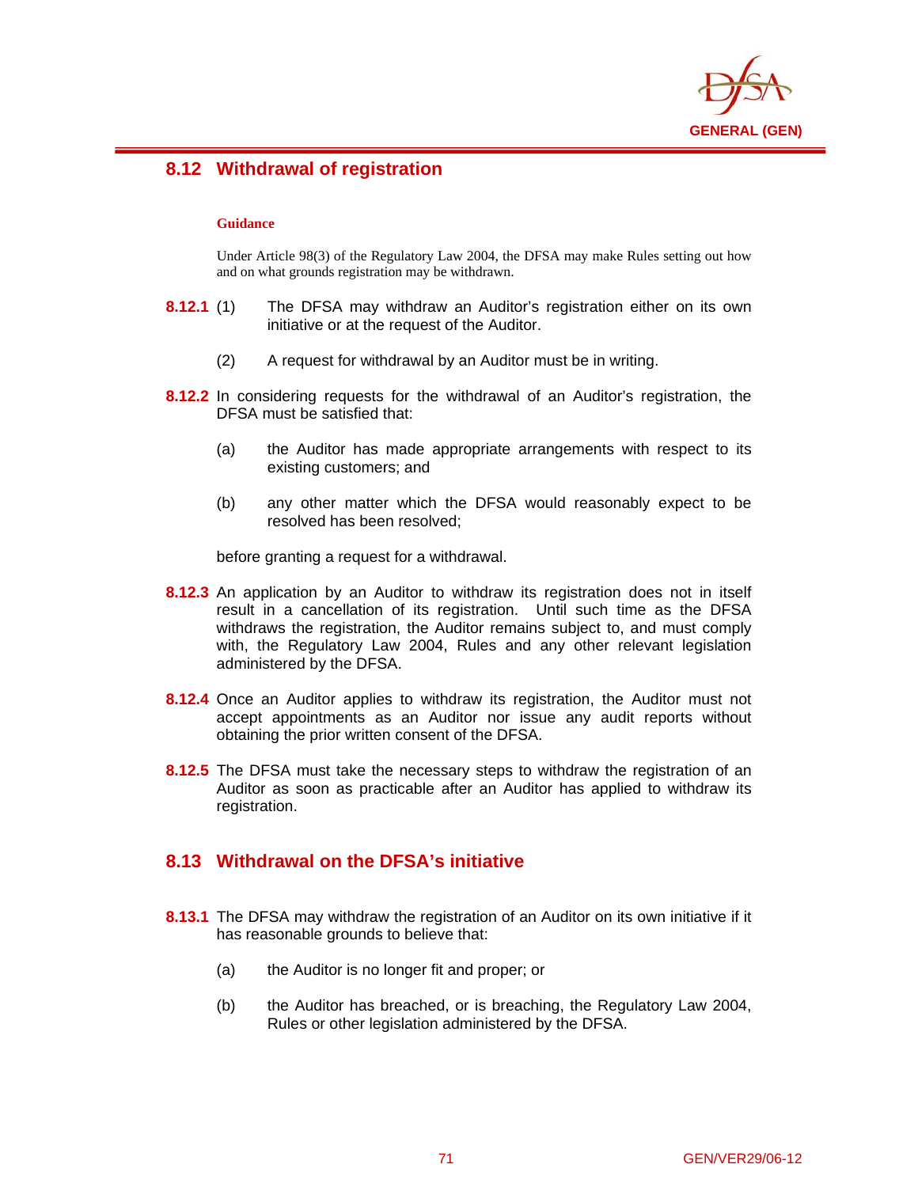## 8.12 Withdrawal of registration

**Guidance**

Under Article 98(3) of the Regulatory Law 2004, the DFSA may make Rules setting out how and on what grounds registration may be withdrawn.

**8.12.1** (1) The DFSA may withdraw an Auditor's registration either on its own initiative or at the request of the Auditor.

(2) A request for withdrawal by an Auditor must be in writing.

**8.12.2** In considering requests for the withdrawal of an Auditor's registration, the DFSA must be satisfied that:

(a) the Auditor has made appropriate arrangements with respect to its existing customers; and

(b) any other matter which the DFSA would reasonably expect to be resolved has been resolved;

before granting a request for a withdrawal.

**8.12.3** An application by an Auditor to withdraw its registration does not in itself result in a cancellation of its registration. Until such time as the DFSA withdraws the registration, the Auditor remains subject to, and must comply with, the Regulatory Law 2004, Rules and any other relevant legislation administered by the DFSA.

**8.12.4** Once an Auditor applies to withdraw its registration, the Auditor must not accept appointments as an Auditor nor issue any audit reports without obtaining the prior written consent of the DFSA.

**8.12.5** The DFSA must take the necessary steps to withdraw the registration of an Auditor as soon as practicable after an Auditor has applied to withdraw its registration.

## 8.13 Withdrawal on the DFSA's initiative

**8.13.1** The DFSA may withdraw the registration of an Auditor on its own initiative if it has reasonable grounds to believe that:

(a) the Auditor is no longer fit and proper; or

(b) the Auditor has breached, or is breaching, the Regulatory Law 2004, Rules or other legislation administered by the DFSA.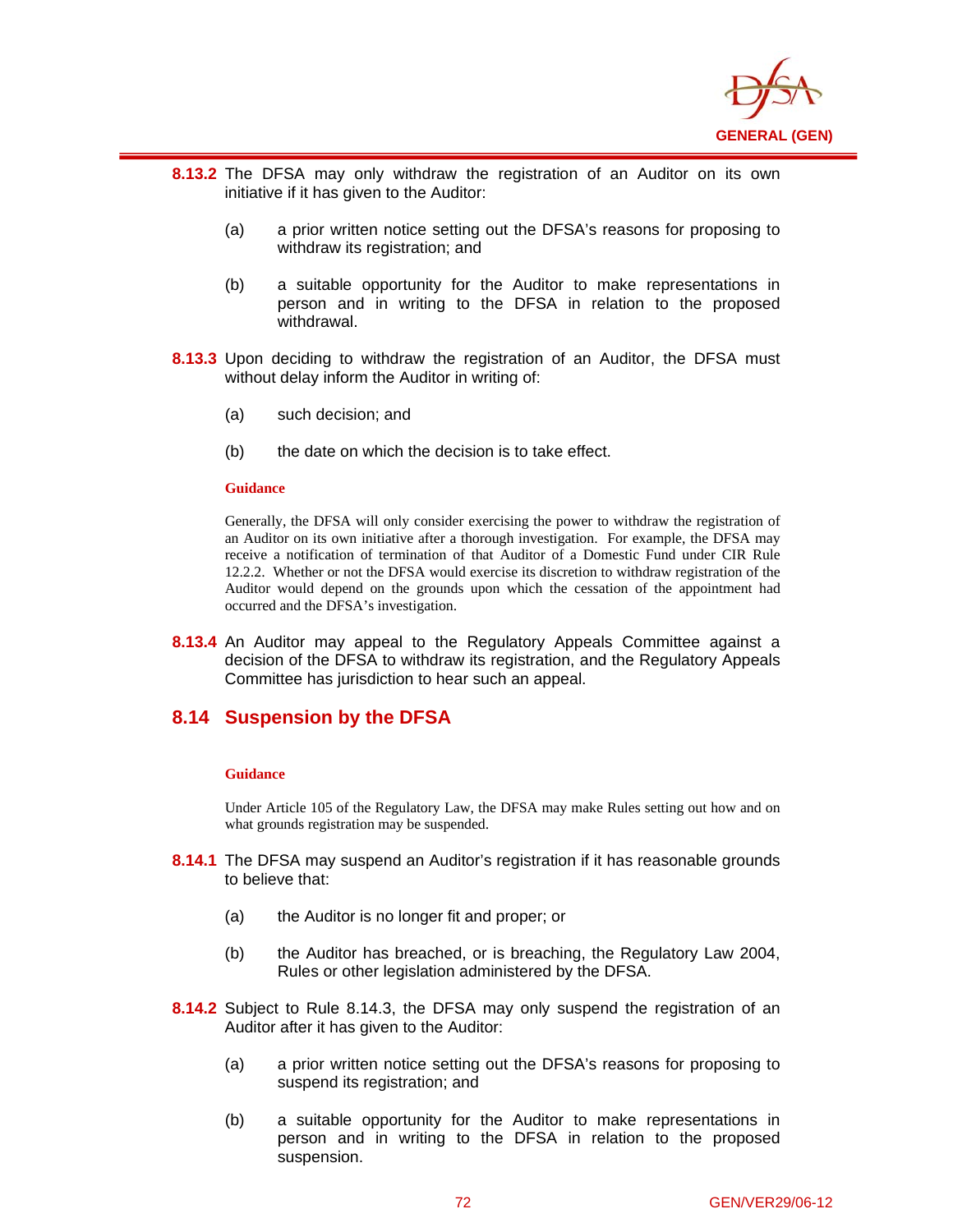**8.13.2** The DFSA may only withdraw the registration of an Auditor on its own initiative if it has given to the Auditor:

(a) a prior written notice setting out the DFSA's reasons for proposing to withdraw its registration; and

(b) a suitable opportunity for the Auditor to make representations in person and in writing to the DFSA in relation to the proposed withdrawal.

**8.13.3** Upon deciding to withdraw the registration of an Auditor, the DFSA must without delay inform the Auditor in writing of:

(a) such decision; and

(b) the date on which the decision is to take effect.

**Guidance**

Generally, the DFSA will only consider exercising the power to withdraw the registration of an Auditor on its own initiative after a thorough investigation. For example, the DFSA may receive a notification of termination of that Auditor of a Domestic Fund under CIR Rule 12.2.2. Whether or not the DFSA would exercise its discretion to withdraw registration of the Auditor would depend on the grounds upon which the cessation of the appointment had occurred and the DFSA's investigation.

**8.13.4** An Auditor may appeal to the Regulatory Appeals Committee against a decision of the DFSA to withdraw its registration, and the Regulatory Appeals Committee has jurisdiction to hear such an appeal.

## 8.14 Suspension by the DFSA

**Guidance**

Under Article 105 of the Regulatory Law, the DFSA may make Rules setting out how and on what grounds registration may be suspended.

**8.14.1** The DFSA may suspend an Auditor's registration if it has reasonable grounds to believe that:

(a) the Auditor is no longer fit and proper; or

(b) the Auditor has breached, or is breaching, the Regulatory Law 2004, Rules or other legislation administered by the DFSA.

**8.14.2** Subject to Rule 8.14.3, the DFSA may only suspend the registration of an Auditor after it has given to the Auditor:

(a) a prior written notice setting out the DFSA's reasons for proposing to suspend its registration; and

(b) a suitable opportunity for the Auditor to make representations in person and in writing to the DFSA in relation to the proposed suspension.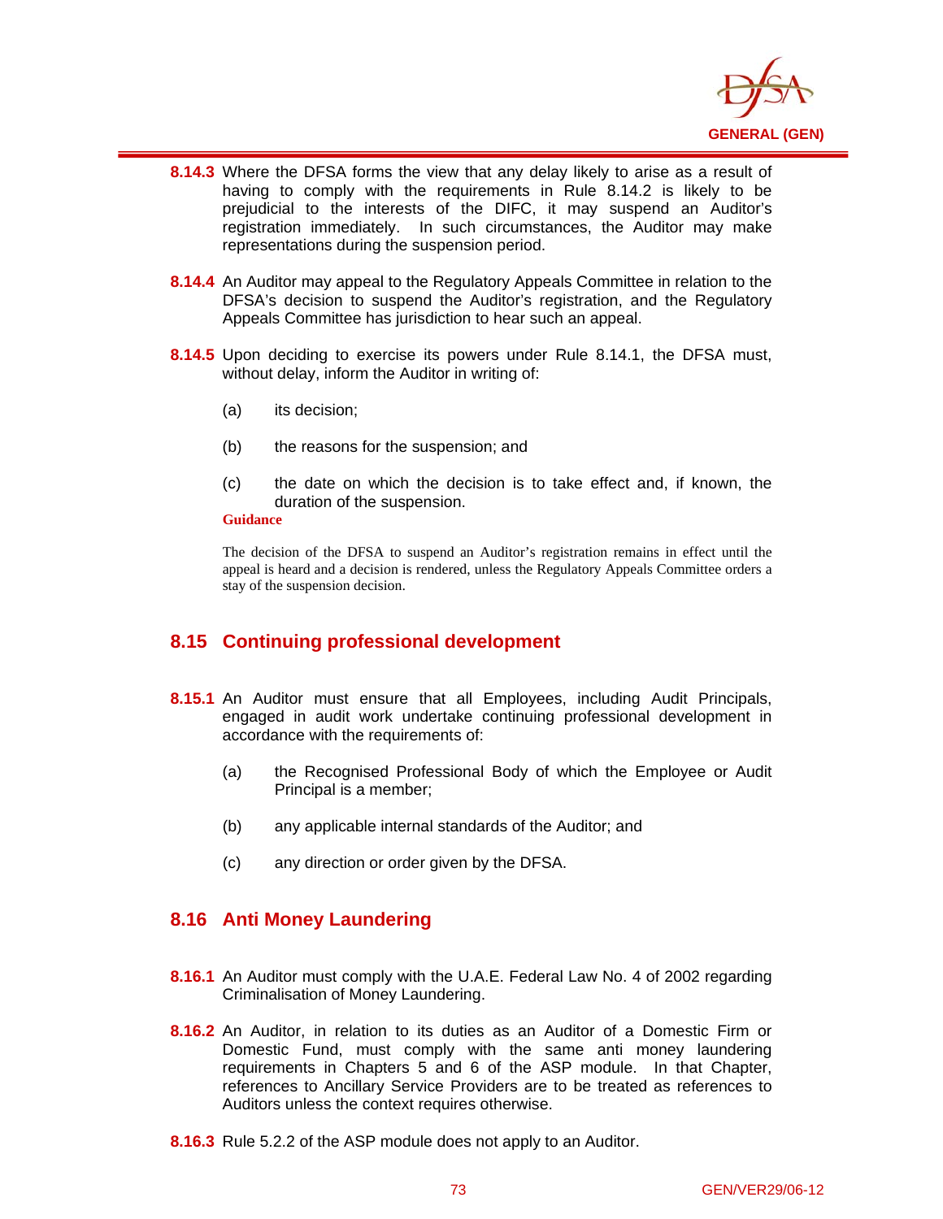**8.14.3** Where the DFSA forms the view that any delay likely to arise as a result of having to comply with the requirements in Rule 8.14.2 is likely to be prejudicial to the interests of the DIFC, it may suspend an Auditor's registration immediately. In such circumstances, the Auditor may make representations during the suspension period.

**8.14.4** An Auditor may appeal to the Regulatory Appeals Committee in relation to the DFSA's decision to suspend the Auditor's registration, and the Regulatory Appeals Committee has jurisdiction to hear such an appeal.

**8.14.5** Upon deciding to exercise its powers under Rule 8.14.1, the DFSA must, without delay, inform the Auditor in writing of:

(a) its decision;

(b) the reasons for the suspension; and

(c) the date on which the decision is to take effect and, if known, the duration of the suspension.

**Guidance**

The decision of the DFSA to suspend an Auditor's registration remains in effect until the appeal is heard and a decision is rendered, unless the Regulatory Appeals Committee orders a stay of the suspension decision.

## 8.15 Continuing professional development

**8.15.1** An Auditor must ensure that all Employees, including Audit Principals, engaged in audit work undertake continuing professional development in accordance with the requirements of:

(a) the Recognised Professional Body of which the Employee or Audit Principal is a member;

(b) any applicable internal standards of the Auditor; and

(c) any direction or order given by the DFSA.

## 8.16 Anti Money Laundering

**8.16.1** An Auditor must comply with the U.A.E. Federal Law No. 4 of 2002 regarding Criminalisation of Money Laundering.

**8.16.2** An Auditor, in relation to its duties as an Auditor of a Domestic Firm or Domestic Fund, must comply with the same anti money laundering requirements in Chapters 5 and 6 of the ASP module. In that Chapter, references to Ancillary Service Providers are to be treated as references to Auditors unless the context requires otherwise.

**8.16.3** Rule 5.2.2 of the ASP module does not apply to an Auditor.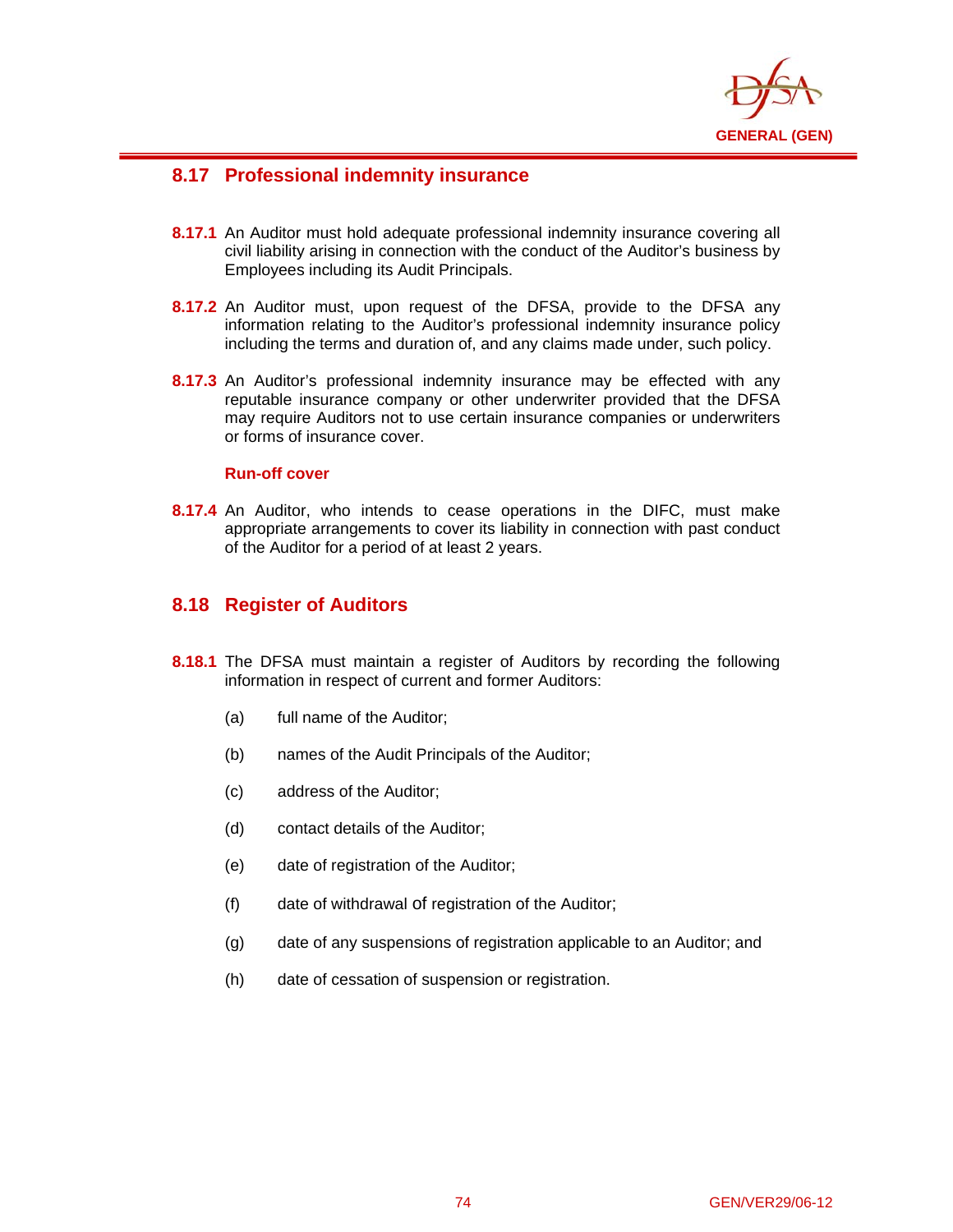## 8.17 Professional indemnity insurance

**8.17.1** An Auditor must hold adequate professional indemnity insurance covering all civil liability arising in connection with the conduct of the Auditor's business by Employees including its Audit Principals.

**8.17.2** An Auditor must, upon request of the DFSA, provide to the DFSA any information relating to the Auditor's professional indemnity insurance policy including the terms and duration of, and any claims made under, such policy.

**8.17.3** An Auditor's professional indemnity insurance may be effected with any reputable insurance company or other underwriter provided that the DFSA may require Auditors not to use certain insurance companies or underwriters or forms of insurance cover.

**Run-off cover**

**8.17.4** An Auditor, who intends to cease operations in the DIFC, must make appropriate arrangements to cover its liability in connection with past conduct of the Auditor for a period of at least 2 years.

## 8.18 Register of Auditors

**8.18.1** The DFSA must maintain a register of Auditors by recording the following information in respect of current and former Auditors:

(a) full name of the Auditor;

(b) names of the Audit Principals of the Auditor;

(c) address of the Auditor;

(d) contact details of the Auditor;

(e) date of registration of the Auditor;

(f) date of withdrawal of registration of the Auditor;

(g) date of any suspensions of registration applicable to an Auditor; and

(h) date of cessation of suspension or registration.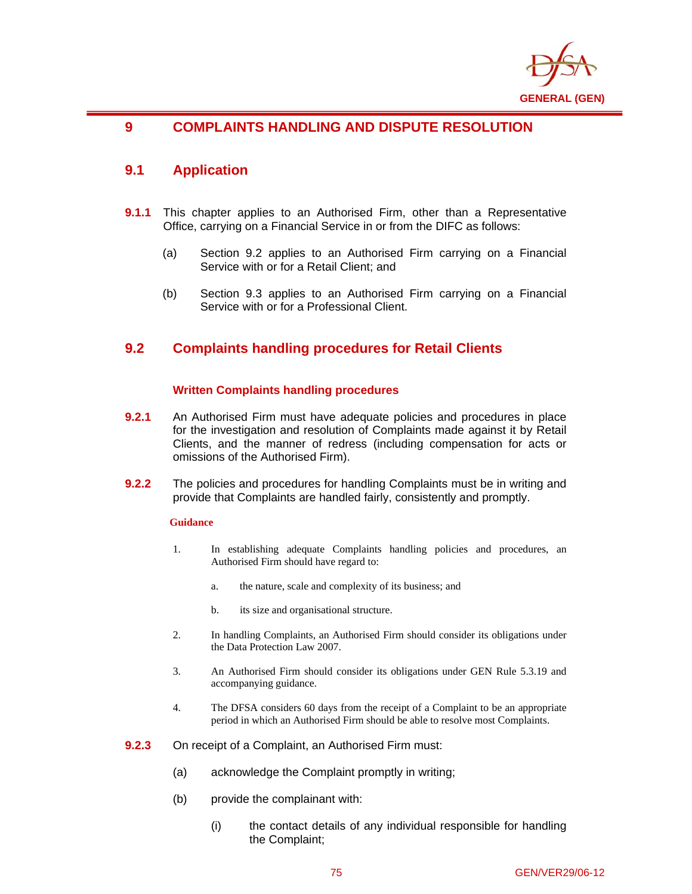# 9 COMPLAINTS HANDLING AND DISPUTE RESOLUTION

## 9.1 Application

**9.1.1** This chapter applies to an Authorised Firm, other than a Representative Office, carrying on a Financial Service in or from the DIFC as follows:

(a) Section 9.2 applies to an Authorised Firm carrying on a Financial Service with or for a Retail Client; and

(b) Section 9.3 applies to an Authorised Firm carrying on a Financial Service with or for a Professional Client.

## 9.2 Complaints handling procedures for Retail Clients

### Written Complaints handling procedures

**9.2.1** An Authorised Firm must have adequate policies and procedures in place for the investigation and resolution of Complaints made against it by Retail Clients, and the manner of redress (including compensation for acts or omissions of the Authorised Firm).

**9.2.2** The policies and procedures for handling Complaints must be in writing and provide that Complaints are handled fairly, consistently and promptly.

**Guidance**

1. In establishing adequate Complaints handling policies and procedures, an Authorised Firm should have regard to:

   a. the nature, scale and complexity of its business; and

   b. its size and organisational structure.

2. In handling Complaints, an Authorised Firm should consider its obligations under the Data Protection Law 2007.

3. An Authorised Firm should consider its obligations under GEN Rule 5.3.19 and accompanying guidance.

4. The DFSA considers 60 days from the receipt of a Complaint to be an appropriate period in which an Authorised Firm should be able to resolve most Complaints.

**9.2.3** On receipt of a Complaint, an Authorised Firm must:

(a) acknowledge the Complaint promptly in writing;

(b) provide the complainant with:

   (i) the contact details of any individual responsible for handling the Complaint;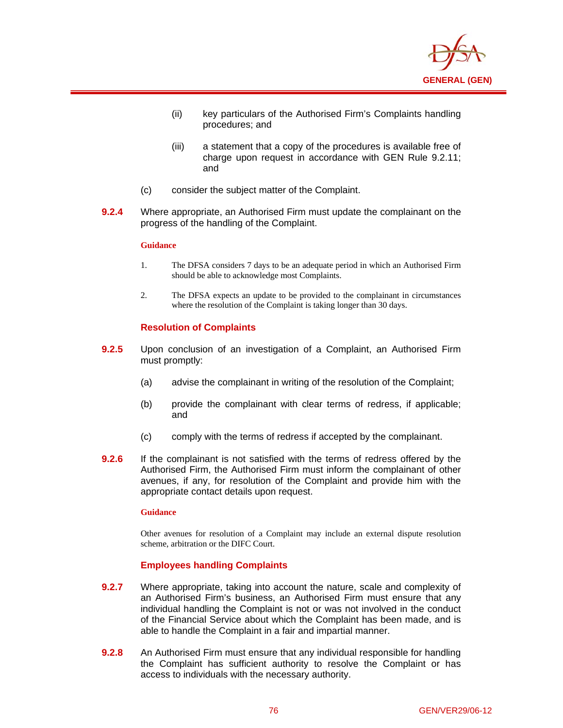(ii) key particulars of the Authorised Firm's Complaints handling procedures; and

(iii) a statement that a copy of the procedures is available free of charge upon request in accordance with GEN Rule 9.2.11; and

(c) consider the subject matter of the Complaint.

**9.2.4** Where appropriate, an Authorised Firm must update the complainant on the progress of the handling of the Complaint.

**Guidance**

1. The DFSA considers 7 days to be an adequate period in which an Authorised Firm should be able to acknowledge most Complaints.

2. The DFSA expects an update to be provided to the complainant in circumstances where the resolution of the Complaint is taking longer than 30 days.

### Resolution of Complaints

**9.2.5** Upon conclusion of an investigation of a Complaint, an Authorised Firm must promptly:

(a) advise the complainant in writing of the resolution of the Complaint;

(b) provide the complainant with clear terms of redress, if applicable; and

(c) comply with the terms of redress if accepted by the complainant.

**9.2.6** If the complainant is not satisfied with the terms of redress offered by the Authorised Firm, the Authorised Firm must inform the complainant of other avenues, if any, for resolution of the Complaint and provide him with the appropriate contact details upon request.

**Guidance**

Other avenues for resolution of a Complaint may include an external dispute resolution scheme, arbitration or the DIFC Court.

### Employees handling Complaints

**9.2.7** Where appropriate, taking into account the nature, scale and complexity of an Authorised Firm's business, an Authorised Firm must ensure that any individual handling the Complaint is not or was not involved in the conduct of the Financial Service about which the Complaint has been made, and is able to handle the Complaint in a fair and impartial manner.

**9.2.8** An Authorised Firm must ensure that any individual responsible for handling the Complaint has sufficient authority to resolve the Complaint or has access to individuals with the necessary authority.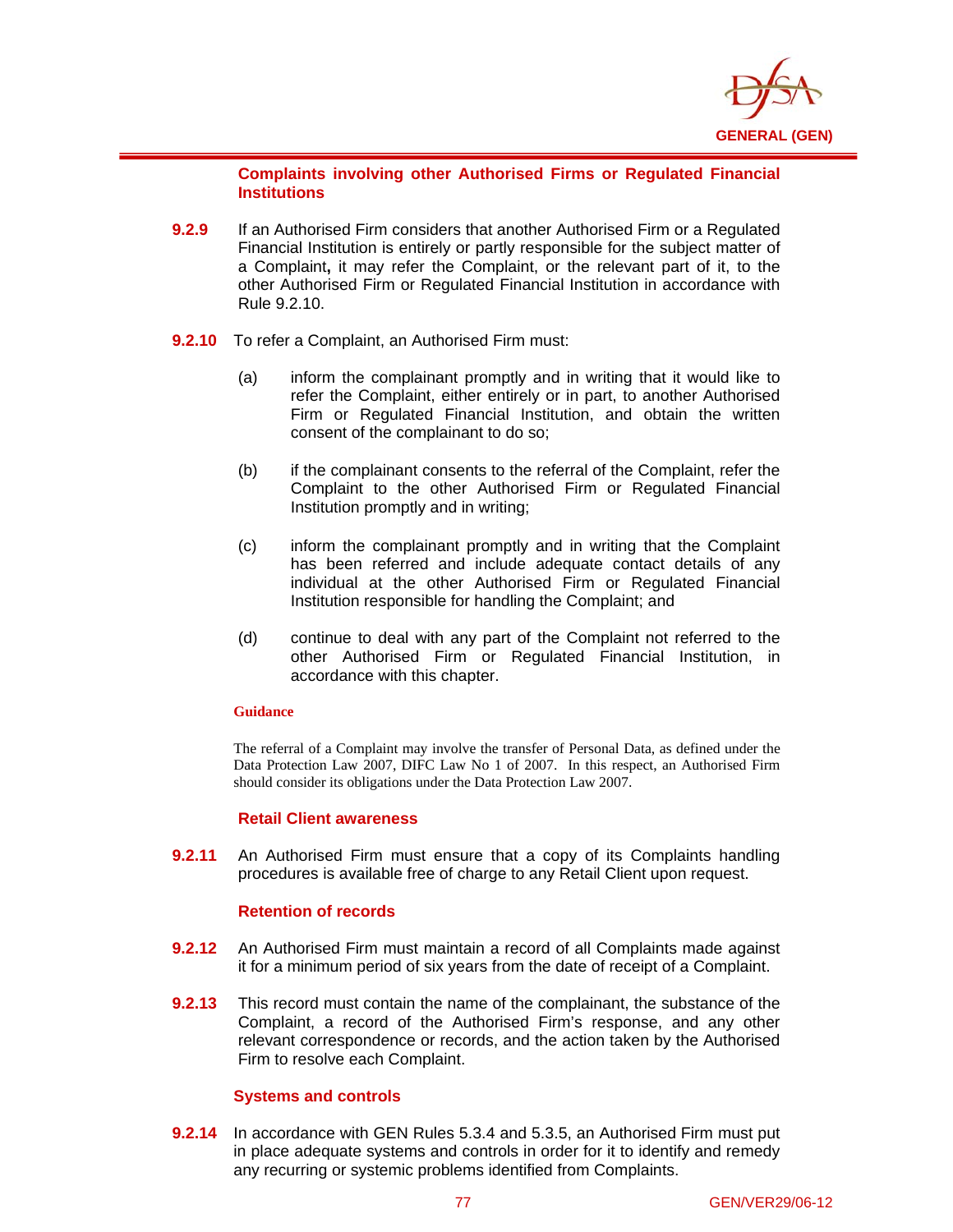### Complaints involving other Authorised Firms or Regulated Financial Institutions

**9.2.9** If an Authorised Firm considers that another Authorised Firm or a Regulated Financial Institution is entirely or partly responsible for the subject matter of a Complaint**,** it may refer the Complaint, or the relevant part of it, to the other Authorised Firm or Regulated Financial Institution in accordance with Rule 9.2.10.

**9.2.10** To refer a Complaint, an Authorised Firm must:

(a) inform the complainant promptly and in writing that it would like to refer the Complaint, either entirely or in part, to another Authorised Firm or Regulated Financial Institution, and obtain the written consent of the complainant to do so;

(b) if the complainant consents to the referral of the Complaint, refer the Complaint to the other Authorised Firm or Regulated Financial Institution promptly and in writing;

(c) inform the complainant promptly and in writing that the Complaint has been referred and include adequate contact details of any individual at the other Authorised Firm or Regulated Financial Institution responsible for handling the Complaint; and

(d) continue to deal with any part of the Complaint not referred to the other Authorised Firm or Regulated Financial Institution, in accordance with this chapter.

**Guidance**

The referral of a Complaint may involve the transfer of Personal Data, as defined under the Data Protection Law 2007, DIFC Law No 1 of 2007. In this respect, an Authorised Firm should consider its obligations under the Data Protection Law 2007.

### Retail Client awareness

**9.2.11** An Authorised Firm must ensure that a copy of its Complaints handling procedures is available free of charge to any Retail Client upon request.

### Retention of records

**9.2.12** An Authorised Firm must maintain a record of all Complaints made against it for a minimum period of six years from the date of receipt of a Complaint.

**9.2.13** This record must contain the name of the complainant, the substance of the Complaint, a record of the Authorised Firm's response, and any other relevant correspondence or records, and the action taken by the Authorised Firm to resolve each Complaint.

### Systems and controls

**9.2.14** In accordance with GEN Rules 5.3.4 and 5.3.5, an Authorised Firm must put in place adequate systems and controls in order for it to identify and remedy any recurring or systemic problems identified from Complaints.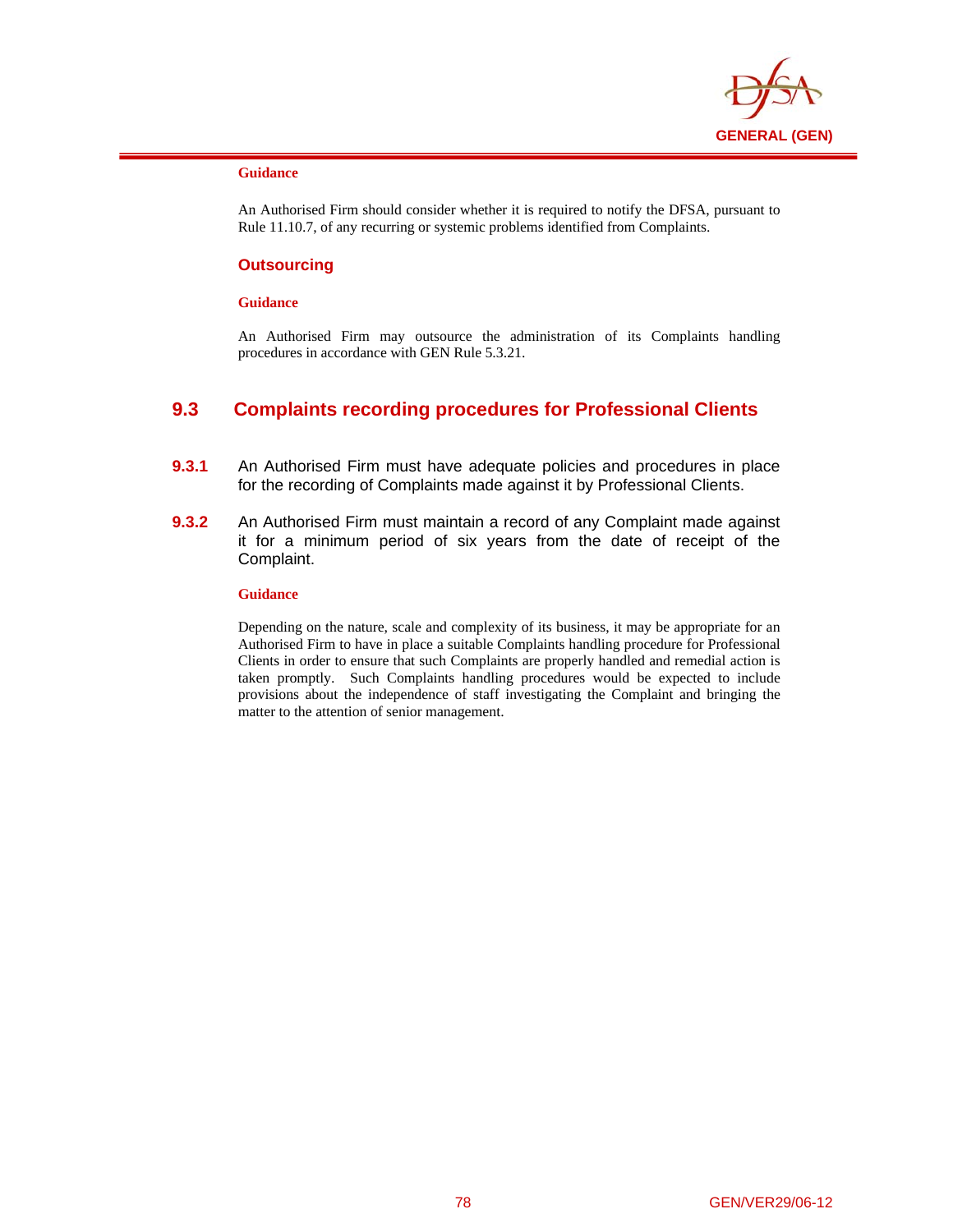**Guidance**

An Authorised Firm should consider whether it is required to notify the DFSA, pursuant to Rule 11.10.7, of any recurring or systemic problems identified from Complaints.

### Outsourcing

**Guidance**

An Authorised Firm may outsource the administration of its Complaints handling procedures in accordance with GEN Rule 5.3.21.

## 9.3 Complaints recording procedures for Professional Clients

**9.3.1** An Authorised Firm must have adequate policies and procedures in place for the recording of Complaints made against it by Professional Clients.

**9.3.2** An Authorised Firm must maintain a record of any Complaint made against it for a minimum period of six years from the date of receipt of the Complaint.

**Guidance**

Depending on the nature, scale and complexity of its business, it may be appropriate for an Authorised Firm to have in place a suitable Complaints handling procedure for Professional Clients in order to ensure that such Complaints are properly handled and remedial action is taken promptly. Such Complaints handling procedures would be expected to include provisions about the independence of staff investigating the Complaint and bringing the matter to the attention of senior management.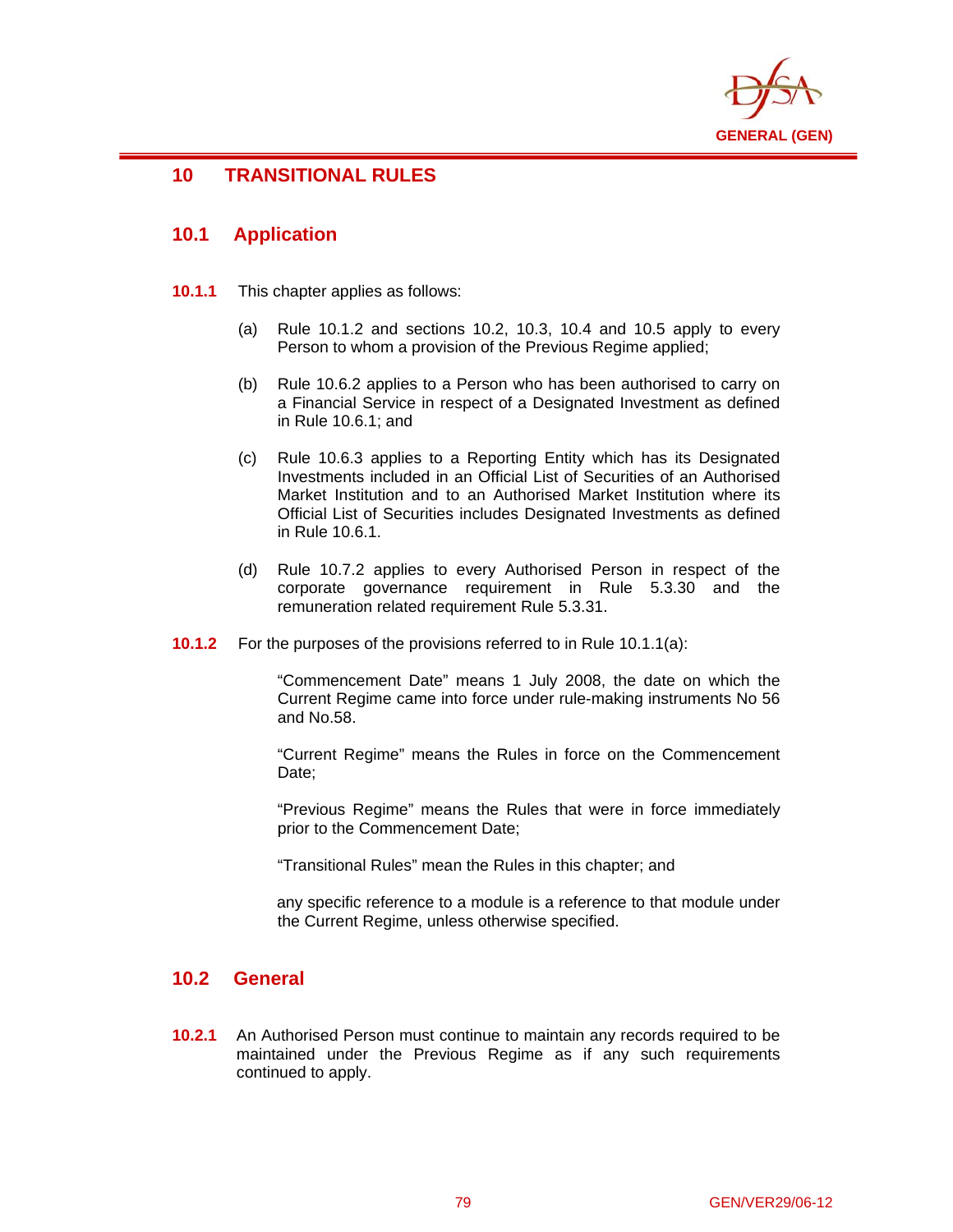# 10 TRANSITIONAL RULES

## 10.1 Application

**10.1.1** This chapter applies as follows:

(a) Rule 10.1.2 and sections 10.2, 10.3, 10.4 and 10.5 apply to every Person to whom a provision of the Previous Regime applied;

(b) Rule 10.6.2 applies to a Person who has been authorised to carry on a Financial Service in respect of a Designated Investment as defined in Rule 10.6.1; and

(c) Rule 10.6.3 applies to a Reporting Entity which has its Designated Investments included in an Official List of Securities of an Authorised Market Institution and to an Authorised Market Institution where its Official List of Securities includes Designated Investments as defined in Rule 10.6.1.

(d) Rule 10.7.2 applies to every Authorised Person in respect of the corporate governance requirement in Rule 5.3.30 and the remuneration related requirement Rule 5.3.31.

**10.1.2** For the purposes of the provisions referred to in Rule 10.1.1(a):

"Commencement Date" means 1 July 2008, the date on which the Current Regime came into force under rule-making instruments No 56 and No.58.

"Current Regime" means the Rules in force on the Commencement Date;

"Previous Regime" means the Rules that were in force immediately prior to the Commencement Date;

"Transitional Rules" mean the Rules in this chapter; and

any specific reference to a module is a reference to that module under the Current Regime, unless otherwise specified.

## 10.2 General

**10.2.1** An Authorised Person must continue to maintain any records required to be maintained under the Previous Regime as if any such requirements continued to apply.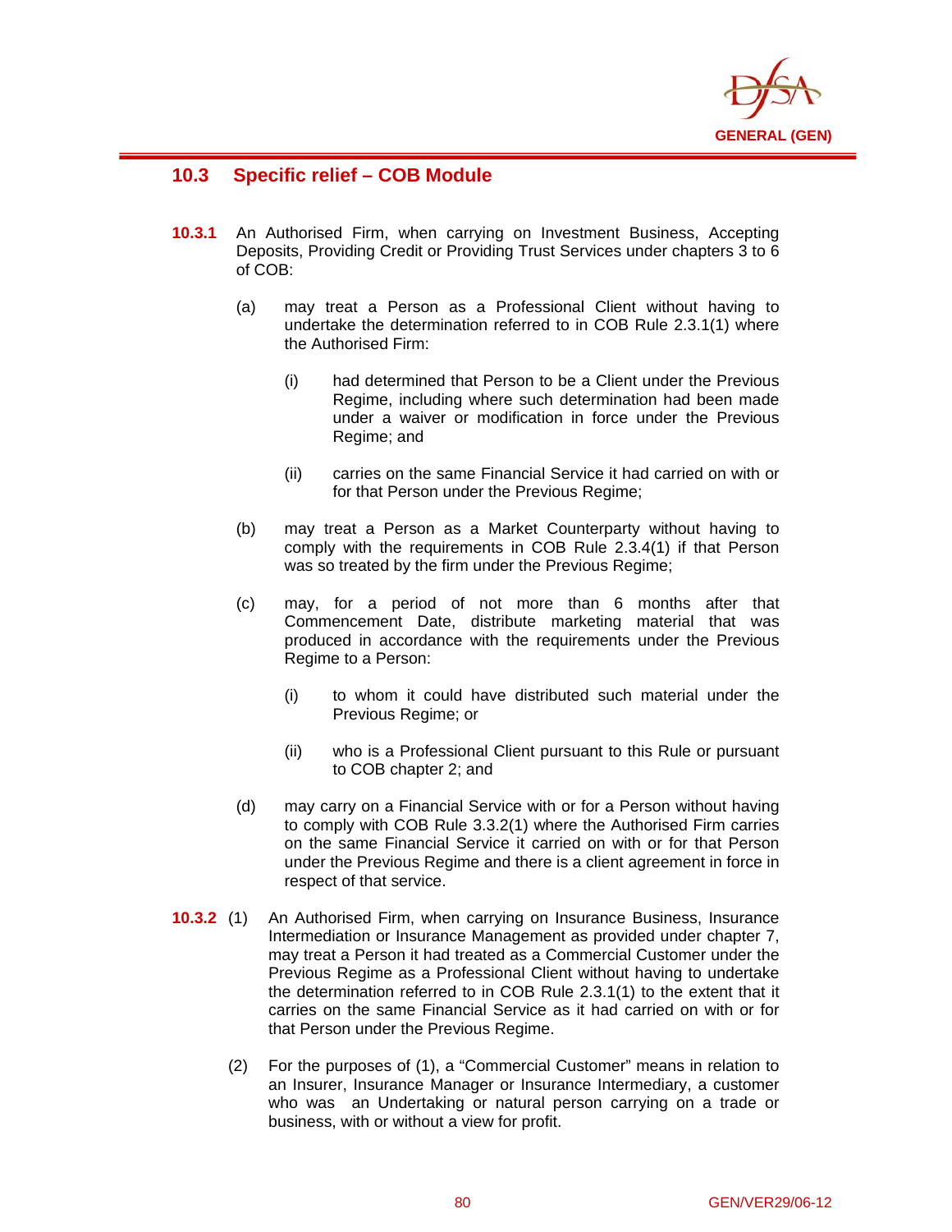## 10.3 Specific relief – COB Module

**10.3.1** An Authorised Firm, when carrying on Investment Business, Accepting Deposits, Providing Credit or Providing Trust Services under chapters 3 to 6 of COB:

(a) may treat a Person as a Professional Client without having to undertake the determination referred to in COB Rule 2.3.1(1) where the Authorised Firm:

  (i) had determined that Person to be a Client under the Previous Regime, including where such determination had been made under a waiver or modification in force under the Previous Regime; and

  (ii) carries on the same Financial Service it had carried on with or for that Person under the Previous Regime;

(b) may treat a Person as a Market Counterparty without having to comply with the requirements in COB Rule 2.3.4(1) if that Person was so treated by the firm under the Previous Regime;

(c) may, for a period of not more than 6 months after that Commencement Date, distribute marketing material that was produced in accordance with the requirements under the Previous Regime to a Person:

  (i) to whom it could have distributed such material under the Previous Regime; or

  (ii) who is a Professional Client pursuant to this Rule or pursuant to COB chapter 2; and

(d) may carry on a Financial Service with or for a Person without having to comply with COB Rule 3.3.2(1) where the Authorised Firm carries on the same Financial Service it carried on with or for that Person under the Previous Regime and there is a client agreement in force in respect of that service.

**10.3.2** (1) An Authorised Firm, when carrying on Insurance Business, Insurance Intermediation or Insurance Management as provided under chapter 7, may treat a Person it had treated as a Commercial Customer under the Previous Regime as a Professional Client without having to undertake the determination referred to in COB Rule 2.3.1(1) to the extent that it carries on the same Financial Service as it had carried on with or for that Person under the Previous Regime.

(2) For the purposes of (1), a "Commercial Customer" means in relation to an Insurer, Insurance Manager or Insurance Intermediary, a customer who was an Undertaking or natural person carrying on a trade or business, with or without a view for profit.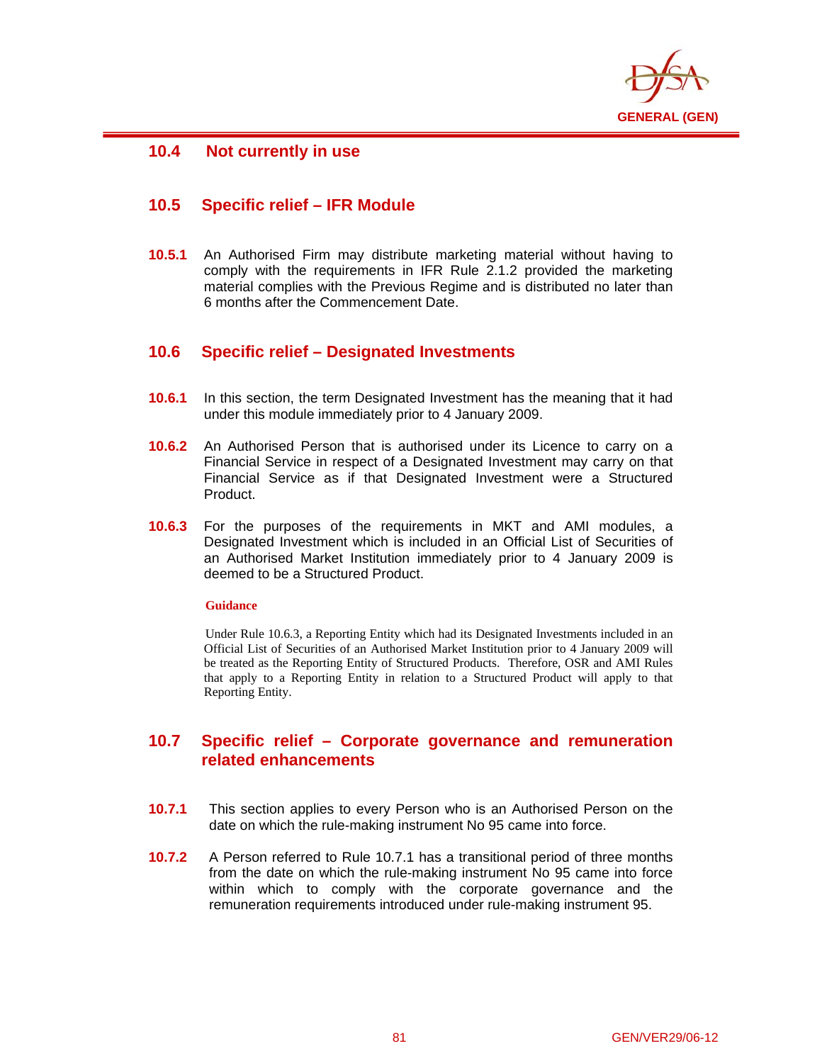## 10.4 Not currently in use

## 10.5 Specific relief – IFR Module

**10.5.1** An Authorised Firm may distribute marketing material without having to comply with the requirements in IFR Rule 2.1.2 provided the marketing material complies with the Previous Regime and is distributed no later than 6 months after the Commencement Date.

## 10.6 Specific relief – Designated Investments

**10.6.1** In this section, the term Designated Investment has the meaning that it had under this module immediately prior to 4 January 2009.

**10.6.2** An Authorised Person that is authorised under its Licence to carry on a Financial Service in respect of a Designated Investment may carry on that Financial Service as if that Designated Investment were a Structured Product.

**10.6.3** For the purposes of the requirements in MKT and AMI modules, a Designated Investment which is included in an Official List of Securities of an Authorised Market Institution immediately prior to 4 January 2009 is deemed to be a Structured Product.

**Guidance**

Under Rule 10.6.3, a Reporting Entity which had its Designated Investments included in an Official List of Securities of an Authorised Market Institution prior to 4 January 2009 will be treated as the Reporting Entity of Structured Products. Therefore, OSR and AMI Rules that apply to a Reporting Entity in relation to a Structured Product will apply to that Reporting Entity.

## 10.7 Specific relief – Corporate governance and remuneration related enhancements

**10.7.1** This section applies to every Person who is an Authorised Person on the date on which the rule-making instrument No 95 came into force.

**10.7.2** A Person referred to Rule 10.7.1 has a transitional period of three months from the date on which the rule-making instrument No 95 came into force within which to comply with the corporate governance and the remuneration requirements introduced under rule-making instrument 95.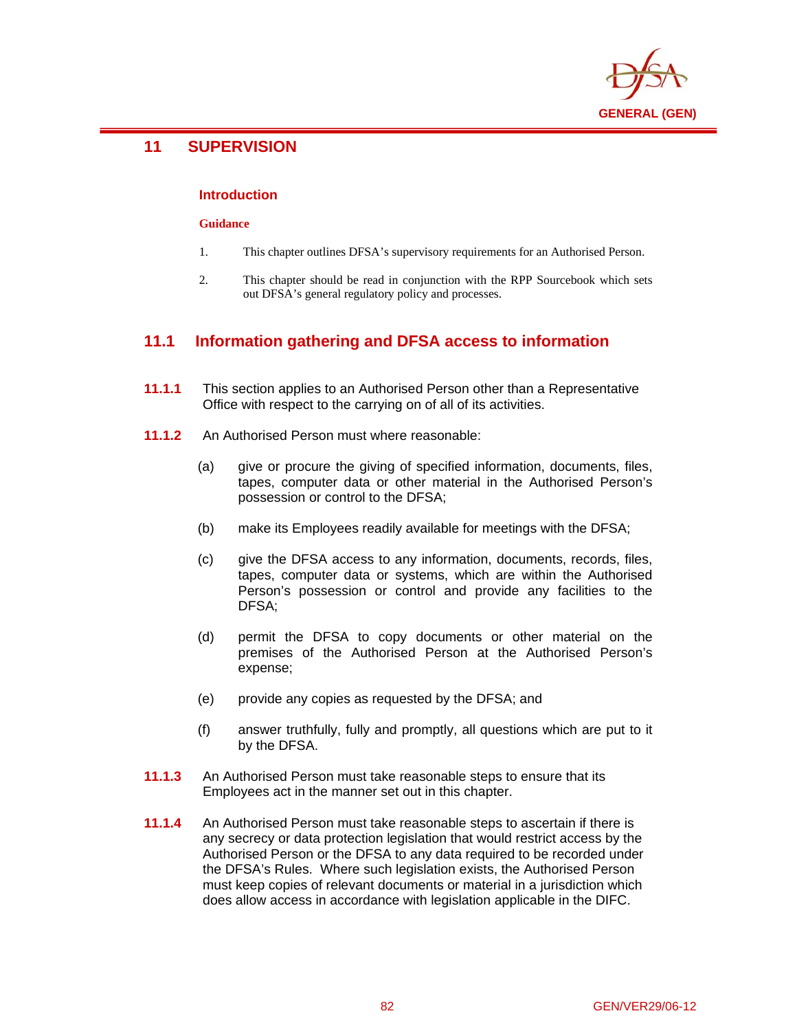# 11 SUPERVISION

### Introduction

**Guidance**

1. This chapter outlines DFSA's supervisory requirements for an Authorised Person.

2. This chapter should be read in conjunction with the RPP Sourcebook which sets out DFSA's general regulatory policy and processes.

## 11.1 Information gathering and DFSA access to information

**11.1.1** This section applies to an Authorised Person other than a Representative Office with respect to the carrying on of all of its activities.

**11.1.2** An Authorised Person must where reasonable:

(a) give or procure the giving of specified information, documents, files, tapes, computer data or other material in the Authorised Person's possession or control to the DFSA;

(b) make its Employees readily available for meetings with the DFSA;

(c) give the DFSA access to any information, documents, records, files, tapes, computer data or systems, which are within the Authorised Person's possession or control and provide any facilities to the DFSA;

(d) permit the DFSA to copy documents or other material on the premises of the Authorised Person at the Authorised Person's expense;

(e) provide any copies as requested by the DFSA; and

(f) answer truthfully, fully and promptly, all questions which are put to it by the DFSA.

**11.1.3** An Authorised Person must take reasonable steps to ensure that its Employees act in the manner set out in this chapter.

**11.1.4** An Authorised Person must take reasonable steps to ascertain if there is any secrecy or data protection legislation that would restrict access by the Authorised Person or the DFSA to any data required to be recorded under the DFSA's Rules. Where such legislation exists, the Authorised Person must keep copies of relevant documents or material in a jurisdiction which does allow access in accordance with legislation applicable in the DIFC.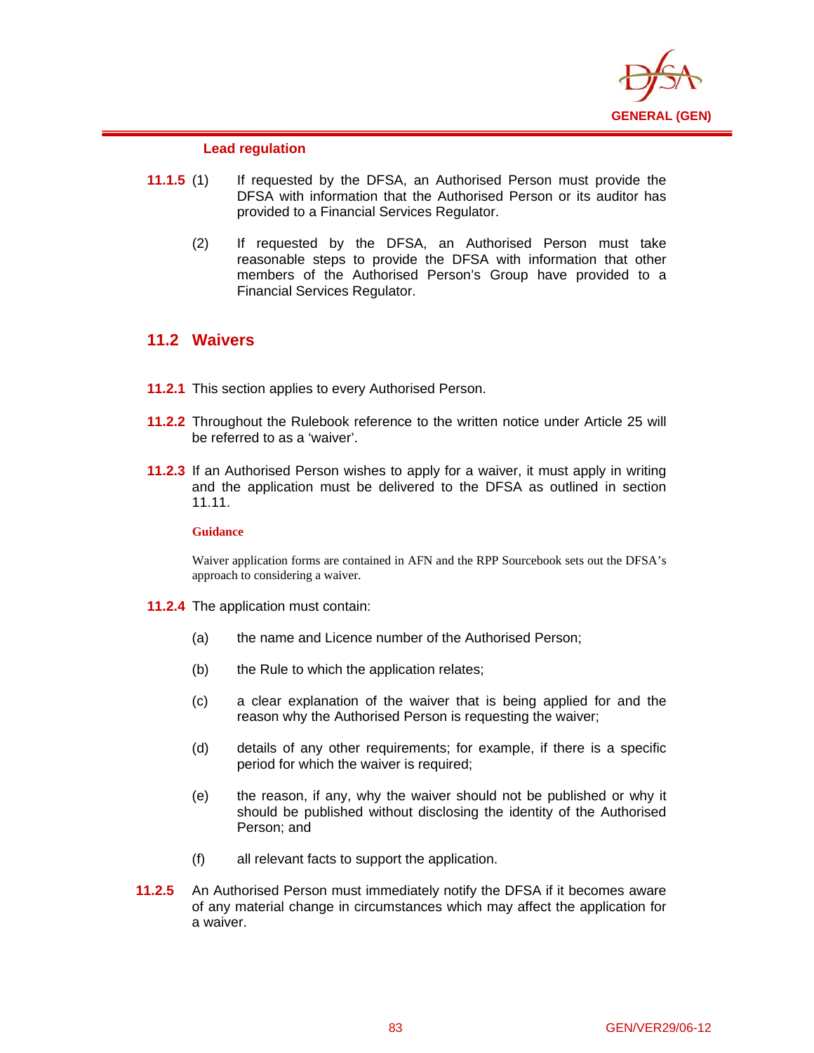### Lead regulation

**11.1.5** (1) If requested by the DFSA, an Authorised Person must provide the DFSA with information that the Authorised Person or its auditor has provided to a Financial Services Regulator.

(2) If requested by the DFSA, an Authorised Person must take reasonable steps to provide the DFSA with information that other members of the Authorised Person's Group have provided to a Financial Services Regulator.

## 11.2 Waivers

**11.2.1** This section applies to every Authorised Person.

**11.2.2** Throughout the Rulebook reference to the written notice under Article 25 will be referred to as a 'waiver'.

**11.2.3** If an Authorised Person wishes to apply for a waiver, it must apply in writing and the application must be delivered to the DFSA as outlined in section 11.11.

**Guidance**

Waiver application forms are contained in AFN and the RPP Sourcebook sets out the DFSA's approach to considering a waiver.

**11.2.4** The application must contain:

(a) the name and Licence number of the Authorised Person;

(b) the Rule to which the application relates;

(c) a clear explanation of the waiver that is being applied for and the reason why the Authorised Person is requesting the waiver;

(d) details of any other requirements; for example, if there is a specific period for which the waiver is required;

(e) the reason, if any, why the waiver should not be published or why it should be published without disclosing the identity of the Authorised Person; and

(f) all relevant facts to support the application.

**11.2.5** An Authorised Person must immediately notify the DFSA if it becomes aware of any material change in circumstances which may affect the application for a waiver.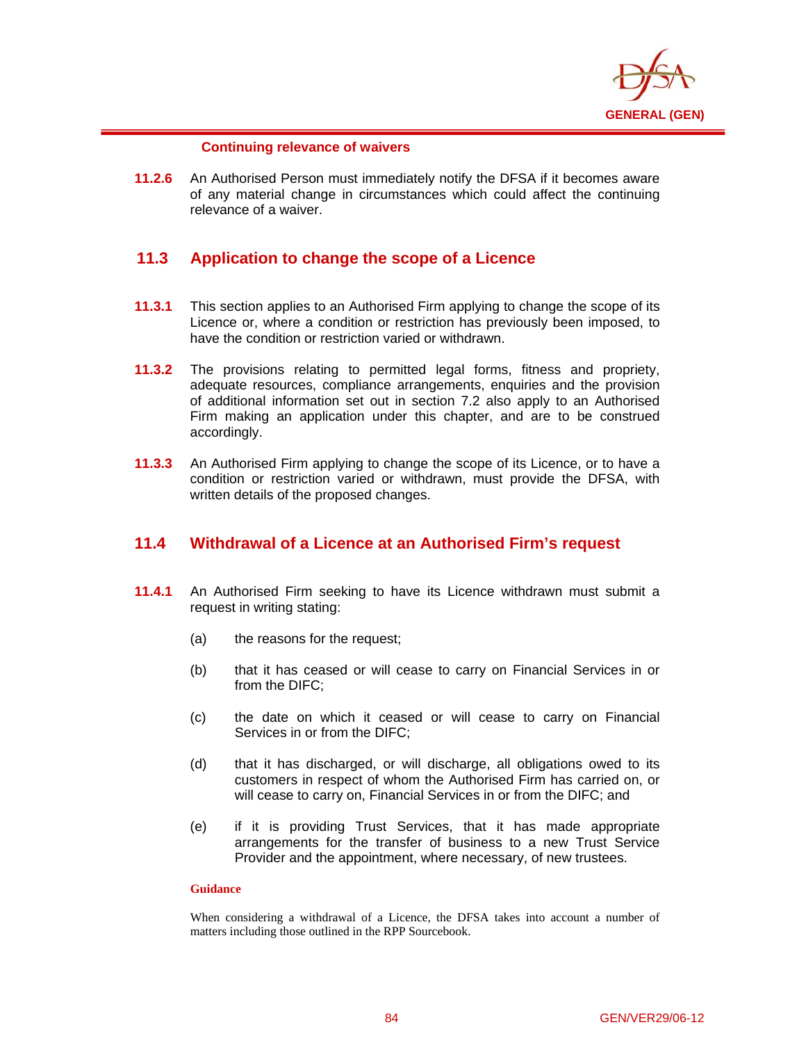### Continuing relevance of waivers

**11.2.6** An Authorised Person must immediately notify the DFSA if it becomes aware of any material change in circumstances which could affect the continuing relevance of a waiver.

## 11.3 Application to change the scope of a Licence

**11.3.1** This section applies to an Authorised Firm applying to change the scope of its Licence or, where a condition or restriction has previously been imposed, to have the condition or restriction varied or withdrawn.

**11.3.2** The provisions relating to permitted legal forms, fitness and propriety, adequate resources, compliance arrangements, enquiries and the provision of additional information set out in section 7.2 also apply to an Authorised Firm making an application under this chapter, and are to be construed accordingly.

**11.3.3** An Authorised Firm applying to change the scope of its Licence, or to have a condition or restriction varied or withdrawn, must provide the DFSA, with written details of the proposed changes.

## 11.4 Withdrawal of a Licence at an Authorised Firm's request

**11.4.1** An Authorised Firm seeking to have its Licence withdrawn must submit a request in writing stating:

(a) the reasons for the request;

(b) that it has ceased or will cease to carry on Financial Services in or from the DIFC;

(c) the date on which it ceased or will cease to carry on Financial Services in or from the DIFC;

(d) that it has discharged, or will discharge, all obligations owed to its customers in respect of whom the Authorised Firm has carried on, or will cease to carry on, Financial Services in or from the DIFC; and

(e) if it is providing Trust Services, that it has made appropriate arrangements for the transfer of business to a new Trust Service Provider and the appointment, where necessary, of new trustees.

**Guidance**

When considering a withdrawal of a Licence, the DFSA takes into account a number of matters including those outlined in the RPP Sourcebook.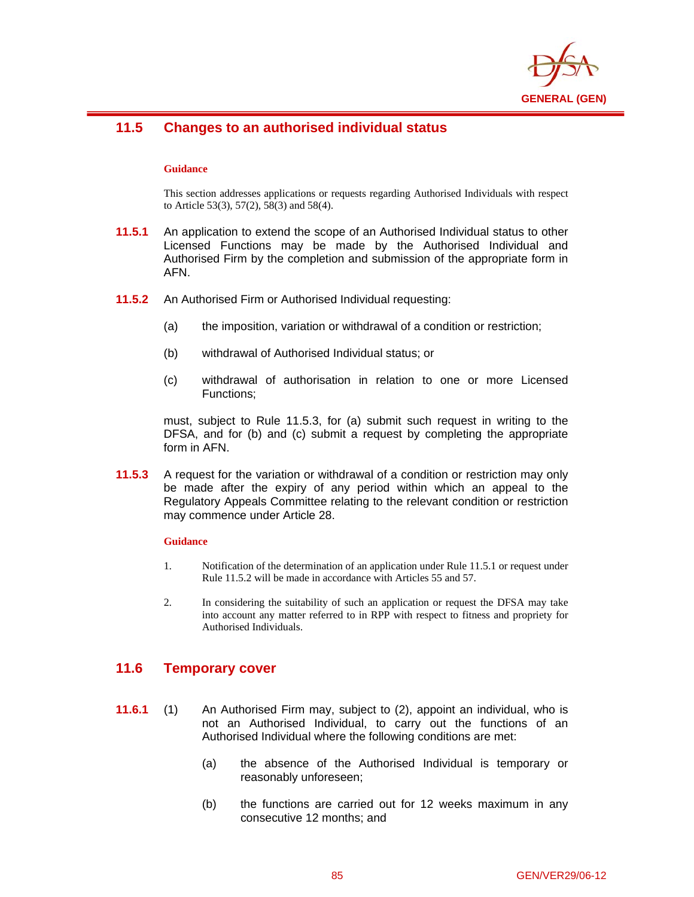## 11.5 Changes to an authorised individual status

**Guidance**

This section addresses applications or requests regarding Authorised Individuals with respect to Article 53(3), 57(2), 58(3) and 58(4).

**11.5.1** An application to extend the scope of an Authorised Individual status to other Licensed Functions may be made by the Authorised Individual and Authorised Firm by the completion and submission of the appropriate form in AFN.

**11.5.2** An Authorised Firm or Authorised Individual requesting:

(a) the imposition, variation or withdrawal of a condition or restriction;

(b) withdrawal of Authorised Individual status; or

(c) withdrawal of authorisation in relation to one or more Licensed Functions;

must, subject to Rule 11.5.3, for (a) submit such request in writing to the DFSA, and for (b) and (c) submit a request by completing the appropriate form in AFN.

**11.5.3** A request for the variation or withdrawal of a condition or restriction may only be made after the expiry of any period within which an appeal to the Regulatory Appeals Committee relating to the relevant condition or restriction may commence under Article 28.

**Guidance**

1. Notification of the determination of an application under Rule 11.5.1 or request under Rule 11.5.2 will be made in accordance with Articles 55 and 57.

2. In considering the suitability of such an application or request the DFSA may take into account any matter referred to in RPP with respect to fitness and propriety for Authorised Individuals.

## 11.6 Temporary cover

**11.6.1** (1) An Authorised Firm may, subject to (2), appoint an individual, who is not an Authorised Individual, to carry out the functions of an Authorised Individual where the following conditions are met:

(a) the absence of the Authorised Individual is temporary or reasonably unforeseen;

(b) the functions are carried out for 12 weeks maximum in any consecutive 12 months; and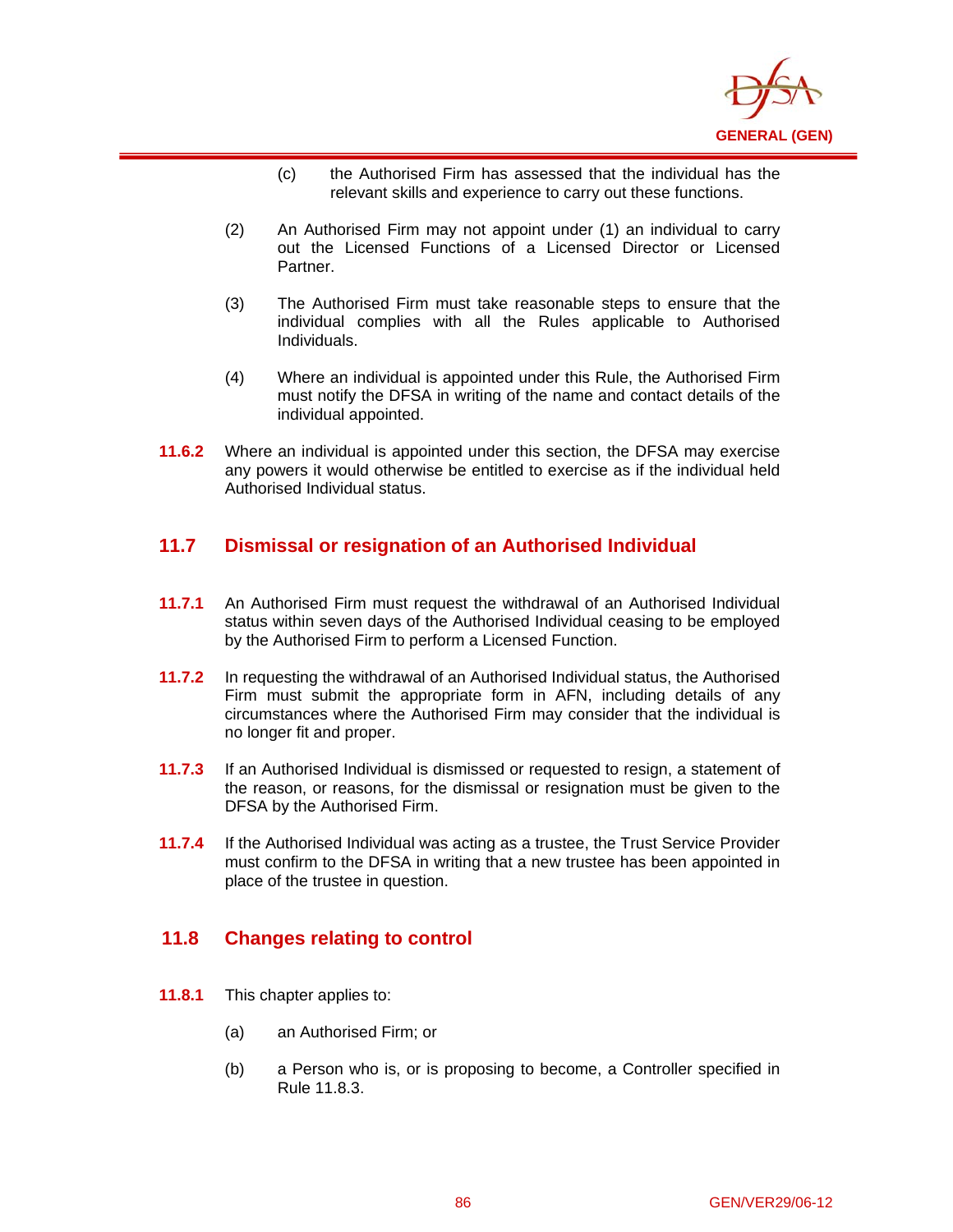(c) the Authorised Firm has assessed that the individual has the relevant skills and experience to carry out these functions.

(2) An Authorised Firm may not appoint under (1) an individual to carry out the Licensed Functions of a Licensed Director or Licensed Partner.

(3) The Authorised Firm must take reasonable steps to ensure that the individual complies with all the Rules applicable to Authorised Individuals.

(4) Where an individual is appointed under this Rule, the Authorised Firm must notify the DFSA in writing of the name and contact details of the individual appointed.

**11.6.2** Where an individual is appointed under this section, the DFSA may exercise any powers it would otherwise be entitled to exercise as if the individual held Authorised Individual status.

## 11.7 Dismissal or resignation of an Authorised Individual

**11.7.1** An Authorised Firm must request the withdrawal of an Authorised Individual status within seven days of the Authorised Individual ceasing to be employed by the Authorised Firm to perform a Licensed Function.

**11.7.2** In requesting the withdrawal of an Authorised Individual status, the Authorised Firm must submit the appropriate form in AFN, including details of any circumstances where the Authorised Firm may consider that the individual is no longer fit and proper.

**11.7.3** If an Authorised Individual is dismissed or requested to resign, a statement of the reason, or reasons, for the dismissal or resignation must be given to the DFSA by the Authorised Firm.

**11.7.4** If the Authorised Individual was acting as a trustee, the Trust Service Provider must confirm to the DFSA in writing that a new trustee has been appointed in place of the trustee in question.

## 11.8 Changes relating to control

**11.8.1** This chapter applies to:

(a) an Authorised Firm; or

(b) a Person who is, or is proposing to become, a Controller specified in Rule 11.8.3.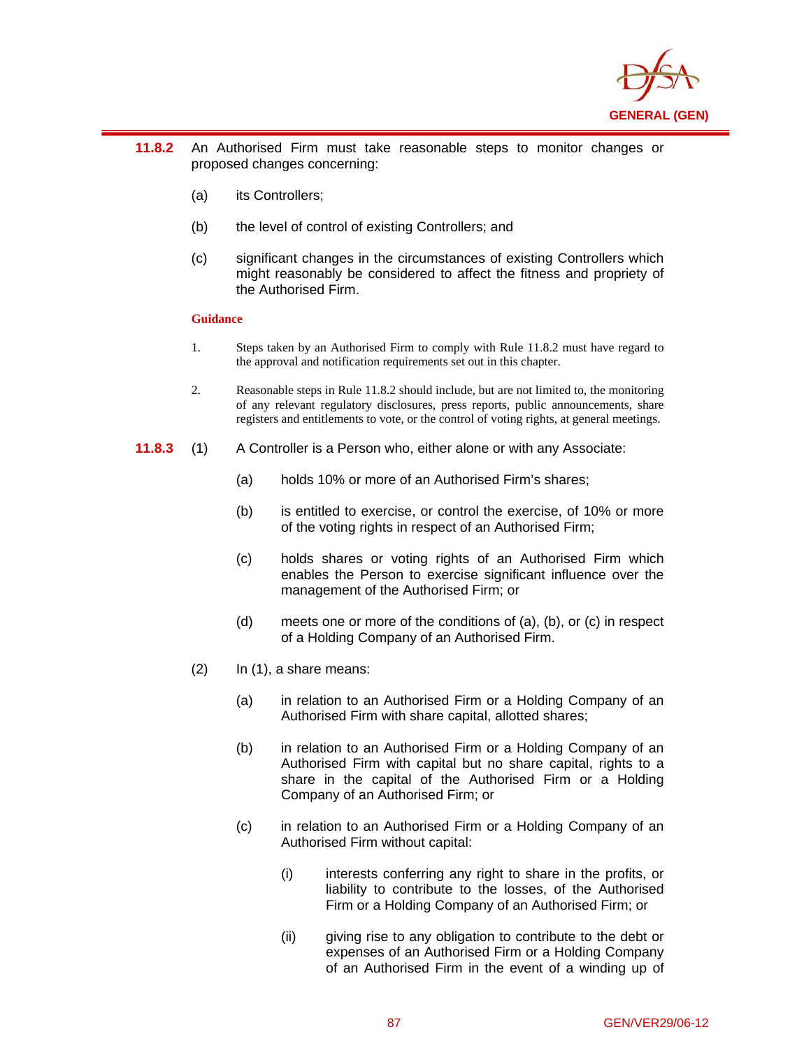**11.8.2** An Authorised Firm must take reasonable steps to monitor changes or proposed changes concerning:

(a) its Controllers;

(b) the level of control of existing Controllers; and

(c) significant changes in the circumstances of existing Controllers which might reasonably be considered to affect the fitness and propriety of the Authorised Firm.

**Guidance**

1. Steps taken by an Authorised Firm to comply with Rule 11.8.2 must have regard to the approval and notification requirements set out in this chapter.

2. Reasonable steps in Rule 11.8.2 should include, but are not limited to, the monitoring of any relevant regulatory disclosures, press reports, public announcements, share registers and entitlements to vote, or the control of voting rights, at general meetings.

**11.8.3** (1) A Controller is a Person who, either alone or with any Associate:

(a) holds 10% or more of an Authorised Firm's shares;

(b) is entitled to exercise, or control the exercise, of 10% or more of the voting rights in respect of an Authorised Firm;

(c) holds shares or voting rights of an Authorised Firm which enables the Person to exercise significant influence over the management of the Authorised Firm; or

(d) meets one or more of the conditions of (a), (b), or (c) in respect of a Holding Company of an Authorised Firm.

(2) In (1), a share means:

(a) in relation to an Authorised Firm or a Holding Company of an Authorised Firm with share capital, allotted shares;

(b) in relation to an Authorised Firm or a Holding Company of an Authorised Firm with capital but no share capital, rights to a share in the capital of the Authorised Firm or a Holding Company of an Authorised Firm; or

(c) in relation to an Authorised Firm or a Holding Company of an Authorised Firm without capital:

(i) interests conferring any right to share in the profits, or liability to contribute to the losses, of the Authorised Firm or a Holding Company of an Authorised Firm; or

(ii) giving rise to any obligation to contribute to the debt or expenses of an Authorised Firm or a Holding Company of an Authorised Firm in the event of a winding up of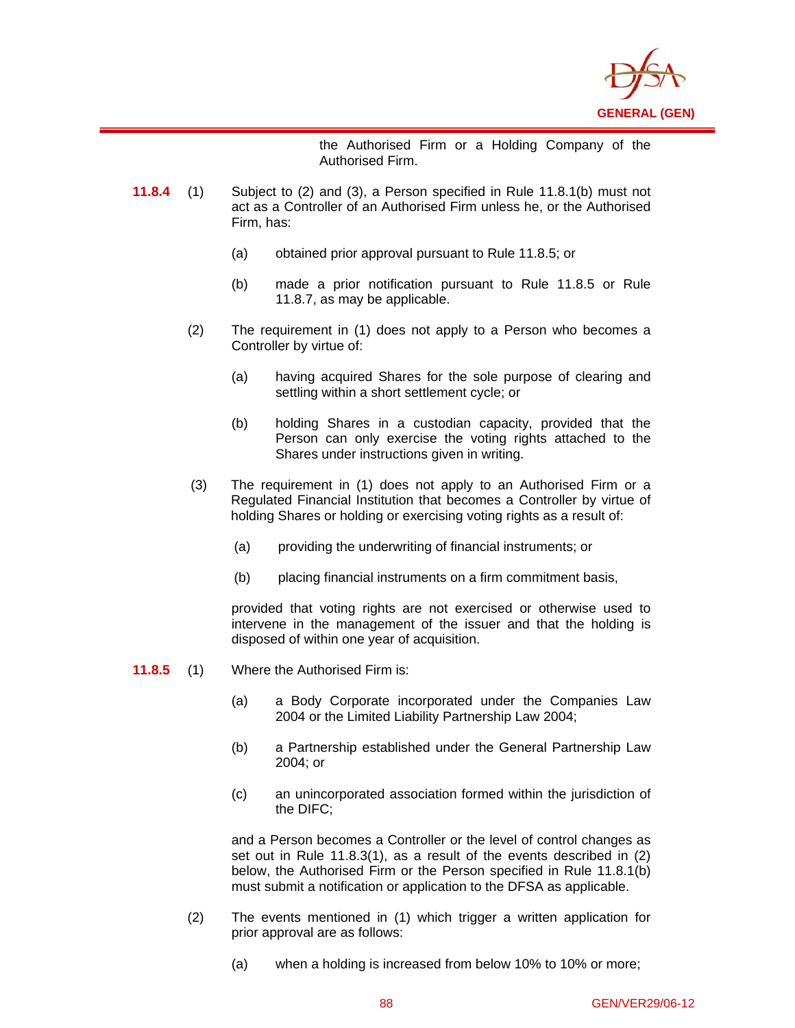the Authorised Firm or a Holding Company of the Authorised Firm.

**11.8.4** (1) Subject to (2) and (3), a Person specified in Rule 11.8.1(b) must not act as a Controller of an Authorised Firm unless he, or the Authorised Firm, has:

(a) obtained prior approval pursuant to Rule 11.8.5; or

(b) made a prior notification pursuant to Rule 11.8.5 or Rule 11.8.7, as may be applicable.

(2) The requirement in (1) does not apply to a Person who becomes a Controller by virtue of:

(a) having acquired Shares for the sole purpose of clearing and settling within a short settlement cycle; or

(b) holding Shares in a custodian capacity, provided that the Person can only exercise the voting rights attached to the Shares under instructions given in writing.

(3) The requirement in (1) does not apply to an Authorised Firm or a Regulated Financial Institution that becomes a Controller by virtue of holding Shares or holding or exercising voting rights as a result of:

(a) providing the underwriting of financial instruments; or

(b) placing financial instruments on a firm commitment basis,

provided that voting rights are not exercised or otherwise used to intervene in the management of the issuer and that the holding is disposed of within one year of acquisition.

**11.8.5** (1) Where the Authorised Firm is:

(a) a Body Corporate incorporated under the Companies Law 2004 or the Limited Liability Partnership Law 2004;

(b) a Partnership established under the General Partnership Law 2004; or

(c) an unincorporated association formed within the jurisdiction of the DIFC;

and a Person becomes a Controller or the level of control changes as set out in Rule 11.8.3(1), as a result of the events described in (2) below, the Authorised Firm or the Person specified in Rule 11.8.1(b) must submit a notification or application to the DFSA as applicable.

(2) The events mentioned in (1) which trigger a written application for prior approval are as follows:

(a) when a holding is increased from below 10% to 10% or more;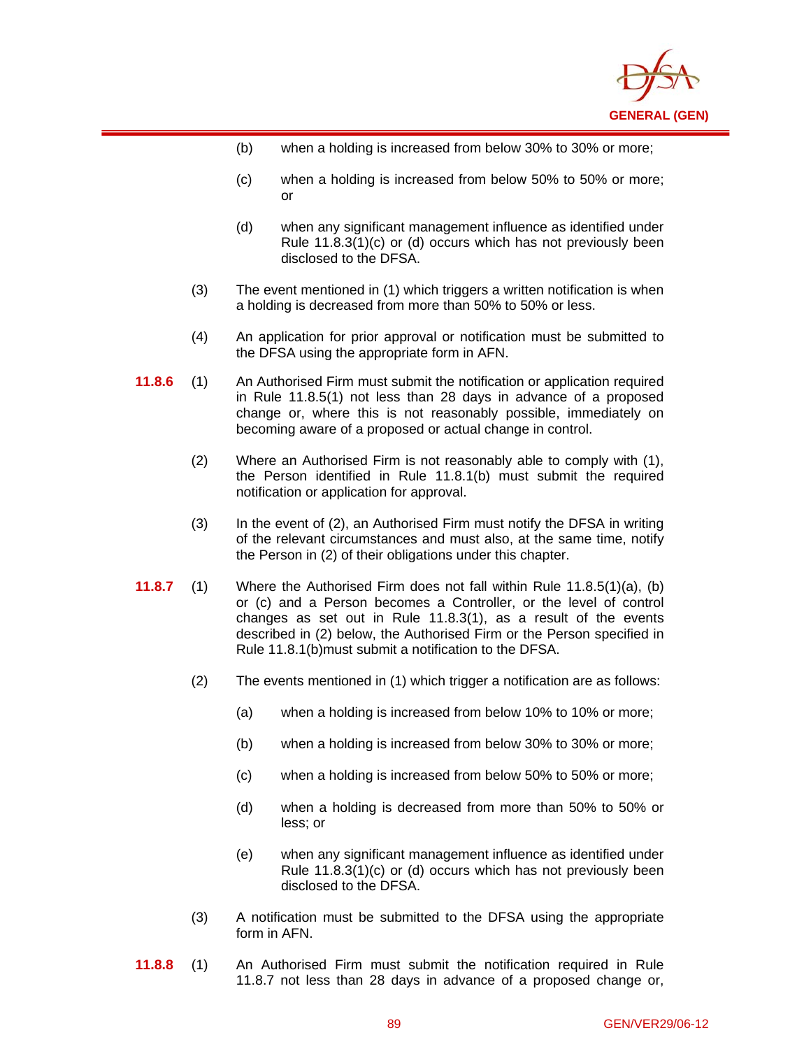(b) when a holding is increased from below 30% to 30% or more;

(c) when a holding is increased from below 50% to 50% or more; or

(d) when any significant management influence as identified under Rule 11.8.3(1)(c) or (d) occurs which has not previously been disclosed to the DFSA.

(3) The event mentioned in (1) which triggers a written notification is when a holding is decreased from more than 50% to 50% or less.

(4) An application for prior approval or notification must be submitted to the DFSA using the appropriate form in AFN.

**11.8.6** (1) An Authorised Firm must submit the notification or application required in Rule 11.8.5(1) not less than 28 days in advance of a proposed change or, where this is not reasonably possible, immediately on becoming aware of a proposed or actual change in control.

(2) Where an Authorised Firm is not reasonably able to comply with (1), the Person identified in Rule 11.8.1(b) must submit the required notification or application for approval.

(3) In the event of (2), an Authorised Firm must notify the DFSA in writing of the relevant circumstances and must also, at the same time, notify the Person in (2) of their obligations under this chapter.

**11.8.7** (1) Where the Authorised Firm does not fall within Rule 11.8.5(1)(a), (b) or (c) and a Person becomes a Controller, or the level of control changes as set out in Rule 11.8.3(1), as a result of the events described in (2) below, the Authorised Firm or the Person specified in Rule 11.8.1(b)must submit a notification to the DFSA.

(2) The events mentioned in (1) which trigger a notification are as follows:

(a) when a holding is increased from below 10% to 10% or more;

(b) when a holding is increased from below 30% to 30% or more;

(c) when a holding is increased from below 50% to 50% or more;

(d) when a holding is decreased from more than 50% to 50% or less; or

(e) when any significant management influence as identified under Rule 11.8.3(1)(c) or (d) occurs which has not previously been disclosed to the DFSA.

(3) A notification must be submitted to the DFSA using the appropriate form in AFN.

**11.8.8** (1) An Authorised Firm must submit the notification required in Rule 11.8.7 not less than 28 days in advance of a proposed change or,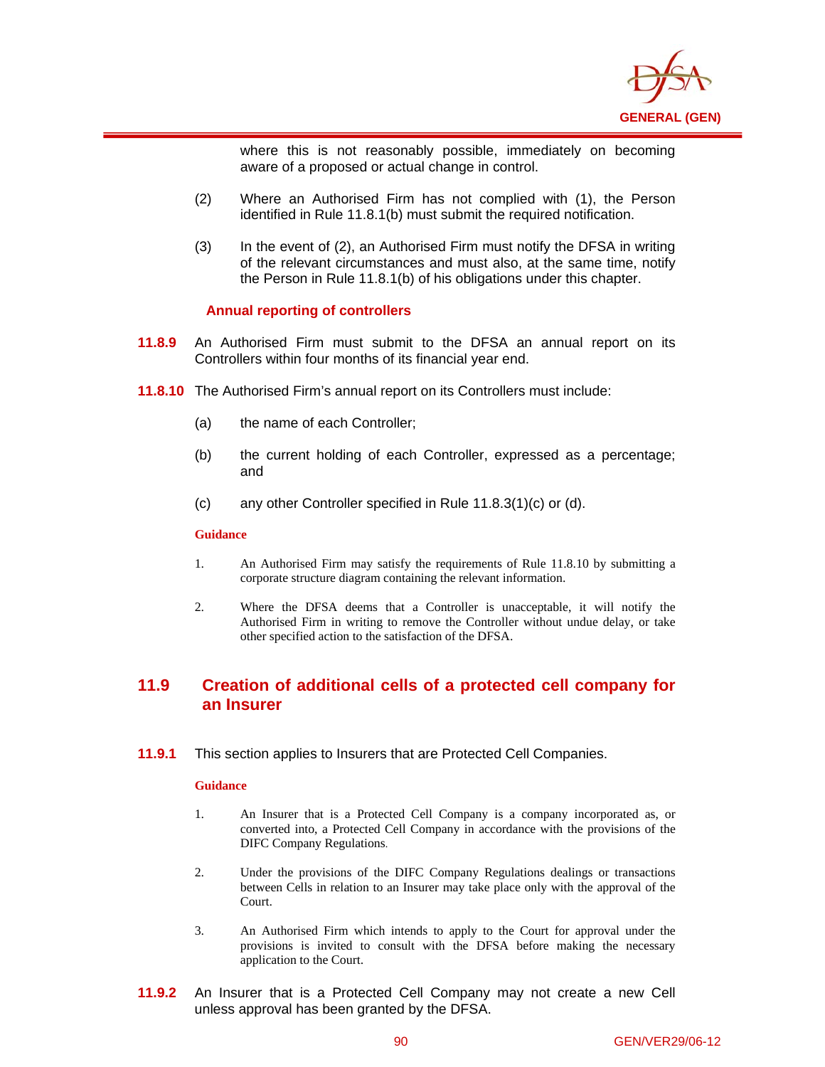where this is not reasonably possible, immediately on becoming aware of a proposed or actual change in control.

(2) Where an Authorised Firm has not complied with (1), the Person identified in Rule 11.8.1(b) must submit the required notification.

(3) In the event of (2), an Authorised Firm must notify the DFSA in writing of the relevant circumstances and must also, at the same time, notify the Person in Rule 11.8.1(b) of his obligations under this chapter.

### Annual reporting of controllers

**11.8.9** An Authorised Firm must submit to the DFSA an annual report on its Controllers within four months of its financial year end.

**11.8.10** The Authorised Firm's annual report on its Controllers must include:

(a) the name of each Controller;

(b) the current holding of each Controller, expressed as a percentage; and

(c) any other Controller specified in Rule 11.8.3(1)(c) or (d).

**Guidance**

1. An Authorised Firm may satisfy the requirements of Rule 11.8.10 by submitting a corporate structure diagram containing the relevant information.

2. Where the DFSA deems that a Controller is unacceptable, it will notify the Authorised Firm in writing to remove the Controller without undue delay, or take other specified action to the satisfaction of the DFSA.

## 11.9 Creation of additional cells of a protected cell company for an Insurer

**11.9.1** This section applies to Insurers that are Protected Cell Companies.

**Guidance**

1. An Insurer that is a Protected Cell Company is a company incorporated as, or converted into, a Protected Cell Company in accordance with the provisions of the DIFC Company Regulations.

2. Under the provisions of the DIFC Company Regulations dealings or transactions between Cells in relation to an Insurer may take place only with the approval of the Court.

3. An Authorised Firm which intends to apply to the Court for approval under the provisions is invited to consult with the DFSA before making the necessary application to the Court.

**11.9.2** An Insurer that is a Protected Cell Company may not create a new Cell unless approval has been granted by the DFSA.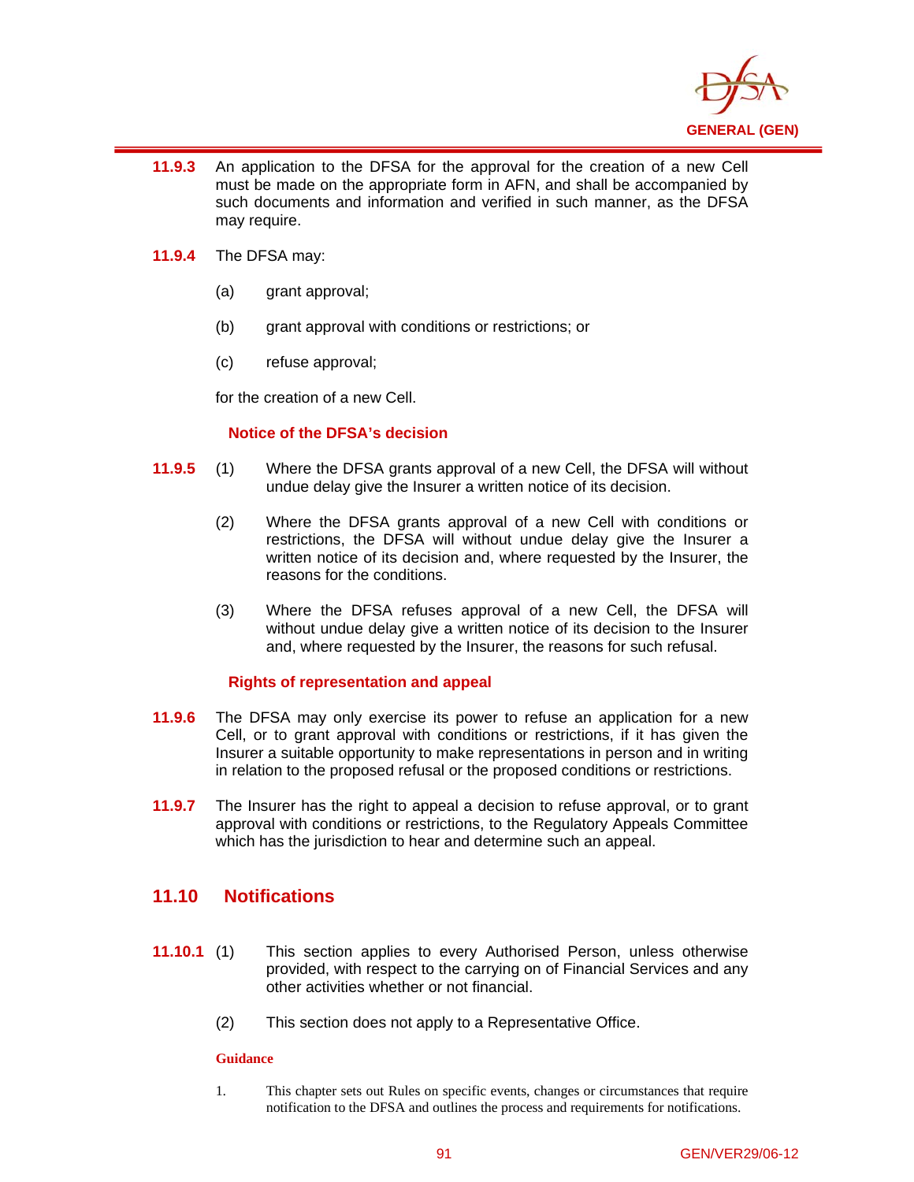**11.9.3** An application to the DFSA for the approval for the creation of a new Cell must be made on the appropriate form in AFN, and shall be accompanied by such documents and information and verified in such manner, as the DFSA may require.

**11.9.4** The DFSA may:

(a) grant approval;

(b) grant approval with conditions or restrictions; or

(c) refuse approval;

for the creation of a new Cell.

### Notice of the DFSA's decision

**11.9.5** (1) Where the DFSA grants approval of a new Cell, the DFSA will without undue delay give the Insurer a written notice of its decision.

(2) Where the DFSA grants approval of a new Cell with conditions or restrictions, the DFSA will without undue delay give the Insurer a written notice of its decision and, where requested by the Insurer, the reasons for the conditions.

(3) Where the DFSA refuses approval of a new Cell, the DFSA will without undue delay give a written notice of its decision to the Insurer and, where requested by the Insurer, the reasons for such refusal.

### Rights of representation and appeal

**11.9.6** The DFSA may only exercise its power to refuse an application for a new Cell, or to grant approval with conditions or restrictions, if it has given the Insurer a suitable opportunity to make representations in person and in writing in relation to the proposed refusal or the proposed conditions or restrictions.

**11.9.7** The Insurer has the right to appeal a decision to refuse approval, or to grant approval with conditions or restrictions, to the Regulatory Appeals Committee which has the jurisdiction to hear and determine such an appeal.

## 11.10 Notifications

**11.10.1** (1) This section applies to every Authorised Person, unless otherwise provided, with respect to the carrying on of Financial Services and any other activities whether or not financial.

(2) This section does not apply to a Representative Office.

**Guidance**

1. This chapter sets out Rules on specific events, changes or circumstances that require notification to the DFSA and outlines the process and requirements for notifications.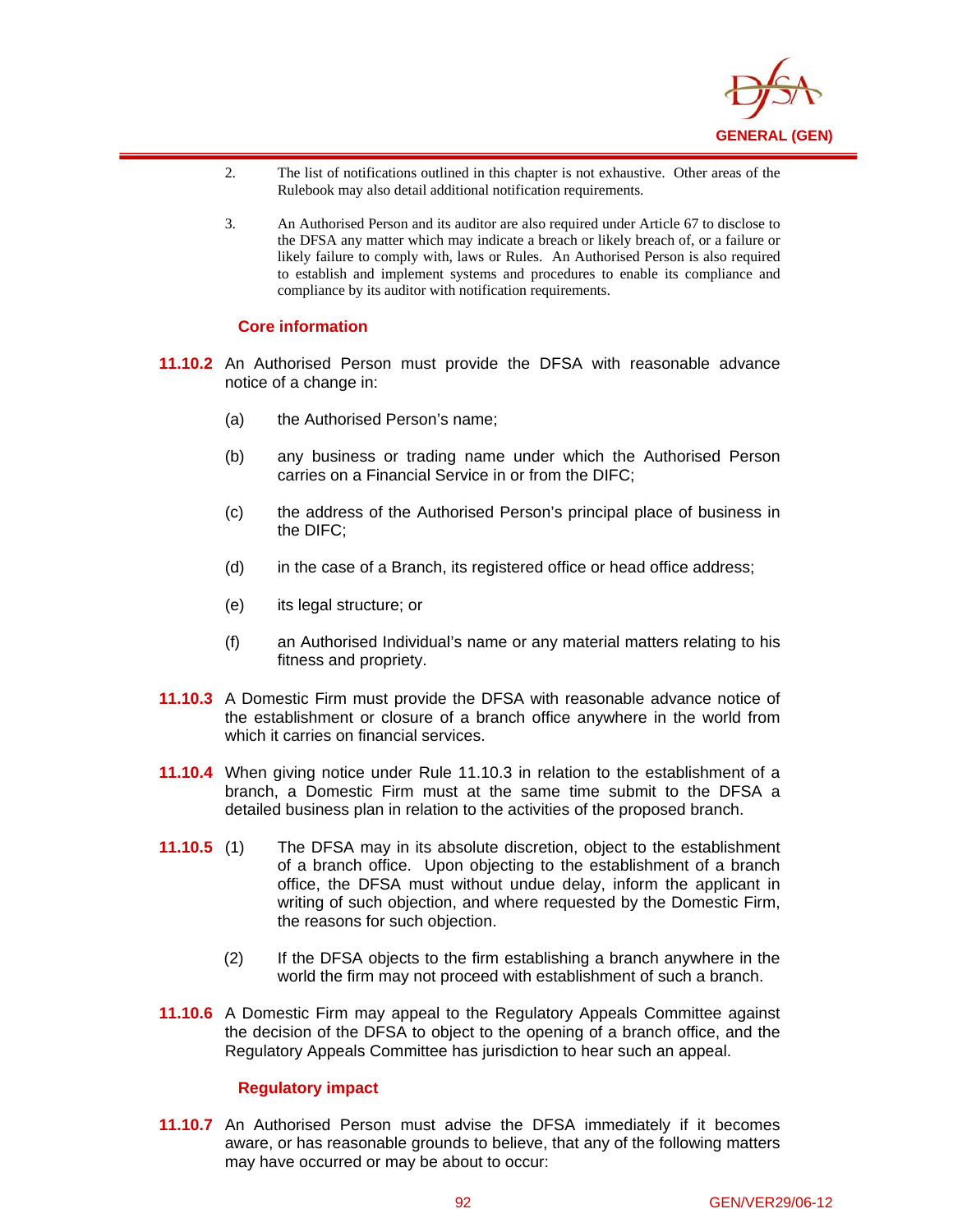2. The list of notifications outlined in this chapter is not exhaustive. Other areas of the Rulebook may also detail additional notification requirements.

3. An Authorised Person and its auditor are also required under Article 67 to disclose to the DFSA any matter which may indicate a breach or likely breach of, or a failure or likely failure to comply with, laws or Rules. An Authorised Person is also required to establish and implement systems and procedures to enable its compliance and compliance by its auditor with notification requirements.

### Core information

**11.10.2** An Authorised Person must provide the DFSA with reasonable advance notice of a change in:

(a) the Authorised Person's name;

(b) any business or trading name under which the Authorised Person carries on a Financial Service in or from the DIFC;

(c) the address of the Authorised Person's principal place of business in the DIFC;

(d) in the case of a Branch, its registered office or head office address;

(e) its legal structure; or

(f) an Authorised Individual's name or any material matters relating to his fitness and propriety.

**11.10.3** A Domestic Firm must provide the DFSA with reasonable advance notice of the establishment or closure of a branch office anywhere in the world from which it carries on financial services.

**11.10.4** When giving notice under Rule 11.10.3 in relation to the establishment of a branch, a Domestic Firm must at the same time submit to the DFSA a detailed business plan in relation to the activities of the proposed branch.

**11.10.5** (1) The DFSA may in its absolute discretion, object to the establishment of a branch office. Upon objecting to the establishment of a branch office, the DFSA must without undue delay, inform the applicant in writing of such objection, and where requested by the Domestic Firm, the reasons for such objection.

(2) If the DFSA objects to the firm establishing a branch anywhere in the world the firm may not proceed with establishment of such a branch.

**11.10.6** A Domestic Firm may appeal to the Regulatory Appeals Committee against the decision of the DFSA to object to the opening of a branch office, and the Regulatory Appeals Committee has jurisdiction to hear such an appeal.

### Regulatory impact

**11.10.7** An Authorised Person must advise the DFSA immediately if it becomes aware, or has reasonable grounds to believe, that any of the following matters may have occurred or may be about to occur: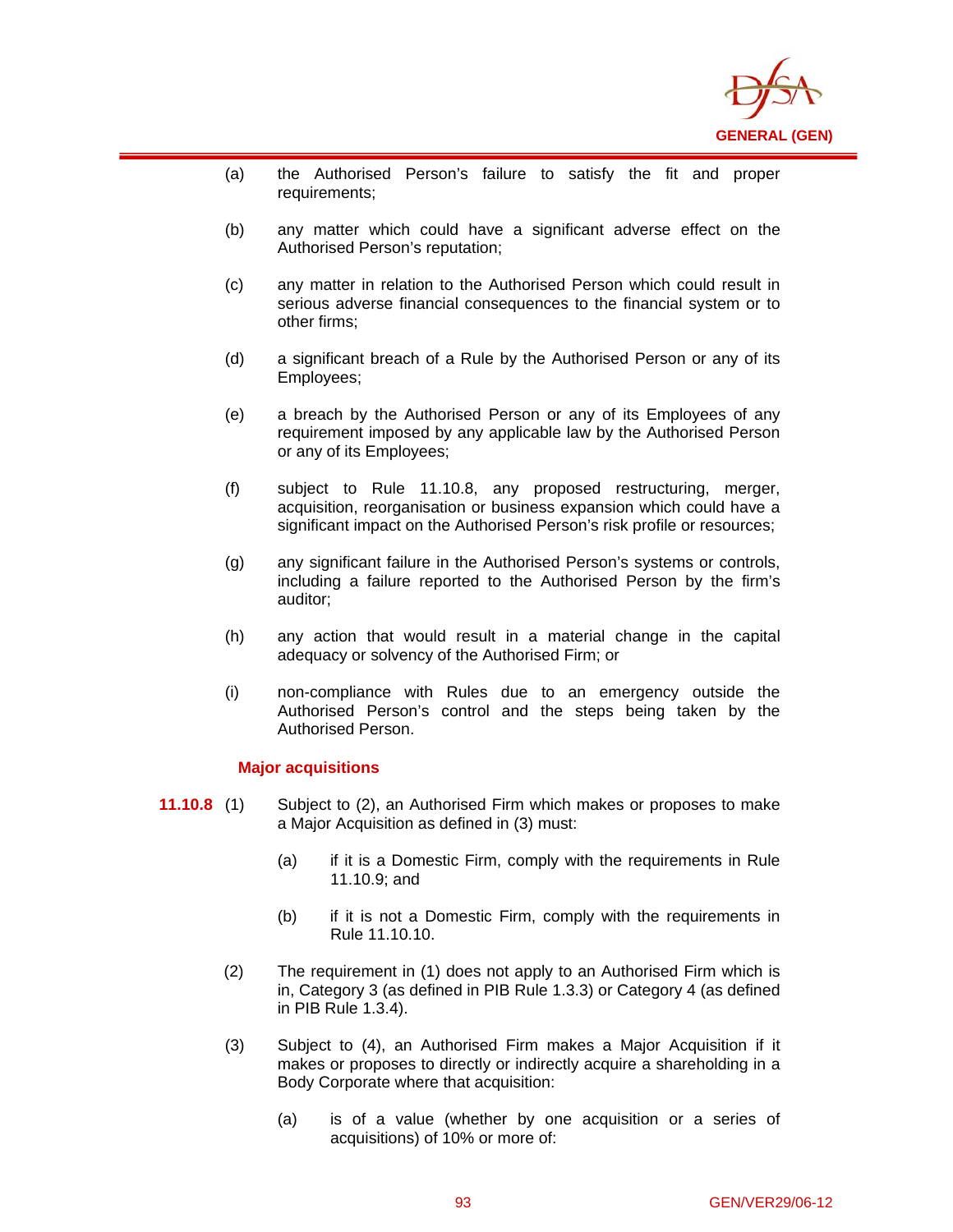(a) the Authorised Person's failure to satisfy the fit and proper requirements;

(b) any matter which could have a significant adverse effect on the Authorised Person's reputation;

(c) any matter in relation to the Authorised Person which could result in serious adverse financial consequences to the financial system or to other firms;

(d) a significant breach of a Rule by the Authorised Person or any of its Employees;

(e) a breach by the Authorised Person or any of its Employees of any requirement imposed by any applicable law by the Authorised Person or any of its Employees;

(f) subject to Rule 11.10.8, any proposed restructuring, merger, acquisition, reorganisation or business expansion which could have a significant impact on the Authorised Person's risk profile or resources;

(g) any significant failure in the Authorised Person's systems or controls, including a failure reported to the Authorised Person by the firm's auditor;

(h) any action that would result in a material change in the capital adequacy or solvency of the Authorised Firm; or

(i) non-compliance with Rules due to an emergency outside the Authorised Person's control and the steps being taken by the Authorised Person.

### Major acquisitions

**11.10.8** (1) Subject to (2), an Authorised Firm which makes or proposes to make a Major Acquisition as defined in (3) must:

(a) if it is a Domestic Firm, comply with the requirements in Rule 11.10.9; and

(b) if it is not a Domestic Firm, comply with the requirements in Rule 11.10.10.

(2) The requirement in (1) does not apply to an Authorised Firm which is in, Category 3 (as defined in PIB Rule 1.3.3) or Category 4 (as defined in PIB Rule 1.3.4).

(3) Subject to (4), an Authorised Firm makes a Major Acquisition if it makes or proposes to directly or indirectly acquire a shareholding in a Body Corporate where that acquisition:

(a) is of a value (whether by one acquisition or a series of acquisitions) of 10% or more of: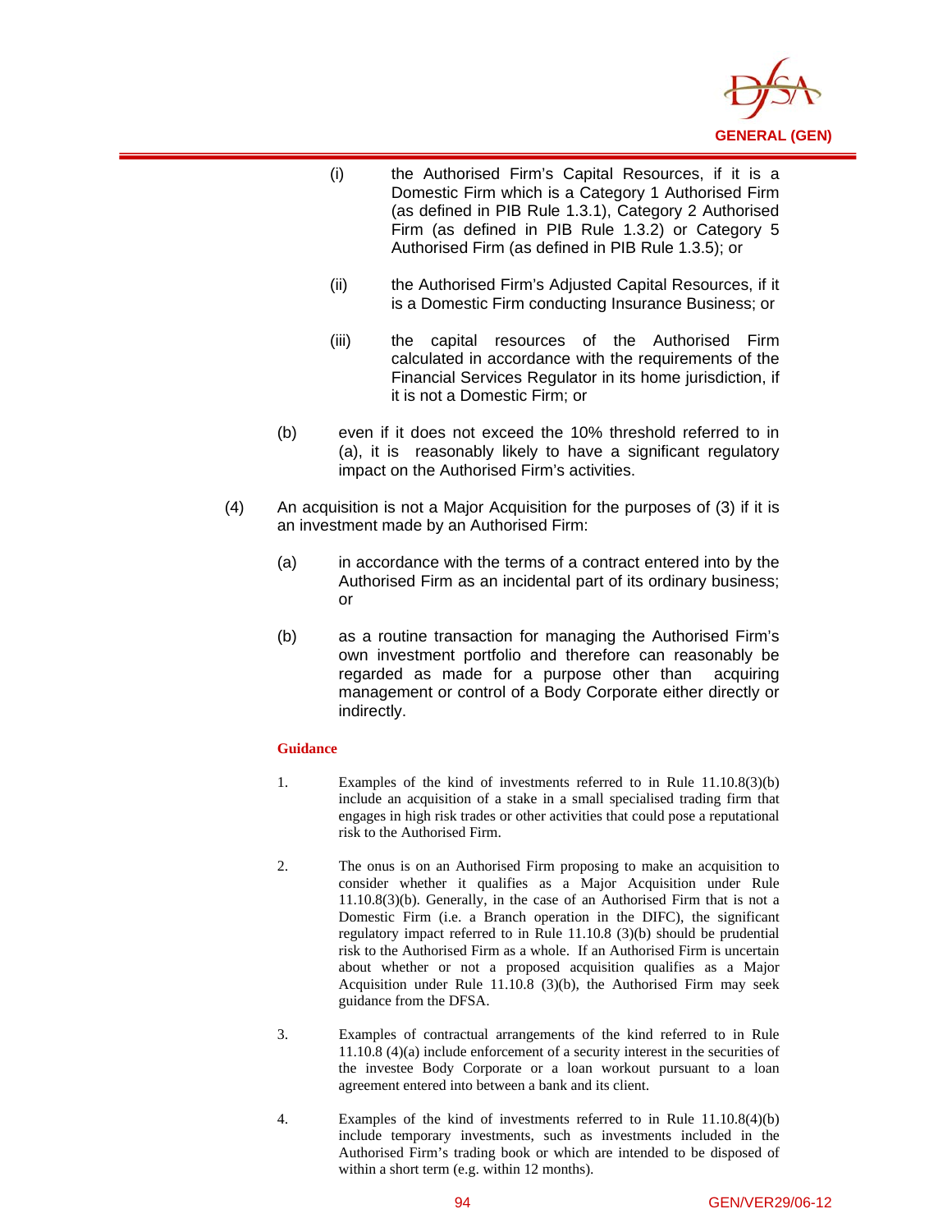(i) the Authorised Firm's Capital Resources, if it is a Domestic Firm which is a Category 1 Authorised Firm (as defined in PIB Rule 1.3.1), Category 2 Authorised Firm (as defined in PIB Rule 1.3.2) or Category 5 Authorised Firm (as defined in PIB Rule 1.3.5); or

(ii) the Authorised Firm's Adjusted Capital Resources, if it is a Domestic Firm conducting Insurance Business; or

(iii) the capital resources of the Authorised Firm calculated in accordance with the requirements of the Financial Services Regulator in its home jurisdiction, if it is not a Domestic Firm; or

(b) even if it does not exceed the 10% threshold referred to in (a), it is reasonably likely to have a significant regulatory impact on the Authorised Firm's activities.

(4) An acquisition is not a Major Acquisition for the purposes of (3) if it is an investment made by an Authorised Firm:

(a) in accordance with the terms of a contract entered into by the Authorised Firm as an incidental part of its ordinary business; or

(b) as a routine transaction for managing the Authorised Firm's own investment portfolio and therefore can reasonably be regarded as made for a purpose other than acquiring management or control of a Body Corporate either directly or indirectly.

**Guidance**

1. Examples of the kind of investments referred to in Rule 11.10.8(3)(b) include an acquisition of a stake in a small specialised trading firm that engages in high risk trades or other activities that could pose a reputational risk to the Authorised Firm.

2. The onus is on an Authorised Firm proposing to make an acquisition to consider whether it qualifies as a Major Acquisition under Rule 11.10.8(3)(b). Generally, in the case of an Authorised Firm that is not a Domestic Firm (i.e. a Branch operation in the DIFC), the significant regulatory impact referred to in Rule 11.10.8 (3)(b) should be prudential risk to the Authorised Firm as a whole. If an Authorised Firm is uncertain about whether or not a proposed acquisition qualifies as a Major Acquisition under Rule 11.10.8 (3)(b), the Authorised Firm may seek guidance from the DFSA.

3. Examples of contractual arrangements of the kind referred to in Rule 11.10.8 (4)(a) include enforcement of a security interest in the securities of the investee Body Corporate or a loan workout pursuant to a loan agreement entered into between a bank and its client.

4. Examples of the kind of investments referred to in Rule 11.10.8(4)(b) include temporary investments, such as investments included in the Authorised Firm's trading book or which are intended to be disposed of within a short term (e.g. within 12 months).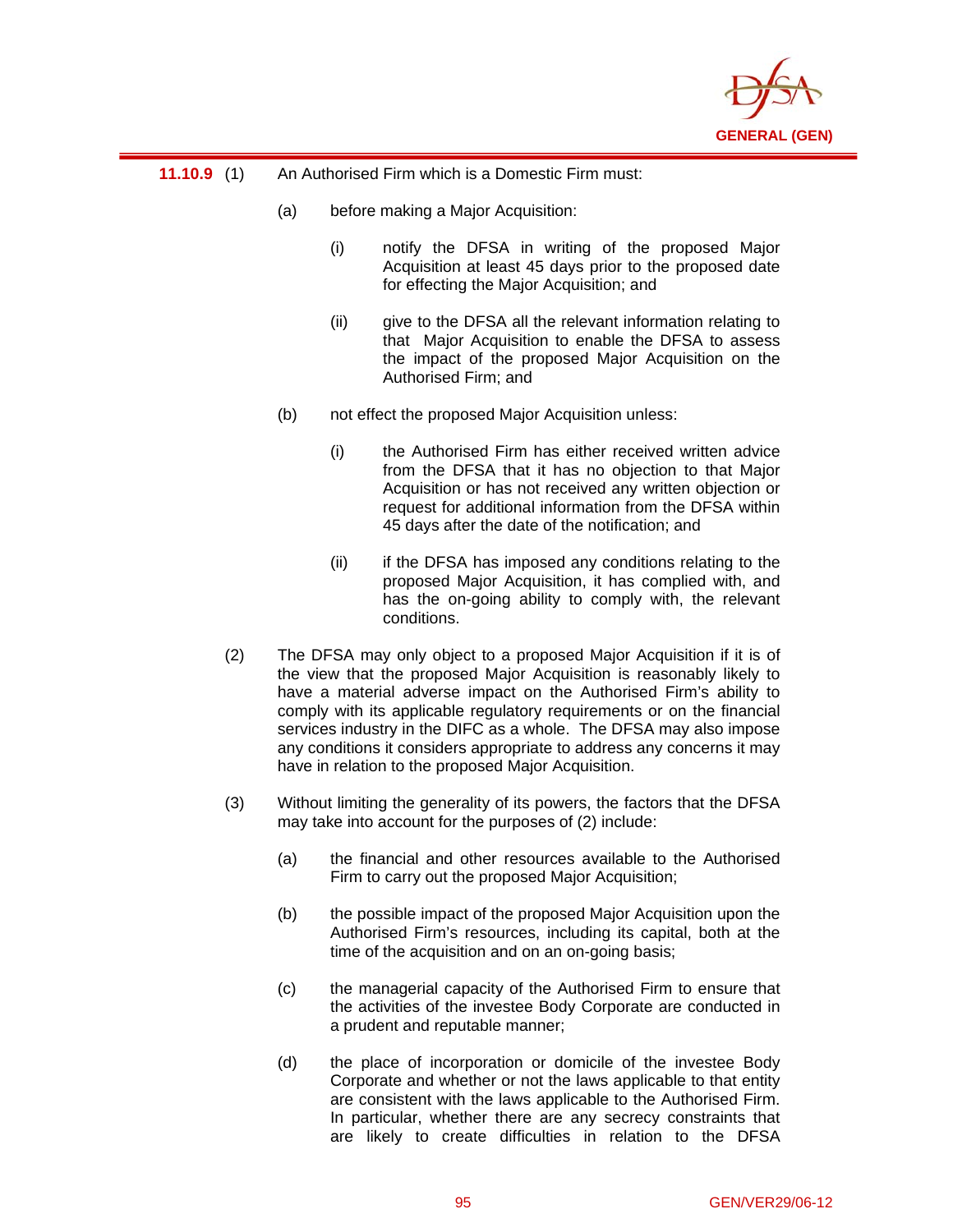**11.10.9** (1) An Authorised Firm which is a Domestic Firm must:

(a) before making a Major Acquisition:

(i) notify the DFSA in writing of the proposed Major Acquisition at least 45 days prior to the proposed date for effecting the Major Acquisition; and

(ii) give to the DFSA all the relevant information relating to that Major Acquisition to enable the DFSA to assess the impact of the proposed Major Acquisition on the Authorised Firm; and

(b) not effect the proposed Major Acquisition unless:

(i) the Authorised Firm has either received written advice from the DFSA that it has no objection to that Major Acquisition or has not received any written objection or request for additional information from the DFSA within 45 days after the date of the notification; and

(ii) if the DFSA has imposed any conditions relating to the proposed Major Acquisition, it has complied with, and has the on-going ability to comply with, the relevant conditions.

(2) The DFSA may only object to a proposed Major Acquisition if it is of the view that the proposed Major Acquisition is reasonably likely to have a material adverse impact on the Authorised Firm's ability to comply with its applicable regulatory requirements or on the financial services industry in the DIFC as a whole. The DFSA may also impose any conditions it considers appropriate to address any concerns it may have in relation to the proposed Major Acquisition.

(3) Without limiting the generality of its powers, the factors that the DFSA may take into account for the purposes of (2) include:

(a) the financial and other resources available to the Authorised Firm to carry out the proposed Major Acquisition;

(b) the possible impact of the proposed Major Acquisition upon the Authorised Firm's resources, including its capital, both at the time of the acquisition and on an on-going basis;

(c) the managerial capacity of the Authorised Firm to ensure that the activities of the investee Body Corporate are conducted in a prudent and reputable manner;

(d) the place of incorporation or domicile of the investee Body Corporate and whether or not the laws applicable to that entity are consistent with the laws applicable to the Authorised Firm. In particular, whether there are any secrecy constraints that are likely to create difficulties in relation to the DFSA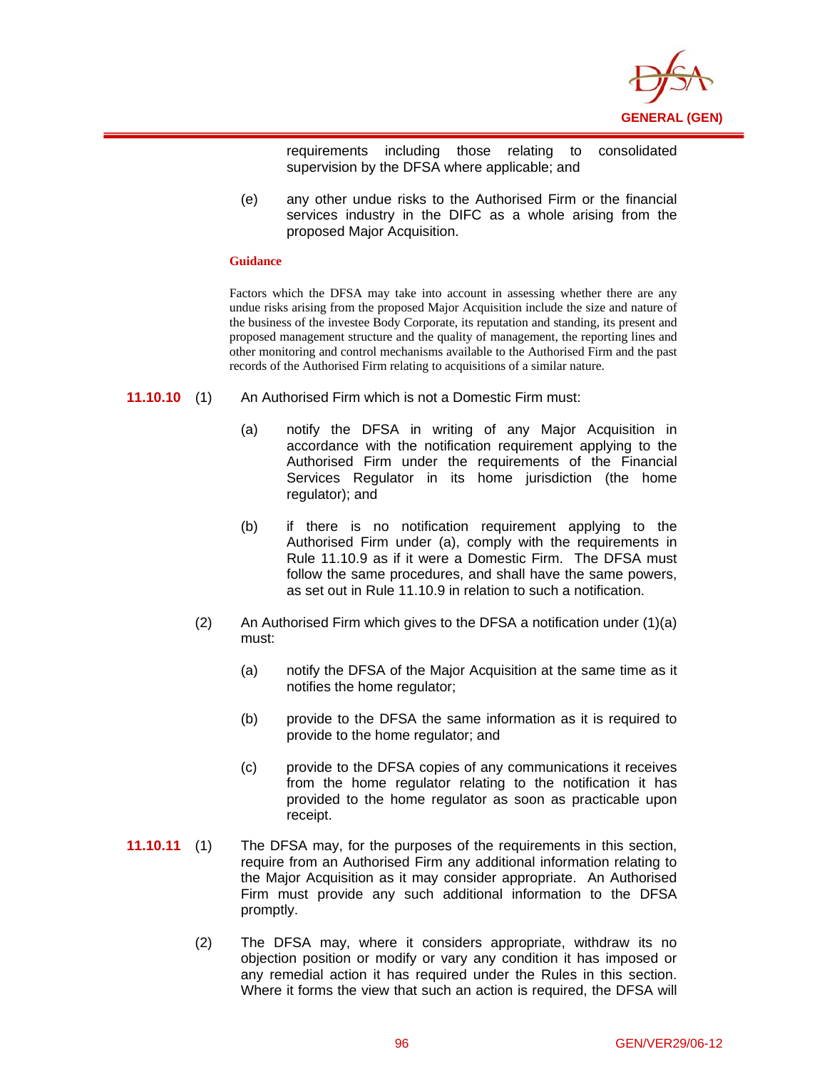requirements including those relating to consolidated supervision by the DFSA where applicable; and

(e) any other undue risks to the Authorised Firm or the financial services industry in the DIFC as a whole arising from the proposed Major Acquisition.

**Guidance**

Factors which the DFSA may take into account in assessing whether there are any undue risks arising from the proposed Major Acquisition include the size and nature of the business of the investee Body Corporate, its reputation and standing, its present and proposed management structure and the quality of management, the reporting lines and other monitoring and control mechanisms available to the Authorised Firm and the past records of the Authorised Firm relating to acquisitions of a similar nature.

**11.10.10** (1) An Authorised Firm which is not a Domestic Firm must:

(a) notify the DFSA in writing of any Major Acquisition in accordance with the notification requirement applying to the Authorised Firm under the requirements of the Financial Services Regulator in its home jurisdiction (the home regulator); and

(b) if there is no notification requirement applying to the Authorised Firm under (a), comply with the requirements in Rule 11.10.9 as if it were a Domestic Firm. The DFSA must follow the same procedures, and shall have the same powers, as set out in Rule 11.10.9 in relation to such a notification.

(2) An Authorised Firm which gives to the DFSA a notification under (1)(a) must:

(a) notify the DFSA of the Major Acquisition at the same time as it notifies the home regulator;

(b) provide to the DFSA the same information as it is required to provide to the home regulator; and

(c) provide to the DFSA copies of any communications it receives from the home regulator relating to the notification it has provided to the home regulator as soon as practicable upon receipt.

**11.10.11** (1) The DFSA may, for the purposes of the requirements in this section, require from an Authorised Firm any additional information relating to the Major Acquisition as it may consider appropriate. An Authorised Firm must provide any such additional information to the DFSA promptly.

(2) The DFSA may, where it considers appropriate, withdraw its no objection position or modify or vary any condition it has imposed or any remedial action it has required under the Rules in this section. Where it forms the view that such an action is required, the DFSA will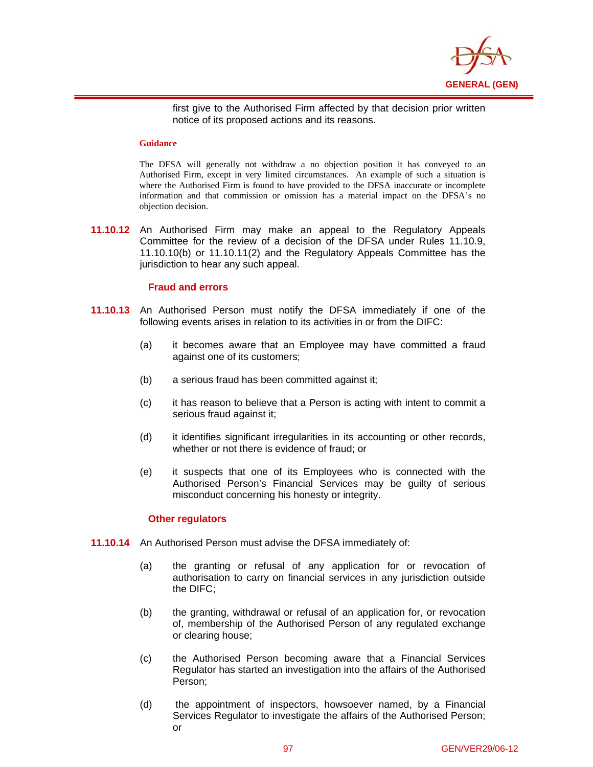first give to the Authorised Firm affected by that decision prior written notice of its proposed actions and its reasons.

**Guidance**

The DFSA will generally not withdraw a no objection position it has conveyed to an Authorised Firm, except in very limited circumstances. An example of such a situation is where the Authorised Firm is found to have provided to the DFSA inaccurate or incomplete information and that commission or omission has a material impact on the DFSA's no objection decision.

**11.10.12** An Authorised Firm may make an appeal to the Regulatory Appeals Committee for the review of a decision of the DFSA under Rules 11.10.9, 11.10.10(b) or 11.10.11(2) and the Regulatory Appeals Committee has the jurisdiction to hear any such appeal.

### Fraud and errors

**11.10.13** An Authorised Person must notify the DFSA immediately if one of the following events arises in relation to its activities in or from the DIFC:

(a) it becomes aware that an Employee may have committed a fraud against one of its customers;

(b) a serious fraud has been committed against it;

(c) it has reason to believe that a Person is acting with intent to commit a serious fraud against it;

(d) it identifies significant irregularities in its accounting or other records, whether or not there is evidence of fraud; or

(e) it suspects that one of its Employees who is connected with the Authorised Person's Financial Services may be guilty of serious misconduct concerning his honesty or integrity.

### Other regulators

**11.10.14** An Authorised Person must advise the DFSA immediately of:

(a) the granting or refusal of any application for or revocation of authorisation to carry on financial services in any jurisdiction outside the DIFC;

(b) the granting, withdrawal or refusal of an application for, or revocation of, membership of the Authorised Person of any regulated exchange or clearing house;

(c) the Authorised Person becoming aware that a Financial Services Regulator has started an investigation into the affairs of the Authorised Person;

(d) the appointment of inspectors, howsoever named, by a Financial Services Regulator to investigate the affairs of the Authorised Person; or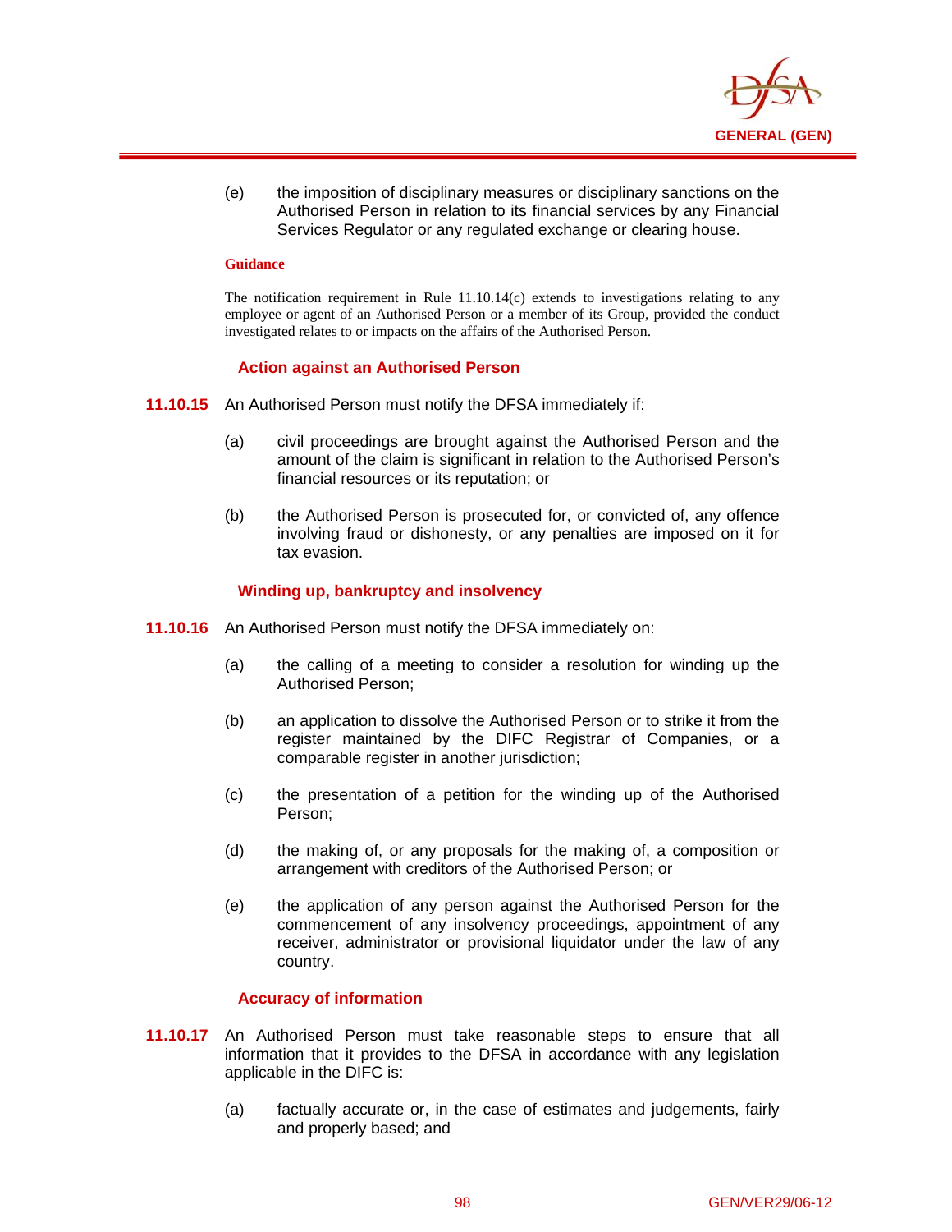(e) the imposition of disciplinary measures or disciplinary sanctions on the Authorised Person in relation to its financial services by any Financial Services Regulator or any regulated exchange or clearing house.

**Guidance**

The notification requirement in Rule 11.10.14(c) extends to investigations relating to any employee or agent of an Authorised Person or a member of its Group, provided the conduct investigated relates to or impacts on the affairs of the Authorised Person.

### Action against an Authorised Person

**11.10.15** An Authorised Person must notify the DFSA immediately if:

(a) civil proceedings are brought against the Authorised Person and the amount of the claim is significant in relation to the Authorised Person's financial resources or its reputation; or

(b) the Authorised Person is prosecuted for, or convicted of, any offence involving fraud or dishonesty, or any penalties are imposed on it for tax evasion.

### Winding up, bankruptcy and insolvency

**11.10.16** An Authorised Person must notify the DFSA immediately on:

(a) the calling of a meeting to consider a resolution for winding up the Authorised Person;

(b) an application to dissolve the Authorised Person or to strike it from the register maintained by the DIFC Registrar of Companies, or a comparable register in another jurisdiction;

(c) the presentation of a petition for the winding up of the Authorised Person;

(d) the making of, or any proposals for the making of, a composition or arrangement with creditors of the Authorised Person; or

(e) the application of any person against the Authorised Person for the commencement of any insolvency proceedings, appointment of any receiver, administrator or provisional liquidator under the law of any country.

### Accuracy of information

**11.10.17** An Authorised Person must take reasonable steps to ensure that all information that it provides to the DFSA in accordance with any legislation applicable in the DIFC is:

(a) factually accurate or, in the case of estimates and judgements, fairly and properly based; and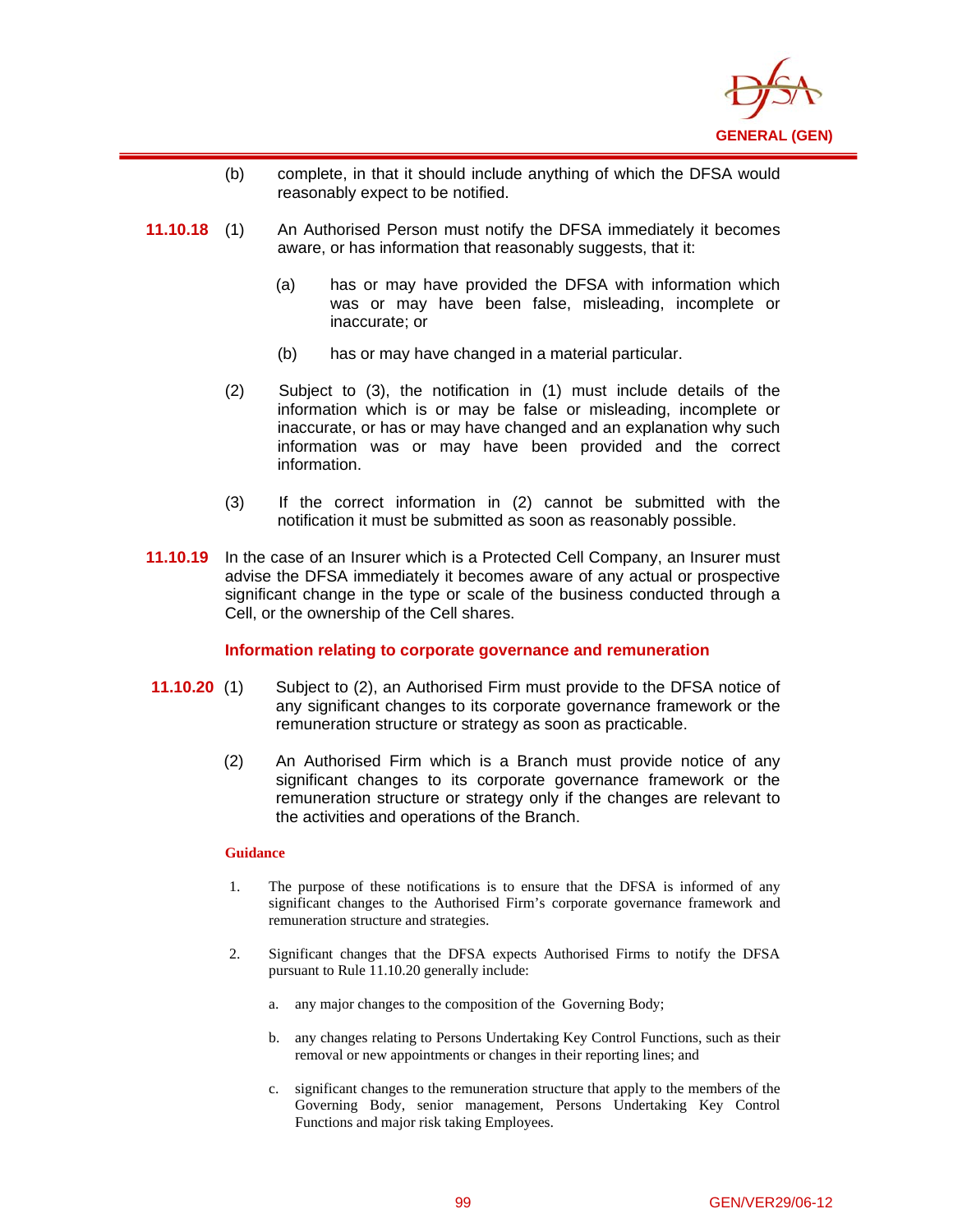(b) complete, in that it should include anything of which the DFSA would reasonably expect to be notified.

**11.10.18** (1) An Authorised Person must notify the DFSA immediately it becomes aware, or has information that reasonably suggests, that it:

(a) has or may have provided the DFSA with information which was or may have been false, misleading, incomplete or inaccurate; or

(b) has or may have changed in a material particular.

(2) Subject to (3), the notification in (1) must include details of the information which is or may be false or misleading, incomplete or inaccurate, or has or may have changed and an explanation why such information was or may have been provided and the correct information.

(3) If the correct information in (2) cannot be submitted with the notification it must be submitted as soon as reasonably possible.

**11.10.19** In the case of an Insurer which is a Protected Cell Company, an Insurer must advise the DFSA immediately it becomes aware of any actual or prospective significant change in the type or scale of the business conducted through a Cell, or the ownership of the Cell shares.

### Information relating to corporate governance and remuneration

**11.10.20** (1) Subject to (2), an Authorised Firm must provide to the DFSA notice of any significant changes to its corporate governance framework or the remuneration structure or strategy as soon as practicable.

(2) An Authorised Firm which is a Branch must provide notice of any significant changes to its corporate governance framework or the remuneration structure or strategy only if the changes are relevant to the activities and operations of the Branch.

**Guidance**

1. The purpose of these notifications is to ensure that the DFSA is informed of any significant changes to the Authorised Firm's corporate governance framework and remuneration structure and strategies.

2. Significant changes that the DFSA expects Authorised Firms to notify the DFSA pursuant to Rule 11.10.20 generally include:

   a. any major changes to the composition of the Governing Body;

   b. any changes relating to Persons Undertaking Key Control Functions, such as their removal or new appointments or changes in their reporting lines; and

   c. significant changes to the remuneration structure that apply to the members of the Governing Body, senior management, Persons Undertaking Key Control Functions and major risk taking Employees.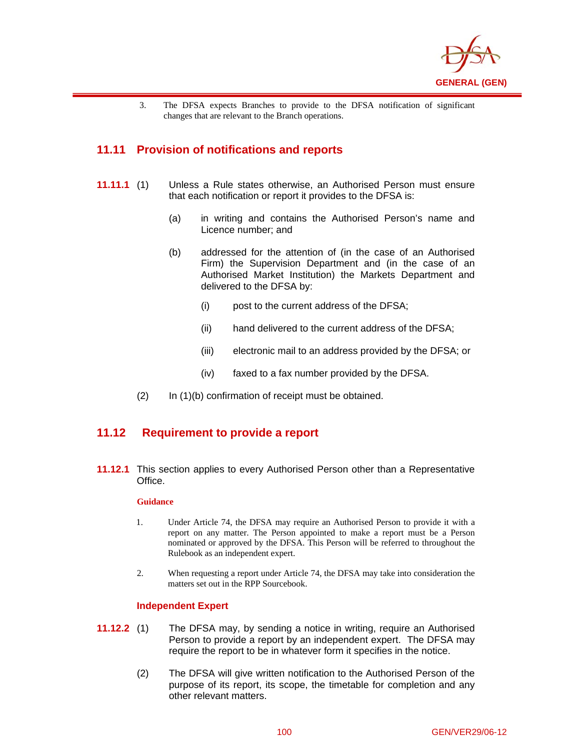3. The DFSA expects Branches to provide to the DFSA notification of significant changes that are relevant to the Branch operations.

## 11.11 Provision of notifications and reports

**11.11.1** (1) Unless a Rule states otherwise, an Authorised Person must ensure that each notification or report it provides to the DFSA is:

(a) in writing and contains the Authorised Person's name and Licence number; and

(b) addressed for the attention of (in the case of an Authorised Firm) the Supervision Department and (in the case of an Authorised Market Institution) the Markets Department and delivered to the DFSA by:

(i) post to the current address of the DFSA;

(ii) hand delivered to the current address of the DFSA;

(iii) electronic mail to an address provided by the DFSA; or

(iv) faxed to a fax number provided by the DFSA.

(2) In (1)(b) confirmation of receipt must be obtained.

## 11.12 Requirement to provide a report

**11.12.1** This section applies to every Authorised Person other than a Representative Office.

**Guidance**

1. Under Article 74, the DFSA may require an Authorised Person to provide it with a report on any matter. The Person appointed to make a report must be a Person nominated or approved by the DFSA. This Person will be referred to throughout the Rulebook as an independent expert.

2. When requesting a report under Article 74, the DFSA may take into consideration the matters set out in the RPP Sourcebook.

**Independent Expert**

**11.12.2** (1) The DFSA may, by sending a notice in writing, require an Authorised Person to provide a report by an independent expert. The DFSA may require the report to be in whatever form it specifies in the notice.

(2) The DFSA will give written notification to the Authorised Person of the purpose of its report, its scope, the timetable for completion and any other relevant matters.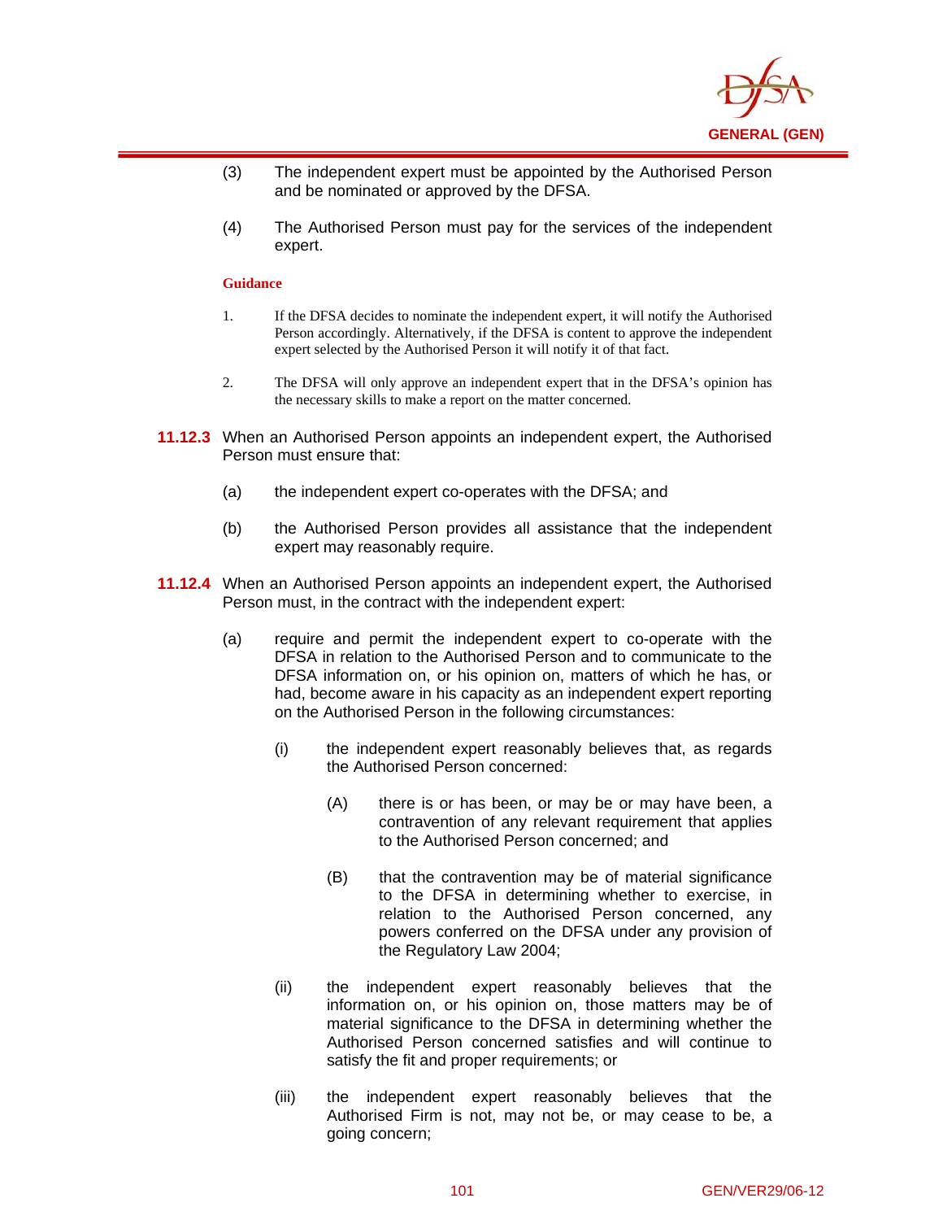(3) The independent expert must be appointed by the Authorised Person and be nominated or approved by the DFSA.

(4) The Authorised Person must pay for the services of the independent expert.

**Guidance**

1. If the DFSA decides to nominate the independent expert, it will notify the Authorised Person accordingly. Alternatively, if the DFSA is content to approve the independent expert selected by the Authorised Person it will notify it of that fact.

2. The DFSA will only approve an independent expert that in the DFSA's opinion has the necessary skills to make a report on the matter concerned.

**11.12.3** When an Authorised Person appoints an independent expert, the Authorised Person must ensure that:

(a) the independent expert co-operates with the DFSA; and

(b) the Authorised Person provides all assistance that the independent expert may reasonably require.

**11.12.4** When an Authorised Person appoints an independent expert, the Authorised Person must, in the contract with the independent expert:

(a) require and permit the independent expert to co-operate with the DFSA in relation to the Authorised Person and to communicate to the DFSA information on, or his opinion on, matters of which he has, or had, become aware in his capacity as an independent expert reporting on the Authorised Person in the following circumstances:

(i) the independent expert reasonably believes that, as regards the Authorised Person concerned:

(A) there is or has been, or may be or may have been, a contravention of any relevant requirement that applies to the Authorised Person concerned; and

(B) that the contravention may be of material significance to the DFSA in determining whether to exercise, in relation to the Authorised Person concerned, any powers conferred on the DFSA under any provision of the Regulatory Law 2004;

(ii) the independent expert reasonably believes that the information on, or his opinion on, those matters may be of material significance to the DFSA in determining whether the Authorised Person concerned satisfies and will continue to satisfy the fit and proper requirements; or

(iii) the independent expert reasonably believes that the Authorised Firm is not, may not be, or may cease to be, a going concern;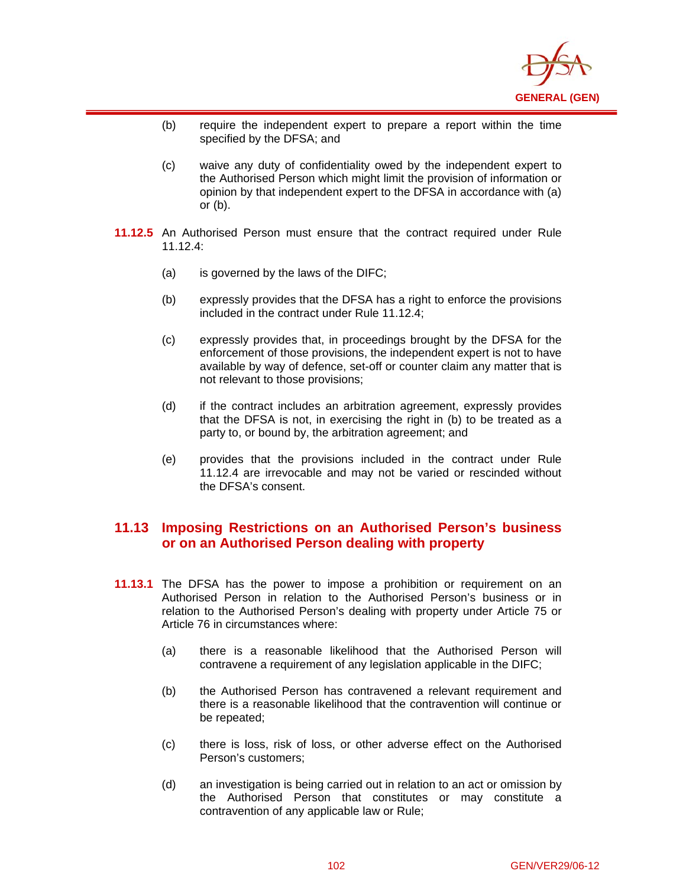(b) require the independent expert to prepare a report within the time specified by the DFSA; and

(c) waive any duty of confidentiality owed by the independent expert to the Authorised Person which might limit the provision of information or opinion by that independent expert to the DFSA in accordance with (a) or (b).

**11.12.5** An Authorised Person must ensure that the contract required under Rule 11.12.4:

(a) is governed by the laws of the DIFC;

(b) expressly provides that the DFSA has a right to enforce the provisions included in the contract under Rule 11.12.4;

(c) expressly provides that, in proceedings brought by the DFSA for the enforcement of those provisions, the independent expert is not to have available by way of defence, set-off or counter claim any matter that is not relevant to those provisions;

(d) if the contract includes an arbitration agreement, expressly provides that the DFSA is not, in exercising the right in (b) to be treated as a party to, or bound by, the arbitration agreement; and

(e) provides that the provisions included in the contract under Rule 11.12.4 are irrevocable and may not be varied or rescinded without the DFSA's consent.

## 11.13 Imposing Restrictions on an Authorised Person's business or on an Authorised Person dealing with property

**11.13.1** The DFSA has the power to impose a prohibition or requirement on an Authorised Person in relation to the Authorised Person's business or in relation to the Authorised Person's dealing with property under Article 75 or Article 76 in circumstances where:

(a) there is a reasonable likelihood that the Authorised Person will contravene a requirement of any legislation applicable in the DIFC;

(b) the Authorised Person has contravened a relevant requirement and there is a reasonable likelihood that the contravention will continue or be repeated;

(c) there is loss, risk of loss, or other adverse effect on the Authorised Person's customers;

(d) an investigation is being carried out in relation to an act or omission by the Authorised Person that constitutes or may constitute a contravention of any applicable law or Rule;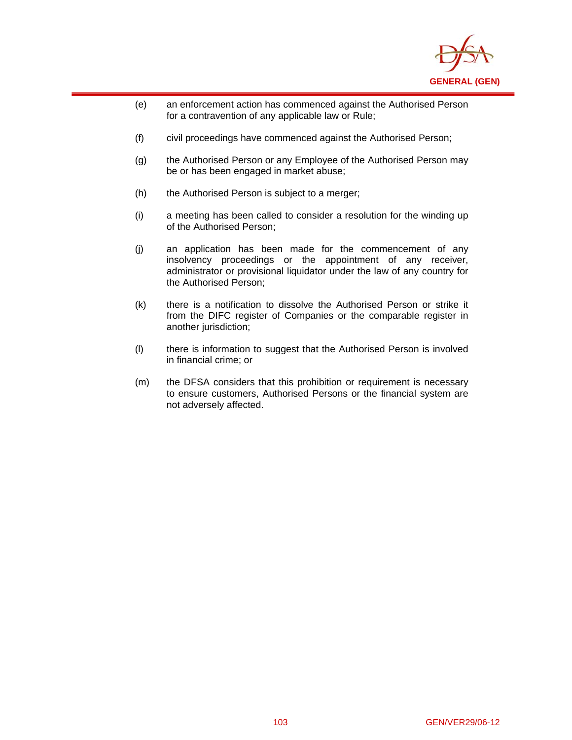(e) an enforcement action has commenced against the Authorised Person for a contravention of any applicable law or Rule;

(f) civil proceedings have commenced against the Authorised Person;

(g) the Authorised Person or any Employee of the Authorised Person may be or has been engaged in market abuse;

(h) the Authorised Person is subject to a merger;

(i) a meeting has been called to consider a resolution for the winding up of the Authorised Person;

(j) an application has been made for the commencement of any insolvency proceedings or the appointment of any receiver, administrator or provisional liquidator under the law of any country for the Authorised Person;

(k) there is a notification to dissolve the Authorised Person or strike it from the DIFC register of Companies or the comparable register in another jurisdiction;

(l) there is information to suggest that the Authorised Person is involved in financial crime; or

(m) the DFSA considers that this prohibition or requirement is necessary to ensure customers, Authorised Persons or the financial system are not adversely affected.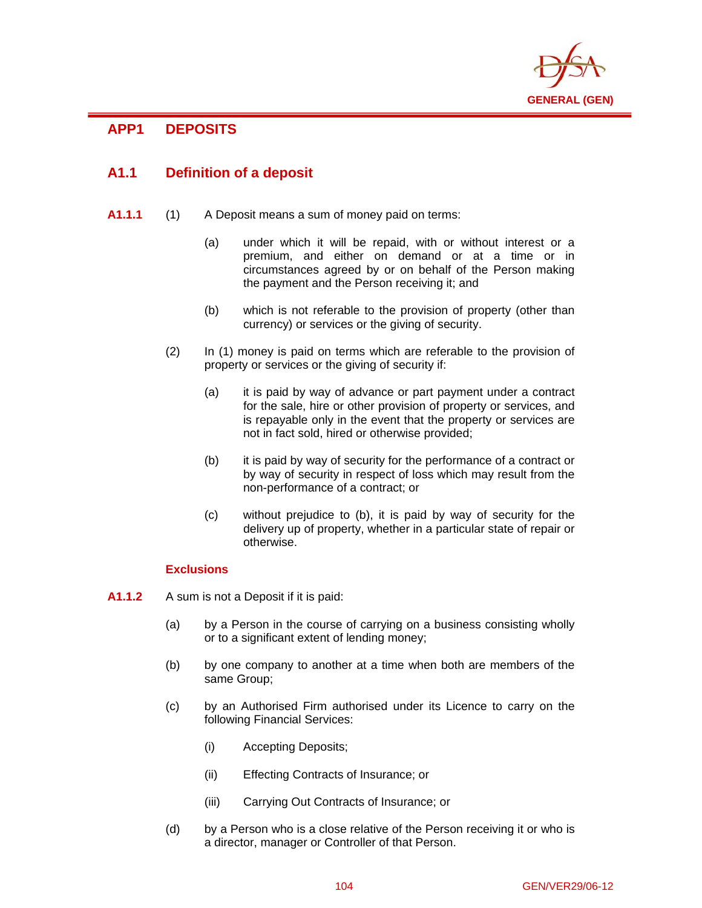## APP1 DEPOSITS

### A1.1 Definition of a deposit

**A1.1.1** (1) A Deposit means a sum of money paid on terms:

(a) under which it will be repaid, with or without interest or a premium, and either on demand or at a time or in circumstances agreed by or on behalf of the Person making the payment and the Person receiving it; and

(b) which is not referable to the provision of property (other than currency) or services or the giving of security.

(2) In (1) money is paid on terms which are referable to the provision of property or services or the giving of security if:

(a) it is paid by way of advance or part payment under a contract for the sale, hire or other provision of property or services, and is repayable only in the event that the property or services are not in fact sold, hired or otherwise provided;

(b) it is paid by way of security for the performance of a contract or by way of security in respect of loss which may result from the non-performance of a contract; or

(c) without prejudice to (b), it is paid by way of security for the delivery up of property, whether in a particular state of repair or otherwise.

#### Exclusions

**A1.1.2** A sum is not a Deposit if it is paid:

(a) by a Person in the course of carrying on a business consisting wholly or to a significant extent of lending money;

(b) by one company to another at a time when both are members of the same Group;

(c) by an Authorised Firm authorised under its Licence to carry on the following Financial Services:

(i) Accepting Deposits;

(ii) Effecting Contracts of Insurance; or

(iii) Carrying Out Contracts of Insurance; or

(d) by a Person who is a close relative of the Person receiving it or who is a director, manager or Controller of that Person.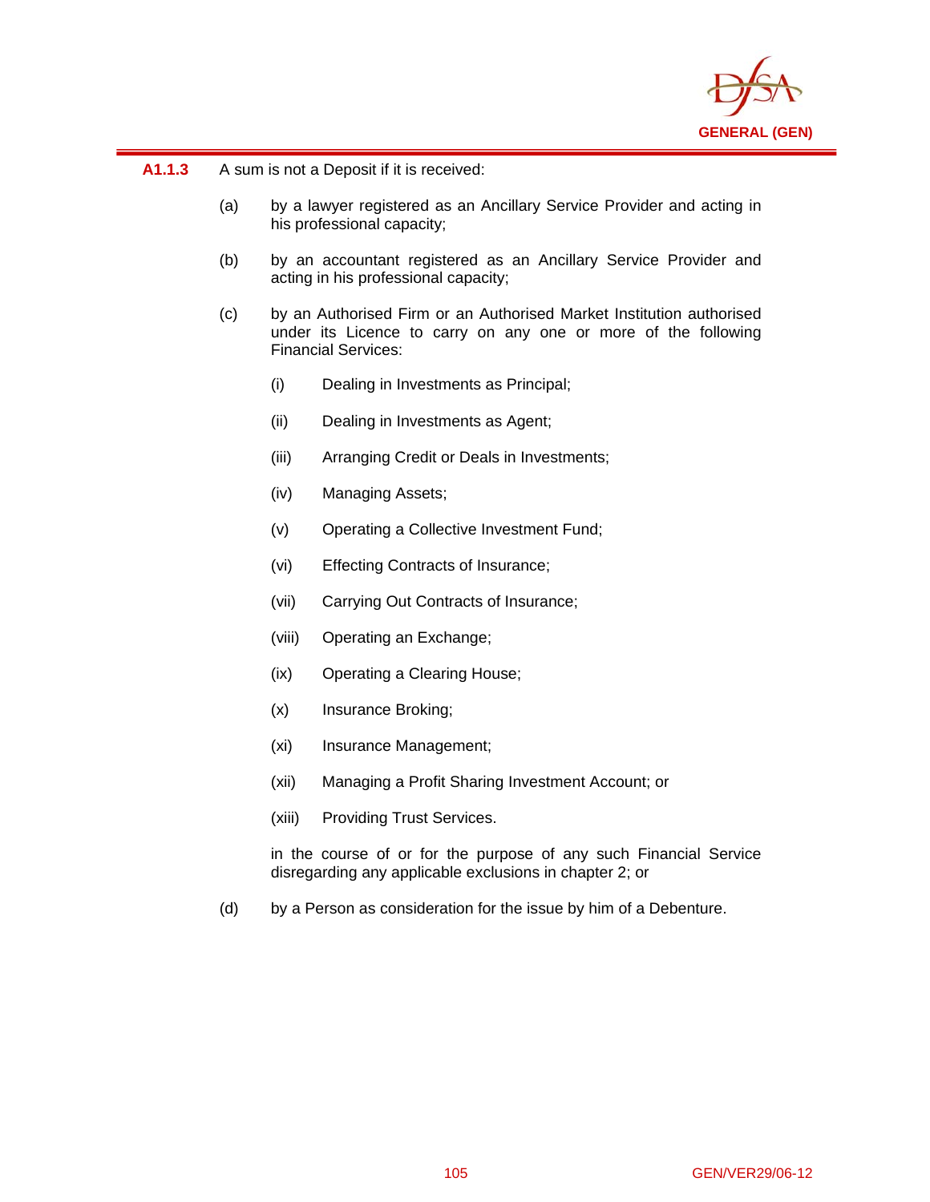**A1.1.3** A sum is not a Deposit if it is received:

(a) by a lawyer registered as an Ancillary Service Provider and acting in his professional capacity;

(b) by an accountant registered as an Ancillary Service Provider and acting in his professional capacity;

(c) by an Authorised Firm or an Authorised Market Institution authorised under its Licence to carry on any one or more of the following Financial Services:

  (i) Dealing in Investments as Principal;

  (ii) Dealing in Investments as Agent;

  (iii) Arranging Credit or Deals in Investments;

  (iv) Managing Assets;

  (v) Operating a Collective Investment Fund;

  (vi) Effecting Contracts of Insurance;

  (vii) Carrying Out Contracts of Insurance;

  (viii) Operating an Exchange;

  (ix) Operating a Clearing House;

  (x) Insurance Broking;

  (xi) Insurance Management;

  (xii) Managing a Profit Sharing Investment Account; or

  (xiii) Providing Trust Services.

  in the course of or for the purpose of any such Financial Service disregarding any applicable exclusions in chapter 2; or

(d) by a Person as consideration for the issue by him of a Debenture.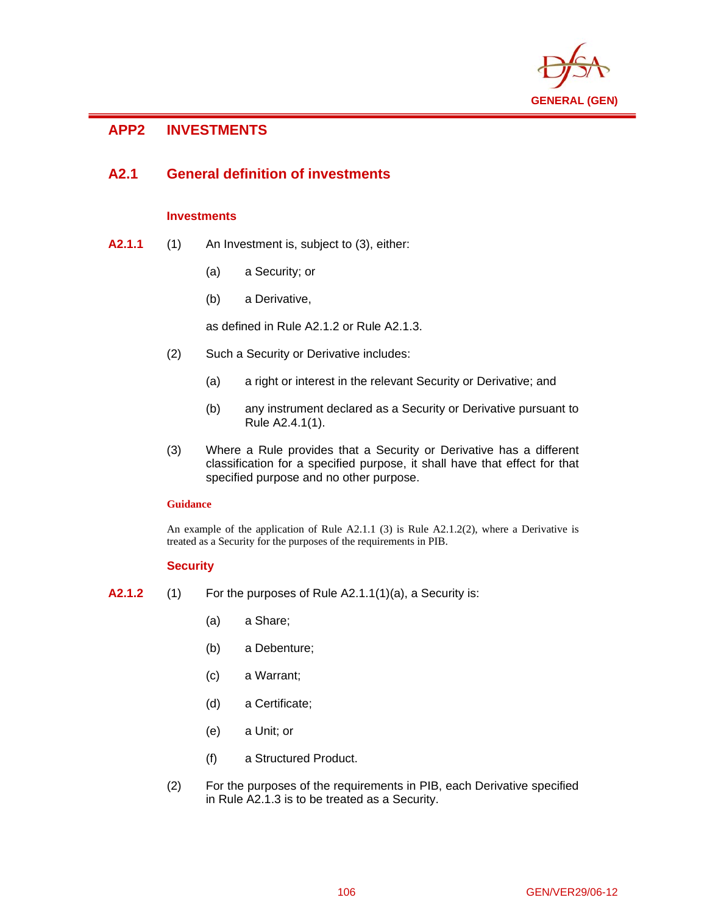# APP2 INVESTMENTS

## A2.1 General definition of investments

### Investments

**A2.1.1** (1) An Investment is, subject to (3), either:

(a) a Security; or

(b) a Derivative,

as defined in Rule A2.1.2 or Rule A2.1.3.

(2) Such a Security or Derivative includes:

(a) a right or interest in the relevant Security or Derivative; and

(b) any instrument declared as a Security or Derivative pursuant to Rule A2.4.1(1).

(3) Where a Rule provides that a Security or Derivative has a different classification for a specified purpose, it shall have that effect for that specified purpose and no other purpose.

**Guidance**

An example of the application of Rule A2.1.1 (3) is Rule A2.1.2(2), where a Derivative is treated as a Security for the purposes of the requirements in PIB.

### Security

**A2.1.2** (1) For the purposes of Rule A2.1.1(1)(a), a Security is:

(a) a Share;

(b) a Debenture;

(c) a Warrant;

(d) a Certificate;

(e) a Unit; or

(f) a Structured Product.

(2) For the purposes of the requirements in PIB, each Derivative specified in Rule A2.1.3 is to be treated as a Security.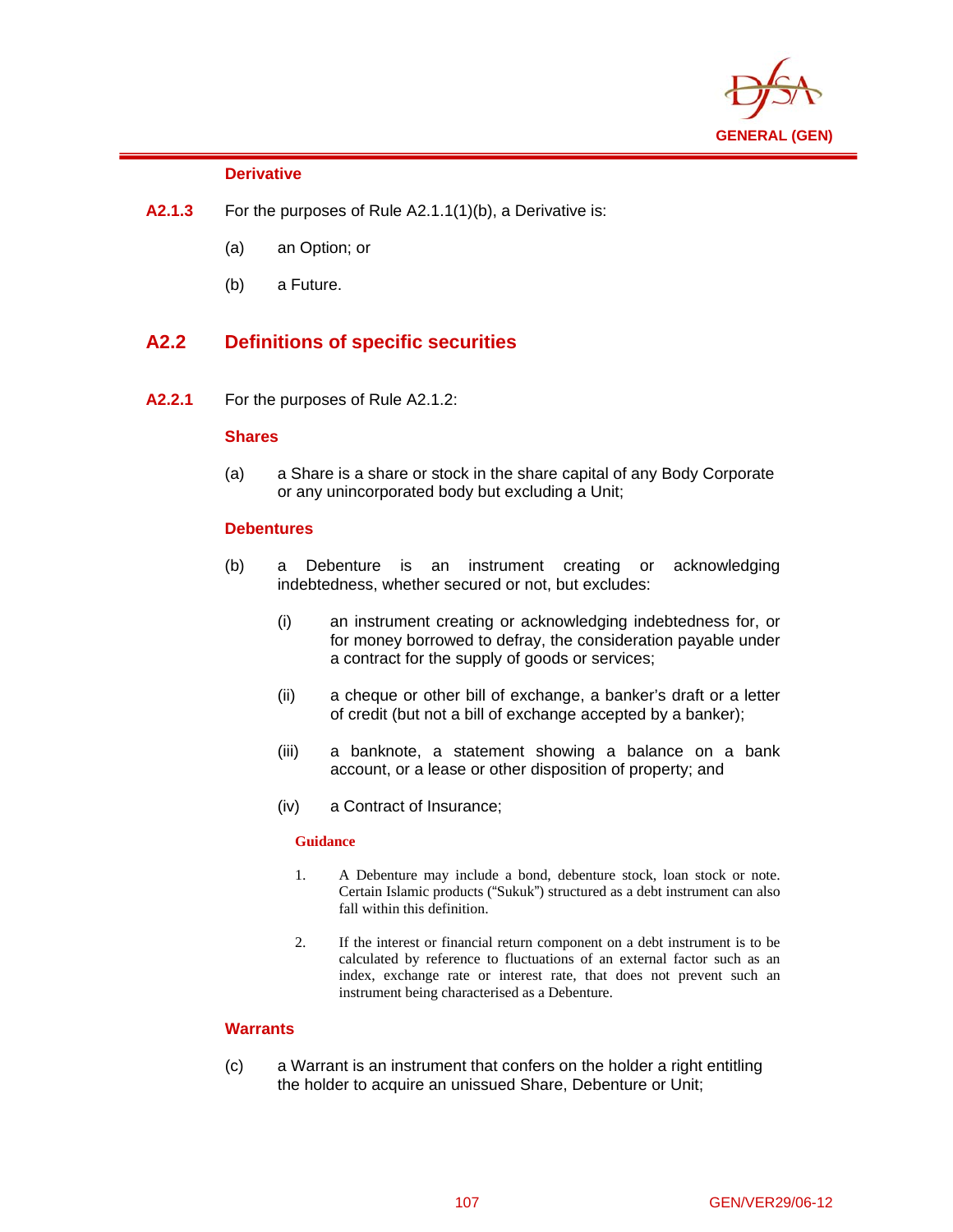**Derivative**

**A2.1.3** For the purposes of Rule A2.1.1(1)(b), a Derivative is:

(a) an Option; or

(b) a Future.

## A2.2 Definitions of specific securities

**A2.2.1** For the purposes of Rule A2.1.2:

**Shares**

(a) a Share is a share or stock in the share capital of any Body Corporate or any unincorporated body but excluding a Unit;

**Debentures**

(b) a Debenture is an instrument creating or acknowledging indebtedness, whether secured or not, but excludes:

(i) an instrument creating or acknowledging indebtedness for, or for money borrowed to defray, the consideration payable under a contract for the supply of goods or services;

(ii) a cheque or other bill of exchange, a banker's draft or a letter of credit (but not a bill of exchange accepted by a banker);

(iii) a banknote, a statement showing a balance on a bank account, or a lease or other disposition of property; and

(iv) a Contract of Insurance;

**Guidance**

1. A Debenture may include a bond, debenture stock, loan stock or note. Certain Islamic products ("Sukuk") structured as a debt instrument can also fall within this definition.

2. If the interest or financial return component on a debt instrument is to be calculated by reference to fluctuations of an external factor such as an index, exchange rate or interest rate, that does not prevent such an instrument being characterised as a Debenture.

**Warrants**

(c) a Warrant is an instrument that confers on the holder a right entitling the holder to acquire an unissued Share, Debenture or Unit;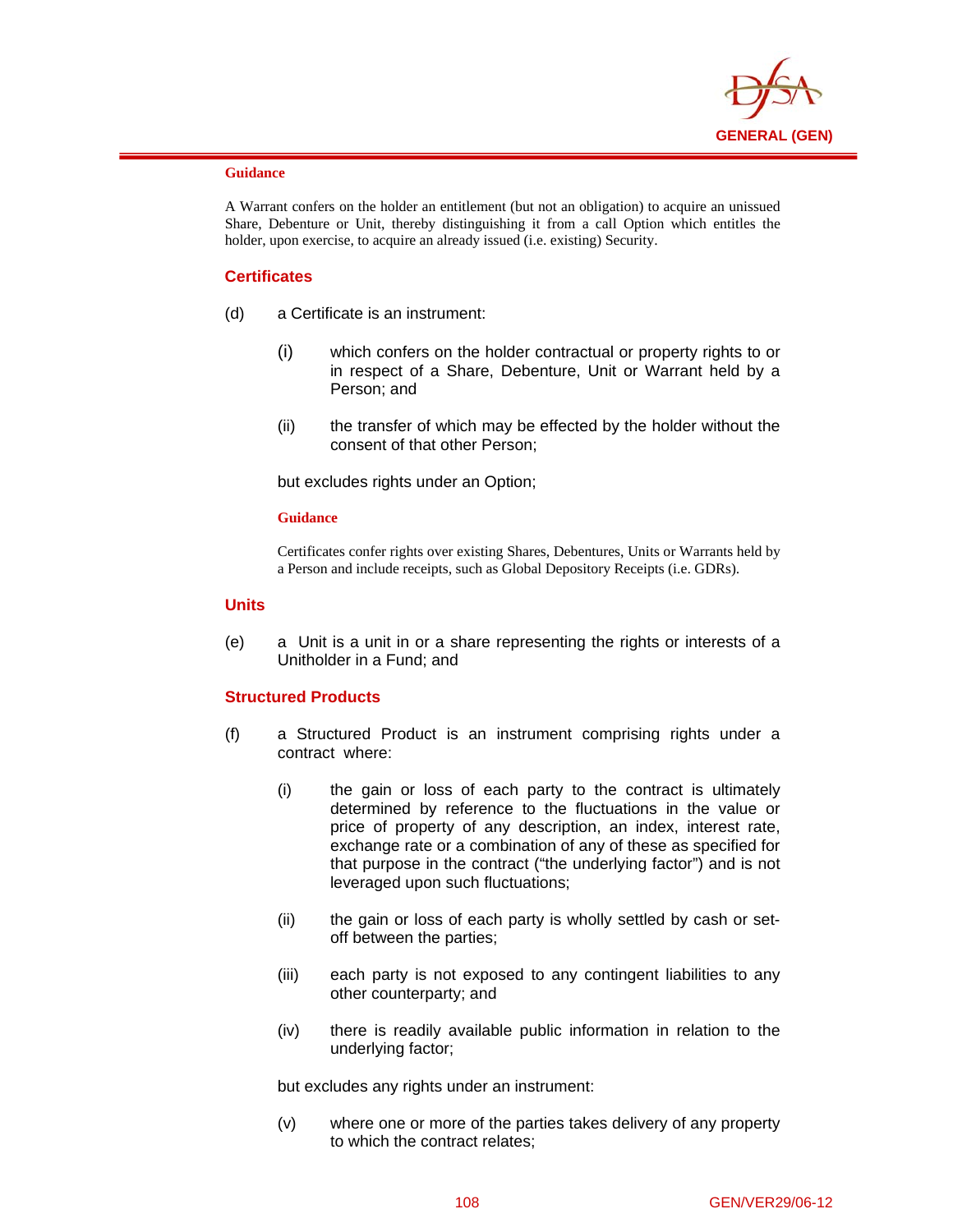**Guidance**

A Warrant confers on the holder an entitlement (but not an obligation) to acquire an unissued Share, Debenture or Unit, thereby distinguishing it from a call Option which entitles the holder, upon exercise, to acquire an already issued (i.e. existing) Security.

### Certificates

(d) a Certificate is an instrument:

(i) which confers on the holder contractual or property rights to or in respect of a Share, Debenture, Unit or Warrant held by a Person; and

(ii) the transfer of which may be effected by the holder without the consent of that other Person;

but excludes rights under an Option;

**Guidance**

Certificates confer rights over existing Shares, Debentures, Units or Warrants held by a Person and include receipts, such as Global Depository Receipts (i.e. GDRs).

### Units

(e) a Unit is a unit in or a share representing the rights or interests of a Unitholder in a Fund; and

### Structured Products

(f) a Structured Product is an instrument comprising rights under a contract where:

(i) the gain or loss of each party to the contract is ultimately determined by reference to the fluctuations in the value or price of property of any description, an index, interest rate, exchange rate or a combination of any of these as specified for that purpose in the contract ("the underlying factor") and is not leveraged upon such fluctuations;

(ii) the gain or loss of each party is wholly settled by cash or set-off between the parties;

(iii) each party is not exposed to any contingent liabilities to any other counterparty; and

(iv) there is readily available public information in relation to the underlying factor;

but excludes any rights under an instrument:

(v) where one or more of the parties takes delivery of any property to which the contract relates;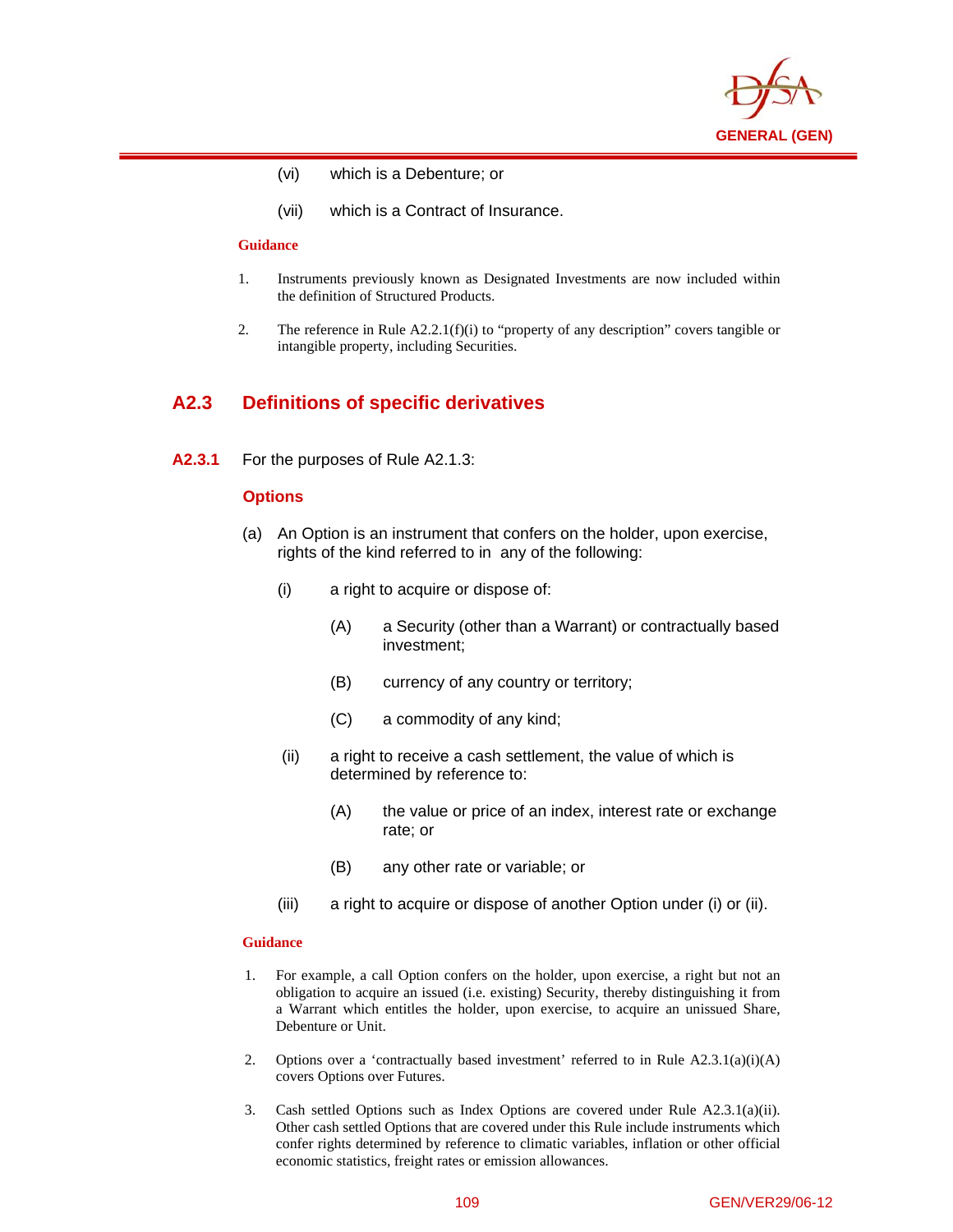(vi) which is a Debenture; or

(vii) which is a Contract of Insurance.

**Guidance**

1. Instruments previously known as Designated Investments are now included within the definition of Structured Products.

2. The reference in Rule A2.2.1(f)(i) to "property of any description" covers tangible or intangible property, including Securities.

## A2.3 Definitions of specific derivatives

**A2.3.1** For the purposes of Rule A2.1.3:

**Options**

(a) An Option is an instrument that confers on the holder, upon exercise, rights of the kind referred to in any of the following:

  (i) a right to acquire or dispose of:

    (A) a Security (other than a Warrant) or contractually based investment;

    (B) currency of any country or territory;

    (C) a commodity of any kind;

  (ii) a right to receive a cash settlement, the value of which is determined by reference to:

    (A) the value or price of an index, interest rate or exchange rate; or

    (B) any other rate or variable; or

  (iii) a right to acquire or dispose of another Option under (i) or (ii).

**Guidance**

1. For example, a call Option confers on the holder, upon exercise, a right but not an obligation to acquire an issued (i.e. existing) Security, thereby distinguishing it from a Warrant which entitles the holder, upon exercise, to acquire an unissued Share, Debenture or Unit.

2. Options over a 'contractually based investment' referred to in Rule A2.3.1(a)(i)(A) covers Options over Futures.

3. Cash settled Options such as Index Options are covered under Rule A2.3.1(a)(ii). Other cash settled Options that are covered under this Rule include instruments which confer rights determined by reference to climatic variables, inflation or other official economic statistics, freight rates or emission allowances.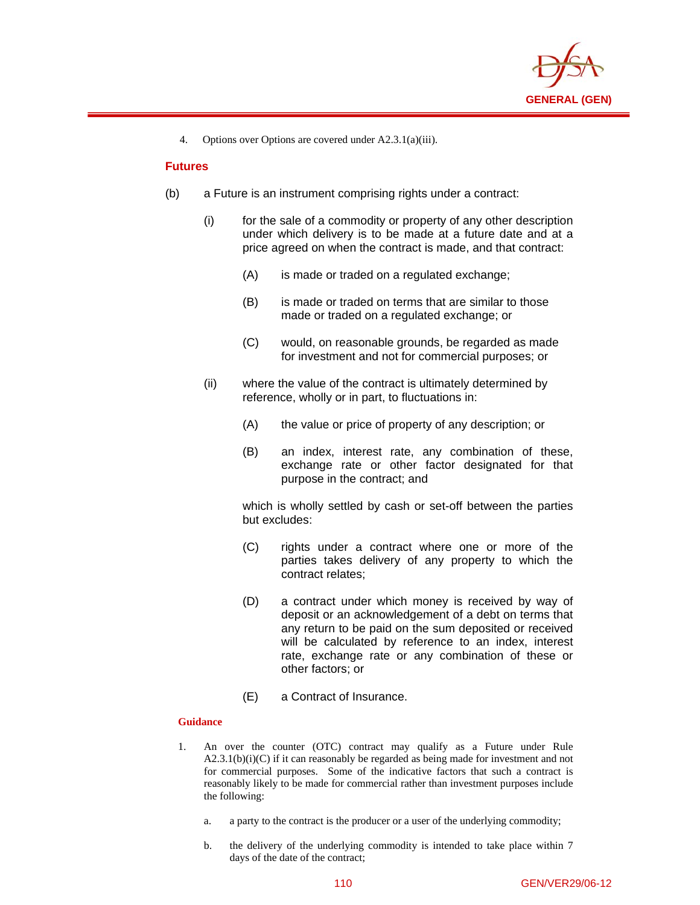4. Options over Options are covered under A2.3.1(a)(iii).

### Futures

(b) a Future is an instrument comprising rights under a contract:

   (i) for the sale of a commodity or property of any other description under which delivery is to be made at a future date and at a price agreed on when the contract is made, and that contract:

      (A) is made or traded on a regulated exchange;

      (B) is made or traded on terms that are similar to those made or traded on a regulated exchange; or

      (C) would, on reasonable grounds, be regarded as made for investment and not for commercial purposes; or

   (ii) where the value of the contract is ultimately determined by reference, wholly or in part, to fluctuations in:

      (A) the value or price of property of any description; or

      (B) an index, interest rate, any combination of these, exchange rate or other factor designated for that purpose in the contract; and

   which is wholly settled by cash or set-off between the parties but excludes:

      (C) rights under a contract where one or more of the parties takes delivery of any property to which the contract relates;

      (D) a contract under which money is received by way of deposit or an acknowledgement of a debt on terms that any return to be paid on the sum deposited or received will be calculated by reference to an index, interest rate, exchange rate or any combination of these or other factors; or

      (E) a Contract of Insurance.

#### Guidance

1. An over the counter (OTC) contract may qualify as a Future under Rule A2.3.1(b)(i)(C) if it can reasonably be regarded as being made for investment and not for commercial purposes. Some of the indicative factors that such a contract is reasonably likely to be made for commercial rather than investment purposes include the following:

   a. a party to the contract is the producer or a user of the underlying commodity;

   b. the delivery of the underlying commodity is intended to take place within 7 days of the date of the contract;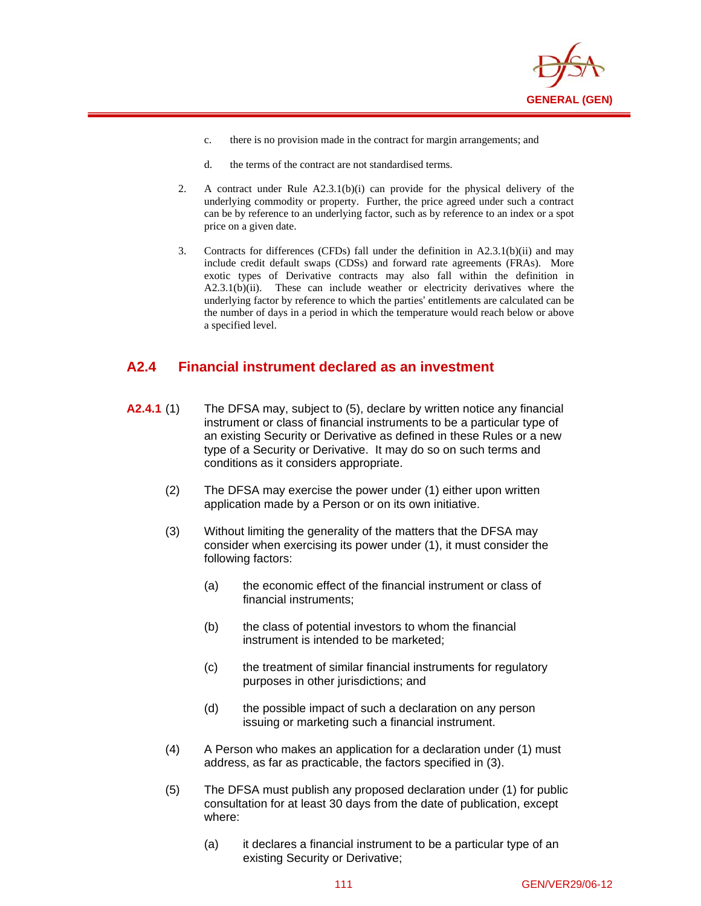c. there is no provision made in the contract for margin arrangements; and

d. the terms of the contract are not standardised terms.

2. A contract under Rule A2.3.1(b)(i) can provide for the physical delivery of the underlying commodity or property. Further, the price agreed under such a contract can be by reference to an underlying factor, such as by reference to an index or a spot price on a given date.

3. Contracts for differences (CFDs) fall under the definition in A2.3.1(b)(ii) and may include credit default swaps (CDSs) and forward rate agreements (FRAs). More exotic types of Derivative contracts may also fall within the definition in A2.3.1(b)(ii). These can include weather or electricity derivatives where the underlying factor by reference to which the parties' entitlements are calculated can be the number of days in a period in which the temperature would reach below or above a specified level.

## A2.4 Financial instrument declared as an investment

**A2.4.1** (1) The DFSA may, subject to (5), declare by written notice any financial instrument or class of financial instruments to be a particular type of an existing Security or Derivative as defined in these Rules or a new type of a Security or Derivative. It may do so on such terms and conditions as it considers appropriate.

(2) The DFSA may exercise the power under (1) either upon written application made by a Person or on its own initiative.

(3) Without limiting the generality of the matters that the DFSA may consider when exercising its power under (1), it must consider the following factors:

(a) the economic effect of the financial instrument or class of financial instruments;

(b) the class of potential investors to whom the financial instrument is intended to be marketed;

(c) the treatment of similar financial instruments for regulatory purposes in other jurisdictions; and

(d) the possible impact of such a declaration on any person issuing or marketing such a financial instrument.

(4) A Person who makes an application for a declaration under (1) must address, as far as practicable, the factors specified in (3).

(5) The DFSA must publish any proposed declaration under (1) for public consultation for at least 30 days from the date of publication, except where:

(a) it declares a financial instrument to be a particular type of an existing Security or Derivative;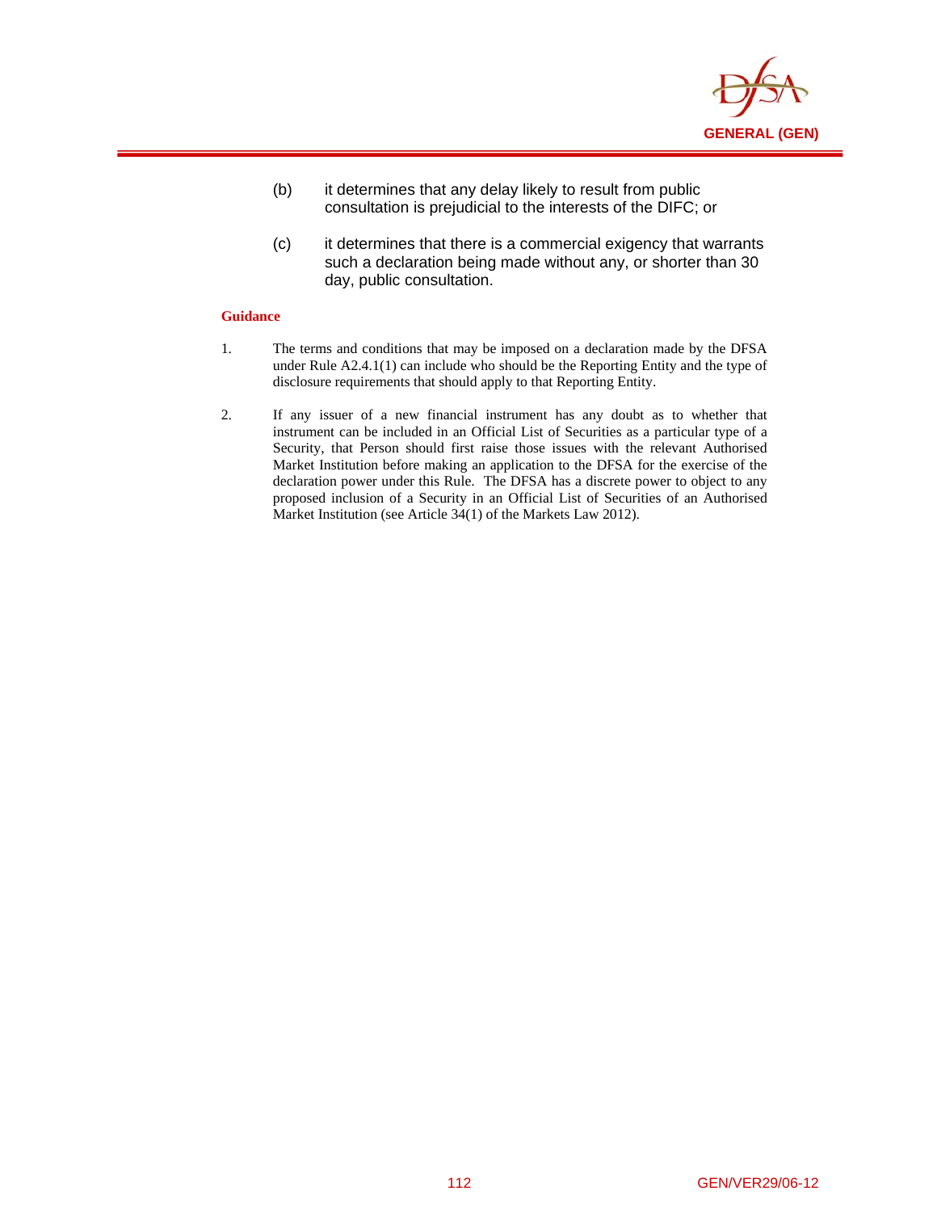(b) it determines that any delay likely to result from public consultation is prejudicial to the interests of the DIFC; or

(c) it determines that there is a commercial exigency that warrants such a declaration being made without any, or shorter than 30 day, public consultation.

**Guidance**

1. The terms and conditions that may be imposed on a declaration made by the DFSA under Rule A2.4.1(1) can include who should be the Reporting Entity and the type of disclosure requirements that should apply to that Reporting Entity.

2. If any issuer of a new financial instrument has any doubt as to whether that instrument can be included in an Official List of Securities as a particular type of a Security, that Person should first raise those issues with the relevant Authorised Market Institution before making an application to the DFSA for the exercise of the declaration power under this Rule. The DFSA has a discrete power to object to any proposed inclusion of a Security in an Official List of Securities of an Authorised Market Institution (see Article 34(1) of the Markets Law 2012).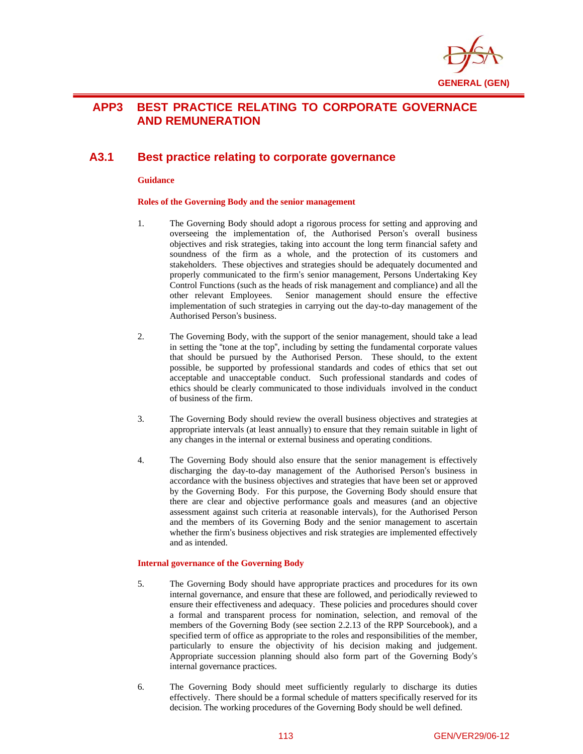# APP3 BEST PRACTICE RELATING TO CORPORATE GOVERNACE AND REMUNERATION

## A3.1 Best practice relating to corporate governance

**Guidance**

**Roles of the Governing Body and the senior management**

1. The Governing Body should adopt a rigorous process for setting and approving and overseeing the implementation of, the Authorised Person's overall business objectives and risk strategies, taking into account the long term financial safety and soundness of the firm as a whole, and the protection of its customers and stakeholders. These objectives and strategies should be adequately documented and properly communicated to the firm's senior management, Persons Undertaking Key Control Functions (such as the heads of risk management and compliance) and all the other relevant Employees. Senior management should ensure the effective implementation of such strategies in carrying out the day-to-day management of the Authorised Person's business.

2. The Governing Body, with the support of the senior management, should take a lead in setting the "tone at the top", including by setting the fundamental corporate values that should be pursued by the Authorised Person. These should, to the extent possible, be supported by professional standards and codes of ethics that set out acceptable and unacceptable conduct. Such professional standards and codes of ethics should be clearly communicated to those individuals involved in the conduct of business of the firm.

3. The Governing Body should review the overall business objectives and strategies at appropriate intervals (at least annually) to ensure that they remain suitable in light of any changes in the internal or external business and operating conditions.

4. The Governing Body should also ensure that the senior management is effectively discharging the day-to-day management of the Authorised Person's business in accordance with the business objectives and strategies that have been set or approved by the Governing Body. For this purpose, the Governing Body should ensure that there are clear and objective performance goals and measures (and an objective assessment against such criteria at reasonable intervals), for the Authorised Person and the members of its Governing Body and the senior management to ascertain whether the firm's business objectives and risk strategies are implemented effectively and as intended.

**Internal governance of the Governing Body**

5. The Governing Body should have appropriate practices and procedures for its own internal governance, and ensure that these are followed, and periodically reviewed to ensure their effectiveness and adequacy. These policies and procedures should cover a formal and transparent process for nomination, selection, and removal of the members of the Governing Body (see section 2.2.13 of the RPP Sourcebook), and a specified term of office as appropriate to the roles and responsibilities of the member, particularly to ensure the objectivity of his decision making and judgement. Appropriate succession planning should also form part of the Governing Body's internal governance practices.

6. The Governing Body should meet sufficiently regularly to discharge its duties effectively. There should be a formal schedule of matters specifically reserved for its decision. The working procedures of the Governing Body should be well defined.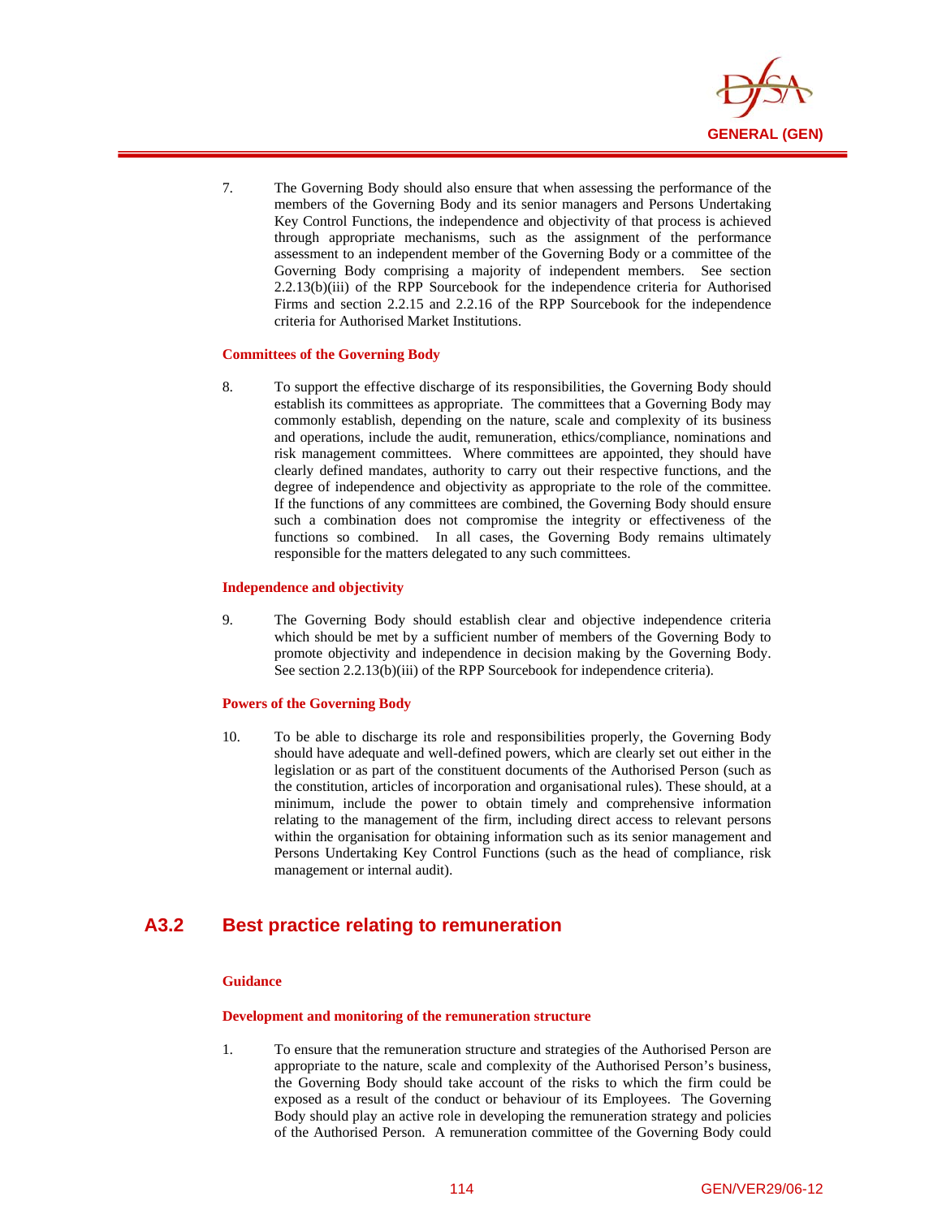7. The Governing Body should also ensure that when assessing the performance of the members of the Governing Body and its senior managers and Persons Undertaking Key Control Functions, the independence and objectivity of that process is achieved through appropriate mechanisms, such as the assignment of the performance assessment to an independent member of the Governing Body or a committee of the Governing Body comprising a majority of independent members. See section 2.2.13(b)(iii) of the RPP Sourcebook for the independence criteria for Authorised Firms and section 2.2.15 and 2.2.16 of the RPP Sourcebook for the independence criteria for Authorised Market Institutions.

**Committees of the Governing Body**

8. To support the effective discharge of its responsibilities, the Governing Body should establish its committees as appropriate. The committees that a Governing Body may commonly establish, depending on the nature, scale and complexity of its business and operations, include the audit, remuneration, ethics/compliance, nominations and risk management committees. Where committees are appointed, they should have clearly defined mandates, authority to carry out their respective functions, and the degree of independence and objectivity as appropriate to the role of the committee. If the functions of any committees are combined, the Governing Body should ensure such a combination does not compromise the integrity or effectiveness of the functions so combined. In all cases, the Governing Body remains ultimately responsible for the matters delegated to any such committees.

**Independence and objectivity**

9. The Governing Body should establish clear and objective independence criteria which should be met by a sufficient number of members of the Governing Body to promote objectivity and independence in decision making by the Governing Body. See section 2.2.13(b)(iii) of the RPP Sourcebook for independence criteria).

**Powers of the Governing Body**

10. To be able to discharge its role and responsibilities properly, the Governing Body should have adequate and well-defined powers, which are clearly set out either in the legislation or as part of the constituent documents of the Authorised Person (such as the constitution, articles of incorporation and organisational rules). These should, at a minimum, include the power to obtain timely and comprehensive information relating to the management of the firm, including direct access to relevant persons within the organisation for obtaining information such as its senior management and Persons Undertaking Key Control Functions (such as the head of compliance, risk management or internal audit).

## A3.2 Best practice relating to remuneration

**Guidance**

**Development and monitoring of the remuneration structure**

1. To ensure that the remuneration structure and strategies of the Authorised Person are appropriate to the nature, scale and complexity of the Authorised Person's business, the Governing Body should take account of the risks to which the firm could be exposed as a result of the conduct or behaviour of its Employees. The Governing Body should play an active role in developing the remuneration strategy and policies of the Authorised Person. A remuneration committee of the Governing Body could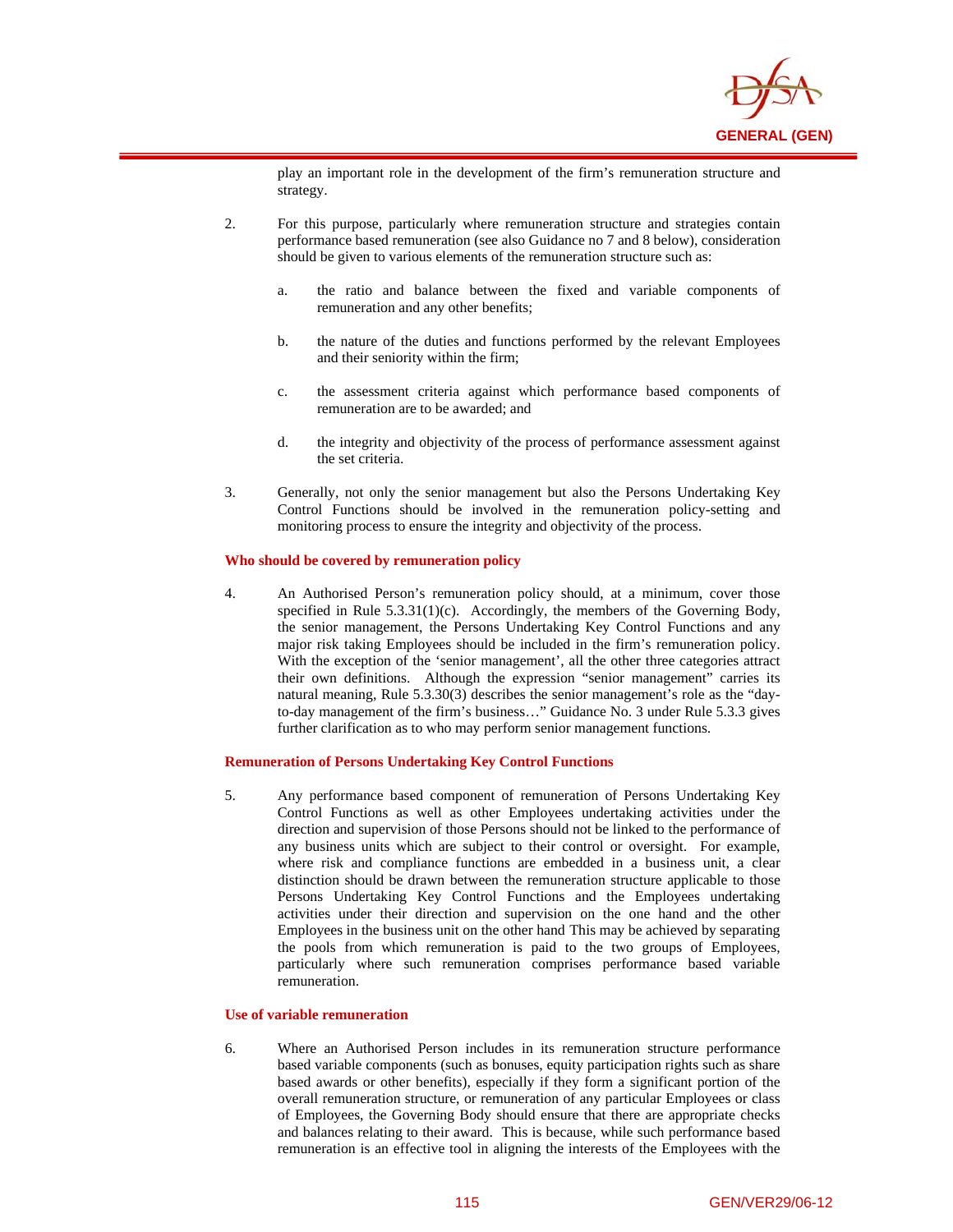play an important role in the development of the firm's remuneration structure and strategy.

2. For this purpose, particularly where remuneration structure and strategies contain performance based remuneration (see also Guidance no 7 and 8 below), consideration should be given to various elements of the remuneration structure such as:

   a. the ratio and balance between the fixed and variable components of remuneration and any other benefits;

   b. the nature of the duties and functions performed by the relevant Employees and their seniority within the firm;

   c. the assessment criteria against which performance based components of remuneration are to be awarded; and

   d. the integrity and objectivity of the process of performance assessment against the set criteria.

3. Generally, not only the senior management but also the Persons Undertaking Key Control Functions should be involved in the remuneration policy-setting and monitoring process to ensure the integrity and objectivity of the process.

**Who should be covered by remuneration policy**

4. An Authorised Person's remuneration policy should, at a minimum, cover those specified in Rule 5.3.31(1)(c). Accordingly, the members of the Governing Body, the senior management, the Persons Undertaking Key Control Functions and any major risk taking Employees should be included in the firm's remuneration policy. With the exception of the 'senior management', all the other three categories attract their own definitions. Although the expression "senior management" carries its natural meaning, Rule 5.3.30(3) describes the senior management's role as the "day-to-day management of the firm's business…" Guidance No. 3 under Rule 5.3.3 gives further clarification as to who may perform senior management functions.

**Remuneration of Persons Undertaking Key Control Functions**

5. Any performance based component of remuneration of Persons Undertaking Key Control Functions as well as other Employees undertaking activities under the direction and supervision of those Persons should not be linked to the performance of any business units which are subject to their control or oversight. For example, where risk and compliance functions are embedded in a business unit, a clear distinction should be drawn between the remuneration structure applicable to those Persons Undertaking Key Control Functions and the Employees undertaking activities under their direction and supervision on the one hand and the other Employees in the business unit on the other hand This may be achieved by separating the pools from which remuneration is paid to the two groups of Employees, particularly where such remuneration comprises performance based variable remuneration.

**Use of variable remuneration**

6. Where an Authorised Person includes in its remuneration structure performance based variable components (such as bonuses, equity participation rights such as share based awards or other benefits), especially if they form a significant portion of the overall remuneration structure, or remuneration of any particular Employees or class of Employees, the Governing Body should ensure that there are appropriate checks and balances relating to their award. This is because, while such performance based remuneration is an effective tool in aligning the interests of the Employees with the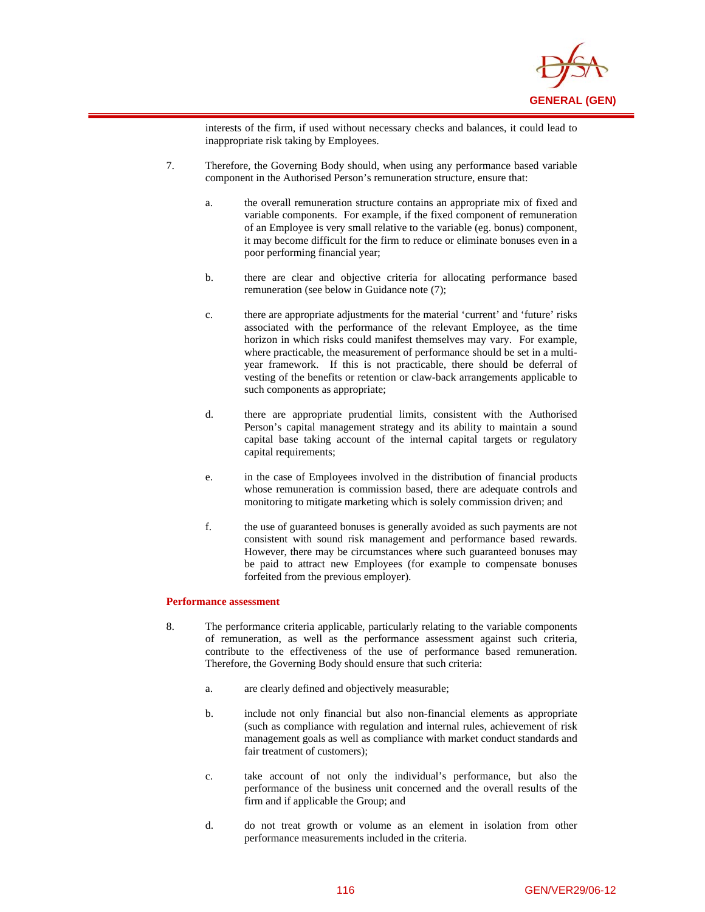interests of the firm, if used without necessary checks and balances, it could lead to inappropriate risk taking by Employees.

7. Therefore, the Governing Body should, when using any performance based variable component in the Authorised Person's remuneration structure, ensure that:

   a. the overall remuneration structure contains an appropriate mix of fixed and variable components. For example, if the fixed component of remuneration of an Employee is very small relative to the variable (eg. bonus) component, it may become difficult for the firm to reduce or eliminate bonuses even in a poor performing financial year;

   b. there are clear and objective criteria for allocating performance based remuneration (see below in Guidance note (7);

   c. there are appropriate adjustments for the material 'current' and 'future' risks associated with the performance of the relevant Employee, as the time horizon in which risks could manifest themselves may vary. For example, where practicable, the measurement of performance should be set in a multi-year framework. If this is not practicable, there should be deferral of vesting of the benefits or retention or claw-back arrangements applicable to such components as appropriate;

   d. there are appropriate prudential limits, consistent with the Authorised Person's capital management strategy and its ability to maintain a sound capital base taking account of the internal capital targets or regulatory capital requirements;

   e. in the case of Employees involved in the distribution of financial products whose remuneration is commission based, there are adequate controls and monitoring to mitigate marketing which is solely commission driven; and

   f. the use of guaranteed bonuses is generally avoided as such payments are not consistent with sound risk management and performance based rewards. However, there may be circumstances where such guaranteed bonuses may be paid to attract new Employees (for example to compensate bonuses forfeited from the previous employer).

**Performance assessment**

8. The performance criteria applicable, particularly relating to the variable components of remuneration, as well as the performance assessment against such criteria, contribute to the effectiveness of the use of performance based remuneration. Therefore, the Governing Body should ensure that such criteria:

   a. are clearly defined and objectively measurable;

   b. include not only financial but also non-financial elements as appropriate (such as compliance with regulation and internal rules, achievement of risk management goals as well as compliance with market conduct standards and fair treatment of customers);

   c. take account of not only the individual's performance, but also the performance of the business unit concerned and the overall results of the firm and if applicable the Group; and

   d. do not treat growth or volume as an element in isolation from other performance measurements included in the criteria.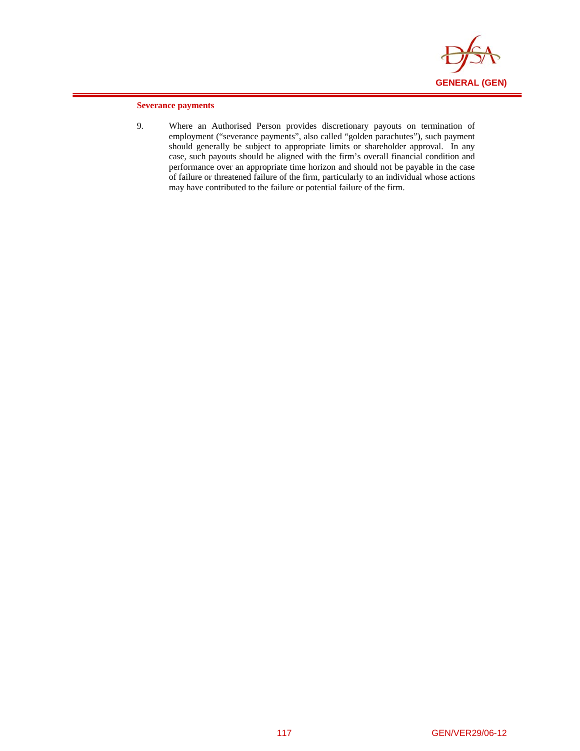**Severance payments**

9. Where an Authorised Person provides discretionary payouts on termination of employment ("severance payments", also called "golden parachutes"), such payment should generally be subject to appropriate limits or shareholder approval. In any case, such payouts should be aligned with the firm's overall financial condition and performance over an appropriate time horizon and should not be payable in the case of failure or threatened failure of the firm, particularly to an individual whose actions may have contributed to the failure or potential failure of the firm.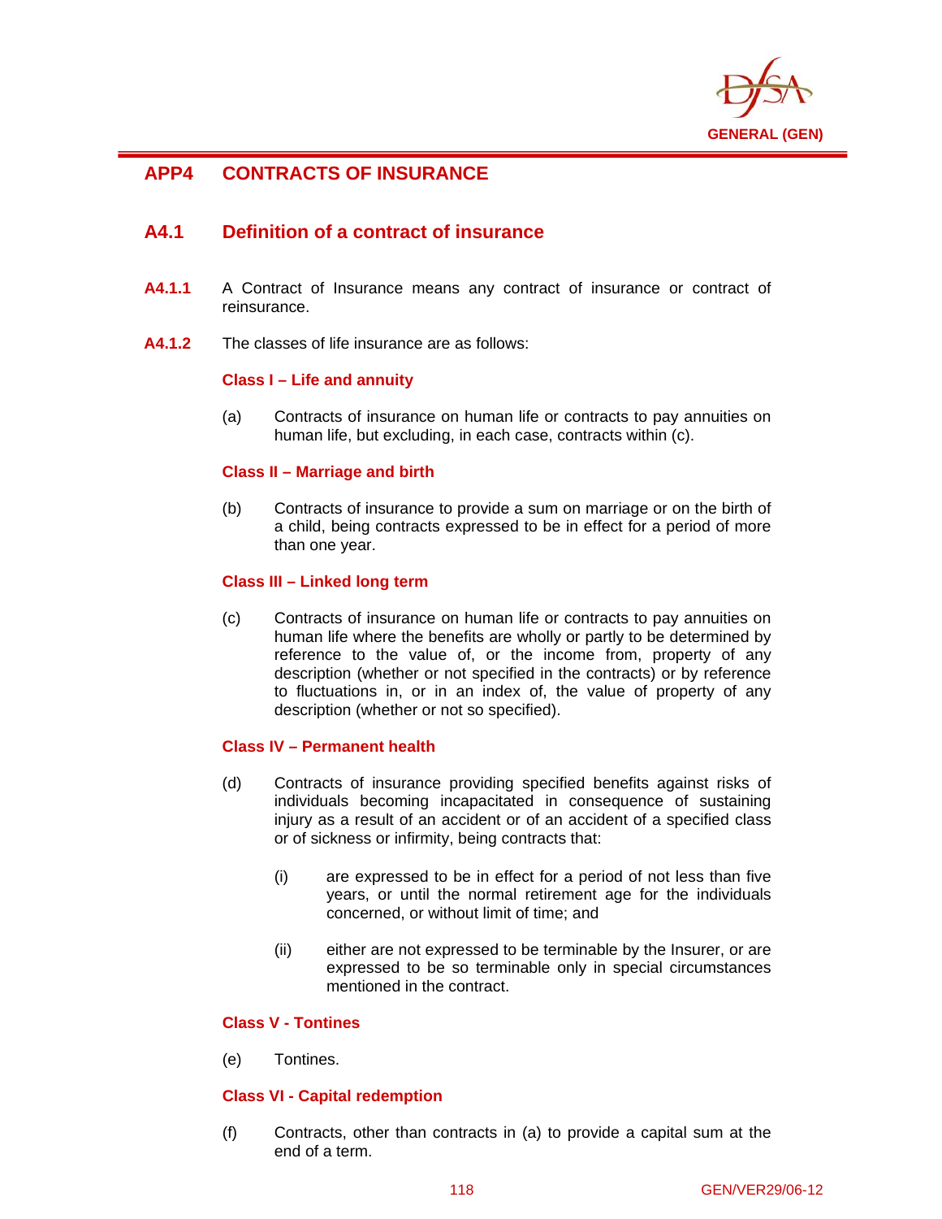# APP4 CONTRACTS OF INSURANCE

## A4.1 Definition of a contract of insurance

**A4.1.1** A Contract of Insurance means any contract of insurance or contract of reinsurance.

**A4.1.2** The classes of life insurance are as follows:

**Class I – Life and annuity**

(a) Contracts of insurance on human life or contracts to pay annuities on human life, but excluding, in each case, contracts within (c).

**Class II – Marriage and birth**

(b) Contracts of insurance to provide a sum on marriage or on the birth of a child, being contracts expressed to be in effect for a period of more than one year.

**Class III – Linked long term**

(c) Contracts of insurance on human life or contracts to pay annuities on human life where the benefits are wholly or partly to be determined by reference to the value of, or the income from, property of any description (whether or not specified in the contracts) or by reference to fluctuations in, or in an index of, the value of property of any description (whether or not so specified).

**Class IV – Permanent health**

(d) Contracts of insurance providing specified benefits against risks of individuals becoming incapacitated in consequence of sustaining injury as a result of an accident or of an accident of a specified class or of sickness or infirmity, being contracts that:

(i) are expressed to be in effect for a period of not less than five years, or until the normal retirement age for the individuals concerned, or without limit of time; and

(ii) either are not expressed to be terminable by the Insurer, or are expressed to be so terminable only in special circumstances mentioned in the contract.

**Class V - Tontines**

(e) Tontines.

**Class VI - Capital redemption**

(f) Contracts, other than contracts in (a) to provide a capital sum at the end of a term.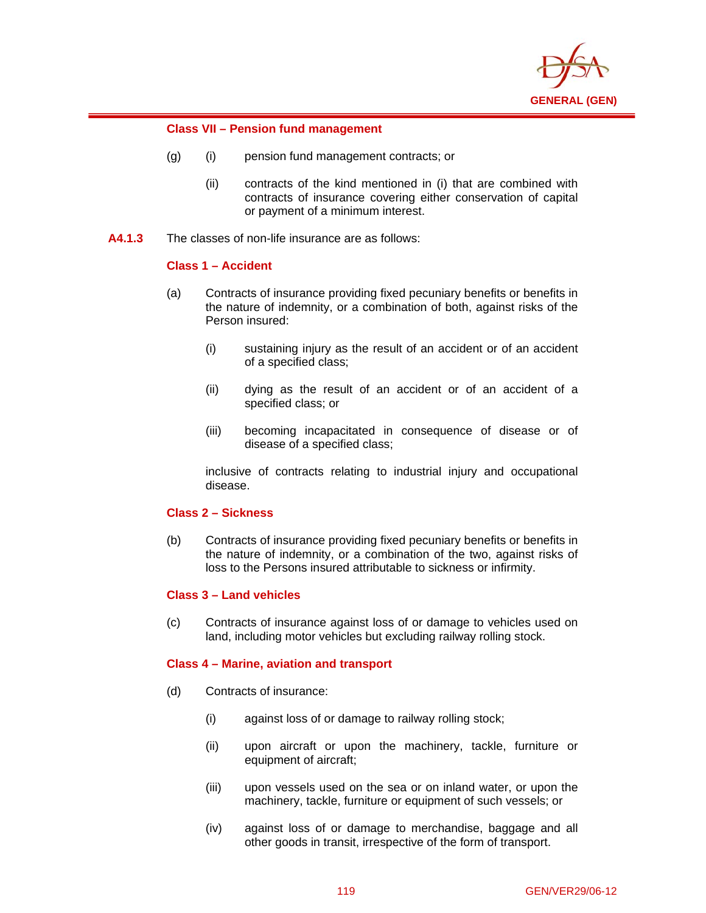**Class VII – Pension fund management**

(g) (i) pension fund management contracts; or

(ii) contracts of the kind mentioned in (i) that are combined with contracts of insurance covering either conservation of capital or payment of a minimum interest.

**A4.1.3** The classes of non-life insurance are as follows:

**Class 1 – Accident**

(a) Contracts of insurance providing fixed pecuniary benefits or benefits in the nature of indemnity, or a combination of both, against risks of the Person insured:

(i) sustaining injury as the result of an accident or of an accident of a specified class;

(ii) dying as the result of an accident or of an accident of a specified class; or

(iii) becoming incapacitated in consequence of disease or of disease of a specified class;

inclusive of contracts relating to industrial injury and occupational disease.

**Class 2 – Sickness**

(b) Contracts of insurance providing fixed pecuniary benefits or benefits in the nature of indemnity, or a combination of the two, against risks of loss to the Persons insured attributable to sickness or infirmity.

**Class 3 – Land vehicles**

(c) Contracts of insurance against loss of or damage to vehicles used on land, including motor vehicles but excluding railway rolling stock.

**Class 4 – Marine, aviation and transport**

(d) Contracts of insurance:

(i) against loss of or damage to railway rolling stock;

(ii) upon aircraft or upon the machinery, tackle, furniture or equipment of aircraft;

(iii) upon vessels used on the sea or on inland water, or upon the machinery, tackle, furniture or equipment of such vessels; or

(iv) against loss of or damage to merchandise, baggage and all other goods in transit, irrespective of the form of transport.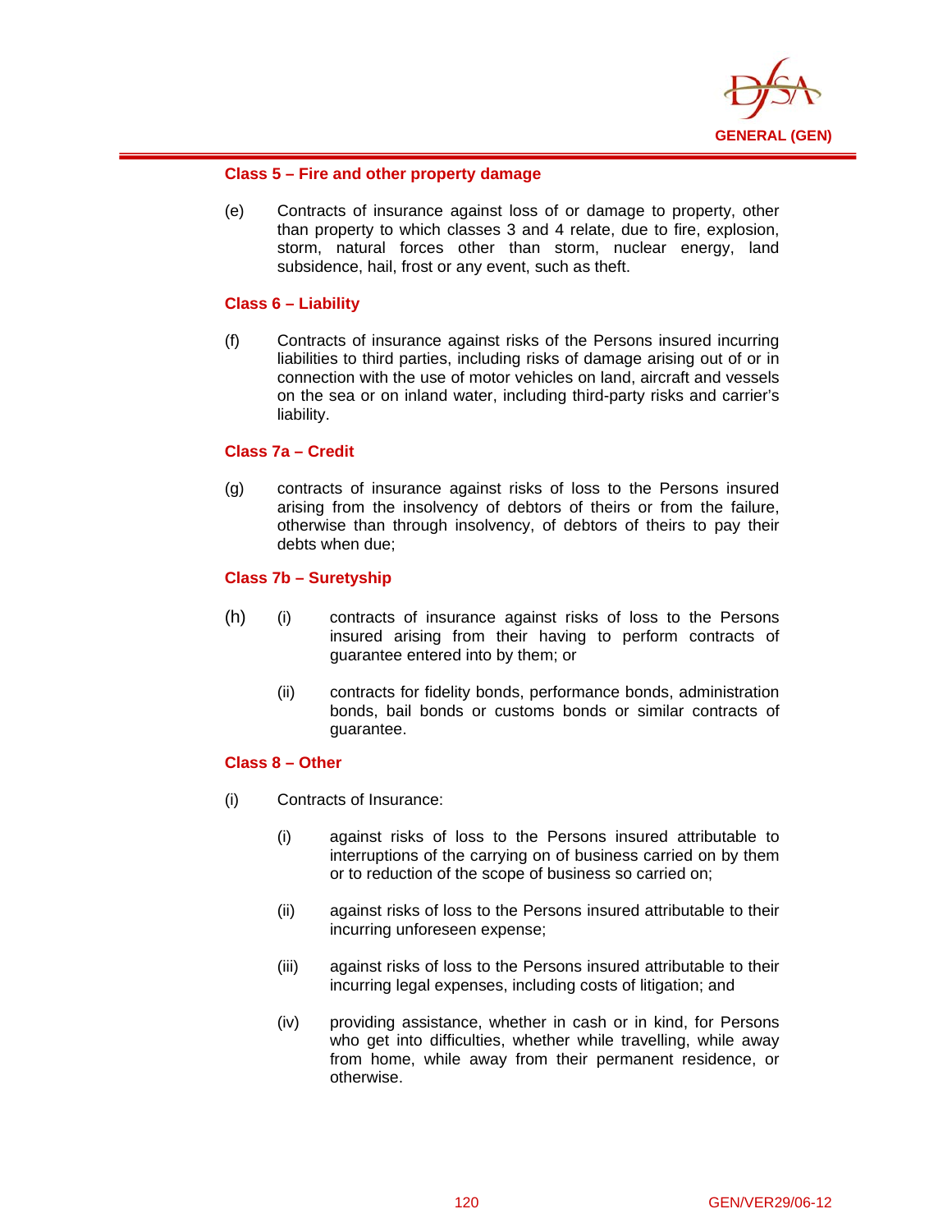### Class 5 – Fire and other property damage

(e) Contracts of insurance against loss of or damage to property, other than property to which classes 3 and 4 relate, due to fire, explosion, storm, natural forces other than storm, nuclear energy, land subsidence, hail, frost or any event, such as theft.

### Class 6 – Liability

(f) Contracts of insurance against risks of the Persons insured incurring liabilities to third parties, including risks of damage arising out of or in connection with the use of motor vehicles on land, aircraft and vessels on the sea or on inland water, including third-party risks and carrier's liability.

### Class 7a – Credit

(g) contracts of insurance against risks of loss to the Persons insured arising from the insolvency of debtors of theirs or from the failure, otherwise than through insolvency, of debtors of theirs to pay their debts when due;

### Class 7b – Suretyship

(h) (i) contracts of insurance against risks of loss to the Persons insured arising from their having to perform contracts of guarantee entered into by them; or

(ii) contracts for fidelity bonds, performance bonds, administration bonds, bail bonds or customs bonds or similar contracts of guarantee.

### Class 8 – Other

(i) Contracts of Insurance:

(i) against risks of loss to the Persons insured attributable to interruptions of the carrying on of business carried on by them or to reduction of the scope of business so carried on;

(ii) against risks of loss to the Persons insured attributable to their incurring unforeseen expense;

(iii) against risks of loss to the Persons insured attributable to their incurring legal expenses, including costs of litigation; and

(iv) providing assistance, whether in cash or in kind, for Persons who get into difficulties, whether while travelling, while away from home, while away from their permanent residence, or otherwise.